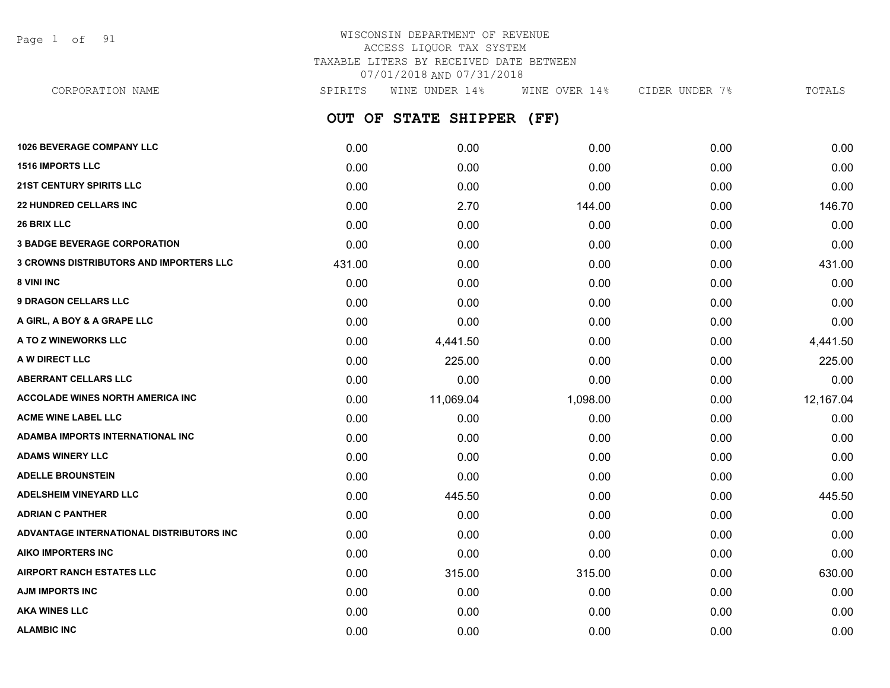# WISCONSIN DEPARTMENT OF REVENUE
## ACCESS LIQUOR TAX SYSTEM
## TAXABLE LITERS BY RECEIVED DATE BETWEEN 07/01/2018 AND 07/31/2018

## OUT OF STATE SHIPPER (FF)

| CORPORATION NAME | SPIRITS | WINE UNDER 14% | WINE OVER 14% | CIDER UNDER 7% | TOTALS |
|---|---|---|---|---|---|
| 1026 BEVERAGE COMPANY LLC | 0.00 | 0.00 | 0.00 | 0.00 | 0.00 |
| 1516 IMPORTS LLC | 0.00 | 0.00 | 0.00 | 0.00 | 0.00 |
| 21ST CENTURY SPIRITS LLC | 0.00 | 0.00 | 0.00 | 0.00 | 0.00 |
| 22 HUNDRED CELLARS INC | 0.00 | 2.70 | 144.00 | 0.00 | 146.70 |
| 26 BRIX LLC | 0.00 | 0.00 | 0.00 | 0.00 | 0.00 |
| 3 BADGE BEVERAGE CORPORATION | 0.00 | 0.00 | 0.00 | 0.00 | 0.00 |
| 3 CROWNS DISTRIBUTORS AND IMPORTERS LLC | 431.00 | 0.00 | 0.00 | 0.00 | 431.00 |
| 8 VINI INC | 0.00 | 0.00 | 0.00 | 0.00 | 0.00 |
| 9 DRAGON CELLARS LLC | 0.00 | 0.00 | 0.00 | 0.00 | 0.00 |
| A GIRL, A BOY & A GRAPE LLC | 0.00 | 0.00 | 0.00 | 0.00 | 0.00 |
| A TO Z WINEWORKS LLC | 0.00 | 4,441.50 | 0.00 | 0.00 | 4,441.50 |
| A W DIRECT LLC | 0.00 | 225.00 | 0.00 | 0.00 | 225.00 |
| ABERRANT CELLARS LLC | 0.00 | 0.00 | 0.00 | 0.00 | 0.00 |
| ACCOLADE WINES NORTH AMERICA INC | 0.00 | 11,069.04 | 1,098.00 | 0.00 | 12,167.04 |
| ACME WINE LABEL LLC | 0.00 | 0.00 | 0.00 | 0.00 | 0.00 |
| ADAMBA IMPORTS INTERNATIONAL INC | 0.00 | 0.00 | 0.00 | 0.00 | 0.00 |
| ADAMS WINERY LLC | 0.00 | 0.00 | 0.00 | 0.00 | 0.00 |
| ADELLE BROUNSTEIN | 0.00 | 0.00 | 0.00 | 0.00 | 0.00 |
| ADELSHEIM VINEYARD LLC | 0.00 | 445.50 | 0.00 | 0.00 | 445.50 |
| ADRIAN C PANTHER | 0.00 | 0.00 | 0.00 | 0.00 | 0.00 |
| ADVANTAGE INTERNATIONAL DISTRIBUTORS INC | 0.00 | 0.00 | 0.00 | 0.00 | 0.00 |
| AIKO IMPORTERS INC | 0.00 | 0.00 | 0.00 | 0.00 | 0.00 |
| AIRPORT RANCH ESTATES LLC | 0.00 | 315.00 | 315.00 | 0.00 | 630.00 |
| AJM IMPORTS INC | 0.00 | 0.00 | 0.00 | 0.00 | 0.00 |
| AKA WINES LLC | 0.00 | 0.00 | 0.00 | 0.00 | 0.00 |
| ALAMBIC INC | 0.00 | 0.00 | 0.00 | 0.00 | 0.00 |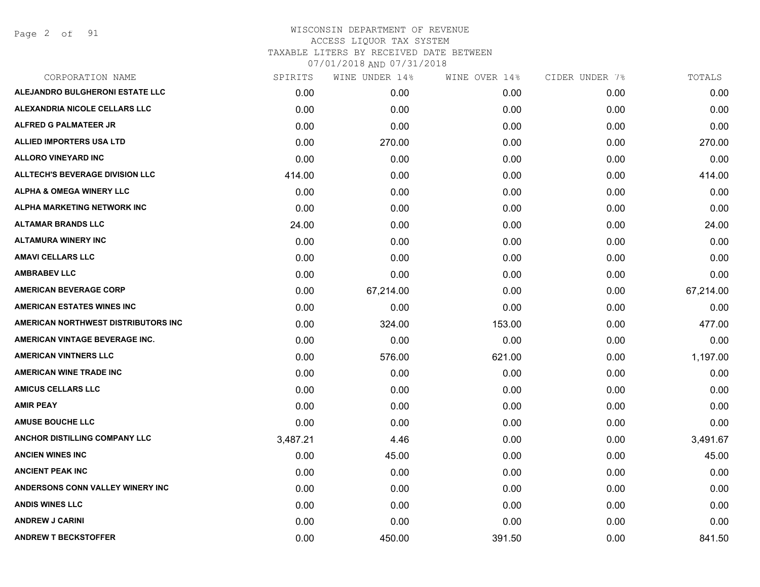WISCONSIN DEPARTMENT OF REVENUE
ACCESS LIQUOR TAX SYSTEM
TAXABLE LITERS BY RECEIVED DATE BETWEEN
07/01/2018 AND 07/31/2018

| CORPORATION NAME | SPIRITS | WINE UNDER 14% | WINE OVER 14% | CIDER UNDER 7% | TOTALS |
|---|---|---|---|---|---|
| ALEJANDRO BULGHERONI ESTATE LLC | 0.00 | 0.00 | 0.00 | 0.00 | 0.00 |
| ALEXANDRIA NICOLE CELLARS LLC | 0.00 | 0.00 | 0.00 | 0.00 | 0.00 |
| ALFRED G PALMATEER JR | 0.00 | 0.00 | 0.00 | 0.00 | 0.00 |
| ALLIED IMPORTERS USA LTD | 0.00 | 270.00 | 0.00 | 0.00 | 270.00 |
| ALLORO VINEYARD INC | 0.00 | 0.00 | 0.00 | 0.00 | 0.00 |
| ALLTECH'S BEVERAGE DIVISION LLC | 414.00 | 0.00 | 0.00 | 0.00 | 414.00 |
| ALPHA & OMEGA WINERY LLC | 0.00 | 0.00 | 0.00 | 0.00 | 0.00 |
| ALPHA MARKETING NETWORK INC | 0.00 | 0.00 | 0.00 | 0.00 | 0.00 |
| ALTAMAR BRANDS LLC | 24.00 | 0.00 | 0.00 | 0.00 | 24.00 |
| ALTAMURA WINERY INC | 0.00 | 0.00 | 0.00 | 0.00 | 0.00 |
| AMAVI CELLARS LLC | 0.00 | 0.00 | 0.00 | 0.00 | 0.00 |
| AMBRABEV LLC | 0.00 | 0.00 | 0.00 | 0.00 | 0.00 |
| AMERICAN BEVERAGE CORP | 0.00 | 67,214.00 | 0.00 | 0.00 | 67,214.00 |
| AMERICAN ESTATES WINES INC | 0.00 | 0.00 | 0.00 | 0.00 | 0.00 |
| AMERICAN NORTHWEST DISTRIBUTORS INC | 0.00 | 324.00 | 153.00 | 0.00 | 477.00 |
| AMERICAN VINTAGE BEVERAGE INC. | 0.00 | 0.00 | 0.00 | 0.00 | 0.00 |
| AMERICAN VINTNERS LLC | 0.00 | 576.00 | 621.00 | 0.00 | 1,197.00 |
| AMERICAN WINE TRADE INC | 0.00 | 0.00 | 0.00 | 0.00 | 0.00 |
| AMICUS CELLARS LLC | 0.00 | 0.00 | 0.00 | 0.00 | 0.00 |
| AMIR PEAY | 0.00 | 0.00 | 0.00 | 0.00 | 0.00 |
| AMUSE BOUCHE LLC | 0.00 | 0.00 | 0.00 | 0.00 | 0.00 |
| ANCHOR DISTILLING COMPANY LLC | 3,487.21 | 4.46 | 0.00 | 0.00 | 3,491.67 |
| ANCIEN WINES INC | 0.00 | 45.00 | 0.00 | 0.00 | 45.00 |
| ANCIENT PEAK INC | 0.00 | 0.00 | 0.00 | 0.00 | 0.00 |
| ANDERSONS CONN VALLEY WINERY INC | 0.00 | 0.00 | 0.00 | 0.00 | 0.00 |
| ANDIS WINES LLC | 0.00 | 0.00 | 0.00 | 0.00 | 0.00 |
| ANDREW J CARINI | 0.00 | 0.00 | 0.00 | 0.00 | 0.00 |
| ANDREW T BECKSTOFFER | 0.00 | 450.00 | 391.50 | 0.00 | 841.50 |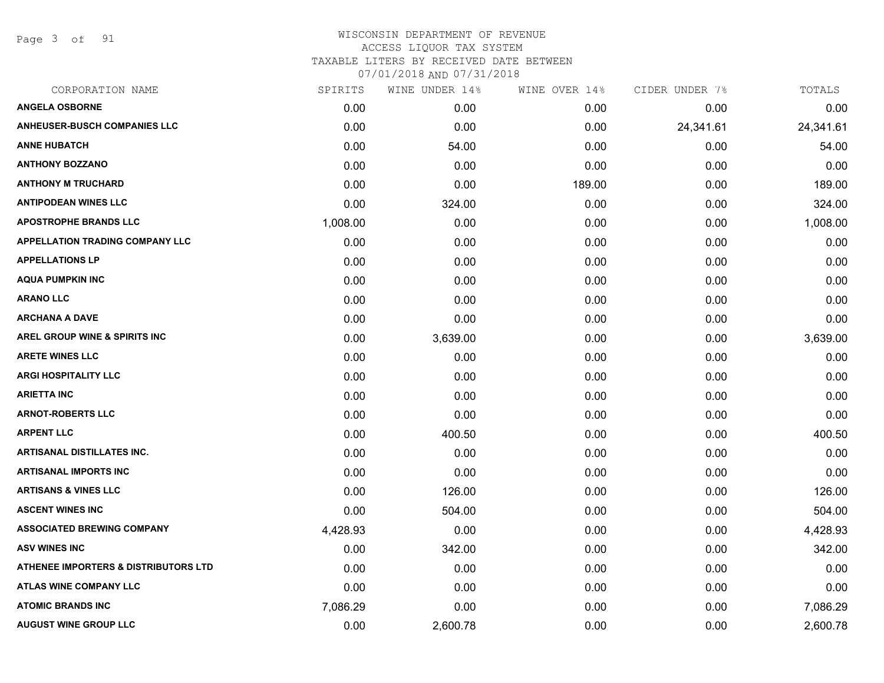WISCONSIN DEPARTMENT OF REVENUE
ACCESS LIQUOR TAX SYSTEM
TAXABLE LITERS BY RECEIVED DATE BETWEEN
07/01/2018 AND 07/31/2018

| CORPORATION NAME | SPIRITS | WINE UNDER 14% | WINE OVER 14% | CIDER UNDER 7% | TOTALS |
|---|---|---|---|---|---|
| ANGELA OSBORNE | 0.00 | 0.00 | 0.00 | 0.00 | 0.00 |
| ANHEUSER-BUSCH COMPANIES LLC | 0.00 | 0.00 | 0.00 | 24,341.61 | 24,341.61 |
| ANNE HUBATCH | 0.00 | 54.00 | 0.00 | 0.00 | 54.00 |
| ANTHONY BOZZANO | 0.00 | 0.00 | 0.00 | 0.00 | 0.00 |
| ANTHONY M TRUCHARD | 0.00 | 0.00 | 189.00 | 0.00 | 189.00 |
| ANTIPODEAN WINES LLC | 0.00 | 324.00 | 0.00 | 0.00 | 324.00 |
| APOSTROPHE BRANDS LLC | 1,008.00 | 0.00 | 0.00 | 0.00 | 1,008.00 |
| APPELLATION TRADING COMPANY LLC | 0.00 | 0.00 | 0.00 | 0.00 | 0.00 |
| APPELLATIONS LP | 0.00 | 0.00 | 0.00 | 0.00 | 0.00 |
| AQUA PUMPKIN INC | 0.00 | 0.00 | 0.00 | 0.00 | 0.00 |
| ARANO LLC | 0.00 | 0.00 | 0.00 | 0.00 | 0.00 |
| ARCHANA A DAVE | 0.00 | 0.00 | 0.00 | 0.00 | 0.00 |
| AREL GROUP WINE & SPIRITS INC | 0.00 | 3,639.00 | 0.00 | 0.00 | 3,639.00 |
| ARETE WINES LLC | 0.00 | 0.00 | 0.00 | 0.00 | 0.00 |
| ARGI HOSPITALITY LLC | 0.00 | 0.00 | 0.00 | 0.00 | 0.00 |
| ARIETTA INC | 0.00 | 0.00 | 0.00 | 0.00 | 0.00 |
| ARNOT-ROBERTS LLC | 0.00 | 0.00 | 0.00 | 0.00 | 0.00 |
| ARPENT LLC | 0.00 | 400.50 | 0.00 | 0.00 | 400.50 |
| ARTISANAL DISTILLATES INC. | 0.00 | 0.00 | 0.00 | 0.00 | 0.00 |
| ARTISANAL IMPORTS INC | 0.00 | 0.00 | 0.00 | 0.00 | 0.00 |
| ARTISANS & VINES LLC | 0.00 | 126.00 | 0.00 | 0.00 | 126.00 |
| ASCENT WINES INC | 0.00 | 504.00 | 0.00 | 0.00 | 504.00 |
| ASSOCIATED BREWING COMPANY | 4,428.93 | 0.00 | 0.00 | 0.00 | 4,428.93 |
| ASV WINES INC | 0.00 | 342.00 | 0.00 | 0.00 | 342.00 |
| ATHENEE IMPORTERS & DISTRIBUTORS LTD | 0.00 | 0.00 | 0.00 | 0.00 | 0.00 |
| ATLAS WINE COMPANY LLC | 0.00 | 0.00 | 0.00 | 0.00 | 0.00 |
| ATOMIC BRANDS INC | 7,086.29 | 0.00 | 0.00 | 0.00 | 7,086.29 |
| AUGUST WINE GROUP LLC | 0.00 | 2,600.78 | 0.00 | 0.00 | 2,600.78 |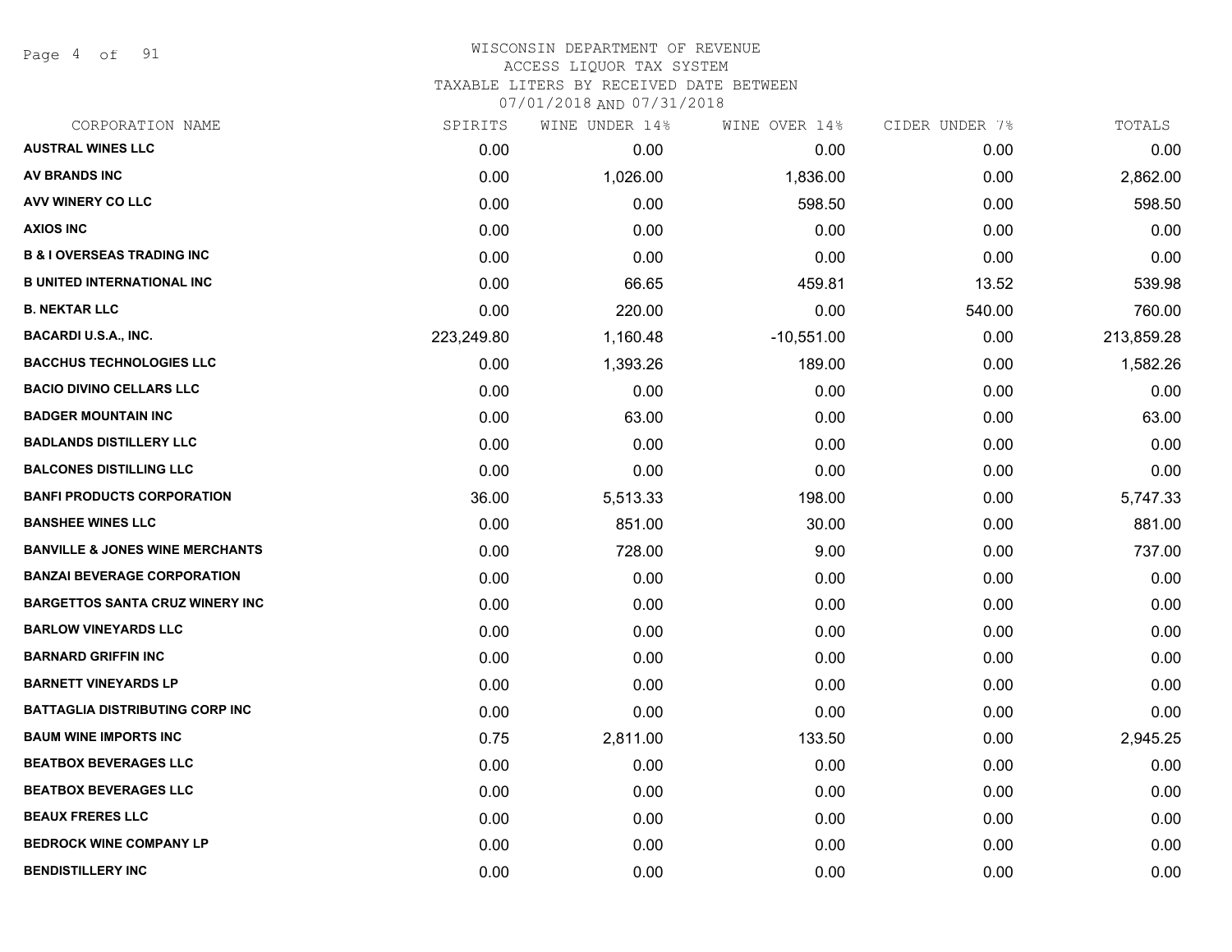# WISCONSIN DEPARTMENT OF REVENUE
ACCESS LIQUOR TAX SYSTEM
TAXABLE LITERS BY RECEIVED DATE BETWEEN
07/01/2018 AND 07/31/2018

| CORPORATION NAME | SPIRITS | WINE UNDER 14% | WINE OVER 14% | CIDER UNDER 7% | TOTALS |
|---|---|---|---|---|---|
| AUSTRAL WINES LLC | 0.00 | 0.00 | 0.00 | 0.00 | 0.00 |
| AV BRANDS INC | 0.00 | 1,026.00 | 1,836.00 | 0.00 | 2,862.00 |
| AVV WINERY CO LLC | 0.00 | 0.00 | 598.50 | 0.00 | 598.50 |
| AXIOS INC | 0.00 | 0.00 | 0.00 | 0.00 | 0.00 |
| B & I OVERSEAS TRADING INC | 0.00 | 0.00 | 0.00 | 0.00 | 0.00 |
| B UNITED INTERNATIONAL INC | 0.00 | 66.65 | 459.81 | 13.52 | 539.98 |
| B. NEKTAR LLC | 0.00 | 220.00 | 0.00 | 540.00 | 760.00 |
| BACARDI U.S.A., INC. | 223,249.80 | 1,160.48 | -10,551.00 | 0.00 | 213,859.28 |
| BACCHUS TECHNOLOGIES LLC | 0.00 | 1,393.26 | 189.00 | 0.00 | 1,582.26 |
| BACIO DIVINO CELLARS LLC | 0.00 | 0.00 | 0.00 | 0.00 | 0.00 |
| BADGER MOUNTAIN INC | 0.00 | 63.00 | 0.00 | 0.00 | 63.00 |
| BADLANDS DISTILLERY LLC | 0.00 | 0.00 | 0.00 | 0.00 | 0.00 |
| BALCONES DISTILLING LLC | 0.00 | 0.00 | 0.00 | 0.00 | 0.00 |
| BANFI PRODUCTS CORPORATION | 36.00 | 5,513.33 | 198.00 | 0.00 | 5,747.33 |
| BANSHEE WINES LLC | 0.00 | 851.00 | 30.00 | 0.00 | 881.00 |
| BANVILLE & JONES WINE MERCHANTS | 0.00 | 728.00 | 9.00 | 0.00 | 737.00 |
| BANZAI BEVERAGE CORPORATION | 0.00 | 0.00 | 0.00 | 0.00 | 0.00 |
| BARGETTOS SANTA CRUZ WINERY INC | 0.00 | 0.00 | 0.00 | 0.00 | 0.00 |
| BARLOW VINEYARDS LLC | 0.00 | 0.00 | 0.00 | 0.00 | 0.00 |
| BARNARD GRIFFIN INC | 0.00 | 0.00 | 0.00 | 0.00 | 0.00 |
| BARNETT VINEYARDS LP | 0.00 | 0.00 | 0.00 | 0.00 | 0.00 |
| BATTAGLIA DISTRIBUTING CORP INC | 0.00 | 0.00 | 0.00 | 0.00 | 0.00 |
| BAUM WINE IMPORTS INC | 0.75 | 2,811.00 | 133.50 | 0.00 | 2,945.25 |
| BEATBOX BEVERAGES LLC | 0.00 | 0.00 | 0.00 | 0.00 | 0.00 |
| BEATBOX BEVERAGES LLC | 0.00 | 0.00 | 0.00 | 0.00 | 0.00 |
| BEAUX FRERES LLC | 0.00 | 0.00 | 0.00 | 0.00 | 0.00 |
| BEDROCK WINE COMPANY LP | 0.00 | 0.00 | 0.00 | 0.00 | 0.00 |
| BENDISTILLERY INC | 0.00 | 0.00 | 0.00 | 0.00 | 0.00 |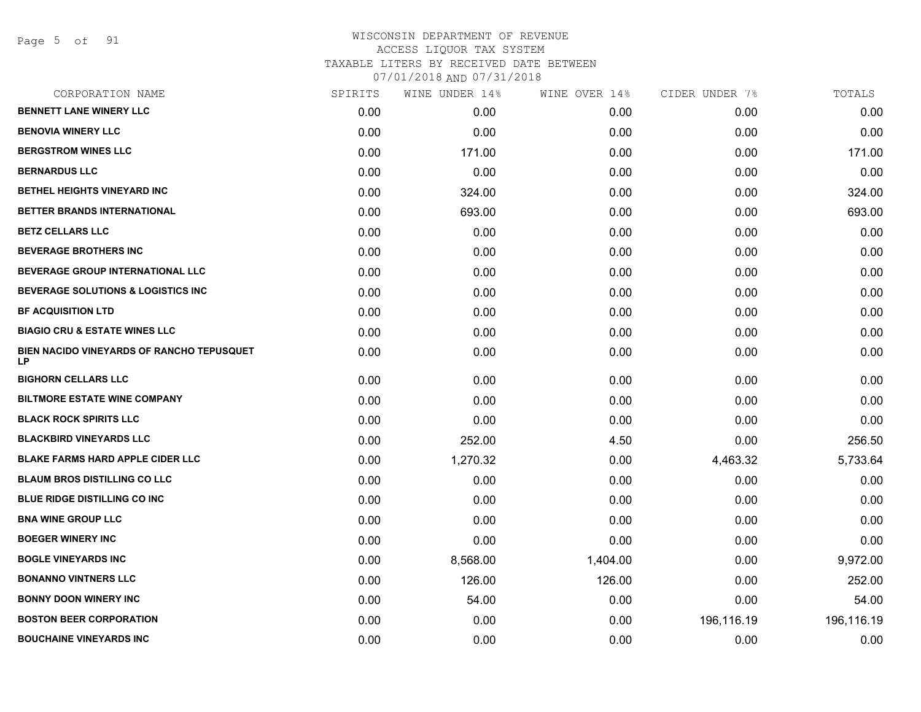# WISCONSIN DEPARTMENT OF REVENUE
## ACCESS LIQUOR TAX SYSTEM
### TAXABLE LITERS BY RECEIVED DATE BETWEEN 07/01/2018 AND 07/31/2018

| CORPORATION NAME | SPIRITS | WINE UNDER 14% | WINE OVER 14% | CIDER UNDER 7% | TOTALS |
|---|---|---|---|---|---|
| BENNETT LANE WINERY LLC | 0.00 | 0.00 | 0.00 | 0.00 | 0.00 |
| BENOVIA WINERY LLC | 0.00 | 0.00 | 0.00 | 0.00 | 0.00 |
| BERGSTROM WINES LLC | 0.00 | 171.00 | 0.00 | 0.00 | 171.00 |
| BERNARDUS LLC | 0.00 | 0.00 | 0.00 | 0.00 | 0.00 |
| BETHEL HEIGHTS VINEYARD INC | 0.00 | 324.00 | 0.00 | 0.00 | 324.00 |
| BETTER BRANDS INTERNATIONAL | 0.00 | 693.00 | 0.00 | 0.00 | 693.00 |
| BETZ CELLARS LLC | 0.00 | 0.00 | 0.00 | 0.00 | 0.00 |
| BEVERAGE BROTHERS INC | 0.00 | 0.00 | 0.00 | 0.00 | 0.00 |
| BEVERAGE GROUP INTERNATIONAL LLC | 0.00 | 0.00 | 0.00 | 0.00 | 0.00 |
| BEVERAGE SOLUTIONS & LOGISTICS INC | 0.00 | 0.00 | 0.00 | 0.00 | 0.00 |
| BF ACQUISITION LTD | 0.00 | 0.00 | 0.00 | 0.00 | 0.00 |
| BIAGIO CRU & ESTATE WINES LLC | 0.00 | 0.00 | 0.00 | 0.00 | 0.00 |
| BIEN NACIDO VINEYARDS OF RANCHO TEPUSQUET LP | 0.00 | 0.00 | 0.00 | 0.00 | 0.00 |
| BIGHORN CELLARS LLC | 0.00 | 0.00 | 0.00 | 0.00 | 0.00 |
| BILTMORE ESTATE WINE COMPANY | 0.00 | 0.00 | 0.00 | 0.00 | 0.00 |
| BLACK ROCK SPIRITS LLC | 0.00 | 0.00 | 0.00 | 0.00 | 0.00 |
| BLACKBIRD VINEYARDS LLC | 0.00 | 252.00 | 4.50 | 0.00 | 256.50 |
| BLAKE FARMS HARD APPLE CIDER LLC | 0.00 | 1,270.32 | 0.00 | 4,463.32 | 5,733.64 |
| BLAUM BROS DISTILLING CO LLC | 0.00 | 0.00 | 0.00 | 0.00 | 0.00 |
| BLUE RIDGE DISTILLING CO INC | 0.00 | 0.00 | 0.00 | 0.00 | 0.00 |
| BNA WINE GROUP LLC | 0.00 | 0.00 | 0.00 | 0.00 | 0.00 |
| BOEGER WINERY INC | 0.00 | 0.00 | 0.00 | 0.00 | 0.00 |
| BOGLE VINEYARDS INC | 0.00 | 8,568.00 | 1,404.00 | 0.00 | 9,972.00 |
| BONANNO VINTNERS LLC | 0.00 | 126.00 | 126.00 | 0.00 | 252.00 |
| BONNY DOON WINERY INC | 0.00 | 54.00 | 0.00 | 0.00 | 54.00 |
| BOSTON BEER CORPORATION | 0.00 | 0.00 | 0.00 | 196,116.19 | 196,116.19 |
| BOUCHAINE VINEYARDS INC | 0.00 | 0.00 | 0.00 | 0.00 | 0.00 |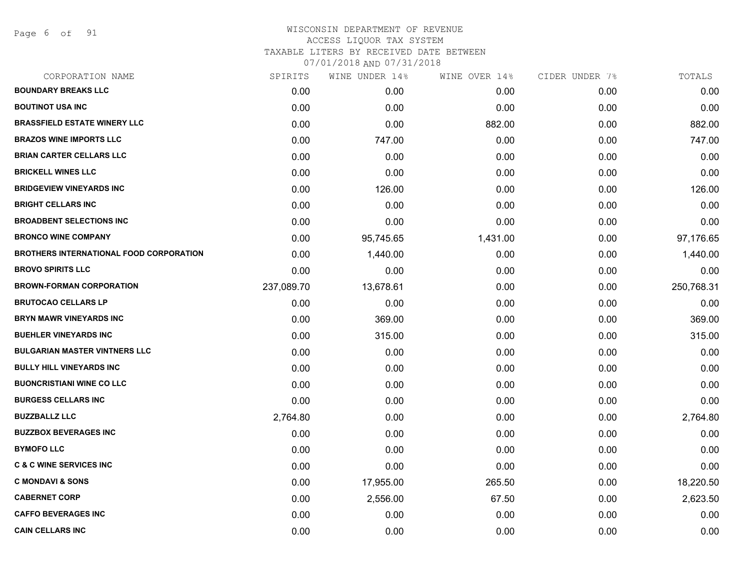WISCONSIN DEPARTMENT OF REVENUE
ACCESS LIQUOR TAX SYSTEM
TAXABLE LITERS BY RECEIVED DATE BETWEEN
07/01/2018 AND 07/31/2018

| CORPORATION NAME | SPIRITS | WINE UNDER 14% | WINE OVER 14% | CIDER UNDER 7% | TOTALS |
|---|---|---|---|---|---|
| BOUNDARY BREAKS LLC | 0.00 | 0.00 | 0.00 | 0.00 | 0.00 |
| BOUTINOT USA INC | 0.00 | 0.00 | 0.00 | 0.00 | 0.00 |
| BRASSFIELD ESTATE WINERY LLC | 0.00 | 0.00 | 882.00 | 0.00 | 882.00 |
| BRAZOS WINE IMPORTS LLC | 0.00 | 747.00 | 0.00 | 0.00 | 747.00 |
| BRIAN CARTER CELLARS LLC | 0.00 | 0.00 | 0.00 | 0.00 | 0.00 |
| BRICKELL WINES LLC | 0.00 | 0.00 | 0.00 | 0.00 | 0.00 |
| BRIDGEVIEW VINEYARDS INC | 0.00 | 126.00 | 0.00 | 0.00 | 126.00 |
| BRIGHT CELLARS INC | 0.00 | 0.00 | 0.00 | 0.00 | 0.00 |
| BROADBENT SELECTIONS INC | 0.00 | 0.00 | 0.00 | 0.00 | 0.00 |
| BRONCO WINE COMPANY | 0.00 | 95,745.65 | 1,431.00 | 0.00 | 97,176.65 |
| BROTHERS INTERNATIONAL FOOD CORPORATION | 0.00 | 1,440.00 | 0.00 | 0.00 | 1,440.00 |
| BROVO SPIRITS LLC | 0.00 | 0.00 | 0.00 | 0.00 | 0.00 |
| BROWN-FORMAN CORPORATION | 237,089.70 | 13,678.61 | 0.00 | 0.00 | 250,768.31 |
| BRUTOCAO CELLARS LP | 0.00 | 0.00 | 0.00 | 0.00 | 0.00 |
| BRYN MAWR VINEYARDS INC | 0.00 | 369.00 | 0.00 | 0.00 | 369.00 |
| BUEHLER VINEYARDS INC | 0.00 | 315.00 | 0.00 | 0.00 | 315.00 |
| BULGARIAN MASTER VINTNERS LLC | 0.00 | 0.00 | 0.00 | 0.00 | 0.00 |
| BULLY HILL VINEYARDS INC | 0.00 | 0.00 | 0.00 | 0.00 | 0.00 |
| BUONCRISTIANI WINE CO LLC | 0.00 | 0.00 | 0.00 | 0.00 | 0.00 |
| BURGESS CELLARS INC | 0.00 | 0.00 | 0.00 | 0.00 | 0.00 |
| BUZZBALLZ LLC | 2,764.80 | 0.00 | 0.00 | 0.00 | 2,764.80 |
| BUZZBOX BEVERAGES INC | 0.00 | 0.00 | 0.00 | 0.00 | 0.00 |
| BYMOFO LLC | 0.00 | 0.00 | 0.00 | 0.00 | 0.00 |
| C & C WINE SERVICES INC | 0.00 | 0.00 | 0.00 | 0.00 | 0.00 |
| C MONDAVI & SONS | 0.00 | 17,955.00 | 265.50 | 0.00 | 18,220.50 |
| CABERNET CORP | 0.00 | 2,556.00 | 67.50 | 0.00 | 2,623.50 |
| CAFFO BEVERAGES INC | 0.00 | 0.00 | 0.00 | 0.00 | 0.00 |
| CAIN CELLARS INC | 0.00 | 0.00 | 0.00 | 0.00 | 0.00 |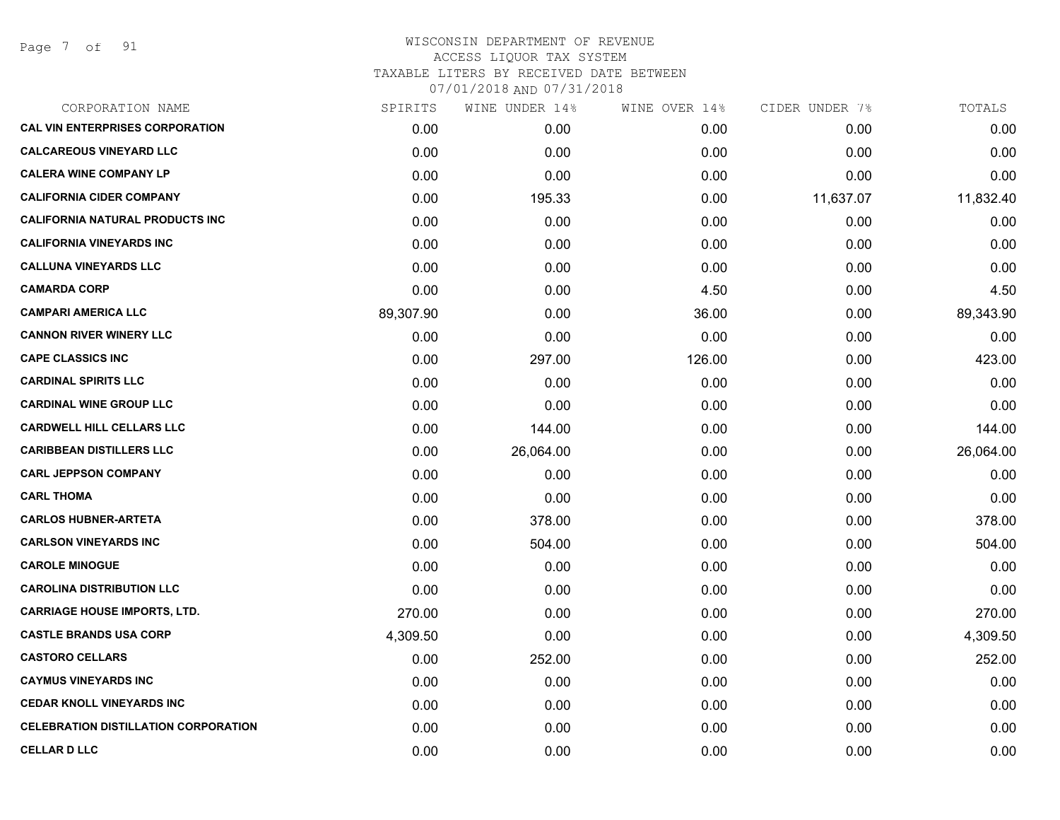WISCONSIN DEPARTMENT OF REVENUE
ACCESS LIQUOR TAX SYSTEM
TAXABLE LITERS BY RECEIVED DATE BETWEEN
07/01/2018 AND 07/31/2018

| CORPORATION NAME | SPIRITS | WINE UNDER 14% | WINE OVER 14% | CIDER UNDER 7% | TOTALS |
|---|---|---|---|---|---|
| CAL VIN ENTERPRISES CORPORATION | 0.00 | 0.00 | 0.00 | 0.00 | 0.00 |
| CALCAREOUS VINEYARD LLC | 0.00 | 0.00 | 0.00 | 0.00 | 0.00 |
| CALERA WINE COMPANY LP | 0.00 | 0.00 | 0.00 | 0.00 | 0.00 |
| CALIFORNIA CIDER COMPANY | 0.00 | 195.33 | 0.00 | 11,637.07 | 11,832.40 |
| CALIFORNIA NATURAL PRODUCTS INC | 0.00 | 0.00 | 0.00 | 0.00 | 0.00 |
| CALIFORNIA VINEYARDS INC | 0.00 | 0.00 | 0.00 | 0.00 | 0.00 |
| CALLUNA VINEYARDS LLC | 0.00 | 0.00 | 0.00 | 0.00 | 0.00 |
| CAMARDA CORP | 0.00 | 0.00 | 4.50 | 0.00 | 4.50 |
| CAMPARI AMERICA LLC | 89,307.90 | 0.00 | 36.00 | 0.00 | 89,343.90 |
| CANNON RIVER WINERY LLC | 0.00 | 0.00 | 0.00 | 0.00 | 0.00 |
| CAPE CLASSICS INC | 0.00 | 297.00 | 126.00 | 0.00 | 423.00 |
| CARDINAL SPIRITS LLC | 0.00 | 0.00 | 0.00 | 0.00 | 0.00 |
| CARDINAL WINE GROUP LLC | 0.00 | 0.00 | 0.00 | 0.00 | 0.00 |
| CARDWELL HILL CELLARS LLC | 0.00 | 144.00 | 0.00 | 0.00 | 144.00 |
| CARIBBEAN DISTILLERS LLC | 0.00 | 26,064.00 | 0.00 | 0.00 | 26,064.00 |
| CARL JEPPSON COMPANY | 0.00 | 0.00 | 0.00 | 0.00 | 0.00 |
| CARL THOMA | 0.00 | 0.00 | 0.00 | 0.00 | 0.00 |
| CARLOS HUBNER-ARTETA | 0.00 | 378.00 | 0.00 | 0.00 | 378.00 |
| CARLSON VINEYARDS INC | 0.00 | 504.00 | 0.00 | 0.00 | 504.00 |
| CAROLE MINOGUE | 0.00 | 0.00 | 0.00 | 0.00 | 0.00 |
| CAROLINA DISTRIBUTION LLC | 0.00 | 0.00 | 0.00 | 0.00 | 0.00 |
| CARRIAGE HOUSE IMPORTS, LTD. | 270.00 | 0.00 | 0.00 | 0.00 | 270.00 |
| CASTLE BRANDS USA CORP | 4,309.50 | 0.00 | 0.00 | 0.00 | 4,309.50 |
| CASTORO CELLARS | 0.00 | 252.00 | 0.00 | 0.00 | 252.00 |
| CAYMUS VINEYARDS INC | 0.00 | 0.00 | 0.00 | 0.00 | 0.00 |
| CEDAR KNOLL VINEYARDS INC | 0.00 | 0.00 | 0.00 | 0.00 | 0.00 |
| CELEBRATION DISTILLATION CORPORATION | 0.00 | 0.00 | 0.00 | 0.00 | 0.00 |
| CELLAR D LLC | 0.00 | 0.00 | 0.00 | 0.00 | 0.00 |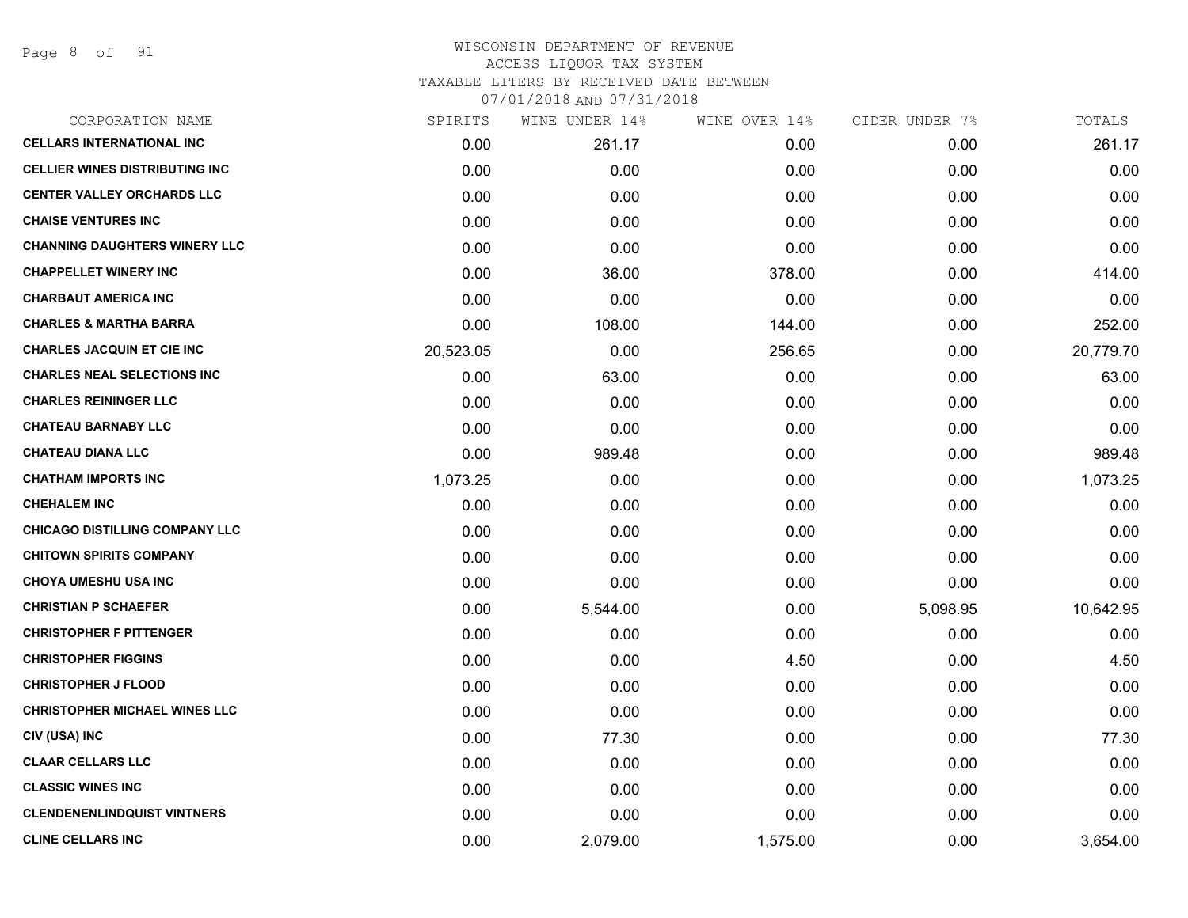WISCONSIN DEPARTMENT OF REVENUE
ACCESS LIQUOR TAX SYSTEM
TAXABLE LITERS BY RECEIVED DATE BETWEEN
07/01/2018 AND 07/31/2018

| CORPORATION NAME | SPIRITS | WINE UNDER 14% | WINE OVER 14% | CIDER UNDER 7% | TOTALS |
|---|---|---|---|---|---|
| CELLARS INTERNATIONAL INC | 0.00 | 261.17 | 0.00 | 0.00 | 261.17 |
| CELLIER WINES DISTRIBUTING INC | 0.00 | 0.00 | 0.00 | 0.00 | 0.00 |
| CENTER VALLEY ORCHARDS LLC | 0.00 | 0.00 | 0.00 | 0.00 | 0.00 |
| CHAISE VENTURES INC | 0.00 | 0.00 | 0.00 | 0.00 | 0.00 |
| CHANNING DAUGHTERS WINERY LLC | 0.00 | 0.00 | 0.00 | 0.00 | 0.00 |
| CHAPPELLET WINERY INC | 0.00 | 36.00 | 378.00 | 0.00 | 414.00 |
| CHARBAUT AMERICA INC | 0.00 | 0.00 | 0.00 | 0.00 | 0.00 |
| CHARLES & MARTHA BARRA | 0.00 | 108.00 | 144.00 | 0.00 | 252.00 |
| CHARLES JACQUIN ET CIE INC | 20,523.05 | 0.00 | 256.65 | 0.00 | 20,779.70 |
| CHARLES NEAL SELECTIONS INC | 0.00 | 63.00 | 0.00 | 0.00 | 63.00 |
| CHARLES REININGER LLC | 0.00 | 0.00 | 0.00 | 0.00 | 0.00 |
| CHATEAU BARNABY LLC | 0.00 | 0.00 | 0.00 | 0.00 | 0.00 |
| CHATEAU DIANA LLC | 0.00 | 989.48 | 0.00 | 0.00 | 989.48 |
| CHATHAM IMPORTS INC | 1,073.25 | 0.00 | 0.00 | 0.00 | 1,073.25 |
| CHEHALEM INC | 0.00 | 0.00 | 0.00 | 0.00 | 0.00 |
| CHICAGO DISTILLING COMPANY LLC | 0.00 | 0.00 | 0.00 | 0.00 | 0.00 |
| CHITOWN SPIRITS COMPANY | 0.00 | 0.00 | 0.00 | 0.00 | 0.00 |
| CHOYA UMESHU USA INC | 0.00 | 0.00 | 0.00 | 0.00 | 0.00 |
| CHRISTIAN P SCHAEFER | 0.00 | 5,544.00 | 0.00 | 5,098.95 | 10,642.95 |
| CHRISTOPHER F PITTENGER | 0.00 | 0.00 | 0.00 | 0.00 | 0.00 |
| CHRISTOPHER FIGGINS | 0.00 | 0.00 | 4.50 | 0.00 | 4.50 |
| CHRISTOPHER J FLOOD | 0.00 | 0.00 | 0.00 | 0.00 | 0.00 |
| CHRISTOPHER MICHAEL WINES LLC | 0.00 | 0.00 | 0.00 | 0.00 | 0.00 |
| CIV (USA) INC | 0.00 | 77.30 | 0.00 | 0.00 | 77.30 |
| CLAAR CELLARS LLC | 0.00 | 0.00 | 0.00 | 0.00 | 0.00 |
| CLASSIC WINES INC | 0.00 | 0.00 | 0.00 | 0.00 | 0.00 |
| CLENDENENLINDQUIST VINTNERS | 0.00 | 0.00 | 0.00 | 0.00 | 0.00 |
| CLINE CELLARS INC | 0.00 | 2,079.00 | 1,575.00 | 0.00 | 3,654.00 |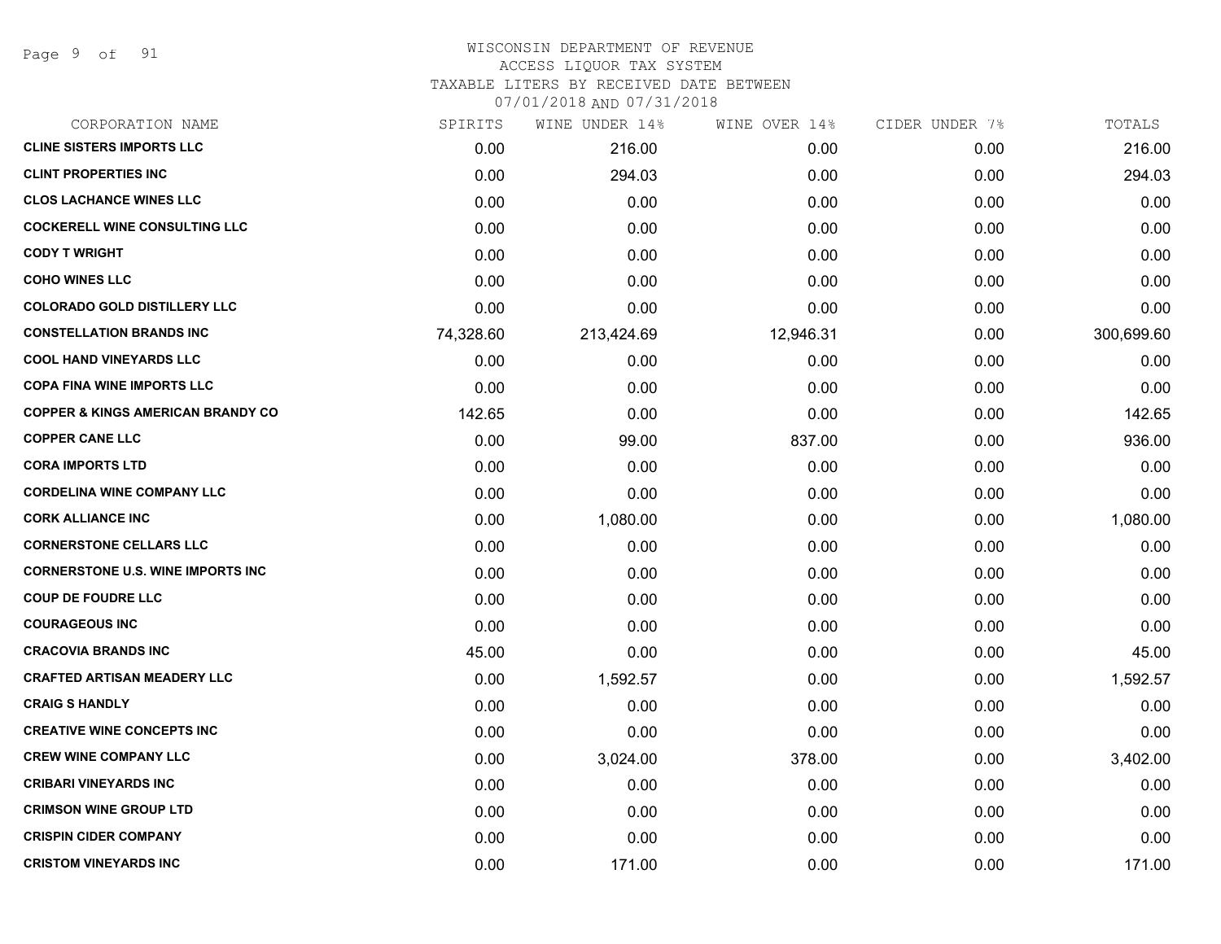# WISCONSIN DEPARTMENT OF REVENUE
## ACCESS LIQUOR TAX SYSTEM
### TAXABLE LITERS BY RECEIVED DATE BETWEEN 07/01/2018 AND 07/31/2018

| CORPORATION NAME | SPIRITS | WINE UNDER 14% | WINE OVER 14% | CIDER UNDER 7% | TOTALS |
|---|---|---|---|---|---|
| CLINE SISTERS IMPORTS LLC | 0.00 | 216.00 | 0.00 | 0.00 | 216.00 |
| CLINT PROPERTIES INC | 0.00 | 294.03 | 0.00 | 0.00 | 294.03 |
| CLOS LACHANCE WINES LLC | 0.00 | 0.00 | 0.00 | 0.00 | 0.00 |
| COCKERELL WINE CONSULTING LLC | 0.00 | 0.00 | 0.00 | 0.00 | 0.00 |
| CODY T WRIGHT | 0.00 | 0.00 | 0.00 | 0.00 | 0.00 |
| COHO WINES LLC | 0.00 | 0.00 | 0.00 | 0.00 | 0.00 |
| COLORADO GOLD DISTILLERY LLC | 0.00 | 0.00 | 0.00 | 0.00 | 0.00 |
| CONSTELLATION BRANDS INC | 74,328.60 | 213,424.69 | 12,946.31 | 0.00 | 300,699.60 |
| COOL HAND VINEYARDS LLC | 0.00 | 0.00 | 0.00 | 0.00 | 0.00 |
| COPA FINA WINE IMPORTS LLC | 0.00 | 0.00 | 0.00 | 0.00 | 0.00 |
| COPPER & KINGS AMERICAN BRANDY CO | 142.65 | 0.00 | 0.00 | 0.00 | 142.65 |
| COPPER CANE LLC | 0.00 | 99.00 | 837.00 | 0.00 | 936.00 |
| CORA IMPORTS LTD | 0.00 | 0.00 | 0.00 | 0.00 | 0.00 |
| CORDELINA WINE COMPANY LLC | 0.00 | 0.00 | 0.00 | 0.00 | 0.00 |
| CORK ALLIANCE INC | 0.00 | 1,080.00 | 0.00 | 0.00 | 1,080.00 |
| CORNERSTONE CELLARS LLC | 0.00 | 0.00 | 0.00 | 0.00 | 0.00 |
| CORNERSTONE U.S. WINE IMPORTS INC | 0.00 | 0.00 | 0.00 | 0.00 | 0.00 |
| COUP DE FOUDRE LLC | 0.00 | 0.00 | 0.00 | 0.00 | 0.00 |
| COURAGEOUS INC | 0.00 | 0.00 | 0.00 | 0.00 | 0.00 |
| CRACOVIA BRANDS INC | 45.00 | 0.00 | 0.00 | 0.00 | 45.00 |
| CRAFTED ARTISAN MEADERY LLC | 0.00 | 1,592.57 | 0.00 | 0.00 | 1,592.57 |
| CRAIG S HANDLY | 0.00 | 0.00 | 0.00 | 0.00 | 0.00 |
| CREATIVE WINE CONCEPTS INC | 0.00 | 0.00 | 0.00 | 0.00 | 0.00 |
| CREW WINE COMPANY LLC | 0.00 | 3,024.00 | 378.00 | 0.00 | 3,402.00 |
| CRIBARI VINEYARDS INC | 0.00 | 0.00 | 0.00 | 0.00 | 0.00 |
| CRIMSON WINE GROUP LTD | 0.00 | 0.00 | 0.00 | 0.00 | 0.00 |
| CRISPIN CIDER COMPANY | 0.00 | 0.00 | 0.00 | 0.00 | 0.00 |
| CRISTOM VINEYARDS INC | 0.00 | 171.00 | 0.00 | 0.00 | 171.00 |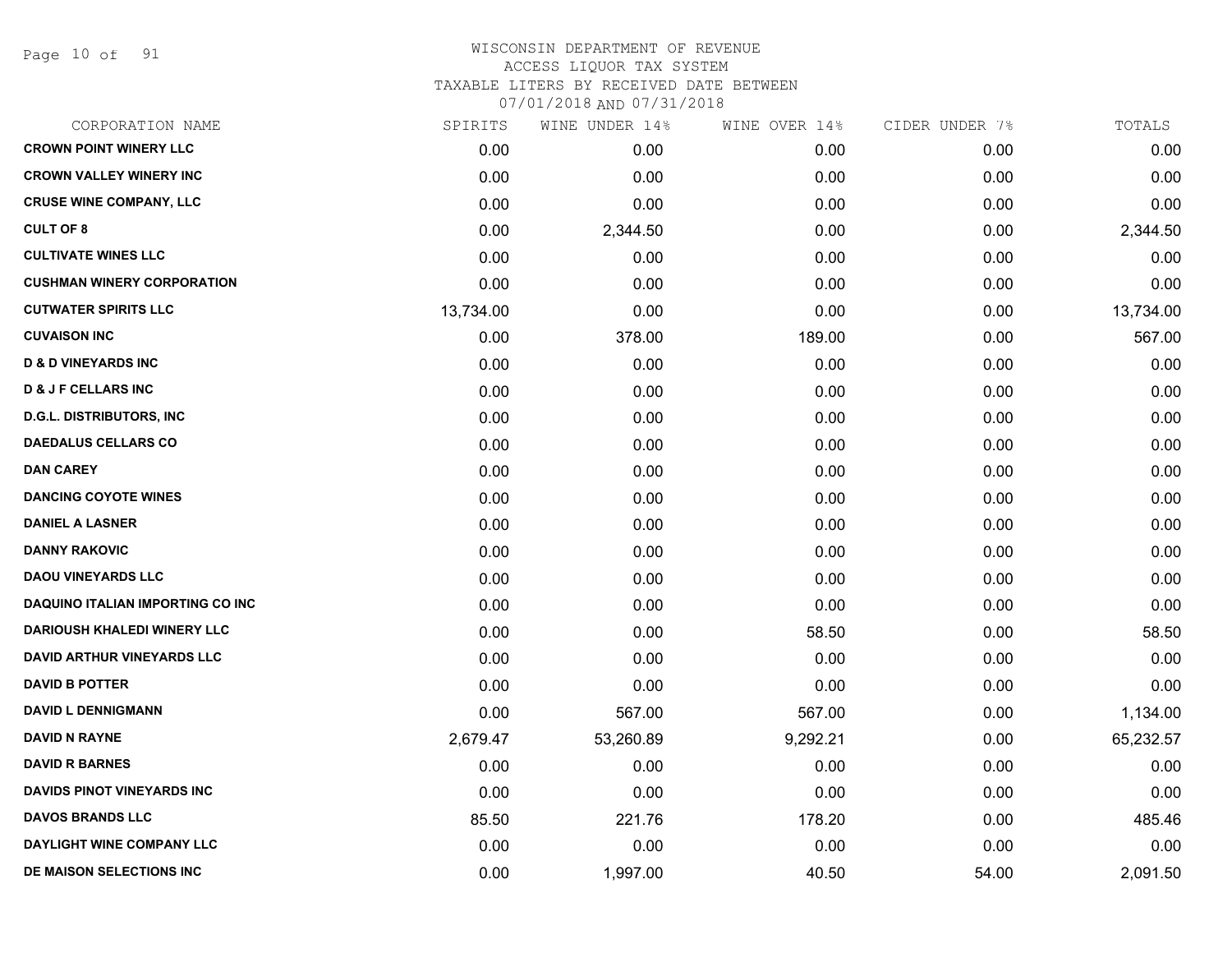WISCONSIN DEPARTMENT OF REVENUE
ACCESS LIQUOR TAX SYSTEM
TAXABLE LITERS BY RECEIVED DATE BETWEEN
07/01/2018 AND 07/31/2018

| CORPORATION NAME | SPIRITS | WINE UNDER 14% | WINE OVER 14% | CIDER UNDER 7% | TOTALS |
|---|---|---|---|---|---|
| CROWN POINT WINERY LLC | 0.00 | 0.00 | 0.00 | 0.00 | 0.00 |
| CROWN VALLEY WINERY INC | 0.00 | 0.00 | 0.00 | 0.00 | 0.00 |
| CRUSE WINE COMPANY, LLC | 0.00 | 0.00 | 0.00 | 0.00 | 0.00 |
| CULT OF 8 | 0.00 | 2,344.50 | 0.00 | 0.00 | 2,344.50 |
| CULTIVATE WINES LLC | 0.00 | 0.00 | 0.00 | 0.00 | 0.00 |
| CUSHMAN WINERY CORPORATION | 0.00 | 0.00 | 0.00 | 0.00 | 0.00 |
| CUTWATER SPIRITS LLC | 13,734.00 | 0.00 | 0.00 | 0.00 | 13,734.00 |
| CUVAISON INC | 0.00 | 378.00 | 189.00 | 0.00 | 567.00 |
| D & D VINEYARDS INC | 0.00 | 0.00 | 0.00 | 0.00 | 0.00 |
| D & J F CELLARS INC | 0.00 | 0.00 | 0.00 | 0.00 | 0.00 |
| D.G.L. DISTRIBUTORS, INC | 0.00 | 0.00 | 0.00 | 0.00 | 0.00 |
| DAEDALUS CELLARS CO | 0.00 | 0.00 | 0.00 | 0.00 | 0.00 |
| DAN CAREY | 0.00 | 0.00 | 0.00 | 0.00 | 0.00 |
| DANCING COYOTE WINES | 0.00 | 0.00 | 0.00 | 0.00 | 0.00 |
| DANIEL A LASNER | 0.00 | 0.00 | 0.00 | 0.00 | 0.00 |
| DANNY RAKOVIC | 0.00 | 0.00 | 0.00 | 0.00 | 0.00 |
| DAOU VINEYARDS LLC | 0.00 | 0.00 | 0.00 | 0.00 | 0.00 |
| DAQUINO ITALIAN IMPORTING CO INC | 0.00 | 0.00 | 0.00 | 0.00 | 0.00 |
| DARIOUSH KHALEDI WINERY LLC | 0.00 | 0.00 | 58.50 | 0.00 | 58.50 |
| DAVID ARTHUR VINEYARDS LLC | 0.00 | 0.00 | 0.00 | 0.00 | 0.00 |
| DAVID B POTTER | 0.00 | 0.00 | 0.00 | 0.00 | 0.00 |
| DAVID L DENNIGMANN | 0.00 | 567.00 | 567.00 | 0.00 | 1,134.00 |
| DAVID N RAYNE | 2,679.47 | 53,260.89 | 9,292.21 | 0.00 | 65,232.57 |
| DAVID R BARNES | 0.00 | 0.00 | 0.00 | 0.00 | 0.00 |
| DAVIDS PINOT VINEYARDS INC | 0.00 | 0.00 | 0.00 | 0.00 | 0.00 |
| DAVOS BRANDS LLC | 85.50 | 221.76 | 178.20 | 0.00 | 485.46 |
| DAYLIGHT WINE COMPANY LLC | 0.00 | 0.00 | 0.00 | 0.00 | 0.00 |
| DE MAISON SELECTIONS INC | 0.00 | 1,997.00 | 40.50 | 54.00 | 2,091.50 |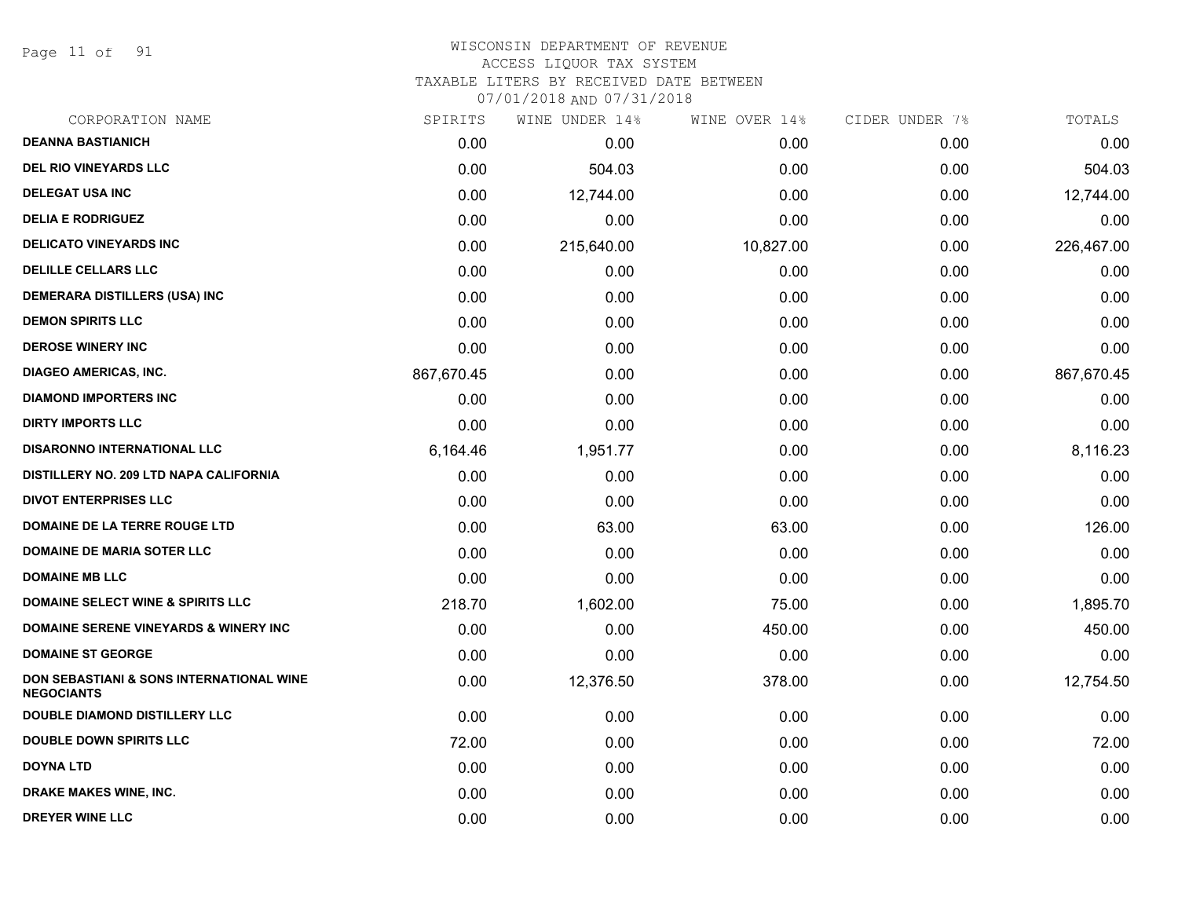# WISCONSIN DEPARTMENT OF REVENUE

ACCESS LIQUOR TAX SYSTEM

TAXABLE LITERS BY RECEIVED DATE BETWEEN

07/01/2018 AND 07/31/2018

| CORPORATION NAME | SPIRITS | WINE UNDER 14% | WINE OVER 14% | CIDER UNDER 7% | TOTALS |
|---|---|---|---|---|---|
| **DEANNA BASTIANICH** | 0.00 | 0.00 | 0.00 | 0.00 | 0.00 |
| **DEL RIO VINEYARDS LLC** | 0.00 | 504.03 | 0.00 | 0.00 | 504.03 |
| **DELEGAT USA INC** | 0.00 | 12,744.00 | 0.00 | 0.00 | 12,744.00 |
| **DELIA E RODRIGUEZ** | 0.00 | 0.00 | 0.00 | 0.00 | 0.00 |
| **DELICATO VINEYARDS INC** | 0.00 | 215,640.00 | 10,827.00 | 0.00 | 226,467.00 |
| **DELILLE CELLARS LLC** | 0.00 | 0.00 | 0.00 | 0.00 | 0.00 |
| **DEMERARA DISTILLERS (USA) INC** | 0.00 | 0.00 | 0.00 | 0.00 | 0.00 |
| **DEMON SPIRITS LLC** | 0.00 | 0.00 | 0.00 | 0.00 | 0.00 |
| **DEROSE WINERY INC** | 0.00 | 0.00 | 0.00 | 0.00 | 0.00 |
| **DIAGEO AMERICAS, INC.** | 867,670.45 | 0.00 | 0.00 | 0.00 | 867,670.45 |
| **DIAMOND IMPORTERS INC** | 0.00 | 0.00 | 0.00 | 0.00 | 0.00 |
| **DIRTY IMPORTS LLC** | 0.00 | 0.00 | 0.00 | 0.00 | 0.00 |
| **DISARONNO INTERNATIONAL LLC** | 6,164.46 | 1,951.77 | 0.00 | 0.00 | 8,116.23 |
| **DISTILLERY NO. 209 LTD NAPA CALIFORNIA** | 0.00 | 0.00 | 0.00 | 0.00 | 0.00 |
| **DIVOT ENTERPRISES LLC** | 0.00 | 0.00 | 0.00 | 0.00 | 0.00 |
| **DOMAINE DE LA TERRE ROUGE LTD** | 0.00 | 63.00 | 63.00 | 0.00 | 126.00 |
| **DOMAINE DE MARIA SOTER LLC** | 0.00 | 0.00 | 0.00 | 0.00 | 0.00 |
| **DOMAINE MB LLC** | 0.00 | 0.00 | 0.00 | 0.00 | 0.00 |
| **DOMAINE SELECT WINE & SPIRITS LLC** | 218.70 | 1,602.00 | 75.00 | 0.00 | 1,895.70 |
| **DOMAINE SERENE VINEYARDS & WINERY INC** | 0.00 | 0.00 | 450.00 | 0.00 | 450.00 |
| **DOMAINE ST GEORGE** | 0.00 | 0.00 | 0.00 | 0.00 | 0.00 |
| **DON SEBASTIANI & SONS INTERNATIONAL WINE NEGOCIANTS** | 0.00 | 12,376.50 | 378.00 | 0.00 | 12,754.50 |
| **DOUBLE DIAMOND DISTILLERY LLC** | 0.00 | 0.00 | 0.00 | 0.00 | 0.00 |
| **DOUBLE DOWN SPIRITS LLC** | 72.00 | 0.00 | 0.00 | 0.00 | 72.00 |
| **DOYNA LTD** | 0.00 | 0.00 | 0.00 | 0.00 | 0.00 |
| **DRAKE MAKES WINE, INC.** | 0.00 | 0.00 | 0.00 | 0.00 | 0.00 |
| **DREYER WINE LLC** | 0.00 | 0.00 | 0.00 | 0.00 | 0.00 |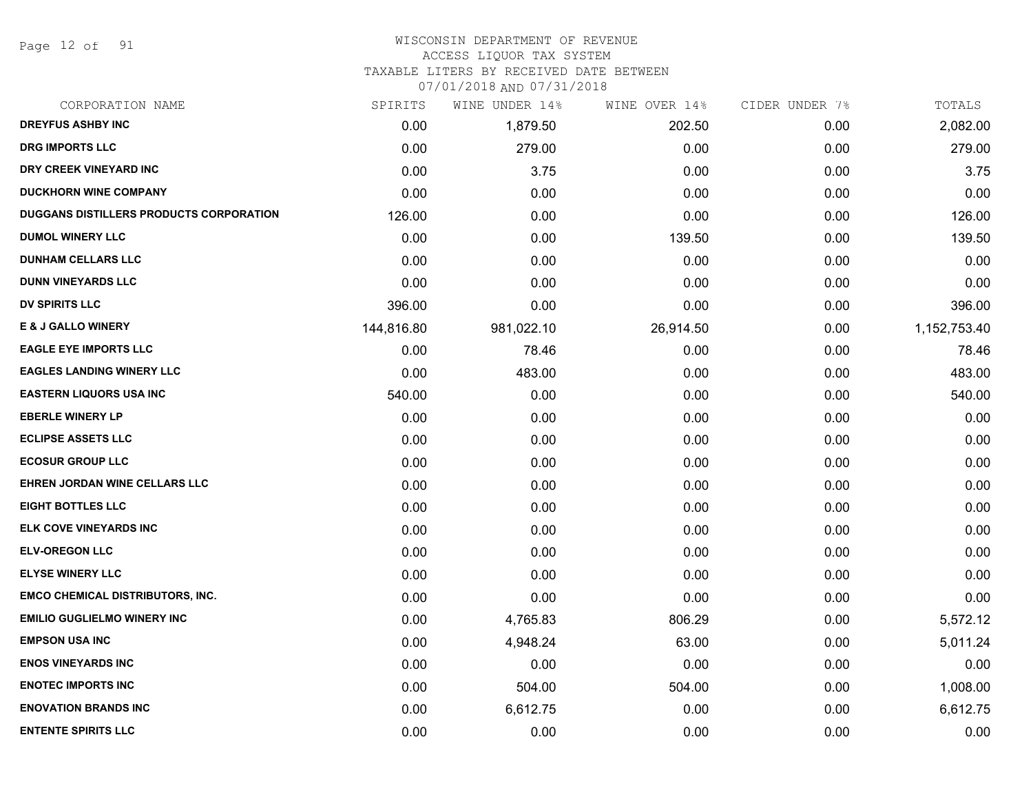WISCONSIN DEPARTMENT OF REVENUE
ACCESS LIQUOR TAX SYSTEM
TAXABLE LITERS BY RECEIVED DATE BETWEEN
07/01/2018 AND 07/31/2018

| CORPORATION NAME | SPIRITS | WINE UNDER 14% | WINE OVER 14% | CIDER UNDER 7% | TOTALS |
|---|---|---|---|---|---|
| DREYFUS ASHBY INC | 0.00 | 1,879.50 | 202.50 | 0.00 | 2,082.00 |
| DRG IMPORTS LLC | 0.00 | 279.00 | 0.00 | 0.00 | 279.00 |
| DRY CREEK VINEYARD INC | 0.00 | 3.75 | 0.00 | 0.00 | 3.75 |
| DUCKHORN WINE COMPANY | 0.00 | 0.00 | 0.00 | 0.00 | 0.00 |
| DUGGANS DISTILLERS PRODUCTS CORPORATION | 126.00 | 0.00 | 0.00 | 0.00 | 126.00 |
| DUMOL WINERY LLC | 0.00 | 0.00 | 139.50 | 0.00 | 139.50 |
| DUNHAM CELLARS LLC | 0.00 | 0.00 | 0.00 | 0.00 | 0.00 |
| DUNN VINEYARDS LLC | 0.00 | 0.00 | 0.00 | 0.00 | 0.00 |
| DV SPIRITS LLC | 396.00 | 0.00 | 0.00 | 0.00 | 396.00 |
| E & J GALLO WINERY | 144,816.80 | 981,022.10 | 26,914.50 | 0.00 | 1,152,753.40 |
| EAGLE EYE IMPORTS LLC | 0.00 | 78.46 | 0.00 | 0.00 | 78.46 |
| EAGLES LANDING WINERY LLC | 0.00 | 483.00 | 0.00 | 0.00 | 483.00 |
| EASTERN LIQUORS USA INC | 540.00 | 0.00 | 0.00 | 0.00 | 540.00 |
| EBERLE WINERY LP | 0.00 | 0.00 | 0.00 | 0.00 | 0.00 |
| ECLIPSE ASSETS LLC | 0.00 | 0.00 | 0.00 | 0.00 | 0.00 |
| ECOSUR GROUP LLC | 0.00 | 0.00 | 0.00 | 0.00 | 0.00 |
| EHREN JORDAN WINE CELLARS LLC | 0.00 | 0.00 | 0.00 | 0.00 | 0.00 |
| EIGHT BOTTLES LLC | 0.00 | 0.00 | 0.00 | 0.00 | 0.00 |
| ELK COVE VINEYARDS INC | 0.00 | 0.00 | 0.00 | 0.00 | 0.00 |
| ELV-OREGON LLC | 0.00 | 0.00 | 0.00 | 0.00 | 0.00 |
| ELYSE WINERY LLC | 0.00 | 0.00 | 0.00 | 0.00 | 0.00 |
| EMCO CHEMICAL DISTRIBUTORS, INC. | 0.00 | 0.00 | 0.00 | 0.00 | 0.00 |
| EMILIO GUGLIELMO WINERY INC | 0.00 | 4,765.83 | 806.29 | 0.00 | 5,572.12 |
| EMPSON USA INC | 0.00 | 4,948.24 | 63.00 | 0.00 | 5,011.24 |
| ENOS VINEYARDS INC | 0.00 | 0.00 | 0.00 | 0.00 | 0.00 |
| ENOTEC IMPORTS INC | 0.00 | 504.00 | 504.00 | 0.00 | 1,008.00 |
| ENOVATION BRANDS INC | 0.00 | 6,612.75 | 0.00 | 0.00 | 6,612.75 |
| ENTENTE SPIRITS LLC | 0.00 | 0.00 | 0.00 | 0.00 | 0.00 |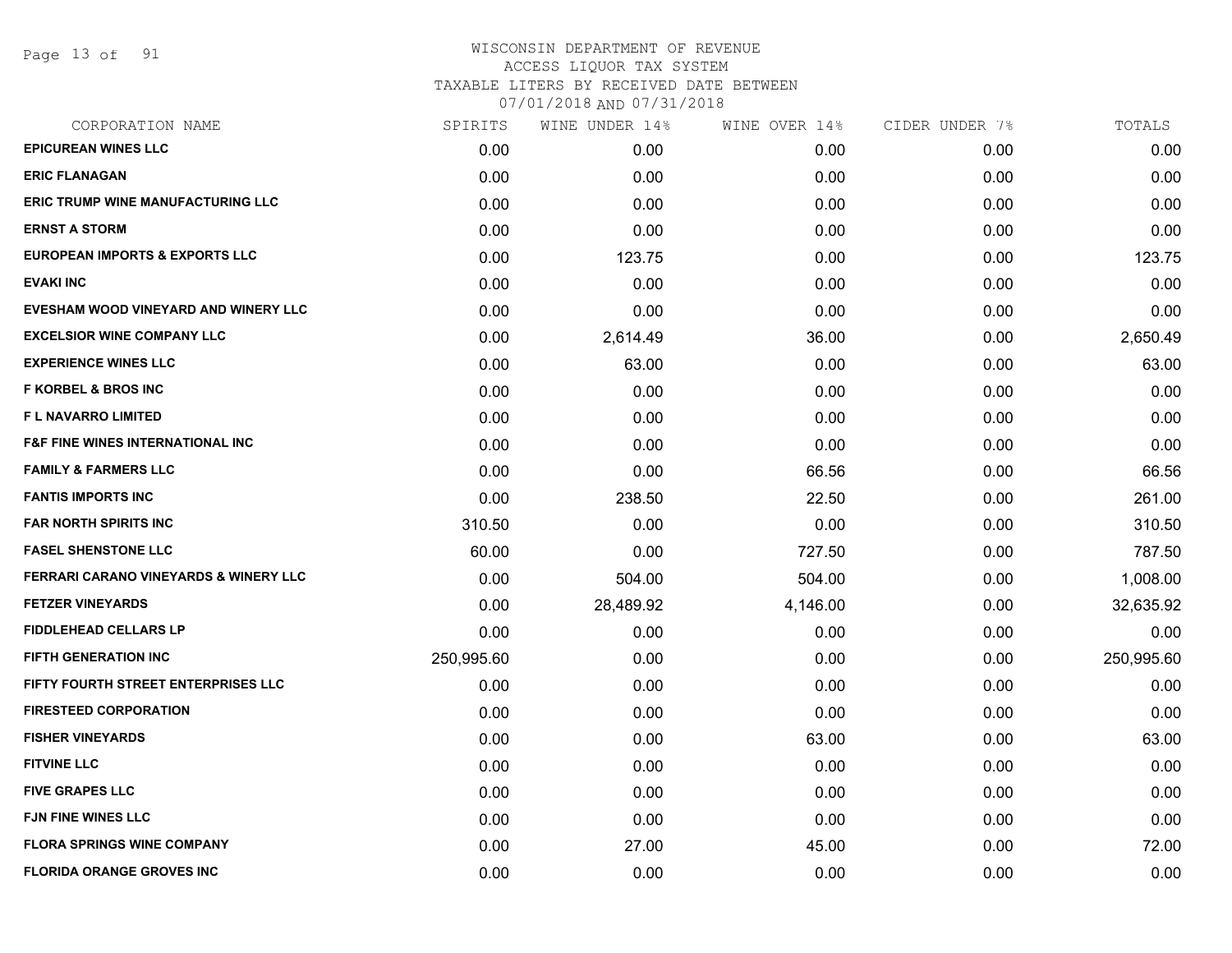WISCONSIN DEPARTMENT OF REVENUE
ACCESS LIQUOR TAX SYSTEM
TAXABLE LITERS BY RECEIVED DATE BETWEEN
07/01/2018 AND 07/31/2018

| CORPORATION NAME | SPIRITS | WINE UNDER 14% | WINE OVER 14% | CIDER UNDER 7% | TOTALS |
|---|---|---|---|---|---|
| EPICUREAN WINES LLC | 0.00 | 0.00 | 0.00 | 0.00 | 0.00 |
| ERIC FLANAGAN | 0.00 | 0.00 | 0.00 | 0.00 | 0.00 |
| ERIC TRUMP WINE MANUFACTURING LLC | 0.00 | 0.00 | 0.00 | 0.00 | 0.00 |
| ERNST A STORM | 0.00 | 0.00 | 0.00 | 0.00 | 0.00 |
| EUROPEAN IMPORTS & EXPORTS LLC | 0.00 | 123.75 | 0.00 | 0.00 | 123.75 |
| EVAKI INC | 0.00 | 0.00 | 0.00 | 0.00 | 0.00 |
| EVESHAM WOOD VINEYARD AND WINERY LLC | 0.00 | 0.00 | 0.00 | 0.00 | 0.00 |
| EXCELSIOR WINE COMPANY LLC | 0.00 | 2,614.49 | 36.00 | 0.00 | 2,650.49 |
| EXPERIENCE WINES LLC | 0.00 | 63.00 | 0.00 | 0.00 | 63.00 |
| F KORBEL & BROS INC | 0.00 | 0.00 | 0.00 | 0.00 | 0.00 |
| F L NAVARRO LIMITED | 0.00 | 0.00 | 0.00 | 0.00 | 0.00 |
| F&F FINE WINES INTERNATIONAL INC | 0.00 | 0.00 | 0.00 | 0.00 | 0.00 |
| FAMILY & FARMERS LLC | 0.00 | 0.00 | 66.56 | 0.00 | 66.56 |
| FANTIS IMPORTS INC | 0.00 | 238.50 | 22.50 | 0.00 | 261.00 |
| FAR NORTH SPIRITS INC | 310.50 | 0.00 | 0.00 | 0.00 | 310.50 |
| FASEL SHENSTONE LLC | 60.00 | 0.00 | 727.50 | 0.00 | 787.50 |
| FERRARI CARANO VINEYARDS & WINERY LLC | 0.00 | 504.00 | 504.00 | 0.00 | 1,008.00 |
| FETZER VINEYARDS | 0.00 | 28,489.92 | 4,146.00 | 0.00 | 32,635.92 |
| FIDDLEHEAD CELLARS LP | 0.00 | 0.00 | 0.00 | 0.00 | 0.00 |
| FIFTH GENERATION INC | 250,995.60 | 0.00 | 0.00 | 0.00 | 250,995.60 |
| FIFTY FOURTH STREET ENTERPRISES LLC | 0.00 | 0.00 | 0.00 | 0.00 | 0.00 |
| FIRESTEED CORPORATION | 0.00 | 0.00 | 0.00 | 0.00 | 0.00 |
| FISHER VINEYARDS | 0.00 | 0.00 | 63.00 | 0.00 | 63.00 |
| FITVINE LLC | 0.00 | 0.00 | 0.00 | 0.00 | 0.00 |
| FIVE GRAPES LLC | 0.00 | 0.00 | 0.00 | 0.00 | 0.00 |
| FJN FINE WINES LLC | 0.00 | 0.00 | 0.00 | 0.00 | 0.00 |
| FLORA SPRINGS WINE COMPANY | 0.00 | 27.00 | 45.00 | 0.00 | 72.00 |
| FLORIDA ORANGE GROVES INC | 0.00 | 0.00 | 0.00 | 0.00 | 0.00 |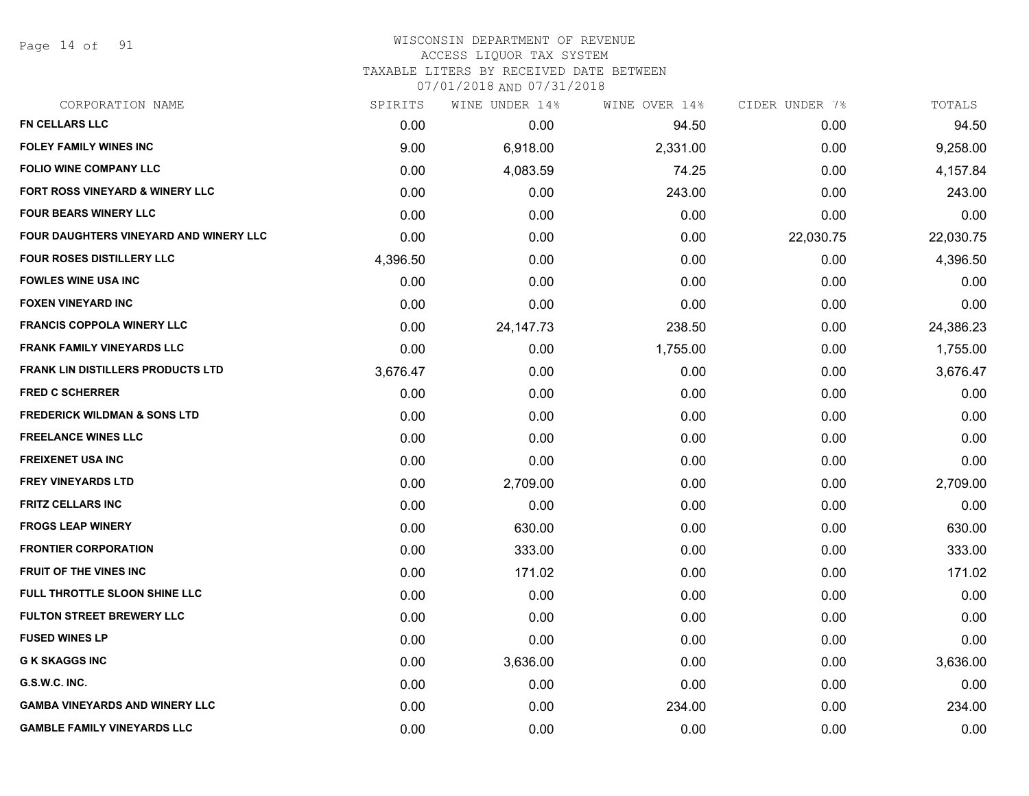# WISCONSIN DEPARTMENT OF REVENUE
ACCESS LIQUOR TAX SYSTEM
TAXABLE LITERS BY RECEIVED DATE BETWEEN
07/01/2018 AND 07/31/2018

| CORPORATION NAME | SPIRITS | WINE UNDER 14% | WINE OVER 14% | CIDER UNDER 7% | TOTALS |
|---|---|---|---|---|---|
| FN CELLARS LLC | 0.00 | 0.00 | 94.50 | 0.00 | 94.50 |
| FOLEY FAMILY WINES INC | 9.00 | 6,918.00 | 2,331.00 | 0.00 | 9,258.00 |
| FOLIO WINE COMPANY LLC | 0.00 | 4,083.59 | 74.25 | 0.00 | 4,157.84 |
| FORT ROSS VINEYARD & WINERY LLC | 0.00 | 0.00 | 243.00 | 0.00 | 243.00 |
| FOUR BEARS WINERY LLC | 0.00 | 0.00 | 0.00 | 0.00 | 0.00 |
| FOUR DAUGHTERS VINEYARD AND WINERY LLC | 0.00 | 0.00 | 0.00 | 22,030.75 | 22,030.75 |
| FOUR ROSES DISTILLERY LLC | 4,396.50 | 0.00 | 0.00 | 0.00 | 4,396.50 |
| FOWLES WINE USA INC | 0.00 | 0.00 | 0.00 | 0.00 | 0.00 |
| FOXEN VINEYARD INC | 0.00 | 0.00 | 0.00 | 0.00 | 0.00 |
| FRANCIS COPPOLA WINERY LLC | 0.00 | 24,147.73 | 238.50 | 0.00 | 24,386.23 |
| FRANK FAMILY VINEYARDS LLC | 0.00 | 0.00 | 1,755.00 | 0.00 | 1,755.00 |
| FRANK LIN DISTILLERS PRODUCTS LTD | 3,676.47 | 0.00 | 0.00 | 0.00 | 3,676.47 |
| FRED C SCHERRER | 0.00 | 0.00 | 0.00 | 0.00 | 0.00 |
| FREDERICK WILDMAN & SONS LTD | 0.00 | 0.00 | 0.00 | 0.00 | 0.00 |
| FREELANCE WINES LLC | 0.00 | 0.00 | 0.00 | 0.00 | 0.00 |
| FREIXENET USA INC | 0.00 | 0.00 | 0.00 | 0.00 | 0.00 |
| FREY VINEYARDS LTD | 0.00 | 2,709.00 | 0.00 | 0.00 | 2,709.00 |
| FRITZ CELLARS INC | 0.00 | 0.00 | 0.00 | 0.00 | 0.00 |
| FROGS LEAP WINERY | 0.00 | 630.00 | 0.00 | 0.00 | 630.00 |
| FRONTIER CORPORATION | 0.00 | 333.00 | 0.00 | 0.00 | 333.00 |
| FRUIT OF THE VINES INC | 0.00 | 171.02 | 0.00 | 0.00 | 171.02 |
| FULL THROTTLE SLOON SHINE LLC | 0.00 | 0.00 | 0.00 | 0.00 | 0.00 |
| FULTON STREET BREWERY LLC | 0.00 | 0.00 | 0.00 | 0.00 | 0.00 |
| FUSED WINES LP | 0.00 | 0.00 | 0.00 | 0.00 | 0.00 |
| G K SKAGGS INC | 0.00 | 3,636.00 | 0.00 | 0.00 | 3,636.00 |
| G.S.W.C. INC. | 0.00 | 0.00 | 0.00 | 0.00 | 0.00 |
| GAMBA VINEYARDS AND WINERY LLC | 0.00 | 0.00 | 234.00 | 0.00 | 234.00 |
| GAMBLE FAMILY VINEYARDS LLC | 0.00 | 0.00 | 0.00 | 0.00 | 0.00 |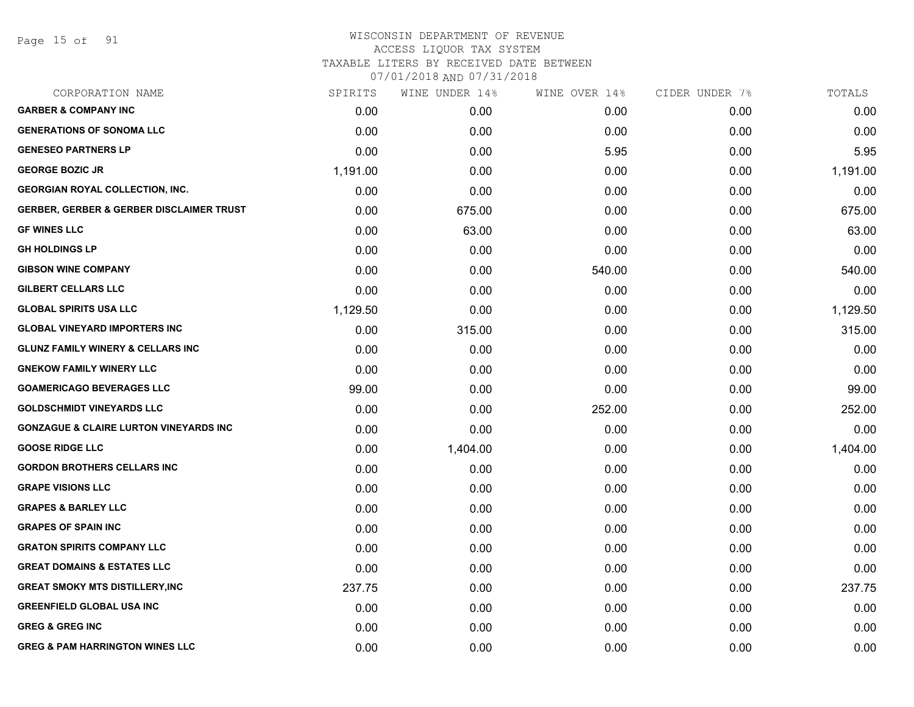# WISCONSIN DEPARTMENT OF REVENUE
## ACCESS LIQUOR TAX SYSTEM
### TAXABLE LITERS BY RECEIVED DATE BETWEEN 07/01/2018 AND 07/31/2018

| CORPORATION NAME | SPIRITS | WINE UNDER 14% | WINE OVER 14% | CIDER UNDER 7% | TOTALS |
|---|---|---|---|---|---|
| GARBER & COMPANY INC | 0.00 | 0.00 | 0.00 | 0.00 | 0.00 |
| GENERATIONS OF SONOMA LLC | 0.00 | 0.00 | 0.00 | 0.00 | 0.00 |
| GENESEO PARTNERS LP | 0.00 | 0.00 | 5.95 | 0.00 | 5.95 |
| GEORGE BOZIC JR | 1,191.00 | 0.00 | 0.00 | 0.00 | 1,191.00 |
| GEORGIAN ROYAL COLLECTION, INC. | 0.00 | 0.00 | 0.00 | 0.00 | 0.00 |
| GERBER, GERBER & GERBER DISCLAIMER TRUST | 0.00 | 675.00 | 0.00 | 0.00 | 675.00 |
| GF WINES LLC | 0.00 | 63.00 | 0.00 | 0.00 | 63.00 |
| GH HOLDINGS LP | 0.00 | 0.00 | 0.00 | 0.00 | 0.00 |
| GIBSON WINE COMPANY | 0.00 | 0.00 | 540.00 | 0.00 | 540.00 |
| GILBERT CELLARS LLC | 0.00 | 0.00 | 0.00 | 0.00 | 0.00 |
| GLOBAL SPIRITS USA LLC | 1,129.50 | 0.00 | 0.00 | 0.00 | 1,129.50 |
| GLOBAL VINEYARD IMPORTERS INC | 0.00 | 315.00 | 0.00 | 0.00 | 315.00 |
| GLUNZ FAMILY WINERY & CELLARS INC | 0.00 | 0.00 | 0.00 | 0.00 | 0.00 |
| GNEKOW FAMILY WINERY LLC | 0.00 | 0.00 | 0.00 | 0.00 | 0.00 |
| GOAMERICAGO BEVERAGES LLC | 99.00 | 0.00 | 0.00 | 0.00 | 99.00 |
| GOLDSCHMIDT VINEYARDS LLC | 0.00 | 0.00 | 252.00 | 0.00 | 252.00 |
| GONZAGUE & CLAIRE LURTON VINEYARDS INC | 0.00 | 0.00 | 0.00 | 0.00 | 0.00 |
| GOOSE RIDGE LLC | 0.00 | 1,404.00 | 0.00 | 0.00 | 1,404.00 |
| GORDON BROTHERS CELLARS INC | 0.00 | 0.00 | 0.00 | 0.00 | 0.00 |
| GRAPE VISIONS LLC | 0.00 | 0.00 | 0.00 | 0.00 | 0.00 |
| GRAPES & BARLEY LLC | 0.00 | 0.00 | 0.00 | 0.00 | 0.00 |
| GRAPES OF SPAIN INC | 0.00 | 0.00 | 0.00 | 0.00 | 0.00 |
| GRATON SPIRITS COMPANY LLC | 0.00 | 0.00 | 0.00 | 0.00 | 0.00 |
| GREAT DOMAINS & ESTATES LLC | 0.00 | 0.00 | 0.00 | 0.00 | 0.00 |
| GREAT SMOKY MTS DISTILLERY,INC | 237.75 | 0.00 | 0.00 | 0.00 | 237.75 |
| GREENFIELD GLOBAL USA INC | 0.00 | 0.00 | 0.00 | 0.00 | 0.00 |
| GREG & GREG INC | 0.00 | 0.00 | 0.00 | 0.00 | 0.00 |
| GREG & PAM HARRINGTON WINES LLC | 0.00 | 0.00 | 0.00 | 0.00 | 0.00 |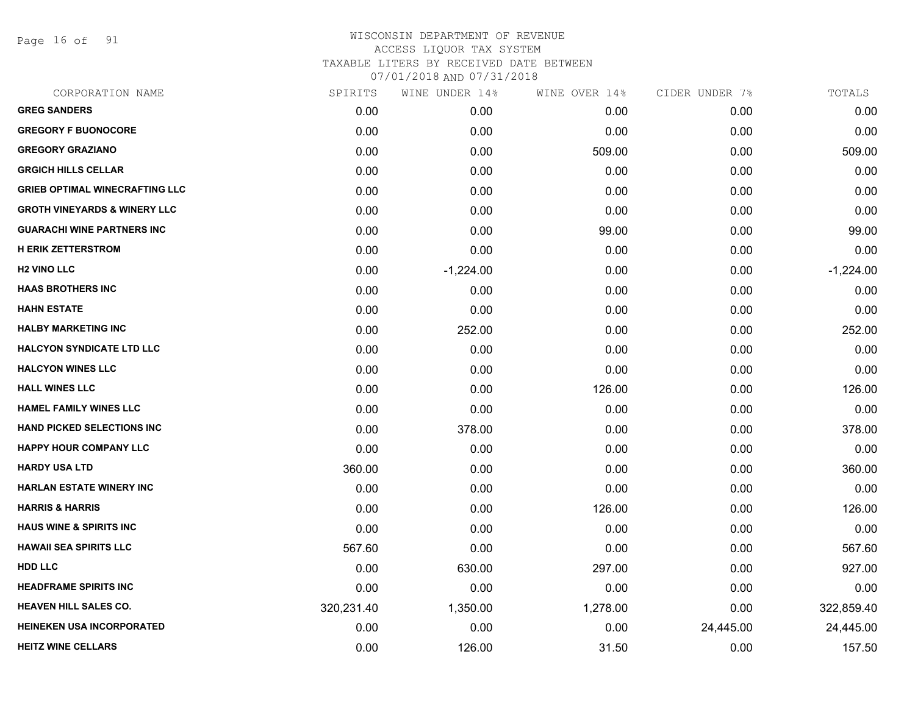# WISCONSIN DEPARTMENT OF REVENUE
## ACCESS LIQUOR TAX SYSTEM
### TAXABLE LITERS BY RECEIVED DATE BETWEEN 07/01/2018 AND 07/31/2018

| CORPORATION NAME | SPIRITS | WINE UNDER 14% | WINE OVER 14% | CIDER UNDER 7% | TOTALS |
|---|---|---|---|---|---|
| GREG SANDERS | 0.00 | 0.00 | 0.00 | 0.00 | 0.00 |
| GREGORY F BUONOCORE | 0.00 | 0.00 | 0.00 | 0.00 | 0.00 |
| GREGORY GRAZIANO | 0.00 | 0.00 | 509.00 | 0.00 | 509.00 |
| GRGICH HILLS CELLAR | 0.00 | 0.00 | 0.00 | 0.00 | 0.00 |
| GRIEB OPTIMAL WINECRAFTING LLC | 0.00 | 0.00 | 0.00 | 0.00 | 0.00 |
| GROTH VINEYARDS & WINERY LLC | 0.00 | 0.00 | 0.00 | 0.00 | 0.00 |
| GUARACHI WINE PARTNERS INC | 0.00 | 0.00 | 99.00 | 0.00 | 99.00 |
| H ERIK ZETTERSTROM | 0.00 | 0.00 | 0.00 | 0.00 | 0.00 |
| H2 VINO LLC | 0.00 | -1,224.00 | 0.00 | 0.00 | -1,224.00 |
| HAAS BROTHERS INC | 0.00 | 0.00 | 0.00 | 0.00 | 0.00 |
| HAHN ESTATE | 0.00 | 0.00 | 0.00 | 0.00 | 0.00 |
| HALBY MARKETING INC | 0.00 | 252.00 | 0.00 | 0.00 | 252.00 |
| HALCYON SYNDICATE LTD LLC | 0.00 | 0.00 | 0.00 | 0.00 | 0.00 |
| HALCYON WINES LLC | 0.00 | 0.00 | 0.00 | 0.00 | 0.00 |
| HALL WINES LLC | 0.00 | 0.00 | 126.00 | 0.00 | 126.00 |
| HAMEL FAMILY WINES LLC | 0.00 | 0.00 | 0.00 | 0.00 | 0.00 |
| HAND PICKED SELECTIONS INC | 0.00 | 378.00 | 0.00 | 0.00 | 378.00 |
| HAPPY HOUR COMPANY LLC | 0.00 | 0.00 | 0.00 | 0.00 | 0.00 |
| HARDY USA LTD | 360.00 | 0.00 | 0.00 | 0.00 | 360.00 |
| HARLAN ESTATE WINERY INC | 0.00 | 0.00 | 0.00 | 0.00 | 0.00 |
| HARRIS & HARRIS | 0.00 | 0.00 | 126.00 | 0.00 | 126.00 |
| HAUS WINE & SPIRITS INC | 0.00 | 0.00 | 0.00 | 0.00 | 0.00 |
| HAWAII SEA SPIRITS LLC | 567.60 | 0.00 | 0.00 | 0.00 | 567.60 |
| HDD LLC | 0.00 | 630.00 | 297.00 | 0.00 | 927.00 |
| HEADFRAME SPIRITS INC | 0.00 | 0.00 | 0.00 | 0.00 | 0.00 |
| HEAVEN HILL SALES CO. | 320,231.40 | 1,350.00 | 1,278.00 | 0.00 | 322,859.40 |
| HEINEKEN USA INCORPORATED | 0.00 | 0.00 | 0.00 | 24,445.00 | 24,445.00 |
| HEITZ WINE CELLARS | 0.00 | 126.00 | 31.50 | 0.00 | 157.50 |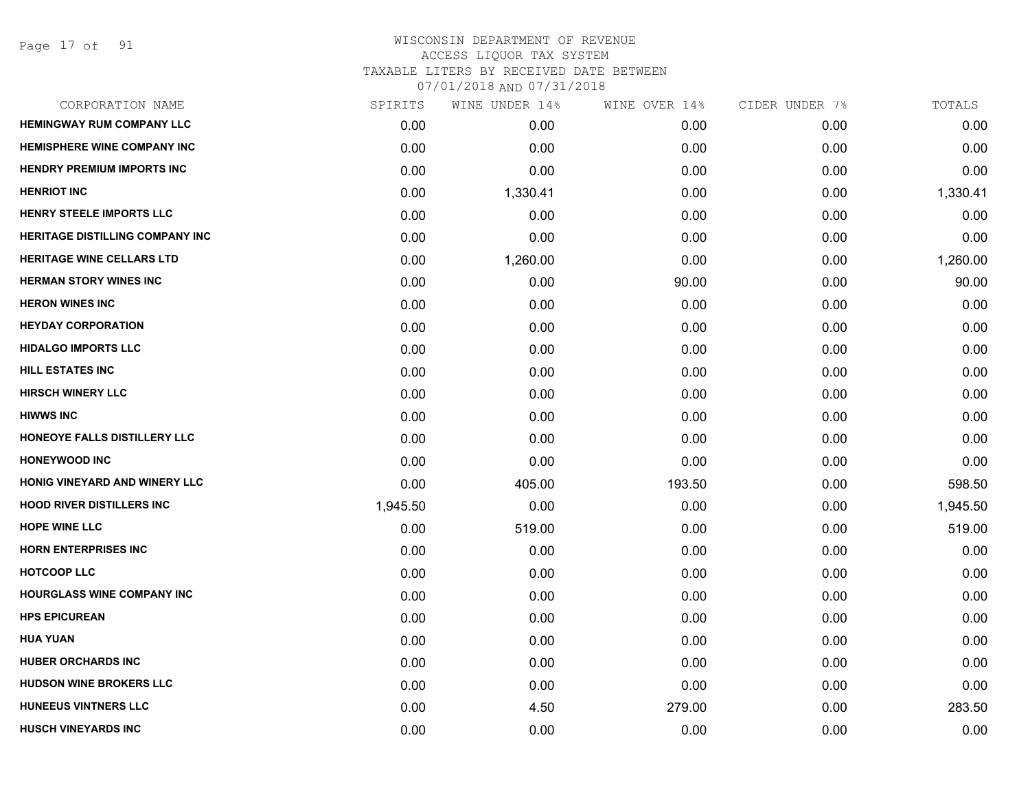# WISCONSIN DEPARTMENT OF REVENUE
ACCESS LIQUOR TAX SYSTEM
TAXABLE LITERS BY RECEIVED DATE BETWEEN
07/01/2018 AND 07/31/2018

| CORPORATION NAME | SPIRITS | WINE UNDER 14% | WINE OVER 14% | CIDER UNDER 7% | TOTALS |
|---|---|---|---|---|---|
| HEMINGWAY RUM COMPANY LLC | 0.00 | 0.00 | 0.00 | 0.00 | 0.00 |
| HEMISPHERE WINE COMPANY INC | 0.00 | 0.00 | 0.00 | 0.00 | 0.00 |
| HENDRY PREMIUM IMPORTS INC | 0.00 | 0.00 | 0.00 | 0.00 | 0.00 |
| HENRIOT INC | 0.00 | 1,330.41 | 0.00 | 0.00 | 1,330.41 |
| HENRY STEELE IMPORTS LLC | 0.00 | 0.00 | 0.00 | 0.00 | 0.00 |
| HERITAGE DISTILLING COMPANY INC | 0.00 | 0.00 | 0.00 | 0.00 | 0.00 |
| HERITAGE WINE CELLARS LTD | 0.00 | 1,260.00 | 0.00 | 0.00 | 1,260.00 |
| HERMAN STORY WINES INC | 0.00 | 0.00 | 90.00 | 0.00 | 90.00 |
| HERON WINES INC | 0.00 | 0.00 | 0.00 | 0.00 | 0.00 |
| HEYDAY CORPORATION | 0.00 | 0.00 | 0.00 | 0.00 | 0.00 |
| HIDALGO IMPORTS LLC | 0.00 | 0.00 | 0.00 | 0.00 | 0.00 |
| HILL ESTATES INC | 0.00 | 0.00 | 0.00 | 0.00 | 0.00 |
| HIRSCH WINERY LLC | 0.00 | 0.00 | 0.00 | 0.00 | 0.00 |
| HIWWS INC | 0.00 | 0.00 | 0.00 | 0.00 | 0.00 |
| HONEOYE FALLS DISTILLERY LLC | 0.00 | 0.00 | 0.00 | 0.00 | 0.00 |
| HONEYWOOD INC | 0.00 | 0.00 | 0.00 | 0.00 | 0.00 |
| HONIG VINEYARD AND WINERY LLC | 0.00 | 405.00 | 193.50 | 0.00 | 598.50 |
| HOOD RIVER DISTILLERS INC | 1,945.50 | 0.00 | 0.00 | 0.00 | 1,945.50 |
| HOPE WINE LLC | 0.00 | 519.00 | 0.00 | 0.00 | 519.00 |
| HORN ENTERPRISES INC | 0.00 | 0.00 | 0.00 | 0.00 | 0.00 |
| HOTCOOP LLC | 0.00 | 0.00 | 0.00 | 0.00 | 0.00 |
| HOURGLASS WINE COMPANY INC | 0.00 | 0.00 | 0.00 | 0.00 | 0.00 |
| HPS EPICUREAN | 0.00 | 0.00 | 0.00 | 0.00 | 0.00 |
| HUA YUAN | 0.00 | 0.00 | 0.00 | 0.00 | 0.00 |
| HUBER ORCHARDS INC | 0.00 | 0.00 | 0.00 | 0.00 | 0.00 |
| HUDSON WINE BROKERS LLC | 0.00 | 0.00 | 0.00 | 0.00 | 0.00 |
| HUNEEUS VINTNERS LLC | 0.00 | 4.50 | 279.00 | 0.00 | 283.50 |
| HUSCH VINEYARDS INC | 0.00 | 0.00 | 0.00 | 0.00 | 0.00 |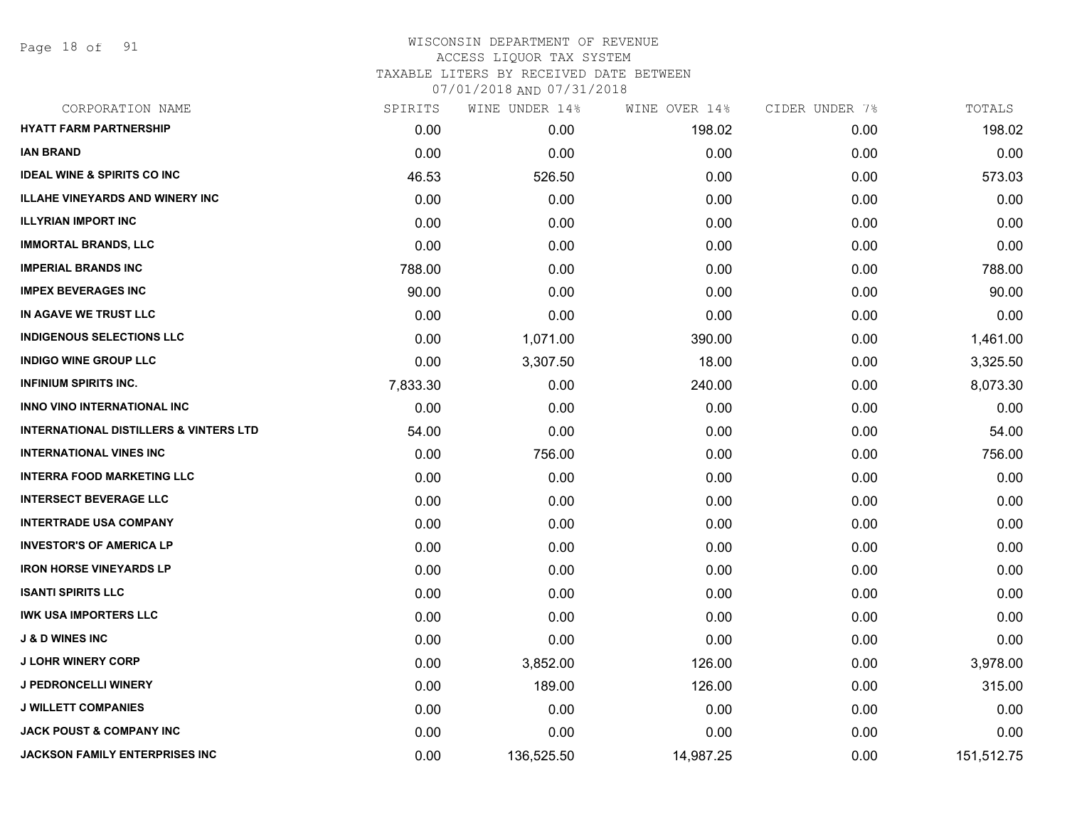# WISCONSIN DEPARTMENT OF REVENUE
ACCESS LIQUOR TAX SYSTEM
TAXABLE LITERS BY RECEIVED DATE BETWEEN
07/01/2018 AND 07/31/2018

| CORPORATION NAME | SPIRITS | WINE UNDER 14% | WINE OVER 14% | CIDER UNDER 7% | TOTALS |
|---|---|---|---|---|---|
| HYATT FARM PARTNERSHIP | 0.00 | 0.00 | 198.02 | 0.00 | 198.02 |
| IAN BRAND | 0.00 | 0.00 | 0.00 | 0.00 | 0.00 |
| IDEAL WINE & SPIRITS CO INC | 46.53 | 526.50 | 0.00 | 0.00 | 573.03 |
| ILLAHE VINEYARDS AND WINERY INC | 0.00 | 0.00 | 0.00 | 0.00 | 0.00 |
| ILLYRIAN IMPORT INC | 0.00 | 0.00 | 0.00 | 0.00 | 0.00 |
| IMMORTAL BRANDS, LLC | 0.00 | 0.00 | 0.00 | 0.00 | 0.00 |
| IMPERIAL BRANDS INC | 788.00 | 0.00 | 0.00 | 0.00 | 788.00 |
| IMPEX BEVERAGES INC | 90.00 | 0.00 | 0.00 | 0.00 | 90.00 |
| IN AGAVE WE TRUST LLC | 0.00 | 0.00 | 0.00 | 0.00 | 0.00 |
| INDIGENOUS SELECTIONS LLC | 0.00 | 1,071.00 | 390.00 | 0.00 | 1,461.00 |
| INDIGO WINE GROUP LLC | 0.00 | 3,307.50 | 18.00 | 0.00 | 3,325.50 |
| INFINIUM SPIRITS INC. | 7,833.30 | 0.00 | 240.00 | 0.00 | 8,073.30 |
| INNO VINO INTERNATIONAL INC | 0.00 | 0.00 | 0.00 | 0.00 | 0.00 |
| INTERNATIONAL DISTILLERS & VINTERS LTD | 54.00 | 0.00 | 0.00 | 0.00 | 54.00 |
| INTERNATIONAL VINES INC | 0.00 | 756.00 | 0.00 | 0.00 | 756.00 |
| INTERRA FOOD MARKETING LLC | 0.00 | 0.00 | 0.00 | 0.00 | 0.00 |
| INTERSECT BEVERAGE LLC | 0.00 | 0.00 | 0.00 | 0.00 | 0.00 |
| INTERTRADE USA COMPANY | 0.00 | 0.00 | 0.00 | 0.00 | 0.00 |
| INVESTOR'S OF AMERICA LP | 0.00 | 0.00 | 0.00 | 0.00 | 0.00 |
| IRON HORSE VINEYARDS LP | 0.00 | 0.00 | 0.00 | 0.00 | 0.00 |
| ISANTI SPIRITS LLC | 0.00 | 0.00 | 0.00 | 0.00 | 0.00 |
| IWK USA IMPORTERS LLC | 0.00 | 0.00 | 0.00 | 0.00 | 0.00 |
| J & D WINES INC | 0.00 | 0.00 | 0.00 | 0.00 | 0.00 |
| J LOHR WINERY CORP | 0.00 | 3,852.00 | 126.00 | 0.00 | 3,978.00 |
| J PEDRONCELLI WINERY | 0.00 | 189.00 | 126.00 | 0.00 | 315.00 |
| J WILLETT COMPANIES | 0.00 | 0.00 | 0.00 | 0.00 | 0.00 |
| JACK POUST & COMPANY INC | 0.00 | 0.00 | 0.00 | 0.00 | 0.00 |
| JACKSON FAMILY ENTERPRISES INC | 0.00 | 136,525.50 | 14,987.25 | 0.00 | 151,512.75 |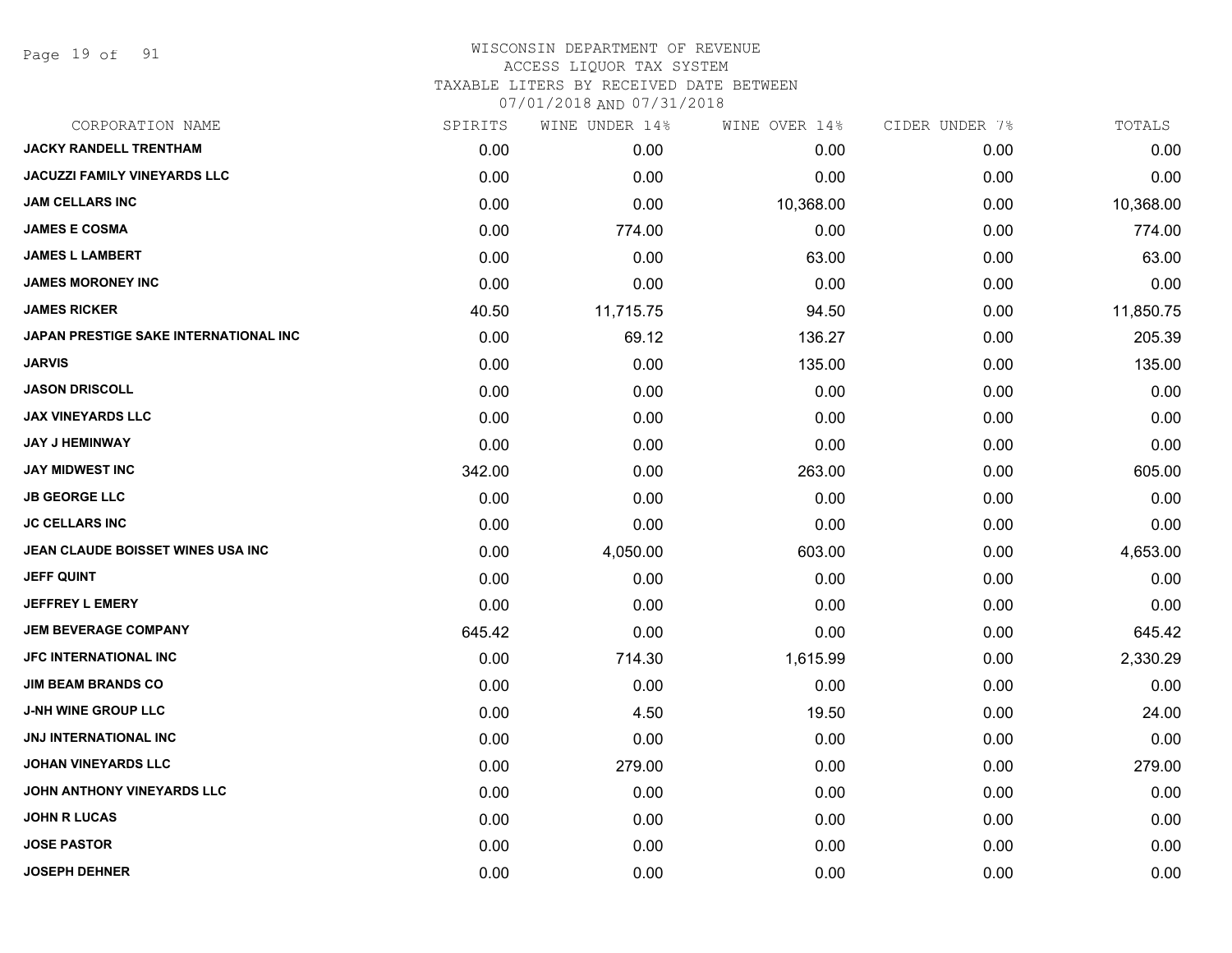# WISCONSIN DEPARTMENT OF REVENUE
ACCESS LIQUOR TAX SYSTEM
TAXABLE LITERS BY RECEIVED DATE BETWEEN
07/01/2018 AND 07/31/2018

| CORPORATION NAME | SPIRITS | WINE UNDER 14% | WINE OVER 14% | CIDER UNDER 7% | TOTALS |
|---|---|---|---|---|---|
| JACKY RANDELL TRENTHAM | 0.00 | 0.00 | 0.00 | 0.00 | 0.00 |
| JACUZZI FAMILY VINEYARDS LLC | 0.00 | 0.00 | 0.00 | 0.00 | 0.00 |
| JAM CELLARS INC | 0.00 | 0.00 | 10,368.00 | 0.00 | 10,368.00 |
| JAMES E COSMA | 0.00 | 774.00 | 0.00 | 0.00 | 774.00 |
| JAMES L LAMBERT | 0.00 | 0.00 | 63.00 | 0.00 | 63.00 |
| JAMES MORONEY INC | 0.00 | 0.00 | 0.00 | 0.00 | 0.00 |
| JAMES RICKER | 40.50 | 11,715.75 | 94.50 | 0.00 | 11,850.75 |
| JAPAN PRESTIGE SAKE INTERNATIONAL INC | 0.00 | 69.12 | 136.27 | 0.00 | 205.39 |
| JARVIS | 0.00 | 0.00 | 135.00 | 0.00 | 135.00 |
| JASON DRISCOLL | 0.00 | 0.00 | 0.00 | 0.00 | 0.00 |
| JAX VINEYARDS LLC | 0.00 | 0.00 | 0.00 | 0.00 | 0.00 |
| JAY J HEMINWAY | 0.00 | 0.00 | 0.00 | 0.00 | 0.00 |
| JAY MIDWEST INC | 342.00 | 0.00 | 263.00 | 0.00 | 605.00 |
| JB GEORGE LLC | 0.00 | 0.00 | 0.00 | 0.00 | 0.00 |
| JC CELLARS INC | 0.00 | 0.00 | 0.00 | 0.00 | 0.00 |
| JEAN CLAUDE BOISSET WINES USA INC | 0.00 | 4,050.00 | 603.00 | 0.00 | 4,653.00 |
| JEFF QUINT | 0.00 | 0.00 | 0.00 | 0.00 | 0.00 |
| JEFFREY L EMERY | 0.00 | 0.00 | 0.00 | 0.00 | 0.00 |
| JEM BEVERAGE COMPANY | 645.42 | 0.00 | 0.00 | 0.00 | 645.42 |
| JFC INTERNATIONAL INC | 0.00 | 714.30 | 1,615.99 | 0.00 | 2,330.29 |
| JIM BEAM BRANDS CO | 0.00 | 0.00 | 0.00 | 0.00 | 0.00 |
| J-NH WINE GROUP LLC | 0.00 | 4.50 | 19.50 | 0.00 | 24.00 |
| JNJ INTERNATIONAL INC | 0.00 | 0.00 | 0.00 | 0.00 | 0.00 |
| JOHAN VINEYARDS LLC | 0.00 | 279.00 | 0.00 | 0.00 | 279.00 |
| JOHN ANTHONY VINEYARDS LLC | 0.00 | 0.00 | 0.00 | 0.00 | 0.00 |
| JOHN R LUCAS | 0.00 | 0.00 | 0.00 | 0.00 | 0.00 |
| JOSE PASTOR | 0.00 | 0.00 | 0.00 | 0.00 | 0.00 |
| JOSEPH DEHNER | 0.00 | 0.00 | 0.00 | 0.00 | 0.00 |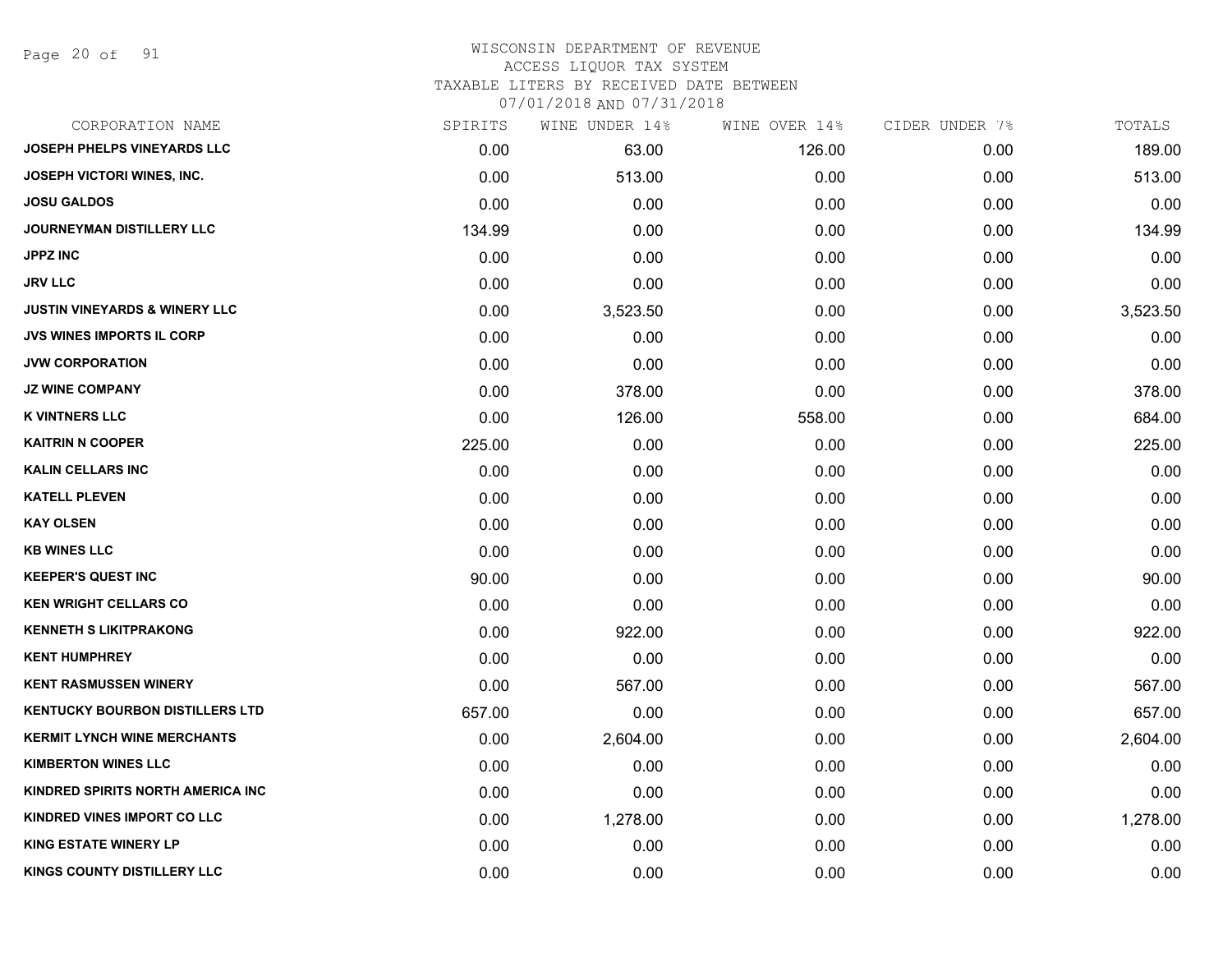# WISCONSIN DEPARTMENT OF REVENUE
## ACCESS LIQUOR TAX SYSTEM
### TAXABLE LITERS BY RECEIVED DATE BETWEEN 07/01/2018 AND 07/31/2018

| CORPORATION NAME | SPIRITS | WINE UNDER 14% | WINE OVER 14% | CIDER UNDER 7% | TOTALS |
|---|---|---|---|---|---|
| JOSEPH PHELPS VINEYARDS LLC | 0.00 | 63.00 | 126.00 | 0.00 | 189.00 |
| JOSEPH VICTORI WINES, INC. | 0.00 | 513.00 | 0.00 | 0.00 | 513.00 |
| JOSU GALDOS | 0.00 | 0.00 | 0.00 | 0.00 | 0.00 |
| JOURNEYMAN DISTILLERY LLC | 134.99 | 0.00 | 0.00 | 0.00 | 134.99 |
| JPPZ INC | 0.00 | 0.00 | 0.00 | 0.00 | 0.00 |
| JRV LLC | 0.00 | 0.00 | 0.00 | 0.00 | 0.00 |
| JUSTIN VINEYARDS & WINERY LLC | 0.00 | 3,523.50 | 0.00 | 0.00 | 3,523.50 |
| JVS WINES IMPORTS IL CORP | 0.00 | 0.00 | 0.00 | 0.00 | 0.00 |
| JVW CORPORATION | 0.00 | 0.00 | 0.00 | 0.00 | 0.00 |
| JZ WINE COMPANY | 0.00 | 378.00 | 0.00 | 0.00 | 378.00 |
| K VINTNERS LLC | 0.00 | 126.00 | 558.00 | 0.00 | 684.00 |
| KAITRIN N COOPER | 225.00 | 0.00 | 0.00 | 0.00 | 225.00 |
| KALIN CELLARS INC | 0.00 | 0.00 | 0.00 | 0.00 | 0.00 |
| KATELL PLEVEN | 0.00 | 0.00 | 0.00 | 0.00 | 0.00 |
| KAY OLSEN | 0.00 | 0.00 | 0.00 | 0.00 | 0.00 |
| KB WINES LLC | 0.00 | 0.00 | 0.00 | 0.00 | 0.00 |
| KEEPER'S QUEST INC | 90.00 | 0.00 | 0.00 | 0.00 | 90.00 |
| KEN WRIGHT CELLARS CO | 0.00 | 0.00 | 0.00 | 0.00 | 0.00 |
| KENNETH S LIKITPRAKONG | 0.00 | 922.00 | 0.00 | 0.00 | 922.00 |
| KENT HUMPHREY | 0.00 | 0.00 | 0.00 | 0.00 | 0.00 |
| KENT RASMUSSEN WINERY | 0.00 | 567.00 | 0.00 | 0.00 | 567.00 |
| KENTUCKY BOURBON DISTILLERS LTD | 657.00 | 0.00 | 0.00 | 0.00 | 657.00 |
| KERMIT LYNCH WINE MERCHANTS | 0.00 | 2,604.00 | 0.00 | 0.00 | 2,604.00 |
| KIMBERTON WINES LLC | 0.00 | 0.00 | 0.00 | 0.00 | 0.00 |
| KINDRED SPIRITS NORTH AMERICA INC | 0.00 | 0.00 | 0.00 | 0.00 | 0.00 |
| KINDRED VINES IMPORT CO LLC | 0.00 | 1,278.00 | 0.00 | 0.00 | 1,278.00 |
| KING ESTATE WINERY LP | 0.00 | 0.00 | 0.00 | 0.00 | 0.00 |
| KINGS COUNTY DISTILLERY LLC | 0.00 | 0.00 | 0.00 | 0.00 | 0.00 |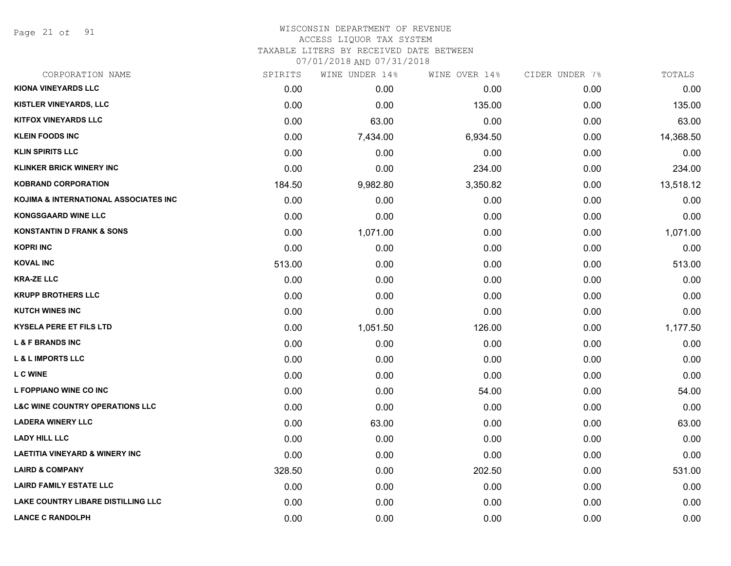# WISCONSIN DEPARTMENT OF REVENUE
ACCESS LIQUOR TAX SYSTEM
TAXABLE LITERS BY RECEIVED DATE BETWEEN
07/01/2018 AND 07/31/2018

| CORPORATION NAME | SPIRITS | WINE UNDER 14% | WINE OVER 14% | CIDER UNDER 7% | TOTALS |
|---|---|---|---|---|---|
| KIONA VINEYARDS LLC | 0.00 | 0.00 | 0.00 | 0.00 | 0.00 |
| KISTLER VINEYARDS, LLC | 0.00 | 0.00 | 135.00 | 0.00 | 135.00 |
| KITFOX VINEYARDS LLC | 0.00 | 63.00 | 0.00 | 0.00 | 63.00 |
| KLEIN FOODS INC | 0.00 | 7,434.00 | 6,934.50 | 0.00 | 14,368.50 |
| KLIN SPIRITS LLC | 0.00 | 0.00 | 0.00 | 0.00 | 0.00 |
| KLINKER BRICK WINERY INC | 0.00 | 0.00 | 234.00 | 0.00 | 234.00 |
| KOBRAND CORPORATION | 184.50 | 9,982.80 | 3,350.82 | 0.00 | 13,518.12 |
| KOJIMA & INTERNATIONAL ASSOCIATES INC | 0.00 | 0.00 | 0.00 | 0.00 | 0.00 |
| KONGSGAARD WINE LLC | 0.00 | 0.00 | 0.00 | 0.00 | 0.00 |
| KONSTANTIN D FRANK & SONS | 0.00 | 1,071.00 | 0.00 | 0.00 | 1,071.00 |
| KOPRI INC | 0.00 | 0.00 | 0.00 | 0.00 | 0.00 |
| KOVAL INC | 513.00 | 0.00 | 0.00 | 0.00 | 513.00 |
| KRA-ZE LLC | 0.00 | 0.00 | 0.00 | 0.00 | 0.00 |
| KRUPP BROTHERS LLC | 0.00 | 0.00 | 0.00 | 0.00 | 0.00 |
| KUTCH WINES INC | 0.00 | 0.00 | 0.00 | 0.00 | 0.00 |
| KYSELA PERE ET FILS LTD | 0.00 | 1,051.50 | 126.00 | 0.00 | 1,177.50 |
| L & F BRANDS INC | 0.00 | 0.00 | 0.00 | 0.00 | 0.00 |
| L & L IMPORTS LLC | 0.00 | 0.00 | 0.00 | 0.00 | 0.00 |
| L C WINE | 0.00 | 0.00 | 0.00 | 0.00 | 0.00 |
| L FOPPIANO WINE CO INC | 0.00 | 0.00 | 54.00 | 0.00 | 54.00 |
| L&C WINE COUNTRY OPERATIONS LLC | 0.00 | 0.00 | 0.00 | 0.00 | 0.00 |
| LADERA WINERY LLC | 0.00 | 63.00 | 0.00 | 0.00 | 63.00 |
| LADY HILL LLC | 0.00 | 0.00 | 0.00 | 0.00 | 0.00 |
| LAETITIA VINEYARD & WINERY INC | 0.00 | 0.00 | 0.00 | 0.00 | 0.00 |
| LAIRD & COMPANY | 328.50 | 0.00 | 202.50 | 0.00 | 531.00 |
| LAIRD FAMILY ESTATE LLC | 0.00 | 0.00 | 0.00 | 0.00 | 0.00 |
| LAKE COUNTRY LIBARE DISTILLING LLC | 0.00 | 0.00 | 0.00 | 0.00 | 0.00 |
| LANCE C RANDOLPH | 0.00 | 0.00 | 0.00 | 0.00 | 0.00 |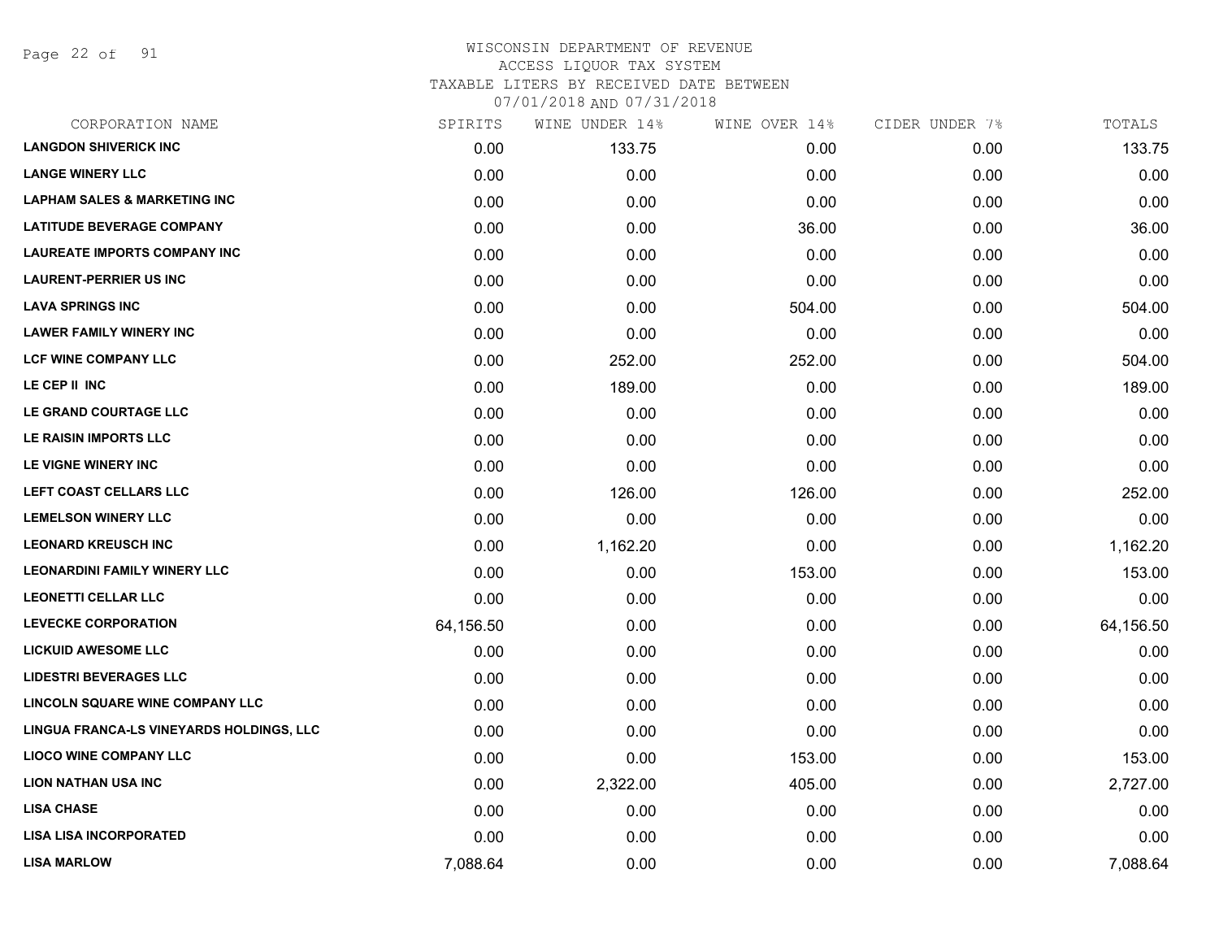# WISCONSIN DEPARTMENT OF REVENUE
## ACCESS LIQUOR TAX SYSTEM
### TAXABLE LITERS BY RECEIVED DATE BETWEEN 07/01/2018 AND 07/31/2018

| CORPORATION NAME | SPIRITS | WINE UNDER 14% | WINE OVER 14% | CIDER UNDER 7% | TOTALS |
|---|---|---|---|---|---|
| LANGDON SHIVERICK INC | 0.00 | 133.75 | 0.00 | 0.00 | 133.75 |
| LANGE WINERY LLC | 0.00 | 0.00 | 0.00 | 0.00 | 0.00 |
| LAPHAM SALES & MARKETING INC | 0.00 | 0.00 | 0.00 | 0.00 | 0.00 |
| LATITUDE BEVERAGE COMPANY | 0.00 | 0.00 | 36.00 | 0.00 | 36.00 |
| LAUREATE IMPORTS COMPANY INC | 0.00 | 0.00 | 0.00 | 0.00 | 0.00 |
| LAURENT-PERRIER US INC | 0.00 | 0.00 | 0.00 | 0.00 | 0.00 |
| LAVA SPRINGS INC | 0.00 | 0.00 | 504.00 | 0.00 | 504.00 |
| LAWER FAMILY WINERY INC | 0.00 | 0.00 | 0.00 | 0.00 | 0.00 |
| LCF WINE COMPANY LLC | 0.00 | 252.00 | 252.00 | 0.00 | 504.00 |
| LE CEP II INC | 0.00 | 189.00 | 0.00 | 0.00 | 189.00 |
| LE GRAND COURTAGE LLC | 0.00 | 0.00 | 0.00 | 0.00 | 0.00 |
| LE RAISIN IMPORTS LLC | 0.00 | 0.00 | 0.00 | 0.00 | 0.00 |
| LE VIGNE WINERY INC | 0.00 | 0.00 | 0.00 | 0.00 | 0.00 |
| LEFT COAST CELLARS LLC | 0.00 | 126.00 | 126.00 | 0.00 | 252.00 |
| LEMELSON WINERY LLC | 0.00 | 0.00 | 0.00 | 0.00 | 0.00 |
| LEONARD KREUSCH INC | 0.00 | 1,162.20 | 0.00 | 0.00 | 1,162.20 |
| LEONARDINI FAMILY WINERY LLC | 0.00 | 0.00 | 153.00 | 0.00 | 153.00 |
| LEONETTI CELLAR LLC | 0.00 | 0.00 | 0.00 | 0.00 | 0.00 |
| LEVECKE CORPORATION | 64,156.50 | 0.00 | 0.00 | 0.00 | 64,156.50 |
| LICKUID AWESOME LLC | 0.00 | 0.00 | 0.00 | 0.00 | 0.00 |
| LIDESTRI BEVERAGES LLC | 0.00 | 0.00 | 0.00 | 0.00 | 0.00 |
| LINCOLN SQUARE WINE COMPANY LLC | 0.00 | 0.00 | 0.00 | 0.00 | 0.00 |
| LINGUA FRANCA-LS VINEYARDS HOLDINGS, LLC | 0.00 | 0.00 | 0.00 | 0.00 | 0.00 |
| LIOCO WINE COMPANY LLC | 0.00 | 0.00 | 153.00 | 0.00 | 153.00 |
| LION NATHAN USA INC | 0.00 | 2,322.00 | 405.00 | 0.00 | 2,727.00 |
| LISA CHASE | 0.00 | 0.00 | 0.00 | 0.00 | 0.00 |
| LISA LISA INCORPORATED | 0.00 | 0.00 | 0.00 | 0.00 | 0.00 |
| LISA MARLOW | 7,088.64 | 0.00 | 0.00 | 0.00 | 7,088.64 |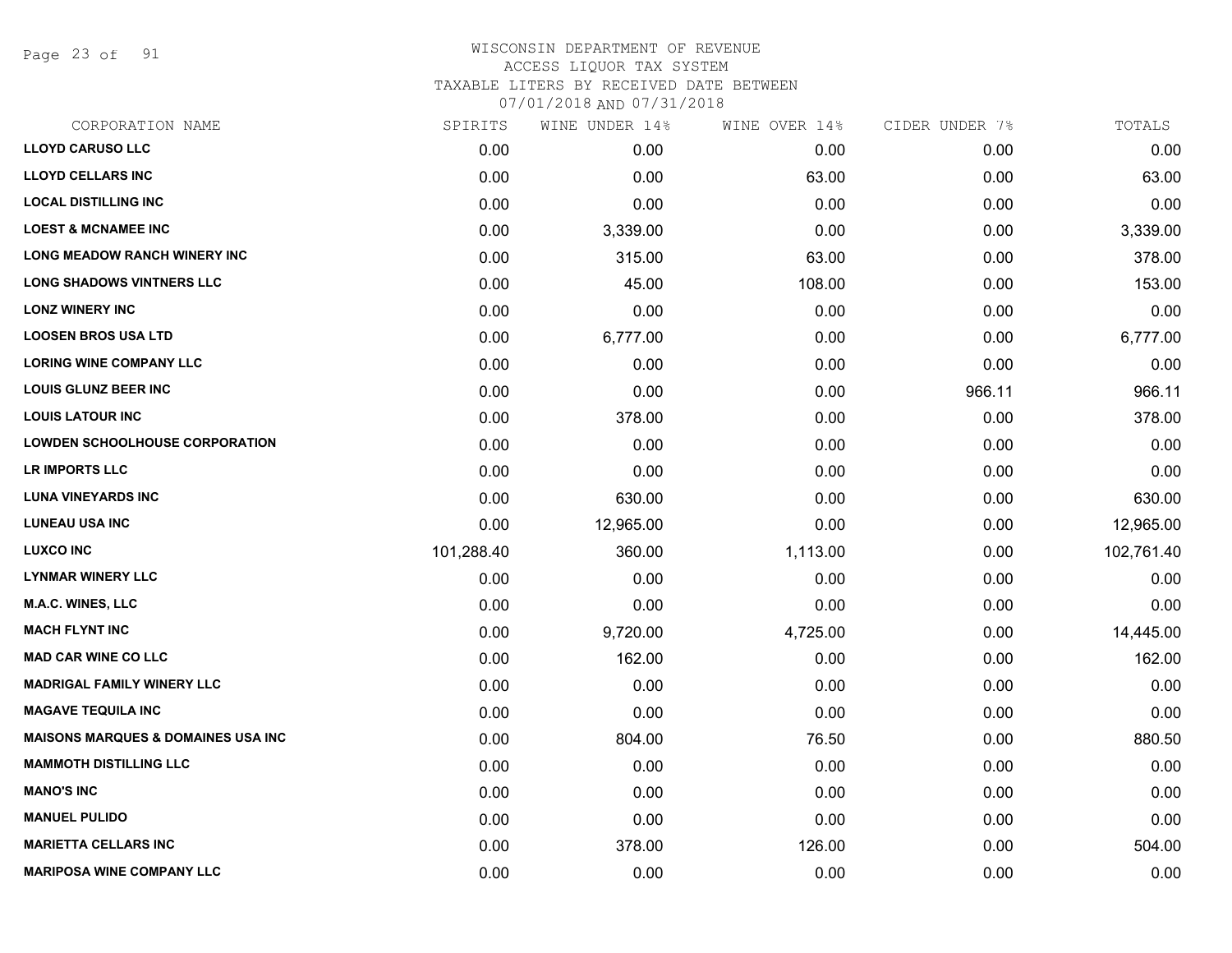WISCONSIN DEPARTMENT OF REVENUE
ACCESS LIQUOR TAX SYSTEM
TAXABLE LITERS BY RECEIVED DATE BETWEEN
07/01/2018 AND 07/31/2018

| CORPORATION NAME | SPIRITS | WINE UNDER 14% | WINE OVER 14% | CIDER UNDER 7% | TOTALS |
|---|---|---|---|---|---|
| **LLOYD CARUSO LLC** | 0.00 | 0.00 | 0.00 | 0.00 | 0.00 |
| **LLOYD CELLARS INC** | 0.00 | 0.00 | 63.00 | 0.00 | 63.00 |
| **LOCAL DISTILLING INC** | 0.00 | 0.00 | 0.00 | 0.00 | 0.00 |
| **LOEST & MCNAMEE INC** | 0.00 | 3,339.00 | 0.00 | 0.00 | 3,339.00 |
| **LONG MEADOW RANCH WINERY INC** | 0.00 | 315.00 | 63.00 | 0.00 | 378.00 |
| **LONG SHADOWS VINTNERS LLC** | 0.00 | 45.00 | 108.00 | 0.00 | 153.00 |
| **LONZ WINERY INC** | 0.00 | 0.00 | 0.00 | 0.00 | 0.00 |
| **LOOSEN BROS USA LTD** | 0.00 | 6,777.00 | 0.00 | 0.00 | 6,777.00 |
| **LORING WINE COMPANY LLC** | 0.00 | 0.00 | 0.00 | 0.00 | 0.00 |
| **LOUIS GLUNZ BEER INC** | 0.00 | 0.00 | 0.00 | 966.11 | 966.11 |
| **LOUIS LATOUR INC** | 0.00 | 378.00 | 0.00 | 0.00 | 378.00 |
| **LOWDEN SCHOOLHOUSE CORPORATION** | 0.00 | 0.00 | 0.00 | 0.00 | 0.00 |
| **LR IMPORTS LLC** | 0.00 | 0.00 | 0.00 | 0.00 | 0.00 |
| **LUNA VINEYARDS INC** | 0.00 | 630.00 | 0.00 | 0.00 | 630.00 |
| **LUNEAU USA INC** | 0.00 | 12,965.00 | 0.00 | 0.00 | 12,965.00 |
| **LUXCO INC** | 101,288.40 | 360.00 | 1,113.00 | 0.00 | 102,761.40 |
| **LYNMAR WINERY LLC** | 0.00 | 0.00 | 0.00 | 0.00 | 0.00 |
| **M.A.C. WINES, LLC** | 0.00 | 0.00 | 0.00 | 0.00 | 0.00 |
| **MACH FLYNT INC** | 0.00 | 9,720.00 | 4,725.00 | 0.00 | 14,445.00 |
| **MAD CAR WINE CO LLC** | 0.00 | 162.00 | 0.00 | 0.00 | 162.00 |
| **MADRIGAL FAMILY WINERY LLC** | 0.00 | 0.00 | 0.00 | 0.00 | 0.00 |
| **MAGAVE TEQUILA INC** | 0.00 | 0.00 | 0.00 | 0.00 | 0.00 |
| **MAISONS MARQUES & DOMAINES USA INC** | 0.00 | 804.00 | 76.50 | 0.00 | 880.50 |
| **MAMMOTH DISTILLING LLC** | 0.00 | 0.00 | 0.00 | 0.00 | 0.00 |
| **MANO'S INC** | 0.00 | 0.00 | 0.00 | 0.00 | 0.00 |
| **MANUEL PULIDO** | 0.00 | 0.00 | 0.00 | 0.00 | 0.00 |
| **MARIETTA CELLARS INC** | 0.00 | 378.00 | 126.00 | 0.00 | 504.00 |
| **MARIPOSA WINE COMPANY LLC** | 0.00 | 0.00 | 0.00 | 0.00 | 0.00 |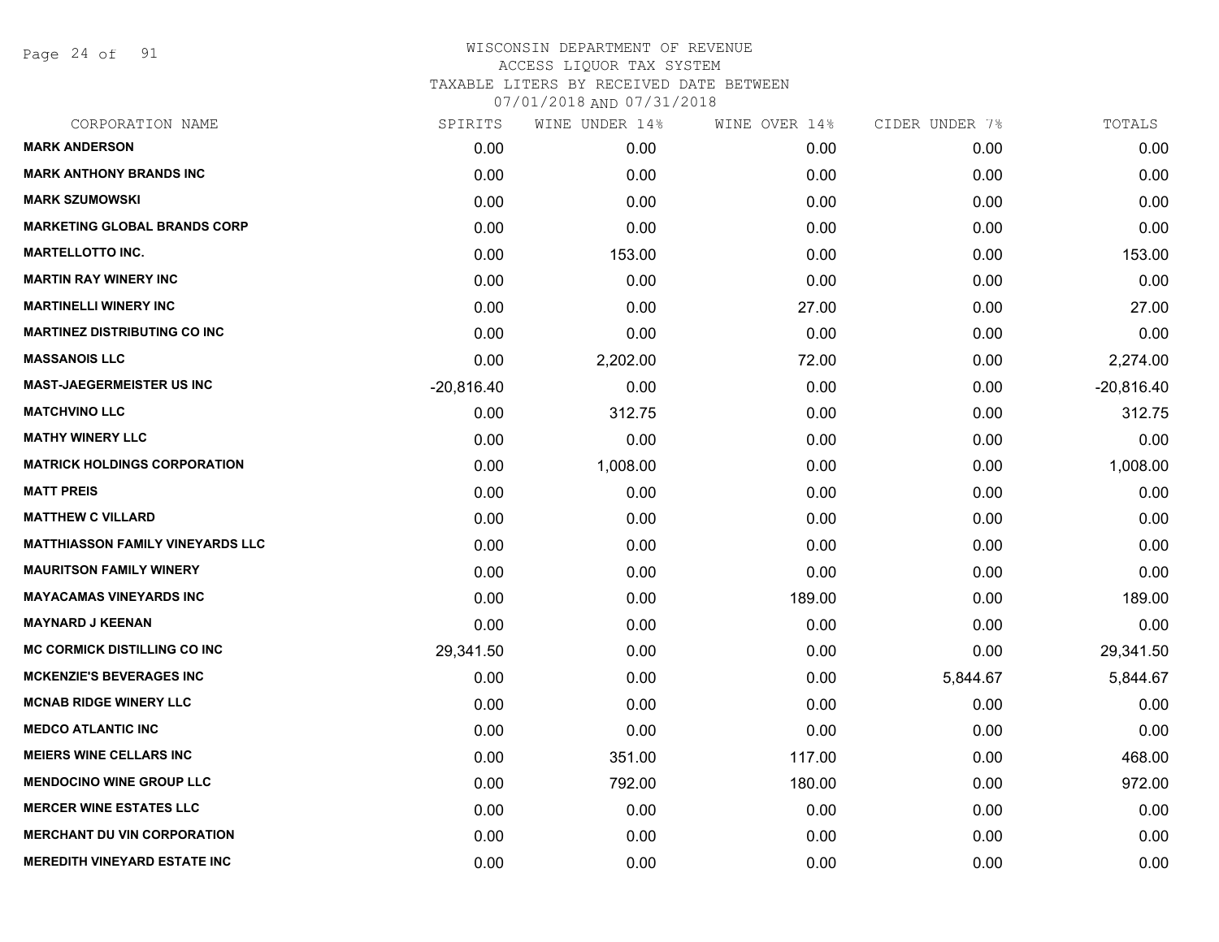# WISCONSIN DEPARTMENT OF REVENUE
ACCESS LIQUOR TAX SYSTEM
TAXABLE LITERS BY RECEIVED DATE BETWEEN
07/01/2018 AND 07/31/2018

| CORPORATION NAME | SPIRITS | WINE UNDER 14% | WINE OVER 14% | CIDER UNDER 7% | TOTALS |
|---|---|---|---|---|---|
| MARK ANDERSON | 0.00 | 0.00 | 0.00 | 0.00 | 0.00 |
| MARK ANTHONY BRANDS INC | 0.00 | 0.00 | 0.00 | 0.00 | 0.00 |
| MARK SZUMOWSKI | 0.00 | 0.00 | 0.00 | 0.00 | 0.00 |
| MARKETING GLOBAL BRANDS CORP | 0.00 | 0.00 | 0.00 | 0.00 | 0.00 |
| MARTELLOTTO INC. | 0.00 | 153.00 | 0.00 | 0.00 | 153.00 |
| MARTIN RAY WINERY INC | 0.00 | 0.00 | 0.00 | 0.00 | 0.00 |
| MARTINELLI WINERY INC | 0.00 | 0.00 | 27.00 | 0.00 | 27.00 |
| MARTINEZ DISTRIBUTING CO INC | 0.00 | 0.00 | 0.00 | 0.00 | 0.00 |
| MASSANOIS LLC | 0.00 | 2,202.00 | 72.00 | 0.00 | 2,274.00 |
| MAST-JAEGERMEISTER US INC | -20,816.40 | 0.00 | 0.00 | 0.00 | -20,816.40 |
| MATCHVINO LLC | 0.00 | 312.75 | 0.00 | 0.00 | 312.75 |
| MATHY WINERY LLC | 0.00 | 0.00 | 0.00 | 0.00 | 0.00 |
| MATRICK HOLDINGS CORPORATION | 0.00 | 1,008.00 | 0.00 | 0.00 | 1,008.00 |
| MATT PREIS | 0.00 | 0.00 | 0.00 | 0.00 | 0.00 |
| MATTHEW C VILLARD | 0.00 | 0.00 | 0.00 | 0.00 | 0.00 |
| MATTHIASSON FAMILY VINEYARDS LLC | 0.00 | 0.00 | 0.00 | 0.00 | 0.00 |
| MAURITSON FAMILY WINERY | 0.00 | 0.00 | 0.00 | 0.00 | 0.00 |
| MAYACAMAS VINEYARDS INC | 0.00 | 0.00 | 189.00 | 0.00 | 189.00 |
| MAYNARD J KEENAN | 0.00 | 0.00 | 0.00 | 0.00 | 0.00 |
| MC CORMICK DISTILLING CO INC | 29,341.50 | 0.00 | 0.00 | 0.00 | 29,341.50 |
| MCKENZIE'S BEVERAGES INC | 0.00 | 0.00 | 0.00 | 5,844.67 | 5,844.67 |
| MCNAB RIDGE WINERY LLC | 0.00 | 0.00 | 0.00 | 0.00 | 0.00 |
| MEDCO ATLANTIC INC | 0.00 | 0.00 | 0.00 | 0.00 | 0.00 |
| MEIERS WINE CELLARS INC | 0.00 | 351.00 | 117.00 | 0.00 | 468.00 |
| MENDOCINO WINE GROUP LLC | 0.00 | 792.00 | 180.00 | 0.00 | 972.00 |
| MERCER WINE ESTATES LLC | 0.00 | 0.00 | 0.00 | 0.00 | 0.00 |
| MERCHANT DU VIN CORPORATION | 0.00 | 0.00 | 0.00 | 0.00 | 0.00 |
| MEREDITH VINEYARD ESTATE INC | 0.00 | 0.00 | 0.00 | 0.00 | 0.00 |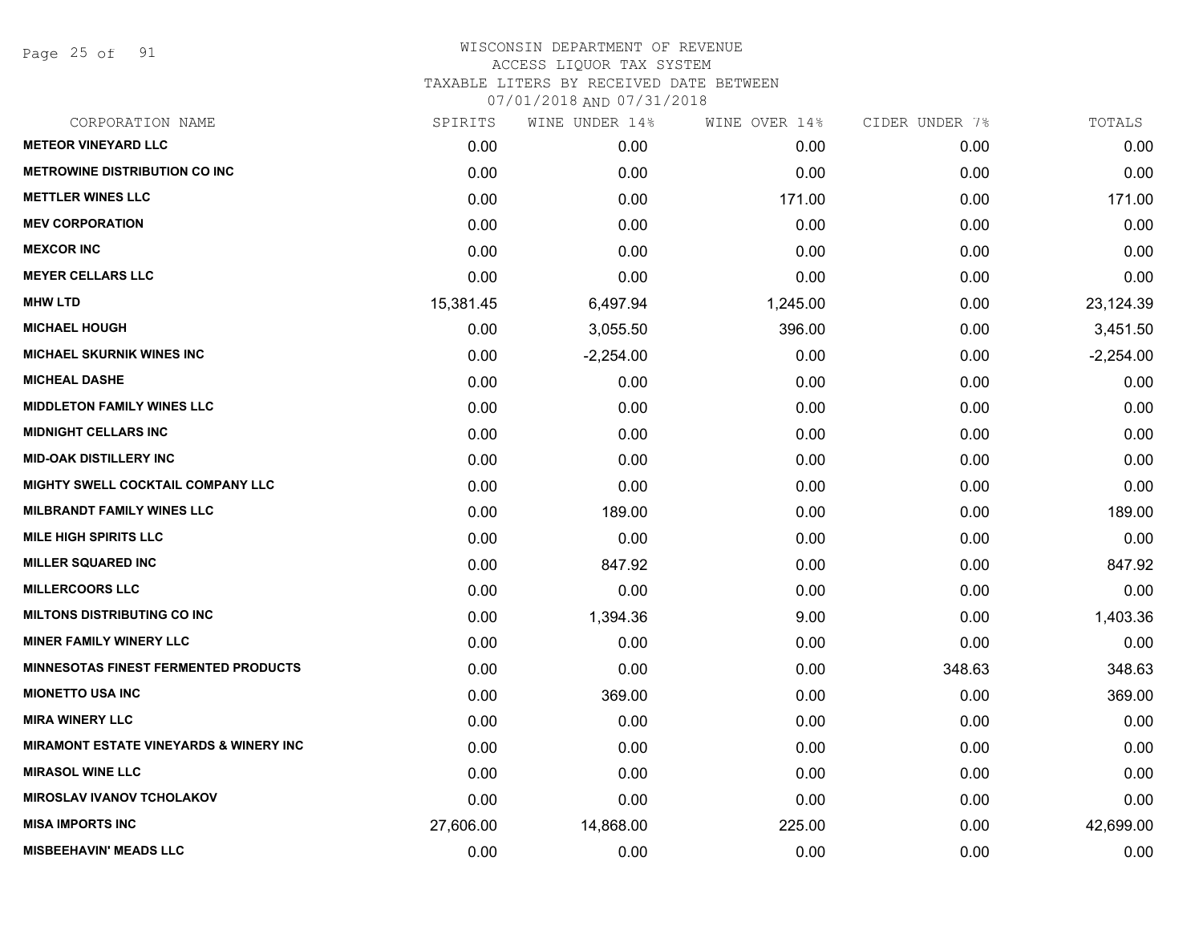# WISCONSIN DEPARTMENT OF REVENUE
ACCESS LIQUOR TAX SYSTEM
TAXABLE LITERS BY RECEIVED DATE BETWEEN
07/01/2018 AND 07/31/2018

| CORPORATION NAME | SPIRITS | WINE UNDER 14% | WINE OVER 14% | CIDER UNDER 7% | TOTALS |
|---|---|---|---|---|---|
| **METEOR VINEYARD LLC** | 0.00 | 0.00 | 0.00 | 0.00 | 0.00 |
| **METROWINE DISTRIBUTION CO INC** | 0.00 | 0.00 | 0.00 | 0.00 | 0.00 |
| **METTLER WINES LLC** | 0.00 | 0.00 | 171.00 | 0.00 | 171.00 |
| **MEV CORPORATION** | 0.00 | 0.00 | 0.00 | 0.00 | 0.00 |
| **MEXCOR INC** | 0.00 | 0.00 | 0.00 | 0.00 | 0.00 |
| **MEYER CELLARS LLC** | 0.00 | 0.00 | 0.00 | 0.00 | 0.00 |
| **MHW LTD** | 15,381.45 | 6,497.94 | 1,245.00 | 0.00 | 23,124.39 |
| **MICHAEL HOUGH** | 0.00 | 3,055.50 | 396.00 | 0.00 | 3,451.50 |
| **MICHAEL SKURNIK WINES INC** | 0.00 | -2,254.00 | 0.00 | 0.00 | -2,254.00 |
| **MICHEAL DASHE** | 0.00 | 0.00 | 0.00 | 0.00 | 0.00 |
| **MIDDLETON FAMILY WINES LLC** | 0.00 | 0.00 | 0.00 | 0.00 | 0.00 |
| **MIDNIGHT CELLARS INC** | 0.00 | 0.00 | 0.00 | 0.00 | 0.00 |
| **MID-OAK DISTILLERY INC** | 0.00 | 0.00 | 0.00 | 0.00 | 0.00 |
| **MIGHTY SWELL COCKTAIL COMPANY LLC** | 0.00 | 0.00 | 0.00 | 0.00 | 0.00 |
| **MILBRANDT FAMILY WINES LLC** | 0.00 | 189.00 | 0.00 | 0.00 | 189.00 |
| **MILE HIGH SPIRITS LLC** | 0.00 | 0.00 | 0.00 | 0.00 | 0.00 |
| **MILLER SQUARED INC** | 0.00 | 847.92 | 0.00 | 0.00 | 847.92 |
| **MILLERCOORS LLC** | 0.00 | 0.00 | 0.00 | 0.00 | 0.00 |
| **MILTONS DISTRIBUTING CO INC** | 0.00 | 1,394.36 | 9.00 | 0.00 | 1,403.36 |
| **MINER FAMILY WINERY LLC** | 0.00 | 0.00 | 0.00 | 0.00 | 0.00 |
| **MINNESOTAS FINEST FERMENTED PRODUCTS** | 0.00 | 0.00 | 0.00 | 348.63 | 348.63 |
| **MIONETTO USA INC** | 0.00 | 369.00 | 0.00 | 0.00 | 369.00 |
| **MIRA WINERY LLC** | 0.00 | 0.00 | 0.00 | 0.00 | 0.00 |
| **MIRAMONT ESTATE VINEYARDS & WINERY INC** | 0.00 | 0.00 | 0.00 | 0.00 | 0.00 |
| **MIRASOL WINE LLC** | 0.00 | 0.00 | 0.00 | 0.00 | 0.00 |
| **MIROSLAV IVANOV TCHOLAKOV** | 0.00 | 0.00 | 0.00 | 0.00 | 0.00 |
| **MISA IMPORTS INC** | 27,606.00 | 14,868.00 | 225.00 | 0.00 | 42,699.00 |
| **MISBEEHAVIN' MEADS LLC** | 0.00 | 0.00 | 0.00 | 0.00 | 0.00 |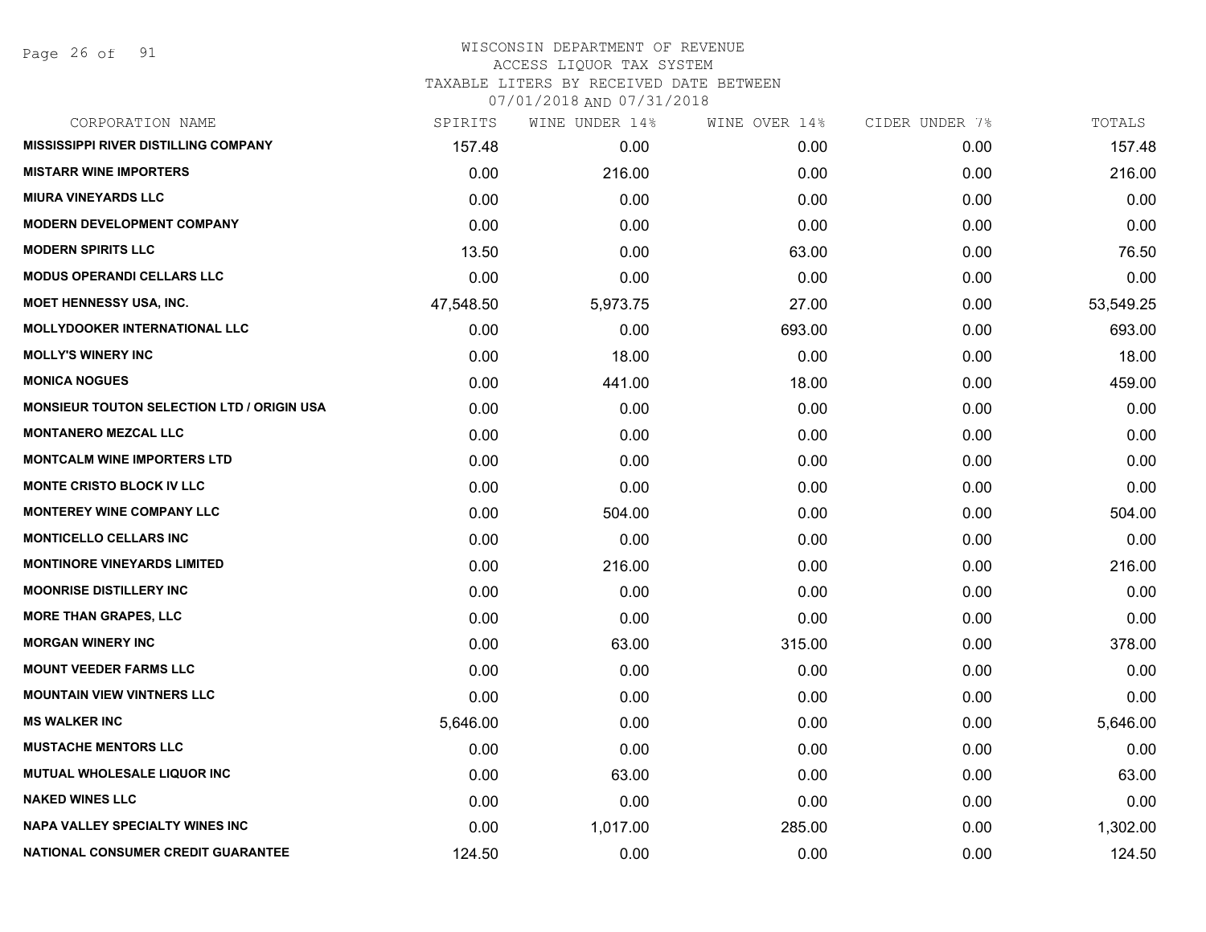WISCONSIN DEPARTMENT OF REVENUE
ACCESS LIQUOR TAX SYSTEM
TAXABLE LITERS BY RECEIVED DATE BETWEEN
07/01/2018 AND 07/31/2018

| CORPORATION NAME | SPIRITS | WINE UNDER 14% | WINE OVER 14% | CIDER UNDER 7% | TOTALS |
|---|---|---|---|---|---|
| MISSISSIPPI RIVER DISTILLING COMPANY | 157.48 | 0.00 | 0.00 | 0.00 | 157.48 |
| MISTARR WINE IMPORTERS | 0.00 | 216.00 | 0.00 | 0.00 | 216.00 |
| MIURA VINEYARDS LLC | 0.00 | 0.00 | 0.00 | 0.00 | 0.00 |
| MODERN DEVELOPMENT COMPANY | 0.00 | 0.00 | 0.00 | 0.00 | 0.00 |
| MODERN SPIRITS LLC | 13.50 | 0.00 | 63.00 | 0.00 | 76.50 |
| MODUS OPERANDI CELLARS LLC | 0.00 | 0.00 | 0.00 | 0.00 | 0.00 |
| MOET HENNESSY USA, INC. | 47,548.50 | 5,973.75 | 27.00 | 0.00 | 53,549.25 |
| MOLLYDOOKER INTERNATIONAL LLC | 0.00 | 0.00 | 693.00 | 0.00 | 693.00 |
| MOLLY'S WINERY INC | 0.00 | 18.00 | 0.00 | 0.00 | 18.00 |
| MONICA NOGUES | 0.00 | 441.00 | 18.00 | 0.00 | 459.00 |
| MONSIEUR TOUTON SELECTION LTD / ORIGIN USA | 0.00 | 0.00 | 0.00 | 0.00 | 0.00 |
| MONTANERO MEZCAL LLC | 0.00 | 0.00 | 0.00 | 0.00 | 0.00 |
| MONTCALM WINE IMPORTERS LTD | 0.00 | 0.00 | 0.00 | 0.00 | 0.00 |
| MONTE CRISTO BLOCK IV LLC | 0.00 | 0.00 | 0.00 | 0.00 | 0.00 |
| MONTEREY WINE COMPANY LLC | 0.00 | 504.00 | 0.00 | 0.00 | 504.00 |
| MONTICELLO CELLARS INC | 0.00 | 0.00 | 0.00 | 0.00 | 0.00 |
| MONTINORE VINEYARDS LIMITED | 0.00 | 216.00 | 0.00 | 0.00 | 216.00 |
| MOONRISE DISTILLERY INC | 0.00 | 0.00 | 0.00 | 0.00 | 0.00 |
| MORE THAN GRAPES, LLC | 0.00 | 0.00 | 0.00 | 0.00 | 0.00 |
| MORGAN WINERY INC | 0.00 | 63.00 | 315.00 | 0.00 | 378.00 |
| MOUNT VEEDER FARMS LLC | 0.00 | 0.00 | 0.00 | 0.00 | 0.00 |
| MOUNTAIN VIEW VINTNERS LLC | 0.00 | 0.00 | 0.00 | 0.00 | 0.00 |
| MS WALKER INC | 5,646.00 | 0.00 | 0.00 | 0.00 | 5,646.00 |
| MUSTACHE MENTORS LLC | 0.00 | 0.00 | 0.00 | 0.00 | 0.00 |
| MUTUAL WHOLESALE LIQUOR INC | 0.00 | 63.00 | 0.00 | 0.00 | 63.00 |
| NAKED WINES LLC | 0.00 | 0.00 | 0.00 | 0.00 | 0.00 |
| NAPA VALLEY SPECIALTY WINES INC | 0.00 | 1,017.00 | 285.00 | 0.00 | 1,302.00 |
| NATIONAL CONSUMER CREDIT GUARANTEE | 124.50 | 0.00 | 0.00 | 0.00 | 124.50 |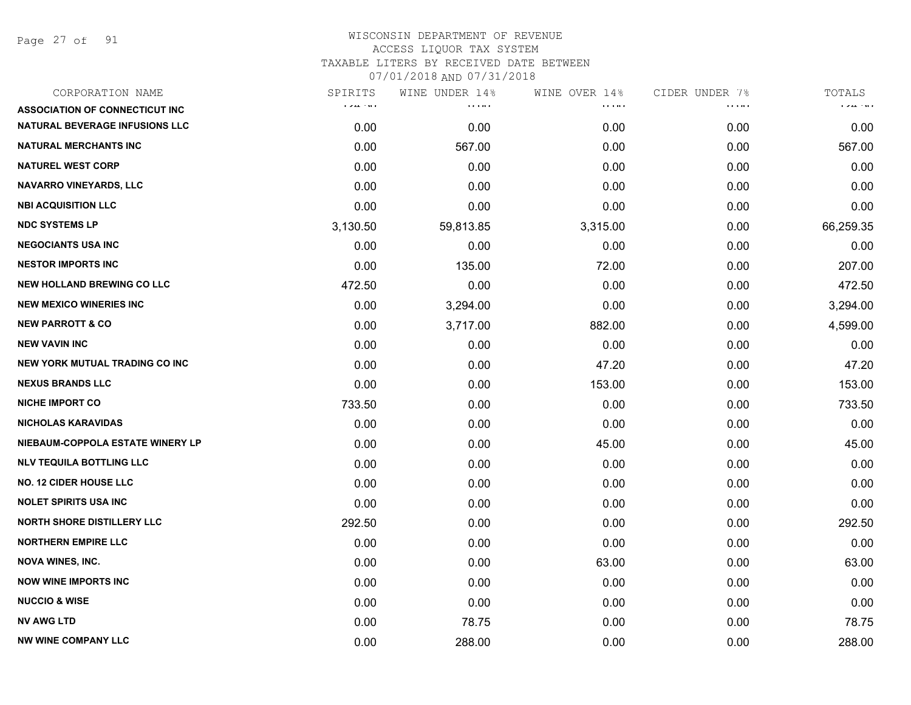WISCONSIN DEPARTMENT OF REVENUE
ACCESS LIQUOR TAX SYSTEM
TAXABLE LITERS BY RECEIVED DATE BETWEEN
07/01/2018 AND 07/31/2018

| CORPORATION NAME | SPIRITS | WINE UNDER 14% | WINE OVER 14% | CIDER UNDER 7% | TOTALS |
|---|---|---|---|---|---|
| ASSOCIATION OF CONNECTICUT INC | | | | | |
| NATURAL BEVERAGE INFUSIONS LLC | 0.00 | 0.00 | 0.00 | 0.00 | 0.00 |
| NATURAL MERCHANTS INC | 0.00 | 567.00 | 0.00 | 0.00 | 567.00 |
| NATUREL WEST CORP | 0.00 | 0.00 | 0.00 | 0.00 | 0.00 |
| NAVARRO VINEYARDS, LLC | 0.00 | 0.00 | 0.00 | 0.00 | 0.00 |
| NBI ACQUISITION LLC | 0.00 | 0.00 | 0.00 | 0.00 | 0.00 |
| NDC SYSTEMS LP | 3,130.50 | 59,813.85 | 3,315.00 | 0.00 | 66,259.35 |
| NEGOCIANTS USA INC | 0.00 | 0.00 | 0.00 | 0.00 | 0.00 |
| NESTOR IMPORTS INC | 0.00 | 135.00 | 72.00 | 0.00 | 207.00 |
| NEW HOLLAND BREWING CO LLC | 472.50 | 0.00 | 0.00 | 0.00 | 472.50 |
| NEW MEXICO WINERIES INC | 0.00 | 3,294.00 | 0.00 | 0.00 | 3,294.00 |
| NEW PARROTT & CO | 0.00 | 3,717.00 | 882.00 | 0.00 | 4,599.00 |
| NEW VAVIN INC | 0.00 | 0.00 | 0.00 | 0.00 | 0.00 |
| NEW YORK MUTUAL TRADING CO INC | 0.00 | 0.00 | 47.20 | 0.00 | 47.20 |
| NEXUS BRANDS LLC | 0.00 | 0.00 | 153.00 | 0.00 | 153.00 |
| NICHE IMPORT CO | 733.50 | 0.00 | 0.00 | 0.00 | 733.50 |
| NICHOLAS KARAVIDAS | 0.00 | 0.00 | 0.00 | 0.00 | 0.00 |
| NIEBAUM-COPPOLA ESTATE WINERY LP | 0.00 | 0.00 | 45.00 | 0.00 | 45.00 |
| NLV TEQUILA BOTTLING LLC | 0.00 | 0.00 | 0.00 | 0.00 | 0.00 |
| NO. 12 CIDER HOUSE LLC | 0.00 | 0.00 | 0.00 | 0.00 | 0.00 |
| NOLET SPIRITS USA INC | 0.00 | 0.00 | 0.00 | 0.00 | 0.00 |
| NORTH SHORE DISTILLERY LLC | 292.50 | 0.00 | 0.00 | 0.00 | 292.50 |
| NORTHERN EMPIRE LLC | 0.00 | 0.00 | 0.00 | 0.00 | 0.00 |
| NOVA WINES, INC. | 0.00 | 0.00 | 63.00 | 0.00 | 63.00 |
| NOW WINE IMPORTS INC | 0.00 | 0.00 | 0.00 | 0.00 | 0.00 |
| NUCCIO & WISE | 0.00 | 0.00 | 0.00 | 0.00 | 0.00 |
| NV AWG LTD | 0.00 | 78.75 | 0.00 | 0.00 | 78.75 |
| NW WINE COMPANY LLC | 0.00 | 288.00 | 0.00 | 0.00 | 288.00 |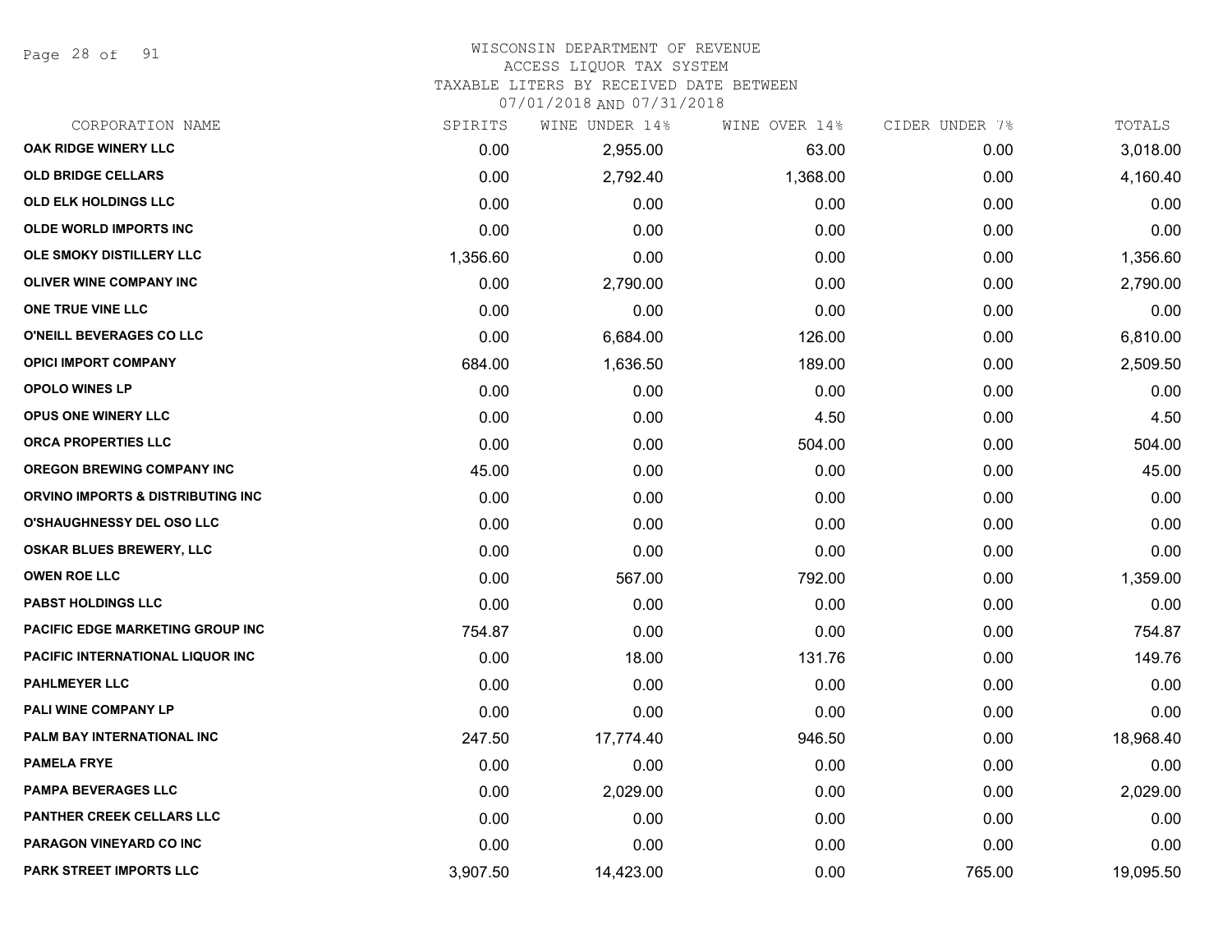# WISCONSIN DEPARTMENT OF REVENUE
## ACCESS LIQUOR TAX SYSTEM
### TAXABLE LITERS BY RECEIVED DATE BETWEEN 07/01/2018 AND 07/31/2018

| CORPORATION NAME | SPIRITS | WINE UNDER 14% | WINE OVER 14% | CIDER UNDER 7% | TOTALS |
|---|---|---|---|---|---|
| OAK RIDGE WINERY LLC | 0.00 | 2,955.00 | 63.00 | 0.00 | 3,018.00 |
| OLD BRIDGE CELLARS | 0.00 | 2,792.40 | 1,368.00 | 0.00 | 4,160.40 |
| OLD ELK HOLDINGS LLC | 0.00 | 0.00 | 0.00 | 0.00 | 0.00 |
| OLDE WORLD IMPORTS INC | 0.00 | 0.00 | 0.00 | 0.00 | 0.00 |
| OLE SMOKY DISTILLERY LLC | 1,356.60 | 0.00 | 0.00 | 0.00 | 1,356.60 |
| OLIVER WINE COMPANY INC | 0.00 | 2,790.00 | 0.00 | 0.00 | 2,790.00 |
| ONE TRUE VINE LLC | 0.00 | 0.00 | 0.00 | 0.00 | 0.00 |
| O'NEILL BEVERAGES CO LLC | 0.00 | 6,684.00 | 126.00 | 0.00 | 6,810.00 |
| OPICI IMPORT COMPANY | 684.00 | 1,636.50 | 189.00 | 0.00 | 2,509.50 |
| OPOLO WINES LP | 0.00 | 0.00 | 0.00 | 0.00 | 0.00 |
| OPUS ONE WINERY LLC | 0.00 | 0.00 | 4.50 | 0.00 | 4.50 |
| ORCA PROPERTIES LLC | 0.00 | 0.00 | 504.00 | 0.00 | 504.00 |
| OREGON BREWING COMPANY INC | 45.00 | 0.00 | 0.00 | 0.00 | 45.00 |
| ORVINO IMPORTS & DISTRIBUTING INC | 0.00 | 0.00 | 0.00 | 0.00 | 0.00 |
| O'SHAUGHNESSY DEL OSO LLC | 0.00 | 0.00 | 0.00 | 0.00 | 0.00 |
| OSKAR BLUES BREWERY, LLC | 0.00 | 0.00 | 0.00 | 0.00 | 0.00 |
| OWEN ROE LLC | 0.00 | 567.00 | 792.00 | 0.00 | 1,359.00 |
| PABST HOLDINGS LLC | 0.00 | 0.00 | 0.00 | 0.00 | 0.00 |
| PACIFIC EDGE MARKETING GROUP INC | 754.87 | 0.00 | 0.00 | 0.00 | 754.87 |
| PACIFIC INTERNATIONAL LIQUOR INC | 0.00 | 18.00 | 131.76 | 0.00 | 149.76 |
| PAHLMEYER LLC | 0.00 | 0.00 | 0.00 | 0.00 | 0.00 |
| PALI WINE COMPANY LP | 0.00 | 0.00 | 0.00 | 0.00 | 0.00 |
| PALM BAY INTERNATIONAL INC | 247.50 | 17,774.40 | 946.50 | 0.00 | 18,968.40 |
| PAMELA FRYE | 0.00 | 0.00 | 0.00 | 0.00 | 0.00 |
| PAMPA BEVERAGES LLC | 0.00 | 2,029.00 | 0.00 | 0.00 | 2,029.00 |
| PANTHER CREEK CELLARS LLC | 0.00 | 0.00 | 0.00 | 0.00 | 0.00 |
| PARAGON VINEYARD CO INC | 0.00 | 0.00 | 0.00 | 0.00 | 0.00 |
| PARK STREET IMPORTS LLC | 3,907.50 | 14,423.00 | 0.00 | 765.00 | 19,095.50 |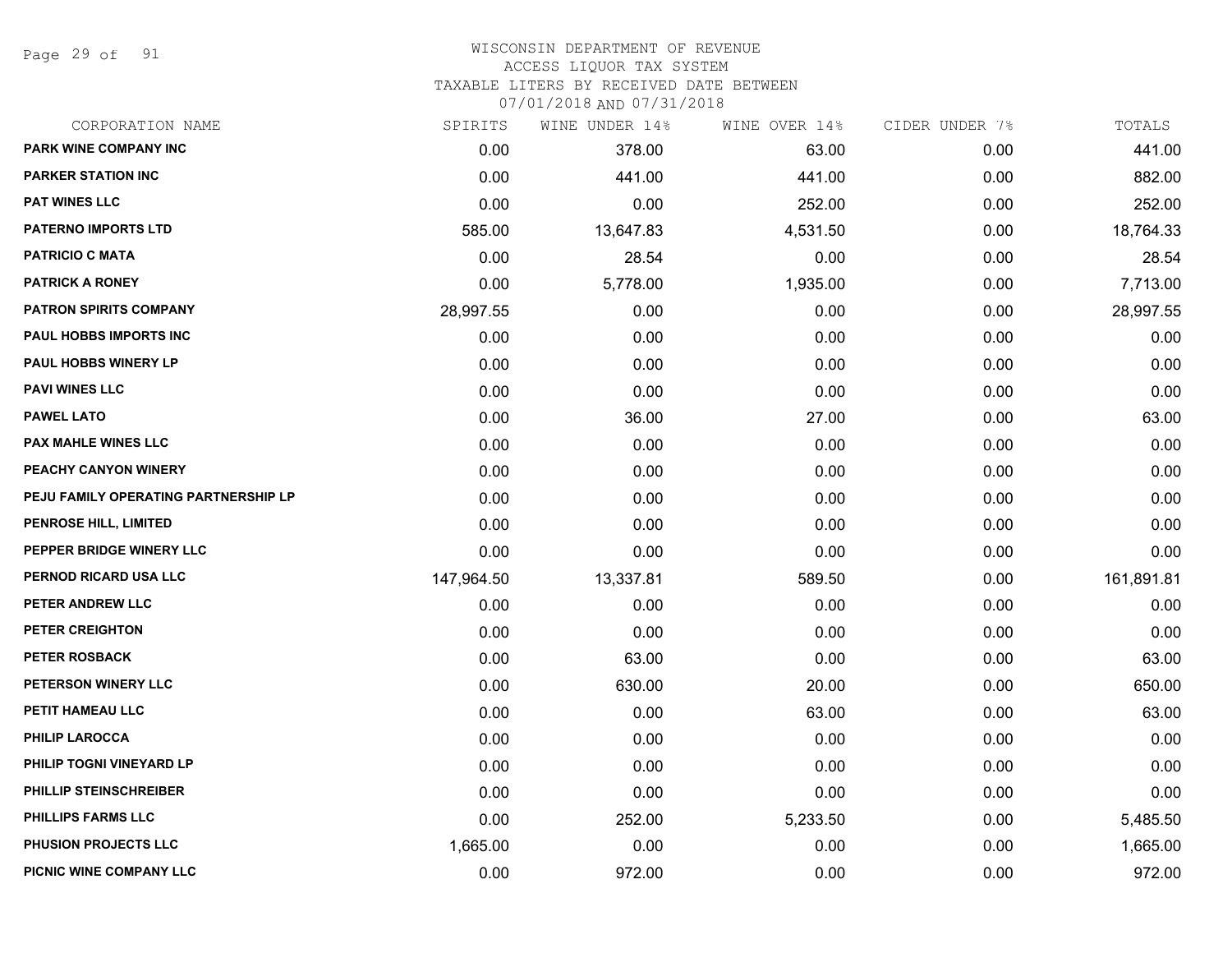WISCONSIN DEPARTMENT OF REVENUE
ACCESS LIQUOR TAX SYSTEM
TAXABLE LITERS BY RECEIVED DATE BETWEEN
07/01/2018 AND 07/31/2018

| CORPORATION NAME | SPIRITS | WINE UNDER 14% | WINE OVER 14% | CIDER UNDER 7% | TOTALS |
|---|---|---|---|---|---|
| PARK WINE COMPANY INC | 0.00 | 378.00 | 63.00 | 0.00 | 441.00 |
| PARKER STATION INC | 0.00 | 441.00 | 441.00 | 0.00 | 882.00 |
| PAT WINES LLC | 0.00 | 0.00 | 252.00 | 0.00 | 252.00 |
| PATERNO IMPORTS LTD | 585.00 | 13,647.83 | 4,531.50 | 0.00 | 18,764.33 |
| PATRICIO C MATA | 0.00 | 28.54 | 0.00 | 0.00 | 28.54 |
| PATRICK A RONEY | 0.00 | 5,778.00 | 1,935.00 | 0.00 | 7,713.00 |
| PATRON SPIRITS COMPANY | 28,997.55 | 0.00 | 0.00 | 0.00 | 28,997.55 |
| PAUL HOBBS IMPORTS INC | 0.00 | 0.00 | 0.00 | 0.00 | 0.00 |
| PAUL HOBBS WINERY LP | 0.00 | 0.00 | 0.00 | 0.00 | 0.00 |
| PAVI WINES LLC | 0.00 | 0.00 | 0.00 | 0.00 | 0.00 |
| PAWEL LATO | 0.00 | 36.00 | 27.00 | 0.00 | 63.00 |
| PAX MAHLE WINES LLC | 0.00 | 0.00 | 0.00 | 0.00 | 0.00 |
| PEACHY CANYON WINERY | 0.00 | 0.00 | 0.00 | 0.00 | 0.00 |
| PEJU FAMILY OPERATING PARTNERSHIP LP | 0.00 | 0.00 | 0.00 | 0.00 | 0.00 |
| PENROSE HILL, LIMITED | 0.00 | 0.00 | 0.00 | 0.00 | 0.00 |
| PEPPER BRIDGE WINERY LLC | 0.00 | 0.00 | 0.00 | 0.00 | 0.00 |
| PERNOD RICARD USA LLC | 147,964.50 | 13,337.81 | 589.50 | 0.00 | 161,891.81 |
| PETER ANDREW LLC | 0.00 | 0.00 | 0.00 | 0.00 | 0.00 |
| PETER CREIGHTON | 0.00 | 0.00 | 0.00 | 0.00 | 0.00 |
| PETER ROSBACK | 0.00 | 63.00 | 0.00 | 0.00 | 63.00 |
| PETERSON WINERY LLC | 0.00 | 630.00 | 20.00 | 0.00 | 650.00 |
| PETIT HAMEAU LLC | 0.00 | 0.00 | 63.00 | 0.00 | 63.00 |
| PHILIP LAROCCA | 0.00 | 0.00 | 0.00 | 0.00 | 0.00 |
| PHILIP TOGNI VINEYARD LP | 0.00 | 0.00 | 0.00 | 0.00 | 0.00 |
| PHILLIP STEINSCHREIBER | 0.00 | 0.00 | 0.00 | 0.00 | 0.00 |
| PHILLIPS FARMS LLC | 0.00 | 252.00 | 5,233.50 | 0.00 | 5,485.50 |
| PHUSION PROJECTS LLC | 1,665.00 | 0.00 | 0.00 | 0.00 | 1,665.00 |
| PICNIC WINE COMPANY LLC | 0.00 | 972.00 | 0.00 | 0.00 | 972.00 |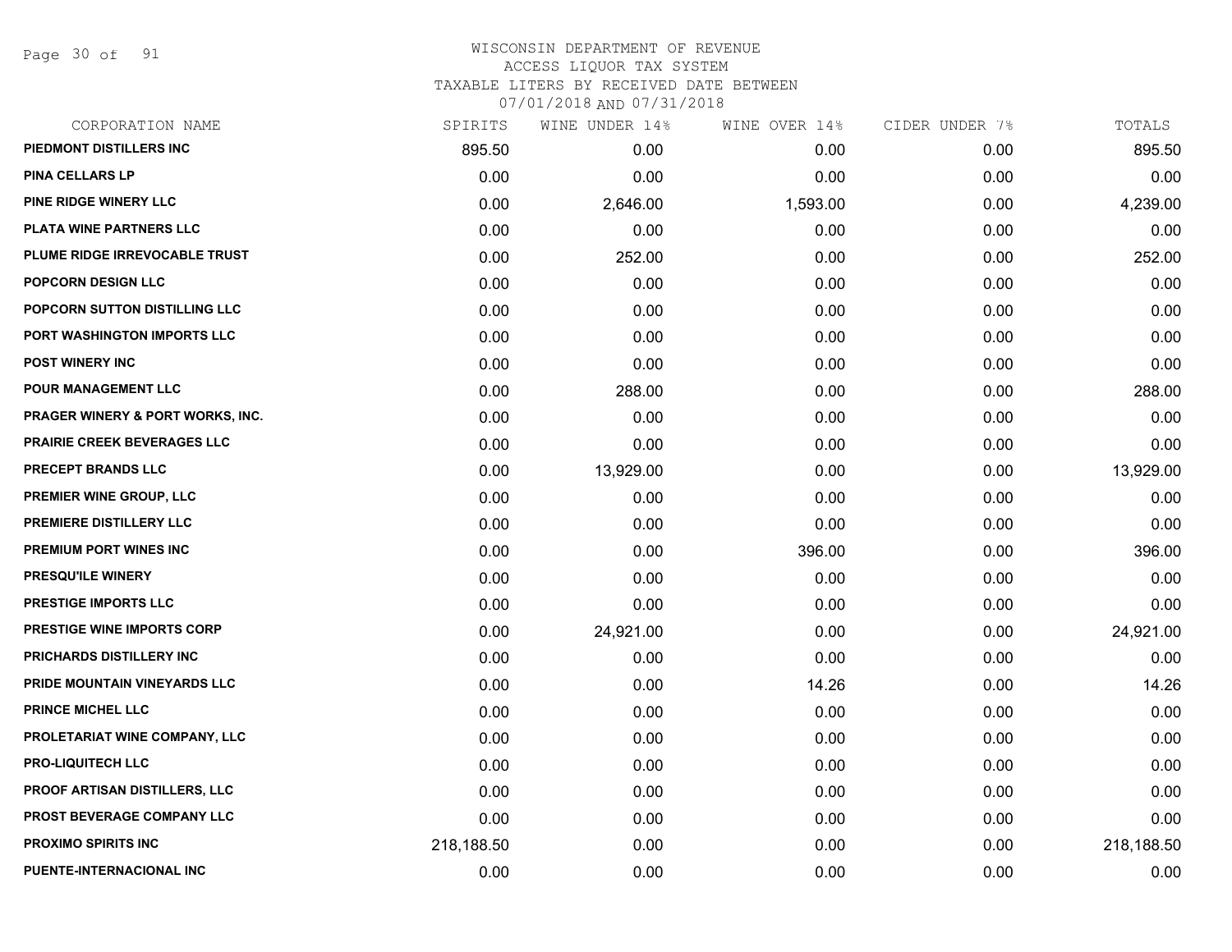WISCONSIN DEPARTMENT OF REVENUE
ACCESS LIQUOR TAX SYSTEM
TAXABLE LITERS BY RECEIVED DATE BETWEEN
07/01/2018 AND 07/31/2018

| CORPORATION NAME | SPIRITS | WINE UNDER 14% | WINE OVER 14% | CIDER UNDER 7% | TOTALS |
|---|---|---|---|---|---|
| PIEDMONT DISTILLERS INC | 895.50 | 0.00 | 0.00 | 0.00 | 895.50 |
| PINA CELLARS LP | 0.00 | 0.00 | 0.00 | 0.00 | 0.00 |
| PINE RIDGE WINERY LLC | 0.00 | 2,646.00 | 1,593.00 | 0.00 | 4,239.00 |
| PLATA WINE PARTNERS LLC | 0.00 | 0.00 | 0.00 | 0.00 | 0.00 |
| PLUME RIDGE IRREVOCABLE TRUST | 0.00 | 252.00 | 0.00 | 0.00 | 252.00 |
| POPCORN DESIGN LLC | 0.00 | 0.00 | 0.00 | 0.00 | 0.00 |
| POPCORN SUTTON DISTILLING LLC | 0.00 | 0.00 | 0.00 | 0.00 | 0.00 |
| PORT WASHINGTON IMPORTS LLC | 0.00 | 0.00 | 0.00 | 0.00 | 0.00 |
| POST WINERY INC | 0.00 | 0.00 | 0.00 | 0.00 | 0.00 |
| POUR MANAGEMENT LLC | 0.00 | 288.00 | 0.00 | 0.00 | 288.00 |
| PRAGER WINERY & PORT WORKS, INC. | 0.00 | 0.00 | 0.00 | 0.00 | 0.00 |
| PRAIRIE CREEK BEVERAGES LLC | 0.00 | 0.00 | 0.00 | 0.00 | 0.00 |
| PRECEPT BRANDS LLC | 0.00 | 13,929.00 | 0.00 | 0.00 | 13,929.00 |
| PREMIER WINE GROUP, LLC | 0.00 | 0.00 | 0.00 | 0.00 | 0.00 |
| PREMIERE DISTILLERY LLC | 0.00 | 0.00 | 0.00 | 0.00 | 0.00 |
| PREMIUM PORT WINES INC | 0.00 | 0.00 | 396.00 | 0.00 | 396.00 |
| PRESQU'ILE WINERY | 0.00 | 0.00 | 0.00 | 0.00 | 0.00 |
| PRESTIGE IMPORTS LLC | 0.00 | 0.00 | 0.00 | 0.00 | 0.00 |
| PRESTIGE WINE IMPORTS CORP | 0.00 | 24,921.00 | 0.00 | 0.00 | 24,921.00 |
| PRICHARDS DISTILLERY INC | 0.00 | 0.00 | 0.00 | 0.00 | 0.00 |
| PRIDE MOUNTAIN VINEYARDS LLC | 0.00 | 0.00 | 14.26 | 0.00 | 14.26 |
| PRINCE MICHEL LLC | 0.00 | 0.00 | 0.00 | 0.00 | 0.00 |
| PROLETARIAT WINE COMPANY, LLC | 0.00 | 0.00 | 0.00 | 0.00 | 0.00 |
| PRO-LIQUITECH LLC | 0.00 | 0.00 | 0.00 | 0.00 | 0.00 |
| PROOF ARTISAN DISTILLERS, LLC | 0.00 | 0.00 | 0.00 | 0.00 | 0.00 |
| PROST BEVERAGE COMPANY LLC | 0.00 | 0.00 | 0.00 | 0.00 | 0.00 |
| PROXIMO SPIRITS INC | 218,188.50 | 0.00 | 0.00 | 0.00 | 218,188.50 |
| PUENTE-INTERNACIONAL INC | 0.00 | 0.00 | 0.00 | 0.00 | 0.00 |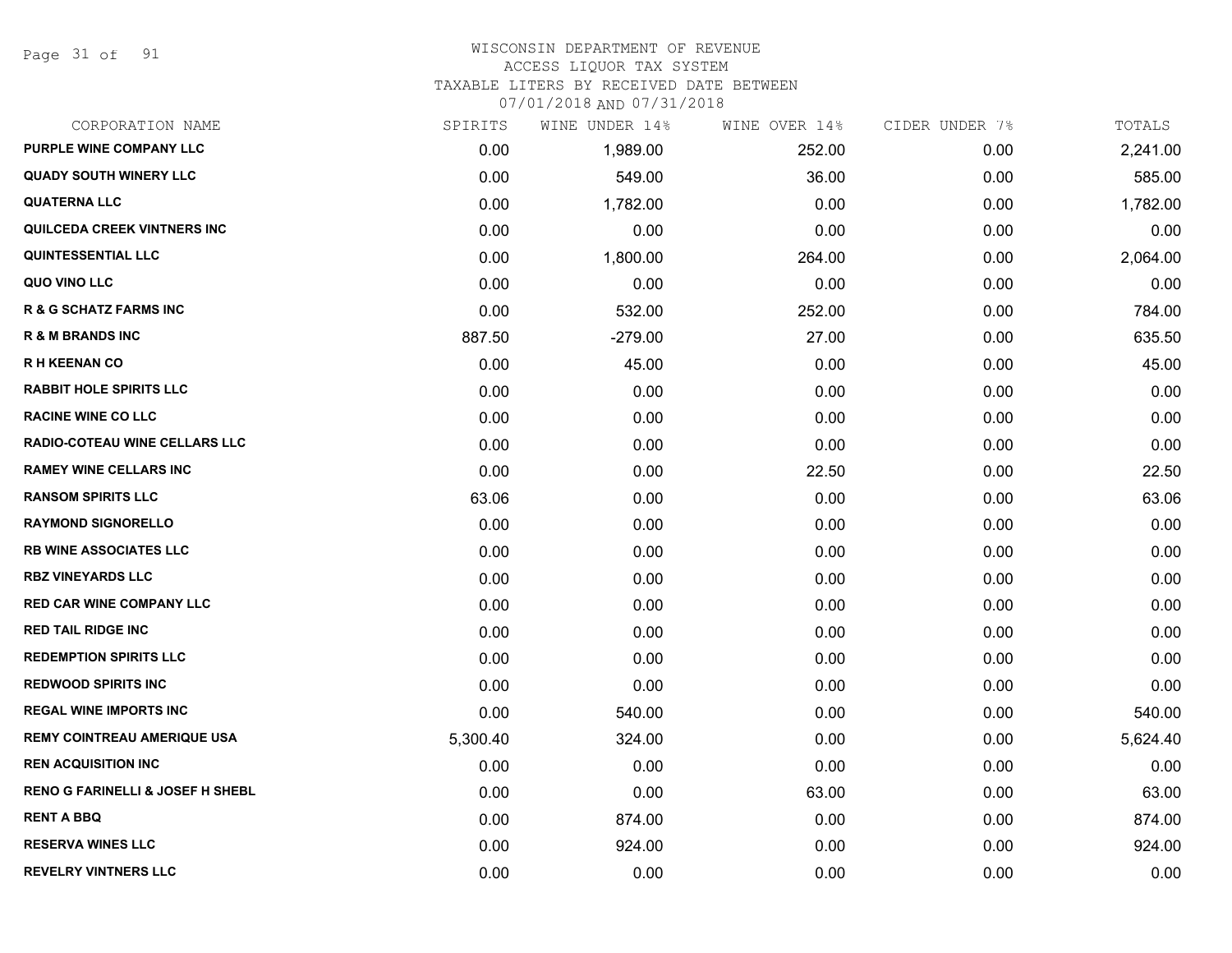# WISCONSIN DEPARTMENT OF REVENUE
## ACCESS LIQUOR TAX SYSTEM
### TAXABLE LITERS BY RECEIVED DATE BETWEEN 07/01/2018 AND 07/31/2018

| CORPORATION NAME | SPIRITS | WINE UNDER 14% | WINE OVER 14% | CIDER UNDER 7% | TOTALS |
|---|---|---|---|---|---|
| PURPLE WINE COMPANY LLC | 0.00 | 1,989.00 | 252.00 | 0.00 | 2,241.00 |
| QUADY SOUTH WINERY LLC | 0.00 | 549.00 | 36.00 | 0.00 | 585.00 |
| QUATERNA LLC | 0.00 | 1,782.00 | 0.00 | 0.00 | 1,782.00 |
| QUILCEDA CREEK VINTNERS INC | 0.00 | 0.00 | 0.00 | 0.00 | 0.00 |
| QUINTESSENTIAL LLC | 0.00 | 1,800.00 | 264.00 | 0.00 | 2,064.00 |
| QUO VINO LLC | 0.00 | 0.00 | 0.00 | 0.00 | 0.00 |
| R & G SCHATZ FARMS INC | 0.00 | 532.00 | 252.00 | 0.00 | 784.00 |
| R & M BRANDS INC | 887.50 | -279.00 | 27.00 | 0.00 | 635.50 |
| R H KEENAN CO | 0.00 | 45.00 | 0.00 | 0.00 | 45.00 |
| RABBIT HOLE SPIRITS LLC | 0.00 | 0.00 | 0.00 | 0.00 | 0.00 |
| RACINE WINE CO LLC | 0.00 | 0.00 | 0.00 | 0.00 | 0.00 |
| RADIO-COTEAU WINE CELLARS LLC | 0.00 | 0.00 | 0.00 | 0.00 | 0.00 |
| RAMEY WINE CELLARS INC | 0.00 | 0.00 | 22.50 | 0.00 | 22.50 |
| RANSOM SPIRITS LLC | 63.06 | 0.00 | 0.00 | 0.00 | 63.06 |
| RAYMOND SIGNORELLO | 0.00 | 0.00 | 0.00 | 0.00 | 0.00 |
| RB WINE ASSOCIATES LLC | 0.00 | 0.00 | 0.00 | 0.00 | 0.00 |
| RBZ VINEYARDS LLC | 0.00 | 0.00 | 0.00 | 0.00 | 0.00 |
| RED CAR WINE COMPANY LLC | 0.00 | 0.00 | 0.00 | 0.00 | 0.00 |
| RED TAIL RIDGE INC | 0.00 | 0.00 | 0.00 | 0.00 | 0.00 |
| REDEMPTION SPIRITS LLC | 0.00 | 0.00 | 0.00 | 0.00 | 0.00 |
| REDWOOD SPIRITS INC | 0.00 | 0.00 | 0.00 | 0.00 | 0.00 |
| REGAL WINE IMPORTS INC | 0.00 | 540.00 | 0.00 | 0.00 | 540.00 |
| REMY COINTREAU AMERIQUE USA | 5,300.40 | 324.00 | 0.00 | 0.00 | 5,624.40 |
| REN ACQUISITION INC | 0.00 | 0.00 | 0.00 | 0.00 | 0.00 |
| RENO G FARINELLI & JOSEF H SHEBL | 0.00 | 0.00 | 63.00 | 0.00 | 63.00 |
| RENT A BBQ | 0.00 | 874.00 | 0.00 | 0.00 | 874.00 |
| RESERVA WINES LLC | 0.00 | 924.00 | 0.00 | 0.00 | 924.00 |
| REVELRY VINTNERS LLC | 0.00 | 0.00 | 0.00 | 0.00 | 0.00 |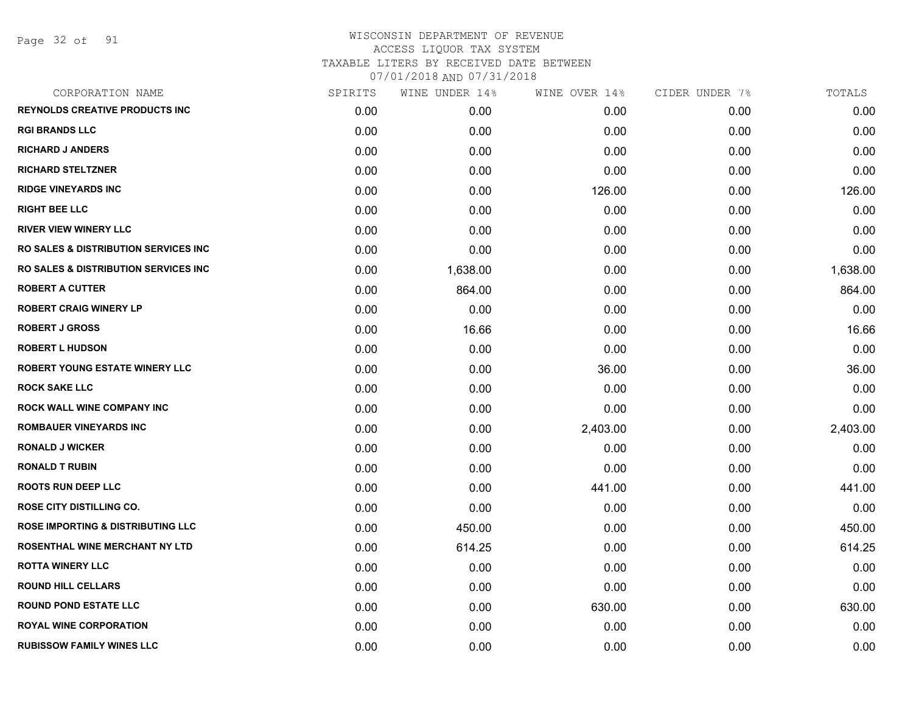# WISCONSIN DEPARTMENT OF REVENUE
## ACCESS LIQUOR TAX SYSTEM
### TAXABLE LITERS BY RECEIVED DATE BETWEEN 07/01/2018 AND 07/31/2018

| CORPORATION NAME | SPIRITS | WINE UNDER 14% | WINE OVER 14% | CIDER UNDER 7% | TOTALS |
|---|---|---|---|---|---|
| REYNOLDS CREATIVE PRODUCTS INC | 0.00 | 0.00 | 0.00 | 0.00 | 0.00 |
| RGI BRANDS LLC | 0.00 | 0.00 | 0.00 | 0.00 | 0.00 |
| RICHARD J ANDERS | 0.00 | 0.00 | 0.00 | 0.00 | 0.00 |
| RICHARD STELTZNER | 0.00 | 0.00 | 0.00 | 0.00 | 0.00 |
| RIDGE VINEYARDS INC | 0.00 | 0.00 | 126.00 | 0.00 | 126.00 |
| RIGHT BEE LLC | 0.00 | 0.00 | 0.00 | 0.00 | 0.00 |
| RIVER VIEW WINERY LLC | 0.00 | 0.00 | 0.00 | 0.00 | 0.00 |
| RO SALES & DISTRIBUTION SERVICES INC | 0.00 | 0.00 | 0.00 | 0.00 | 0.00 |
| RO SALES & DISTRIBUTION SERVICES INC | 0.00 | 1,638.00 | 0.00 | 0.00 | 1,638.00 |
| ROBERT A CUTTER | 0.00 | 864.00 | 0.00 | 0.00 | 864.00 |
| ROBERT CRAIG WINERY LP | 0.00 | 0.00 | 0.00 | 0.00 | 0.00 |
| ROBERT J GROSS | 0.00 | 16.66 | 0.00 | 0.00 | 16.66 |
| ROBERT L HUDSON | 0.00 | 0.00 | 0.00 | 0.00 | 0.00 |
| ROBERT YOUNG ESTATE WINERY LLC | 0.00 | 0.00 | 36.00 | 0.00 | 36.00 |
| ROCK SAKE LLC | 0.00 | 0.00 | 0.00 | 0.00 | 0.00 |
| ROCK WALL WINE COMPANY INC | 0.00 | 0.00 | 0.00 | 0.00 | 0.00 |
| ROMBAUER VINEYARDS INC | 0.00 | 0.00 | 2,403.00 | 0.00 | 2,403.00 |
| RONALD J WICKER | 0.00 | 0.00 | 0.00 | 0.00 | 0.00 |
| RONALD T RUBIN | 0.00 | 0.00 | 0.00 | 0.00 | 0.00 |
| ROOTS RUN DEEP LLC | 0.00 | 0.00 | 441.00 | 0.00 | 441.00 |
| ROSE CITY DISTILLING CO. | 0.00 | 0.00 | 0.00 | 0.00 | 0.00 |
| ROSE IMPORTING & DISTRIBUTING LLC | 0.00 | 450.00 | 0.00 | 0.00 | 450.00 |
| ROSENTHAL WINE MERCHANT NY LTD | 0.00 | 614.25 | 0.00 | 0.00 | 614.25 |
| ROTTA WINERY LLC | 0.00 | 0.00 | 0.00 | 0.00 | 0.00 |
| ROUND HILL CELLARS | 0.00 | 0.00 | 0.00 | 0.00 | 0.00 |
| ROUND POND ESTATE LLC | 0.00 | 0.00 | 630.00 | 0.00 | 630.00 |
| ROYAL WINE CORPORATION | 0.00 | 0.00 | 0.00 | 0.00 | 0.00 |
| RUBISSOW FAMILY WINES LLC | 0.00 | 0.00 | 0.00 | 0.00 | 0.00 |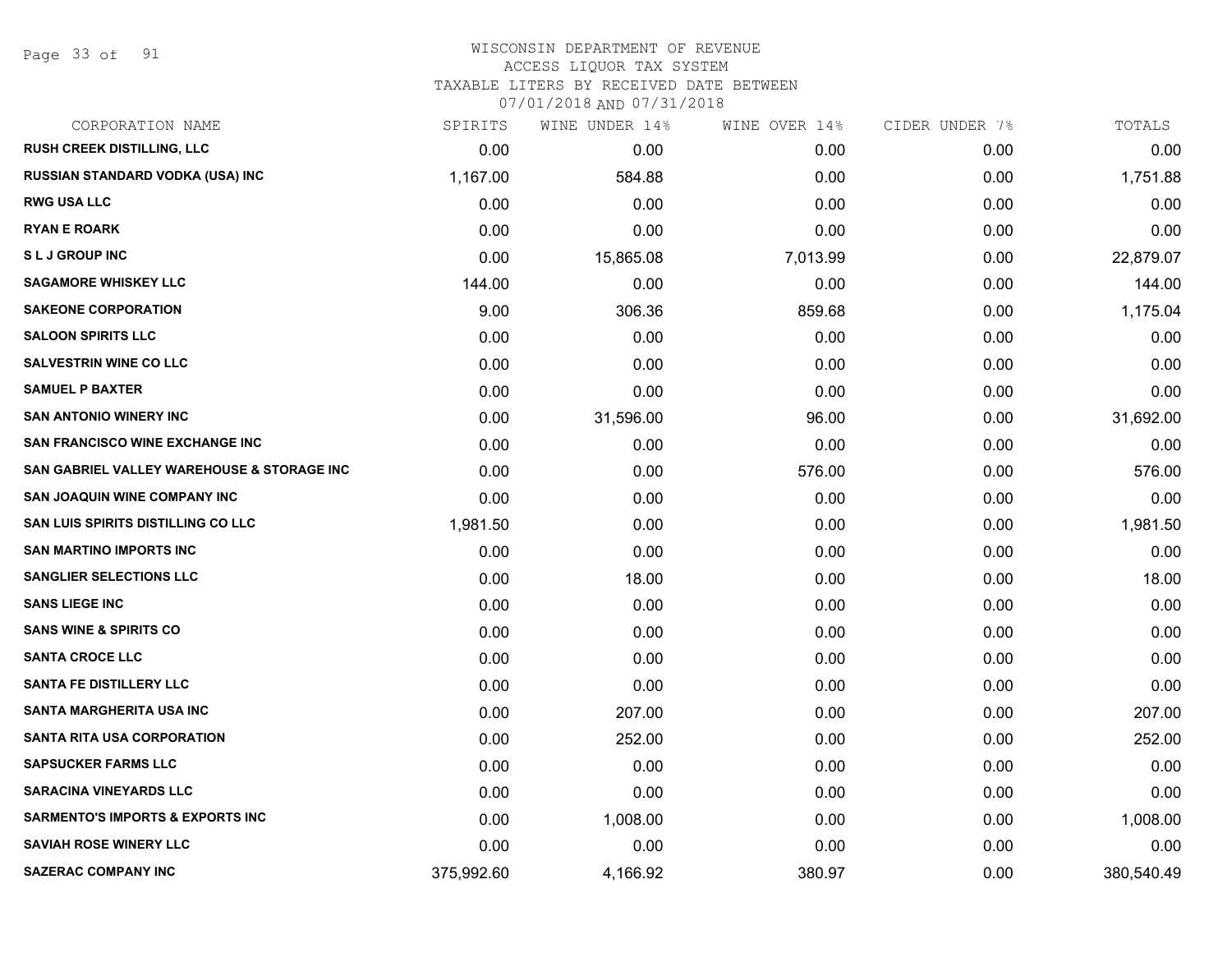# WISCONSIN DEPARTMENT OF REVENUE
## ACCESS LIQUOR TAX SYSTEM
### TAXABLE LITERS BY RECEIVED DATE BETWEEN 07/01/2018 AND 07/31/2018

| CORPORATION NAME | SPIRITS | WINE UNDER 14% | WINE OVER 14% | CIDER UNDER 7% | TOTALS |
|---|---|---|---|---|---|
| RUSH CREEK DISTILLING, LLC | 0.00 | 0.00 | 0.00 | 0.00 | 0.00 |
| RUSSIAN STANDARD VODKA (USA) INC | 1,167.00 | 584.88 | 0.00 | 0.00 | 1,751.88 |
| RWG USA LLC | 0.00 | 0.00 | 0.00 | 0.00 | 0.00 |
| RYAN E ROARK | 0.00 | 0.00 | 0.00 | 0.00 | 0.00 |
| S L J GROUP INC | 0.00 | 15,865.08 | 7,013.99 | 0.00 | 22,879.07 |
| SAGAMORE WHISKEY LLC | 144.00 | 0.00 | 0.00 | 0.00 | 144.00 |
| SAKEONE CORPORATION | 9.00 | 306.36 | 859.68 | 0.00 | 1,175.04 |
| SALOON SPIRITS LLC | 0.00 | 0.00 | 0.00 | 0.00 | 0.00 |
| SALVESTRIN WINE CO LLC | 0.00 | 0.00 | 0.00 | 0.00 | 0.00 |
| SAMUEL P BAXTER | 0.00 | 0.00 | 0.00 | 0.00 | 0.00 |
| SAN ANTONIO WINERY INC | 0.00 | 31,596.00 | 96.00 | 0.00 | 31,692.00 |
| SAN FRANCISCO WINE EXCHANGE INC | 0.00 | 0.00 | 0.00 | 0.00 | 0.00 |
| SAN GABRIEL VALLEY WAREHOUSE & STORAGE INC | 0.00 | 0.00 | 576.00 | 0.00 | 576.00 |
| SAN JOAQUIN WINE COMPANY INC | 0.00 | 0.00 | 0.00 | 0.00 | 0.00 |
| SAN LUIS SPIRITS DISTILLING CO LLC | 1,981.50 | 0.00 | 0.00 | 0.00 | 1,981.50 |
| SAN MARTINO IMPORTS INC | 0.00 | 0.00 | 0.00 | 0.00 | 0.00 |
| SANGLIER SELECTIONS LLC | 0.00 | 18.00 | 0.00 | 0.00 | 18.00 |
| SANS LIEGE INC | 0.00 | 0.00 | 0.00 | 0.00 | 0.00 |
| SANS WINE & SPIRITS CO | 0.00 | 0.00 | 0.00 | 0.00 | 0.00 |
| SANTA CROCE LLC | 0.00 | 0.00 | 0.00 | 0.00 | 0.00 |
| SANTA FE DISTILLERY LLC | 0.00 | 0.00 | 0.00 | 0.00 | 0.00 |
| SANTA MARGHERITA USA INC | 0.00 | 207.00 | 0.00 | 0.00 | 207.00 |
| SANTA RITA USA CORPORATION | 0.00 | 252.00 | 0.00 | 0.00 | 252.00 |
| SAPSUCKER FARMS LLC | 0.00 | 0.00 | 0.00 | 0.00 | 0.00 |
| SARACINA VINEYARDS LLC | 0.00 | 0.00 | 0.00 | 0.00 | 0.00 |
| SARMENTO'S IMPORTS & EXPORTS INC | 0.00 | 1,008.00 | 0.00 | 0.00 | 1,008.00 |
| SAVIAH ROSE WINERY LLC | 0.00 | 0.00 | 0.00 | 0.00 | 0.00 |
| SAZERAC COMPANY INC | 375,992.60 | 4,166.92 | 380.97 | 0.00 | 380,540.49 |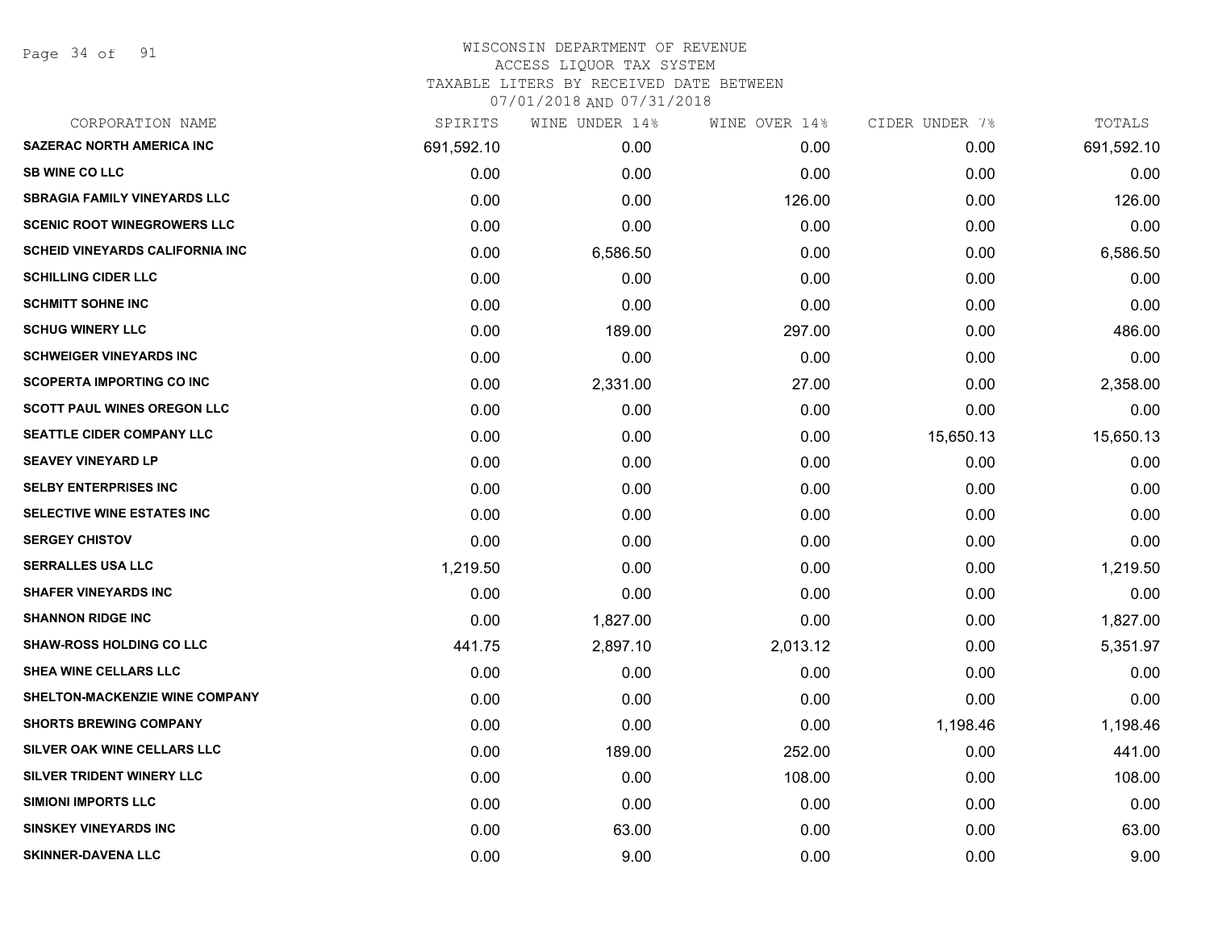# WISCONSIN DEPARTMENT OF REVENUE
## ACCESS LIQUOR TAX SYSTEM
### TAXABLE LITERS BY RECEIVED DATE BETWEEN 07/01/2018 AND 07/31/2018

| CORPORATION NAME | SPIRITS | WINE UNDER 14% | WINE OVER 14% | CIDER UNDER 7% | TOTALS |
|---|---|---|---|---|---|
| SAZERAC NORTH AMERICA INC | 691,592.10 | 0.00 | 0.00 | 0.00 | 691,592.10 |
| SB WINE CO LLC | 0.00 | 0.00 | 0.00 | 0.00 | 0.00 |
| SBRAGIA FAMILY VINEYARDS LLC | 0.00 | 0.00 | 126.00 | 0.00 | 126.00 |
| SCENIC ROOT WINEGROWERS LLC | 0.00 | 0.00 | 0.00 | 0.00 | 0.00 |
| SCHEID VINEYARDS CALIFORNIA INC | 0.00 | 6,586.50 | 0.00 | 0.00 | 6,586.50 |
| SCHILLING CIDER LLC | 0.00 | 0.00 | 0.00 | 0.00 | 0.00 |
| SCHMITT SOHNE INC | 0.00 | 0.00 | 0.00 | 0.00 | 0.00 |
| SCHUG WINERY LLC | 0.00 | 189.00 | 297.00 | 0.00 | 486.00 |
| SCHWEIGER VINEYARDS INC | 0.00 | 0.00 | 0.00 | 0.00 | 0.00 |
| SCOPERTA IMPORTING CO INC | 0.00 | 2,331.00 | 27.00 | 0.00 | 2,358.00 |
| SCOTT PAUL WINES OREGON LLC | 0.00 | 0.00 | 0.00 | 0.00 | 0.00 |
| SEATTLE CIDER COMPANY LLC | 0.00 | 0.00 | 0.00 | 15,650.13 | 15,650.13 |
| SEAVEY VINEYARD LP | 0.00 | 0.00 | 0.00 | 0.00 | 0.00 |
| SELBY ENTERPRISES INC | 0.00 | 0.00 | 0.00 | 0.00 | 0.00 |
| SELECTIVE WINE ESTATES INC | 0.00 | 0.00 | 0.00 | 0.00 | 0.00 |
| SERGEY CHISTOV | 0.00 | 0.00 | 0.00 | 0.00 | 0.00 |
| SERRALLES USA LLC | 1,219.50 | 0.00 | 0.00 | 0.00 | 1,219.50 |
| SHAFER VINEYARDS INC | 0.00 | 0.00 | 0.00 | 0.00 | 0.00 |
| SHANNON RIDGE INC | 0.00 | 1,827.00 | 0.00 | 0.00 | 1,827.00 |
| SHAW-ROSS HOLDING CO LLC | 441.75 | 2,897.10 | 2,013.12 | 0.00 | 5,351.97 |
| SHEA WINE CELLARS LLC | 0.00 | 0.00 | 0.00 | 0.00 | 0.00 |
| SHELTON-MACKENZIE WINE COMPANY | 0.00 | 0.00 | 0.00 | 0.00 | 0.00 |
| SHORTS BREWING COMPANY | 0.00 | 0.00 | 0.00 | 1,198.46 | 1,198.46 |
| SILVER OAK WINE CELLARS LLC | 0.00 | 189.00 | 252.00 | 0.00 | 441.00 |
| SILVER TRIDENT WINERY LLC | 0.00 | 0.00 | 108.00 | 0.00 | 108.00 |
| SIMIONI IMPORTS LLC | 0.00 | 0.00 | 0.00 | 0.00 | 0.00 |
| SINSKEY VINEYARDS INC | 0.00 | 63.00 | 0.00 | 0.00 | 63.00 |
| SKINNER-DAVENA LLC | 0.00 | 9.00 | 0.00 | 0.00 | 9.00 |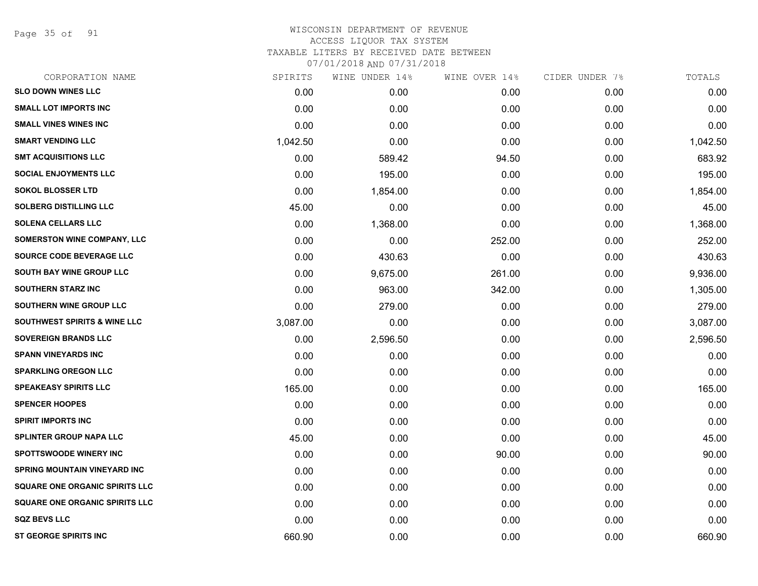WISCONSIN DEPARTMENT OF REVENUE
ACCESS LIQUOR TAX SYSTEM
TAXABLE LITERS BY RECEIVED DATE BETWEEN
07/01/2018 AND 07/31/2018

| CORPORATION NAME | SPIRITS | WINE UNDER 14% | WINE OVER 14% | CIDER UNDER 7% | TOTALS |
|---|---|---|---|---|---|
| SLO DOWN WINES LLC | 0.00 | 0.00 | 0.00 | 0.00 | 0.00 |
| SMALL LOT IMPORTS INC | 0.00 | 0.00 | 0.00 | 0.00 | 0.00 |
| SMALL VINES WINES INC | 0.00 | 0.00 | 0.00 | 0.00 | 0.00 |
| SMART VENDING LLC | 1,042.50 | 0.00 | 0.00 | 0.00 | 1,042.50 |
| SMT ACQUISITIONS LLC | 0.00 | 589.42 | 94.50 | 0.00 | 683.92 |
| SOCIAL ENJOYMENTS LLC | 0.00 | 195.00 | 0.00 | 0.00 | 195.00 |
| SOKOL BLOSSER LTD | 0.00 | 1,854.00 | 0.00 | 0.00 | 1,854.00 |
| SOLBERG DISTILLING LLC | 45.00 | 0.00 | 0.00 | 0.00 | 45.00 |
| SOLENA CELLARS LLC | 0.00 | 1,368.00 | 0.00 | 0.00 | 1,368.00 |
| SOMERSTON WINE COMPANY, LLC | 0.00 | 0.00 | 252.00 | 0.00 | 252.00 |
| SOURCE CODE BEVERAGE LLC | 0.00 | 430.63 | 0.00 | 0.00 | 430.63 |
| SOUTH BAY WINE GROUP LLC | 0.00 | 9,675.00 | 261.00 | 0.00 | 9,936.00 |
| SOUTHERN STARZ INC | 0.00 | 963.00 | 342.00 | 0.00 | 1,305.00 |
| SOUTHERN WINE GROUP LLC | 0.00 | 279.00 | 0.00 | 0.00 | 279.00 |
| SOUTHWEST SPIRITS & WINE LLC | 3,087.00 | 0.00 | 0.00 | 0.00 | 3,087.00 |
| SOVEREIGN BRANDS LLC | 0.00 | 2,596.50 | 0.00 | 0.00 | 2,596.50 |
| SPANN VINEYARDS INC | 0.00 | 0.00 | 0.00 | 0.00 | 0.00 |
| SPARKLING OREGON LLC | 0.00 | 0.00 | 0.00 | 0.00 | 0.00 |
| SPEAKEASY SPIRITS LLC | 165.00 | 0.00 | 0.00 | 0.00 | 165.00 |
| SPENCER HOOPES | 0.00 | 0.00 | 0.00 | 0.00 | 0.00 |
| SPIRIT IMPORTS INC | 0.00 | 0.00 | 0.00 | 0.00 | 0.00 |
| SPLINTER GROUP NAPA LLC | 45.00 | 0.00 | 0.00 | 0.00 | 45.00 |
| SPOTTSWOODE WINERY INC | 0.00 | 0.00 | 90.00 | 0.00 | 90.00 |
| SPRING MOUNTAIN VINEYARD INC | 0.00 | 0.00 | 0.00 | 0.00 | 0.00 |
| SQUARE ONE ORGANIC SPIRITS LLC | 0.00 | 0.00 | 0.00 | 0.00 | 0.00 |
| SQUARE ONE ORGANIC SPIRITS LLC | 0.00 | 0.00 | 0.00 | 0.00 | 0.00 |
| SQZ BEVS LLC | 0.00 | 0.00 | 0.00 | 0.00 | 0.00 |
| ST GEORGE SPIRITS INC | 660.90 | 0.00 | 0.00 | 0.00 | 660.90 |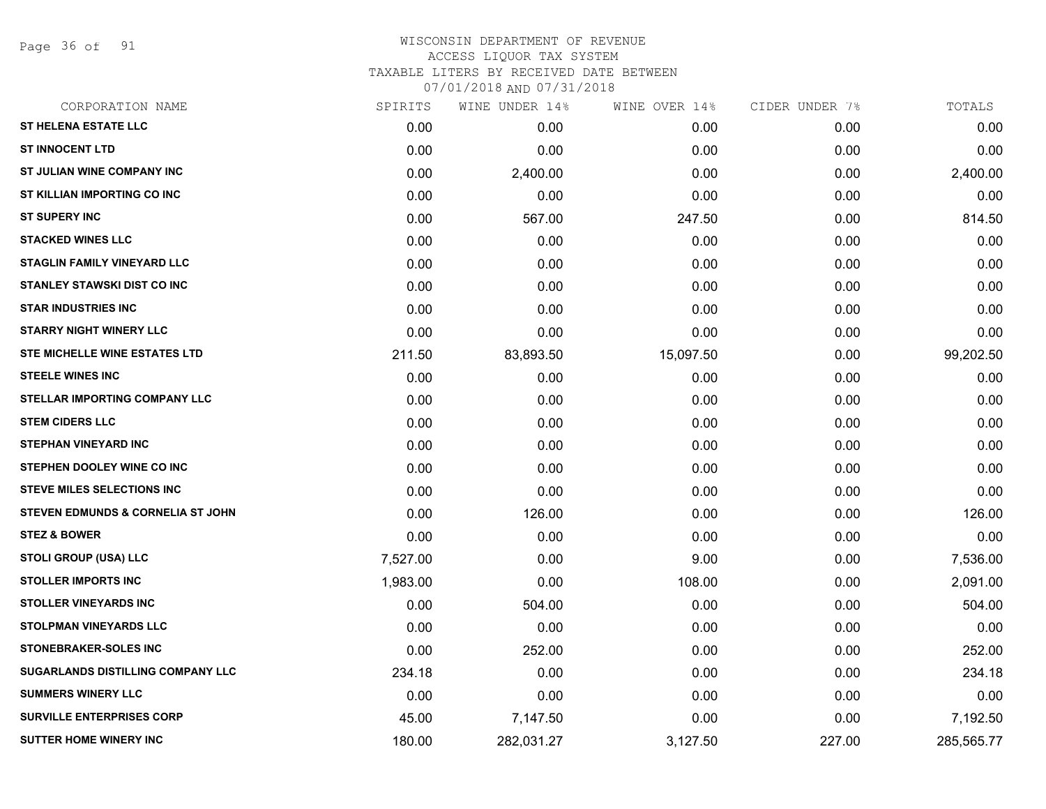# WISCONSIN DEPARTMENT OF REVENUE
ACCESS LIQUOR TAX SYSTEM
TAXABLE LITERS BY RECEIVED DATE BETWEEN
07/01/2018 AND 07/31/2018

| CORPORATION NAME | SPIRITS | WINE UNDER 14% | WINE OVER 14% | CIDER UNDER 7% | TOTALS |
|---|---|---|---|---|---|
| ST HELENA ESTATE LLC | 0.00 | 0.00 | 0.00 | 0.00 | 0.00 |
| ST INNOCENT LTD | 0.00 | 0.00 | 0.00 | 0.00 | 0.00 |
| ST JULIAN WINE COMPANY INC | 0.00 | 2,400.00 | 0.00 | 0.00 | 2,400.00 |
| ST KILLIAN IMPORTING CO INC | 0.00 | 0.00 | 0.00 | 0.00 | 0.00 |
| ST SUPERY INC | 0.00 | 567.00 | 247.50 | 0.00 | 814.50 |
| STACKED WINES LLC | 0.00 | 0.00 | 0.00 | 0.00 | 0.00 |
| STAGLIN FAMILY VINEYARD LLC | 0.00 | 0.00 | 0.00 | 0.00 | 0.00 |
| STANLEY STAWSKI DIST CO INC | 0.00 | 0.00 | 0.00 | 0.00 | 0.00 |
| STAR INDUSTRIES INC | 0.00 | 0.00 | 0.00 | 0.00 | 0.00 |
| STARRY NIGHT WINERY LLC | 0.00 | 0.00 | 0.00 | 0.00 | 0.00 |
| STE MICHELLE WINE ESTATES LTD | 211.50 | 83,893.50 | 15,097.50 | 0.00 | 99,202.50 |
| STEELE WINES INC | 0.00 | 0.00 | 0.00 | 0.00 | 0.00 |
| STELLAR IMPORTING COMPANY LLC | 0.00 | 0.00 | 0.00 | 0.00 | 0.00 |
| STEM CIDERS LLC | 0.00 | 0.00 | 0.00 | 0.00 | 0.00 |
| STEPHAN VINEYARD INC | 0.00 | 0.00 | 0.00 | 0.00 | 0.00 |
| STEPHEN DOOLEY WINE CO INC | 0.00 | 0.00 | 0.00 | 0.00 | 0.00 |
| STEVE MILES SELECTIONS INC | 0.00 | 0.00 | 0.00 | 0.00 | 0.00 |
| STEVEN EDMUNDS & CORNELIA ST JOHN | 0.00 | 126.00 | 0.00 | 0.00 | 126.00 |
| STEZ & BOWER | 0.00 | 0.00 | 0.00 | 0.00 | 0.00 |
| STOLI GROUP (USA) LLC | 7,527.00 | 0.00 | 9.00 | 0.00 | 7,536.00 |
| STOLLER IMPORTS INC | 1,983.00 | 0.00 | 108.00 | 0.00 | 2,091.00 |
| STOLLER VINEYARDS INC | 0.00 | 504.00 | 0.00 | 0.00 | 504.00 |
| STOLPMAN VINEYARDS LLC | 0.00 | 0.00 | 0.00 | 0.00 | 0.00 |
| STONEBRAKER-SOLES INC | 0.00 | 252.00 | 0.00 | 0.00 | 252.00 |
| SUGARLANDS DISTILLING COMPANY LLC | 234.18 | 0.00 | 0.00 | 0.00 | 234.18 |
| SUMMERS WINERY LLC | 0.00 | 0.00 | 0.00 | 0.00 | 0.00 |
| SURVILLE ENTERPRISES CORP | 45.00 | 7,147.50 | 0.00 | 0.00 | 7,192.50 |
| SUTTER HOME WINERY INC | 180.00 | 282,031.27 | 3,127.50 | 227.00 | 285,565.77 |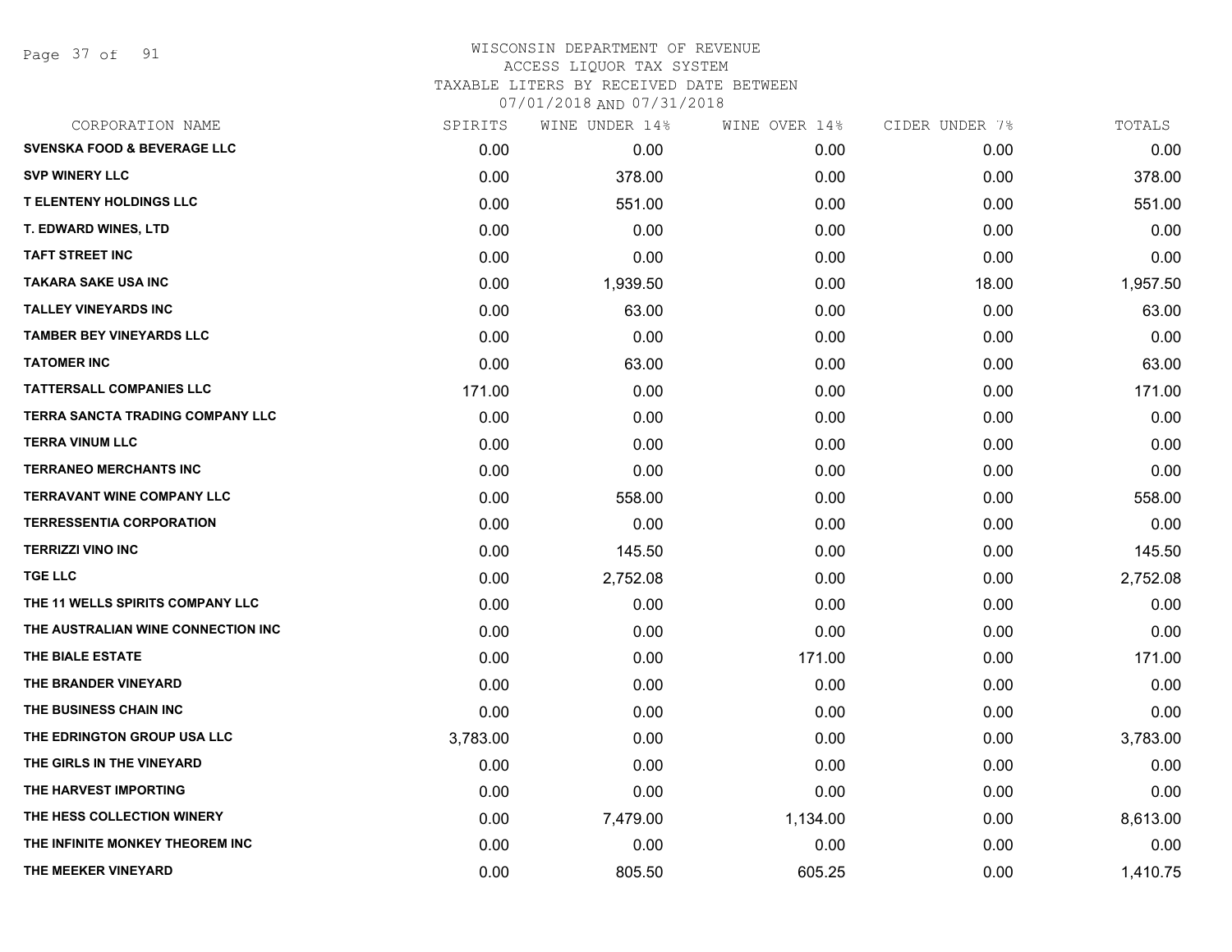# WISCONSIN DEPARTMENT OF REVENUE
ACCESS LIQUOR TAX SYSTEM
TAXABLE LITERS BY RECEIVED DATE BETWEEN
07/01/2018 AND 07/31/2018

| CORPORATION NAME | SPIRITS | WINE UNDER 14% | WINE OVER 14% | CIDER UNDER 7% | TOTALS |
|---|---|---|---|---|---|
| SVENSKA FOOD & BEVERAGE LLC | 0.00 | 0.00 | 0.00 | 0.00 | 0.00 |
| SVP WINERY LLC | 0.00 | 378.00 | 0.00 | 0.00 | 378.00 |
| T ELENTENY HOLDINGS LLC | 0.00 | 551.00 | 0.00 | 0.00 | 551.00 |
| T. EDWARD WINES, LTD | 0.00 | 0.00 | 0.00 | 0.00 | 0.00 |
| TAFT STREET INC | 0.00 | 0.00 | 0.00 | 0.00 | 0.00 |
| TAKARA SAKE USA INC | 0.00 | 1,939.50 | 0.00 | 18.00 | 1,957.50 |
| TALLEY VINEYARDS INC | 0.00 | 63.00 | 0.00 | 0.00 | 63.00 |
| TAMBER BEY VINEYARDS LLC | 0.00 | 0.00 | 0.00 | 0.00 | 0.00 |
| TATOMER INC | 0.00 | 63.00 | 0.00 | 0.00 | 63.00 |
| TATTERSALL COMPANIES LLC | 171.00 | 0.00 | 0.00 | 0.00 | 171.00 |
| TERRA SANCTA TRADING COMPANY LLC | 0.00 | 0.00 | 0.00 | 0.00 | 0.00 |
| TERRA VINUM LLC | 0.00 | 0.00 | 0.00 | 0.00 | 0.00 |
| TERRANEO MERCHANTS INC | 0.00 | 0.00 | 0.00 | 0.00 | 0.00 |
| TERRAVANT WINE COMPANY LLC | 0.00 | 558.00 | 0.00 | 0.00 | 558.00 |
| TERRESSENTIA CORPORATION | 0.00 | 0.00 | 0.00 | 0.00 | 0.00 |
| TERRIZZI VINO INC | 0.00 | 145.50 | 0.00 | 0.00 | 145.50 |
| TGE LLC | 0.00 | 2,752.08 | 0.00 | 0.00 | 2,752.08 |
| THE 11 WELLS SPIRITS COMPANY LLC | 0.00 | 0.00 | 0.00 | 0.00 | 0.00 |
| THE AUSTRALIAN WINE CONNECTION INC | 0.00 | 0.00 | 0.00 | 0.00 | 0.00 |
| THE BIALE ESTATE | 0.00 | 0.00 | 171.00 | 0.00 | 171.00 |
| THE BRANDER VINEYARD | 0.00 | 0.00 | 0.00 | 0.00 | 0.00 |
| THE BUSINESS CHAIN INC | 0.00 | 0.00 | 0.00 | 0.00 | 0.00 |
| THE EDRINGTON GROUP USA LLC | 3,783.00 | 0.00 | 0.00 | 0.00 | 3,783.00 |
| THE GIRLS IN THE VINEYARD | 0.00 | 0.00 | 0.00 | 0.00 | 0.00 |
| THE HARVEST IMPORTING | 0.00 | 0.00 | 0.00 | 0.00 | 0.00 |
| THE HESS COLLECTION WINERY | 0.00 | 7,479.00 | 1,134.00 | 0.00 | 8,613.00 |
| THE INFINITE MONKEY THEOREM INC | 0.00 | 0.00 | 0.00 | 0.00 | 0.00 |
| THE MEEKER VINEYARD | 0.00 | 805.50 | 605.25 | 0.00 | 1,410.75 |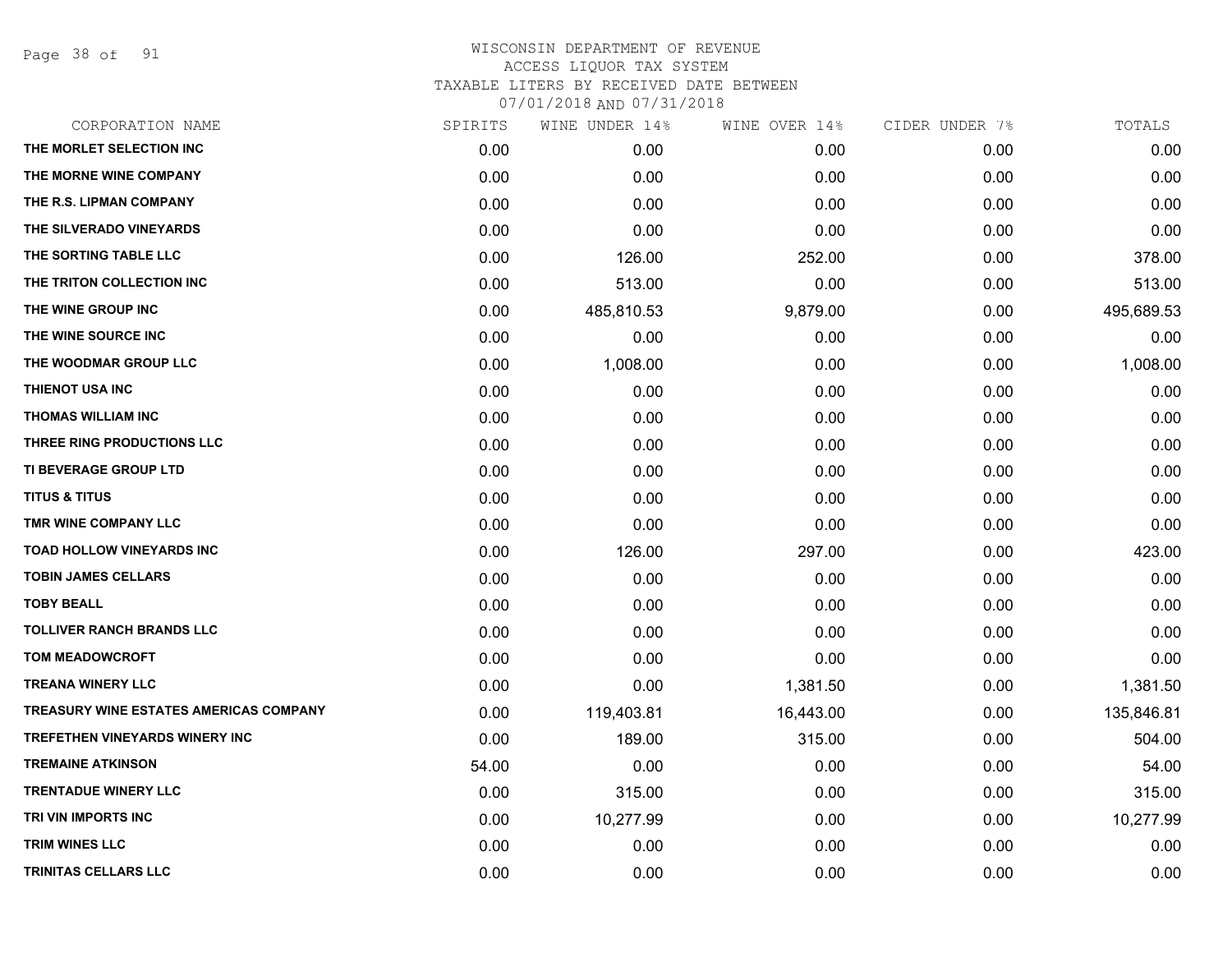WISCONSIN DEPARTMENT OF REVENUE
ACCESS LIQUOR TAX SYSTEM
TAXABLE LITERS BY RECEIVED DATE BETWEEN
07/01/2018 AND 07/31/2018

| CORPORATION NAME | SPIRITS | WINE UNDER 14% | WINE OVER 14% | CIDER UNDER 7% | TOTALS |
|---|---|---|---|---|---|
| THE MORLET SELECTION INC | 0.00 | 0.00 | 0.00 | 0.00 | 0.00 |
| THE MORNE WINE COMPANY | 0.00 | 0.00 | 0.00 | 0.00 | 0.00 |
| THE R.S. LIPMAN COMPANY | 0.00 | 0.00 | 0.00 | 0.00 | 0.00 |
| THE SILVERADO VINEYARDS | 0.00 | 0.00 | 0.00 | 0.00 | 0.00 |
| THE SORTING TABLE LLC | 0.00 | 126.00 | 252.00 | 0.00 | 378.00 |
| THE TRITON COLLECTION INC | 0.00 | 513.00 | 0.00 | 0.00 | 513.00 |
| THE WINE GROUP INC | 0.00 | 485,810.53 | 9,879.00 | 0.00 | 495,689.53 |
| THE WINE SOURCE INC | 0.00 | 0.00 | 0.00 | 0.00 | 0.00 |
| THE WOODMAR GROUP LLC | 0.00 | 1,008.00 | 0.00 | 0.00 | 1,008.00 |
| THIENOT USA INC | 0.00 | 0.00 | 0.00 | 0.00 | 0.00 |
| THOMAS WILLIAM INC | 0.00 | 0.00 | 0.00 | 0.00 | 0.00 |
| THREE RING PRODUCTIONS LLC | 0.00 | 0.00 | 0.00 | 0.00 | 0.00 |
| TI BEVERAGE GROUP LTD | 0.00 | 0.00 | 0.00 | 0.00 | 0.00 |
| TITUS & TITUS | 0.00 | 0.00 | 0.00 | 0.00 | 0.00 |
| TMR WINE COMPANY LLC | 0.00 | 0.00 | 0.00 | 0.00 | 0.00 |
| TOAD HOLLOW VINEYARDS INC | 0.00 | 126.00 | 297.00 | 0.00 | 423.00 |
| TOBIN JAMES CELLARS | 0.00 | 0.00 | 0.00 | 0.00 | 0.00 |
| TOBY BEALL | 0.00 | 0.00 | 0.00 | 0.00 | 0.00 |
| TOLLIVER RANCH BRANDS LLC | 0.00 | 0.00 | 0.00 | 0.00 | 0.00 |
| TOM MEADOWCROFT | 0.00 | 0.00 | 0.00 | 0.00 | 0.00 |
| TREANA WINERY LLC | 0.00 | 0.00 | 1,381.50 | 0.00 | 1,381.50 |
| TREASURY WINE ESTATES AMERICAS COMPANY | 0.00 | 119,403.81 | 16,443.00 | 0.00 | 135,846.81 |
| TREFETHEN VINEYARDS WINERY INC | 0.00 | 189.00 | 315.00 | 0.00 | 504.00 |
| TREMAINE ATKINSON | 54.00 | 0.00 | 0.00 | 0.00 | 54.00 |
| TRENTADUE WINERY LLC | 0.00 | 315.00 | 0.00 | 0.00 | 315.00 |
| TRI VIN IMPORTS INC | 0.00 | 10,277.99 | 0.00 | 0.00 | 10,277.99 |
| TRIM WINES LLC | 0.00 | 0.00 | 0.00 | 0.00 | 0.00 |
| TRINITAS CELLARS LLC | 0.00 | 0.00 | 0.00 | 0.00 | 0.00 |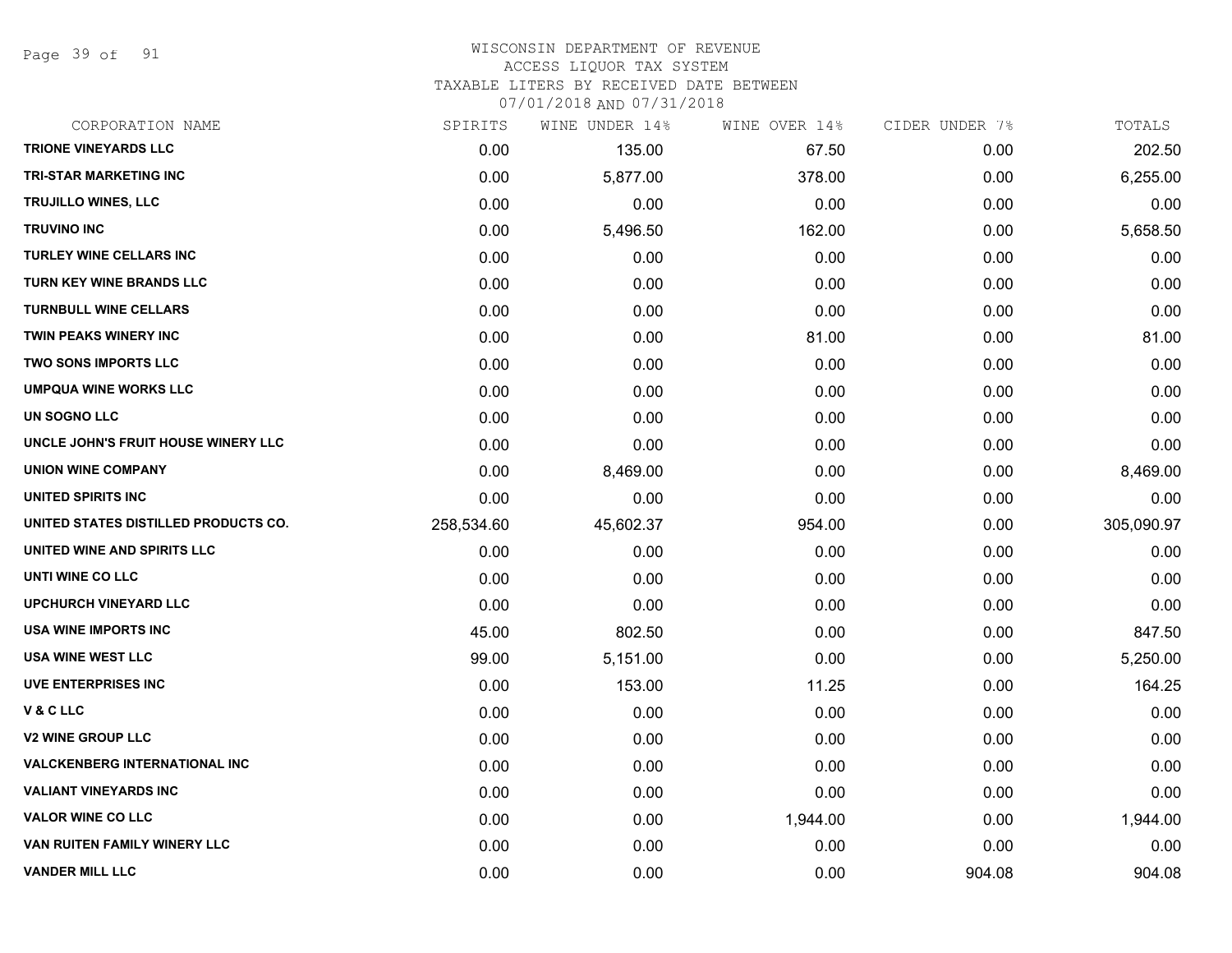WISCONSIN DEPARTMENT OF REVENUE
ACCESS LIQUOR TAX SYSTEM
TAXABLE LITERS BY RECEIVED DATE BETWEEN
07/01/2018 AND 07/31/2018

| CORPORATION NAME | SPIRITS | WINE UNDER 14% | WINE OVER 14% | CIDER UNDER 7% | TOTALS |
|---|---|---|---|---|---|
| TRIONE VINEYARDS LLC | 0.00 | 135.00 | 67.50 | 0.00 | 202.50 |
| TRI-STAR MARKETING INC | 0.00 | 5,877.00 | 378.00 | 0.00 | 6,255.00 |
| TRUJILLO WINES, LLC | 0.00 | 0.00 | 0.00 | 0.00 | 0.00 |
| TRUVINO INC | 0.00 | 5,496.50 | 162.00 | 0.00 | 5,658.50 |
| TURLEY WINE CELLARS INC | 0.00 | 0.00 | 0.00 | 0.00 | 0.00 |
| TURN KEY WINE BRANDS LLC | 0.00 | 0.00 | 0.00 | 0.00 | 0.00 |
| TURNBULL WINE CELLARS | 0.00 | 0.00 | 0.00 | 0.00 | 0.00 |
| TWIN PEAKS WINERY INC | 0.00 | 0.00 | 81.00 | 0.00 | 81.00 |
| TWO SONS IMPORTS LLC | 0.00 | 0.00 | 0.00 | 0.00 | 0.00 |
| UMPQUA WINE WORKS LLC | 0.00 | 0.00 | 0.00 | 0.00 | 0.00 |
| UN SOGNO LLC | 0.00 | 0.00 | 0.00 | 0.00 | 0.00 |
| UNCLE JOHN'S FRUIT HOUSE WINERY LLC | 0.00 | 0.00 | 0.00 | 0.00 | 0.00 |
| UNION WINE COMPANY | 0.00 | 8,469.00 | 0.00 | 0.00 | 8,469.00 |
| UNITED SPIRITS INC | 0.00 | 0.00 | 0.00 | 0.00 | 0.00 |
| UNITED STATES DISTILLED PRODUCTS CO. | 258,534.60 | 45,602.37 | 954.00 | 0.00 | 305,090.97 |
| UNITED WINE AND SPIRITS LLC | 0.00 | 0.00 | 0.00 | 0.00 | 0.00 |
| UNTI WINE CO LLC | 0.00 | 0.00 | 0.00 | 0.00 | 0.00 |
| UPCHURCH VINEYARD LLC | 0.00 | 0.00 | 0.00 | 0.00 | 0.00 |
| USA WINE IMPORTS INC | 45.00 | 802.50 | 0.00 | 0.00 | 847.50 |
| USA WINE WEST LLC | 99.00 | 5,151.00 | 0.00 | 0.00 | 5,250.00 |
| UVE ENTERPRISES INC | 0.00 | 153.00 | 11.25 | 0.00 | 164.25 |
| V & C LLC | 0.00 | 0.00 | 0.00 | 0.00 | 0.00 |
| V2 WINE GROUP LLC | 0.00 | 0.00 | 0.00 | 0.00 | 0.00 |
| VALCKENBERG INTERNATIONAL INC | 0.00 | 0.00 | 0.00 | 0.00 | 0.00 |
| VALIANT VINEYARDS INC | 0.00 | 0.00 | 0.00 | 0.00 | 0.00 |
| VALOR WINE CO LLC | 0.00 | 0.00 | 1,944.00 | 0.00 | 1,944.00 |
| VAN RUITEN FAMILY WINERY LLC | 0.00 | 0.00 | 0.00 | 0.00 | 0.00 |
| VANDER MILL LLC | 0.00 | 0.00 | 0.00 | 904.08 | 904.08 |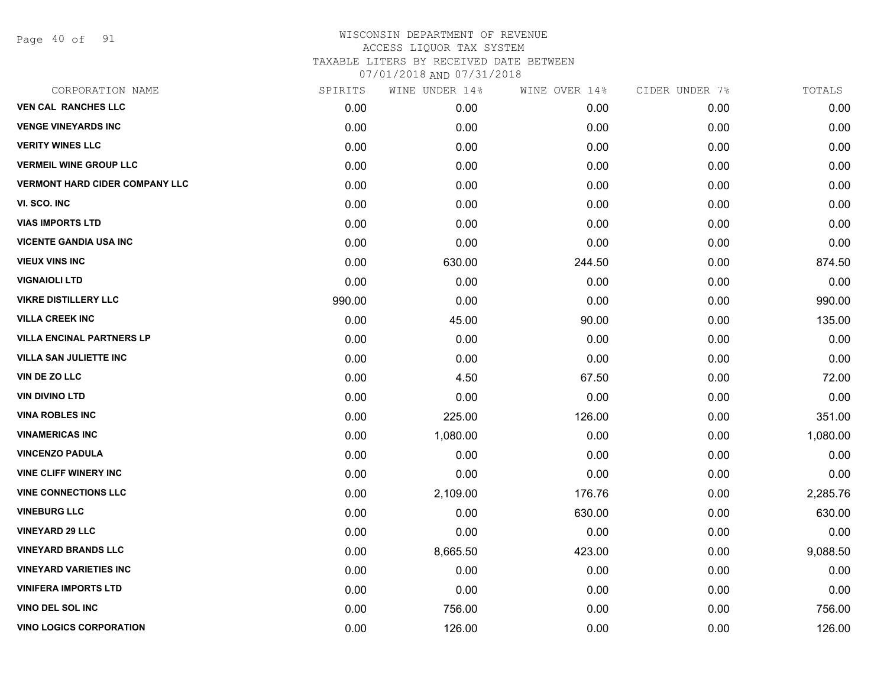# WISCONSIN DEPARTMENT OF REVENUE
## ACCESS LIQUOR TAX SYSTEM
## TAXABLE LITERS BY RECEIVED DATE BETWEEN 07/01/2018 AND 07/31/2018

| CORPORATION NAME | SPIRITS | WINE UNDER 14% | WINE OVER 14% | CIDER UNDER 7% | TOTALS |
|---|---|---|---|---|---|
| VEN CAL RANCHES LLC | 0.00 | 0.00 | 0.00 | 0.00 | 0.00 |
| VENGE VINEYARDS INC | 0.00 | 0.00 | 0.00 | 0.00 | 0.00 |
| VERITY WINES LLC | 0.00 | 0.00 | 0.00 | 0.00 | 0.00 |
| VERMEIL WINE GROUP LLC | 0.00 | 0.00 | 0.00 | 0.00 | 0.00 |
| VERMONT HARD CIDER COMPANY LLC | 0.00 | 0.00 | 0.00 | 0.00 | 0.00 |
| VI. SCO. INC | 0.00 | 0.00 | 0.00 | 0.00 | 0.00 |
| VIAS IMPORTS LTD | 0.00 | 0.00 | 0.00 | 0.00 | 0.00 |
| VICENTE GANDIA USA INC | 0.00 | 0.00 | 0.00 | 0.00 | 0.00 |
| VIEUX VINS INC | 0.00 | 630.00 | 244.50 | 0.00 | 874.50 |
| VIGNAIOLI LTD | 0.00 | 0.00 | 0.00 | 0.00 | 0.00 |
| VIKRE DISTILLERY LLC | 990.00 | 0.00 | 0.00 | 0.00 | 990.00 |
| VILLA CREEK INC | 0.00 | 45.00 | 90.00 | 0.00 | 135.00 |
| VILLA ENCINAL PARTNERS LP | 0.00 | 0.00 | 0.00 | 0.00 | 0.00 |
| VILLA SAN JULIETTE INC | 0.00 | 0.00 | 0.00 | 0.00 | 0.00 |
| VIN DE ZO LLC | 0.00 | 4.50 | 67.50 | 0.00 | 72.00 |
| VIN DIVINO LTD | 0.00 | 0.00 | 0.00 | 0.00 | 0.00 |
| VINA ROBLES INC | 0.00 | 225.00 | 126.00 | 0.00 | 351.00 |
| VINAMERICAS INC | 0.00 | 1,080.00 | 0.00 | 0.00 | 1,080.00 |
| VINCENZO PADULA | 0.00 | 0.00 | 0.00 | 0.00 | 0.00 |
| VINE CLIFF WINERY INC | 0.00 | 0.00 | 0.00 | 0.00 | 0.00 |
| VINE CONNECTIONS LLC | 0.00 | 2,109.00 | 176.76 | 0.00 | 2,285.76 |
| VINEBURG LLC | 0.00 | 0.00 | 630.00 | 0.00 | 630.00 |
| VINEYARD 29 LLC | 0.00 | 0.00 | 0.00 | 0.00 | 0.00 |
| VINEYARD BRANDS LLC | 0.00 | 8,665.50 | 423.00 | 0.00 | 9,088.50 |
| VINEYARD VARIETIES INC | 0.00 | 0.00 | 0.00 | 0.00 | 0.00 |
| VINIFERA IMPORTS LTD | 0.00 | 0.00 | 0.00 | 0.00 | 0.00 |
| VINO DEL SOL INC | 0.00 | 756.00 | 0.00 | 0.00 | 756.00 |
| VINO LOGICS CORPORATION | 0.00 | 126.00 | 0.00 | 0.00 | 126.00 |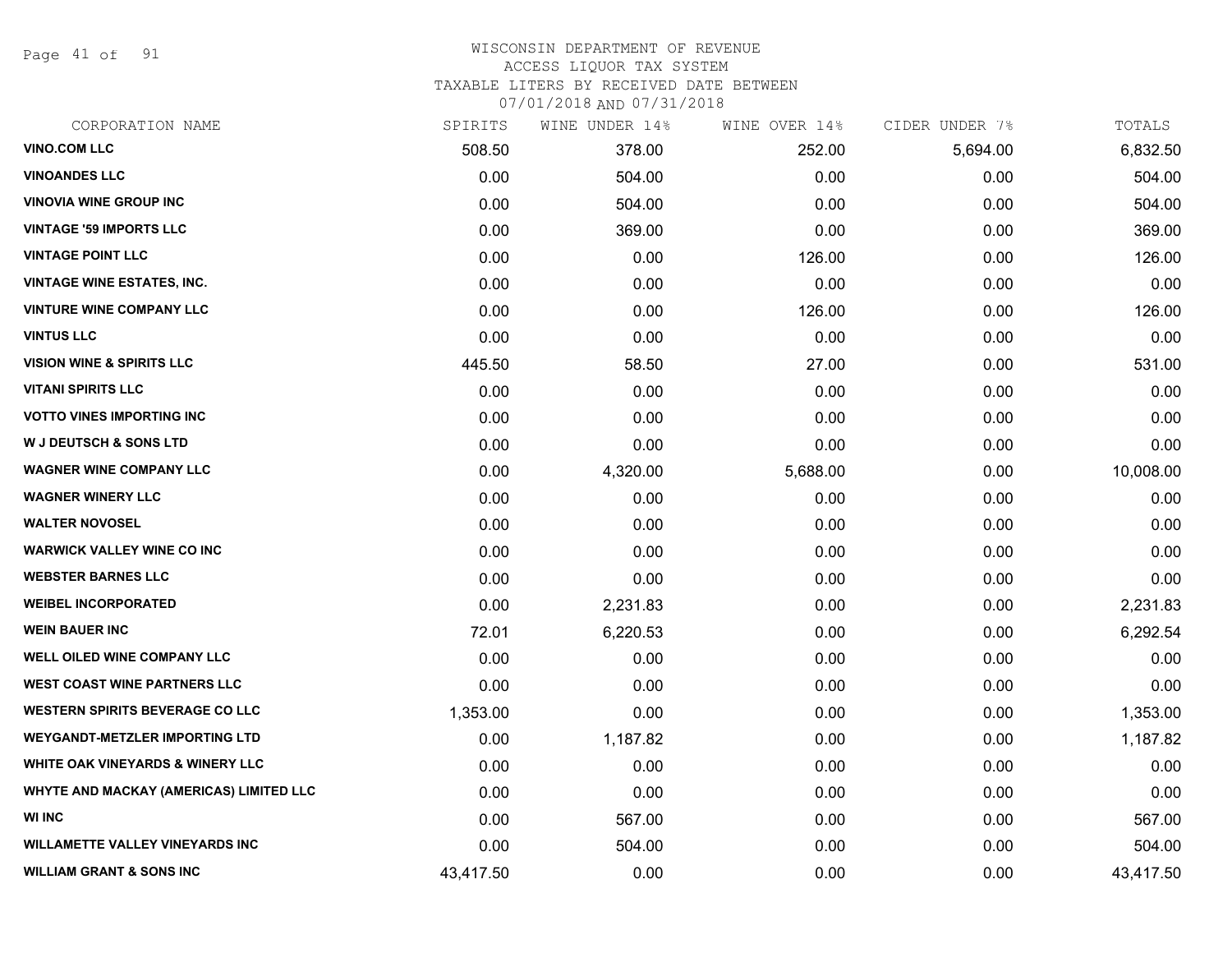WISCONSIN DEPARTMENT OF REVENUE
ACCESS LIQUOR TAX SYSTEM
TAXABLE LITERS BY RECEIVED DATE BETWEEN
07/01/2018 AND 07/31/2018

| CORPORATION NAME | SPIRITS | WINE UNDER 14% | WINE OVER 14% | CIDER UNDER 7% | TOTALS |
|---|---|---|---|---|---|
| VINO.COM LLC | 508.50 | 378.00 | 252.00 | 5,694.00 | 6,832.50 |
| VINOANDES LLC | 0.00 | 504.00 | 0.00 | 0.00 | 504.00 |
| VINOVIA WINE GROUP INC | 0.00 | 504.00 | 0.00 | 0.00 | 504.00 |
| VINTAGE '59 IMPORTS LLC | 0.00 | 369.00 | 0.00 | 0.00 | 369.00 |
| VINTAGE POINT LLC | 0.00 | 0.00 | 126.00 | 0.00 | 126.00 |
| VINTAGE WINE ESTATES, INC. | 0.00 | 0.00 | 0.00 | 0.00 | 0.00 |
| VINTURE WINE COMPANY LLC | 0.00 | 0.00 | 126.00 | 0.00 | 126.00 |
| VINTUS LLC | 0.00 | 0.00 | 0.00 | 0.00 | 0.00 |
| VISION WINE & SPIRITS LLC | 445.50 | 58.50 | 27.00 | 0.00 | 531.00 |
| VITANI SPIRITS LLC | 0.00 | 0.00 | 0.00 | 0.00 | 0.00 |
| VOTTO VINES IMPORTING INC | 0.00 | 0.00 | 0.00 | 0.00 | 0.00 |
| W J DEUTSCH & SONS LTD | 0.00 | 0.00 | 0.00 | 0.00 | 0.00 |
| WAGNER WINE COMPANY LLC | 0.00 | 4,320.00 | 5,688.00 | 0.00 | 10,008.00 |
| WAGNER WINERY LLC | 0.00 | 0.00 | 0.00 | 0.00 | 0.00 |
| WALTER NOVOSEL | 0.00 | 0.00 | 0.00 | 0.00 | 0.00 |
| WARWICK VALLEY WINE CO INC | 0.00 | 0.00 | 0.00 | 0.00 | 0.00 |
| WEBSTER BARNES LLC | 0.00 | 0.00 | 0.00 | 0.00 | 0.00 |
| WEIBEL INCORPORATED | 0.00 | 2,231.83 | 0.00 | 0.00 | 2,231.83 |
| WEIN BAUER INC | 72.01 | 6,220.53 | 0.00 | 0.00 | 6,292.54 |
| WELL OILED WINE COMPANY LLC | 0.00 | 0.00 | 0.00 | 0.00 | 0.00 |
| WEST COAST WINE PARTNERS LLC | 0.00 | 0.00 | 0.00 | 0.00 | 0.00 |
| WESTERN SPIRITS BEVERAGE CO LLC | 1,353.00 | 0.00 | 0.00 | 0.00 | 1,353.00 |
| WEYGANDT-METZLER IMPORTING LTD | 0.00 | 1,187.82 | 0.00 | 0.00 | 1,187.82 |
| WHITE OAK VINEYARDS & WINERY LLC | 0.00 | 0.00 | 0.00 | 0.00 | 0.00 |
| WHYTE AND MACKAY (AMERICAS) LIMITED LLC | 0.00 | 0.00 | 0.00 | 0.00 | 0.00 |
| WI INC | 0.00 | 567.00 | 0.00 | 0.00 | 567.00 |
| WILLAMETTE VALLEY VINEYARDS INC | 0.00 | 504.00 | 0.00 | 0.00 | 504.00 |
| WILLIAM GRANT & SONS INC | 43,417.50 | 0.00 | 0.00 | 0.00 | 43,417.50 |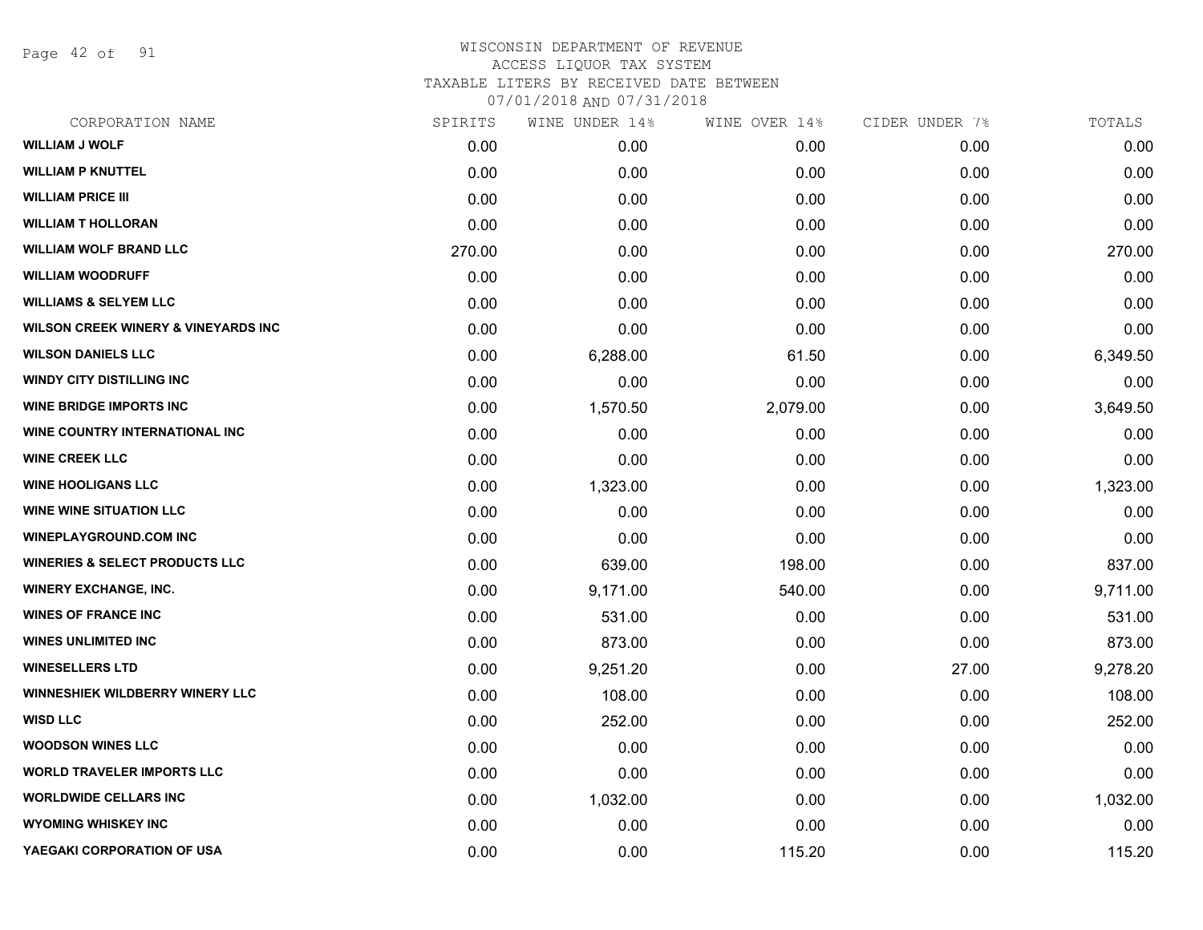# WISCONSIN DEPARTMENT OF REVENUE
## ACCESS LIQUOR TAX SYSTEM
### TAXABLE LITERS BY RECEIVED DATE BETWEEN 07/01/2018 AND 07/31/2018

| CORPORATION NAME | SPIRITS | WINE UNDER 14% | WINE OVER 14% | CIDER UNDER 7% | TOTALS |
|---|---|---|---|---|---|
| WILLIAM J WOLF | 0.00 | 0.00 | 0.00 | 0.00 | 0.00 |
| WILLIAM P KNUTTEL | 0.00 | 0.00 | 0.00 | 0.00 | 0.00 |
| WILLIAM PRICE III | 0.00 | 0.00 | 0.00 | 0.00 | 0.00 |
| WILLIAM T HOLLORAN | 0.00 | 0.00 | 0.00 | 0.00 | 0.00 |
| WILLIAM WOLF BRAND LLC | 270.00 | 0.00 | 0.00 | 0.00 | 270.00 |
| WILLIAM WOODRUFF | 0.00 | 0.00 | 0.00 | 0.00 | 0.00 |
| WILLIAMS & SELYEM LLC | 0.00 | 0.00 | 0.00 | 0.00 | 0.00 |
| WILSON CREEK WINERY & VINEYARDS INC | 0.00 | 0.00 | 0.00 | 0.00 | 0.00 |
| WILSON DANIELS LLC | 0.00 | 6,288.00 | 61.50 | 0.00 | 6,349.50 |
| WINDY CITY DISTILLING INC | 0.00 | 0.00 | 0.00 | 0.00 | 0.00 |
| WINE BRIDGE IMPORTS INC | 0.00 | 1,570.50 | 2,079.00 | 0.00 | 3,649.50 |
| WINE COUNTRY INTERNATIONAL INC | 0.00 | 0.00 | 0.00 | 0.00 | 0.00 |
| WINE CREEK LLC | 0.00 | 0.00 | 0.00 | 0.00 | 0.00 |
| WINE HOOLIGANS LLC | 0.00 | 1,323.00 | 0.00 | 0.00 | 1,323.00 |
| WINE WINE SITUATION LLC | 0.00 | 0.00 | 0.00 | 0.00 | 0.00 |
| WINEPLAYGROUND.COM INC | 0.00 | 0.00 | 0.00 | 0.00 | 0.00 |
| WINERIES & SELECT PRODUCTS LLC | 0.00 | 639.00 | 198.00 | 0.00 | 837.00 |
| WINERY EXCHANGE, INC. | 0.00 | 9,171.00 | 540.00 | 0.00 | 9,711.00 |
| WINES OF FRANCE INC | 0.00 | 531.00 | 0.00 | 0.00 | 531.00 |
| WINES UNLIMITED INC | 0.00 | 873.00 | 0.00 | 0.00 | 873.00 |
| WINESELLERS LTD | 0.00 | 9,251.20 | 0.00 | 27.00 | 9,278.20 |
| WINNESHIEK WILDBERRY WINERY LLC | 0.00 | 108.00 | 0.00 | 0.00 | 108.00 |
| WISD LLC | 0.00 | 252.00 | 0.00 | 0.00 | 252.00 |
| WOODSON WINES LLC | 0.00 | 0.00 | 0.00 | 0.00 | 0.00 |
| WORLD TRAVELER IMPORTS LLC | 0.00 | 0.00 | 0.00 | 0.00 | 0.00 |
| WORLDWIDE CELLARS INC | 0.00 | 1,032.00 | 0.00 | 0.00 | 1,032.00 |
| WYOMING WHISKEY INC | 0.00 | 0.00 | 0.00 | 0.00 | 0.00 |
| YAEGAKI CORPORATION OF USA | 0.00 | 0.00 | 115.20 | 0.00 | 115.20 |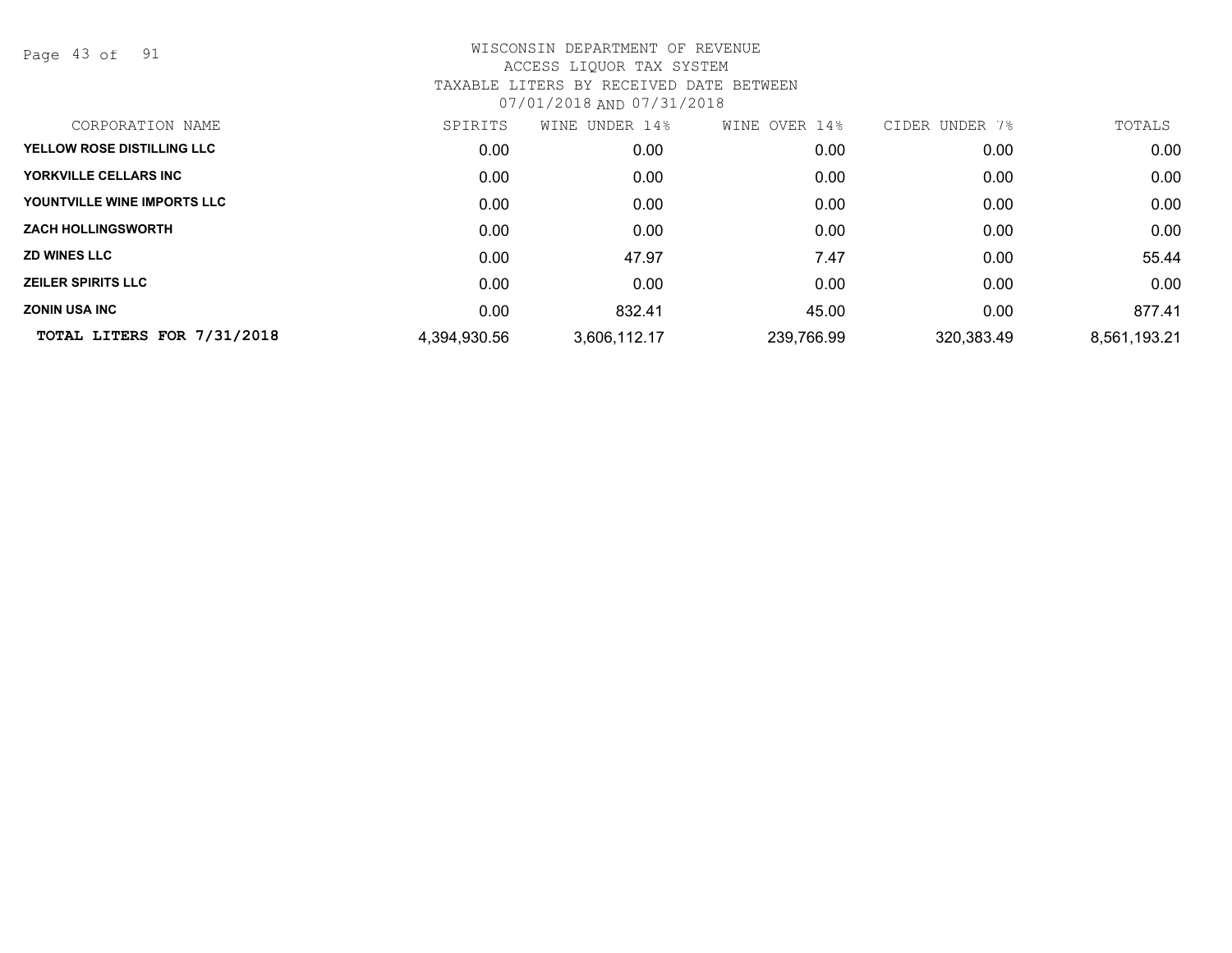WISCONSIN DEPARTMENT OF REVENUE
ACCESS LIQUOR TAX SYSTEM
TAXABLE LITERS BY RECEIVED DATE BETWEEN
07/01/2018 AND 07/31/2018

| CORPORATION NAME | SPIRITS | WINE UNDER 14% | WINE OVER 14% | CIDER UNDER 7% | TOTALS |
|---|---|---|---|---|---|
| YELLOW ROSE DISTILLING LLC | 0.00 | 0.00 | 0.00 | 0.00 | 0.00 |
| YORKVILLE CELLARS INC | 0.00 | 0.00 | 0.00 | 0.00 | 0.00 |
| YOUNTVILLE WINE IMPORTS LLC | 0.00 | 0.00 | 0.00 | 0.00 | 0.00 |
| ZACH HOLLINGSWORTH | 0.00 | 0.00 | 0.00 | 0.00 | 0.00 |
| ZD WINES LLC | 0.00 | 47.97 | 7.47 | 0.00 | 55.44 |
| ZEILER SPIRITS LLC | 0.00 | 0.00 | 0.00 | 0.00 | 0.00 |
| ZONIN USA INC | 0.00 | 832.41 | 45.00 | 0.00 | 877.41 |
| **TOTAL LITERS FOR 7/31/2018** | 4,394,930.56 | 3,606,112.17 | 239,766.99 | 320,383.49 | 8,561,193.21 |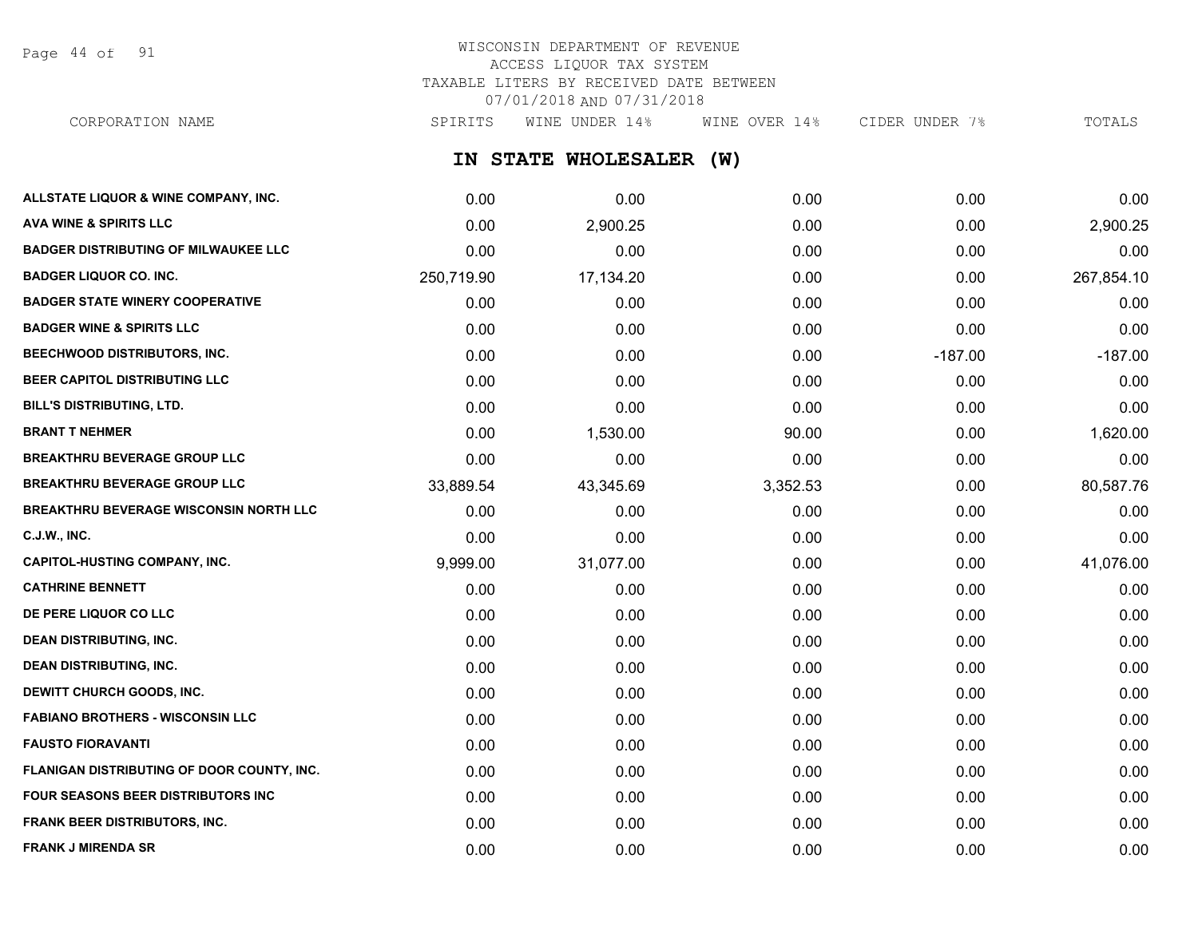# WISCONSIN DEPARTMENT OF REVENUE
ACCESS LIQUOR TAX SYSTEM
TAXABLE LITERS BY RECEIVED DATE BETWEEN
07/01/2018 AND 07/31/2018

## IN STATE WHOLESALER (W)

| CORPORATION NAME | SPIRITS | WINE UNDER 14% | WINE OVER 14% | CIDER UNDER 7% | TOTALS |
|---|---|---|---|---|---|
| ALLSTATE LIQUOR & WINE COMPANY, INC. | 0.00 | 0.00 | 0.00 | 0.00 | 0.00 |
| AVA WINE & SPIRITS LLC | 0.00 | 2,900.25 | 0.00 | 0.00 | 2,900.25 |
| BADGER DISTRIBUTING OF MILWAUKEE LLC | 0.00 | 0.00 | 0.00 | 0.00 | 0.00 |
| BADGER LIQUOR CO. INC. | 250,719.90 | 17,134.20 | 0.00 | 0.00 | 267,854.10 |
| BADGER STATE WINERY COOPERATIVE | 0.00 | 0.00 | 0.00 | 0.00 | 0.00 |
| BADGER WINE & SPIRITS LLC | 0.00 | 0.00 | 0.00 | 0.00 | 0.00 |
| BEECHWOOD DISTRIBUTORS, INC. | 0.00 | 0.00 | 0.00 | -187.00 | -187.00 |
| BEER CAPITOL DISTRIBUTING LLC | 0.00 | 0.00 | 0.00 | 0.00 | 0.00 |
| BILL'S DISTRIBUTING, LTD. | 0.00 | 0.00 | 0.00 | 0.00 | 0.00 |
| BRANT T NEHMER | 0.00 | 1,530.00 | 90.00 | 0.00 | 1,620.00 |
| BREAKTHRU BEVERAGE GROUP LLC | 0.00 | 0.00 | 0.00 | 0.00 | 0.00 |
| BREAKTHRU BEVERAGE GROUP LLC | 33,889.54 | 43,345.69 | 3,352.53 | 0.00 | 80,587.76 |
| BREAKTHRU BEVERAGE WISCONSIN NORTH LLC | 0.00 | 0.00 | 0.00 | 0.00 | 0.00 |
| C.J.W., INC. | 0.00 | 0.00 | 0.00 | 0.00 | 0.00 |
| CAPITOL-HUSTING COMPANY, INC. | 9,999.00 | 31,077.00 | 0.00 | 0.00 | 41,076.00 |
| CATHRINE BENNETT | 0.00 | 0.00 | 0.00 | 0.00 | 0.00 |
| DE PERE LIQUOR CO LLC | 0.00 | 0.00 | 0.00 | 0.00 | 0.00 |
| DEAN DISTRIBUTING, INC. | 0.00 | 0.00 | 0.00 | 0.00 | 0.00 |
| DEAN DISTRIBUTING, INC. | 0.00 | 0.00 | 0.00 | 0.00 | 0.00 |
| DEWITT CHURCH GOODS, INC. | 0.00 | 0.00 | 0.00 | 0.00 | 0.00 |
| FABIANO BROTHERS - WISCONSIN LLC | 0.00 | 0.00 | 0.00 | 0.00 | 0.00 |
| FAUSTO FIORAVANTI | 0.00 | 0.00 | 0.00 | 0.00 | 0.00 |
| FLANIGAN DISTRIBUTING OF DOOR COUNTY, INC. | 0.00 | 0.00 | 0.00 | 0.00 | 0.00 |
| FOUR SEASONS BEER DISTRIBUTORS INC | 0.00 | 0.00 | 0.00 | 0.00 | 0.00 |
| FRANK BEER DISTRIBUTORS, INC. | 0.00 | 0.00 | 0.00 | 0.00 | 0.00 |
| FRANK J MIRENDA SR | 0.00 | 0.00 | 0.00 | 0.00 | 0.00 |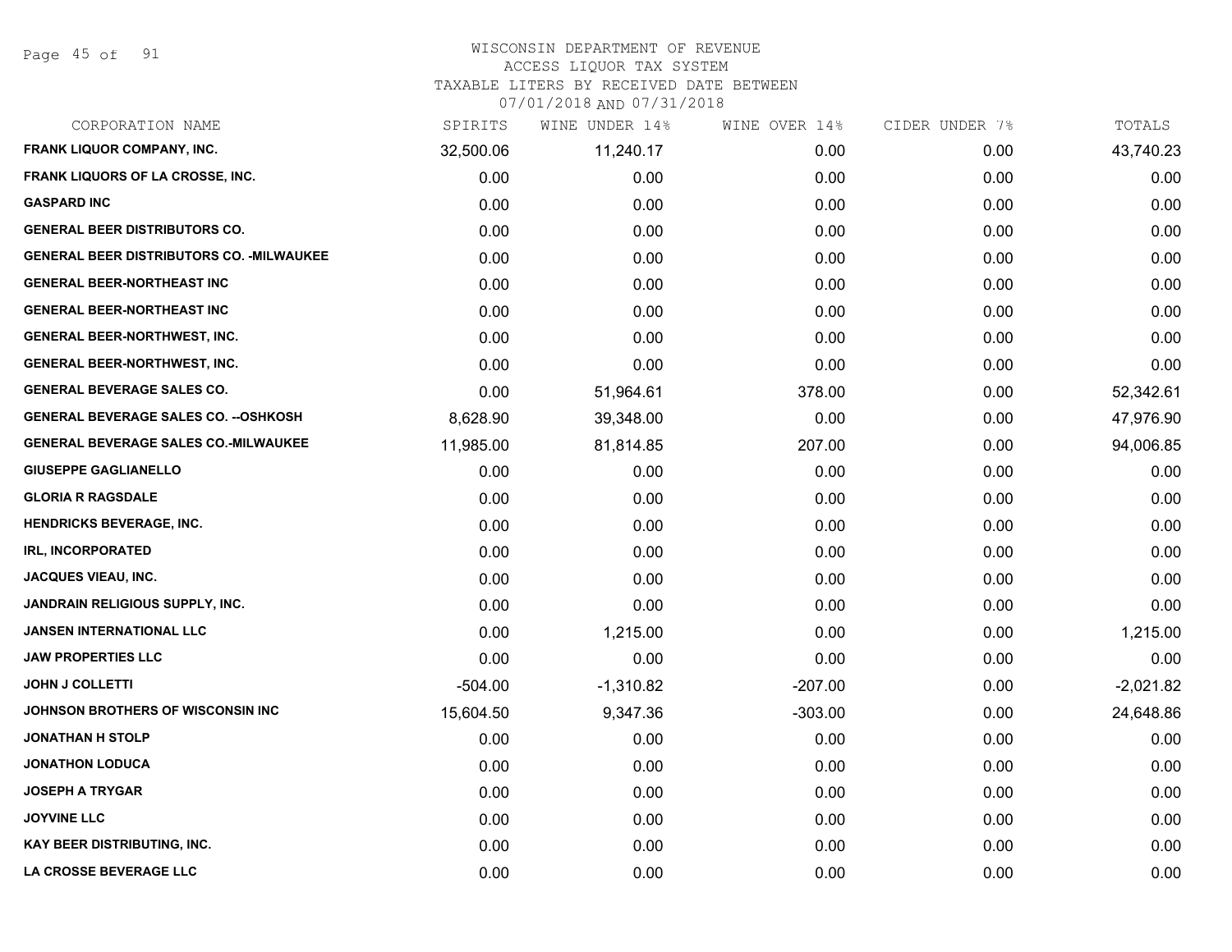# WISCONSIN DEPARTMENT OF REVENUE
## ACCESS LIQUOR TAX SYSTEM
### TAXABLE LITERS BY RECEIVED DATE BETWEEN 07/01/2018 AND 07/31/2018

| CORPORATION NAME | SPIRITS | WINE UNDER 14% | WINE OVER 14% | CIDER UNDER 7% | TOTALS |
|---|---|---|---|---|---|
| FRANK LIQUOR COMPANY, INC. | 32,500.06 | 11,240.17 | 0.00 | 0.00 | 43,740.23 |
| FRANK LIQUORS OF LA CROSSE, INC. | 0.00 | 0.00 | 0.00 | 0.00 | 0.00 |
| GASPARD INC | 0.00 | 0.00 | 0.00 | 0.00 | 0.00 |
| GENERAL BEER DISTRIBUTORS CO. | 0.00 | 0.00 | 0.00 | 0.00 | 0.00 |
| GENERAL BEER DISTRIBUTORS CO. -MILWAUKEE | 0.00 | 0.00 | 0.00 | 0.00 | 0.00 |
| GENERAL BEER-NORTHEAST INC | 0.00 | 0.00 | 0.00 | 0.00 | 0.00 |
| GENERAL BEER-NORTHEAST INC | 0.00 | 0.00 | 0.00 | 0.00 | 0.00 |
| GENERAL BEER-NORTHWEST, INC. | 0.00 | 0.00 | 0.00 | 0.00 | 0.00 |
| GENERAL BEER-NORTHWEST, INC. | 0.00 | 0.00 | 0.00 | 0.00 | 0.00 |
| GENERAL BEVERAGE SALES CO. | 0.00 | 51,964.61 | 378.00 | 0.00 | 52,342.61 |
| GENERAL BEVERAGE SALES CO. --OSHKOSH | 8,628.90 | 39,348.00 | 0.00 | 0.00 | 47,976.90 |
| GENERAL BEVERAGE SALES CO.-MILWAUKEE | 11,985.00 | 81,814.85 | 207.00 | 0.00 | 94,006.85 |
| GIUSEPPE GAGLIANELLO | 0.00 | 0.00 | 0.00 | 0.00 | 0.00 |
| GLORIA R RAGSDALE | 0.00 | 0.00 | 0.00 | 0.00 | 0.00 |
| HENDRICKS BEVERAGE, INC. | 0.00 | 0.00 | 0.00 | 0.00 | 0.00 |
| IRL, INCORPORATED | 0.00 | 0.00 | 0.00 | 0.00 | 0.00 |
| JACQUES VIEAU, INC. | 0.00 | 0.00 | 0.00 | 0.00 | 0.00 |
| JANDRAIN RELIGIOUS SUPPLY, INC. | 0.00 | 0.00 | 0.00 | 0.00 | 0.00 |
| JANSEN INTERNATIONAL LLC | 0.00 | 1,215.00 | 0.00 | 0.00 | 1,215.00 |
| JAW PROPERTIES LLC | 0.00 | 0.00 | 0.00 | 0.00 | 0.00 |
| JOHN J COLLETTI | -504.00 | -1,310.82 | -207.00 | 0.00 | -2,021.82 |
| JOHNSON BROTHERS OF WISCONSIN INC | 15,604.50 | 9,347.36 | -303.00 | 0.00 | 24,648.86 |
| JONATHAN H STOLP | 0.00 | 0.00 | 0.00 | 0.00 | 0.00 |
| JONATHON LODUCA | 0.00 | 0.00 | 0.00 | 0.00 | 0.00 |
| JOSEPH A TRYGAR | 0.00 | 0.00 | 0.00 | 0.00 | 0.00 |
| JOYVINE LLC | 0.00 | 0.00 | 0.00 | 0.00 | 0.00 |
| KAY BEER DISTRIBUTING, INC. | 0.00 | 0.00 | 0.00 | 0.00 | 0.00 |
| LA CROSSE BEVERAGE LLC | 0.00 | 0.00 | 0.00 | 0.00 | 0.00 |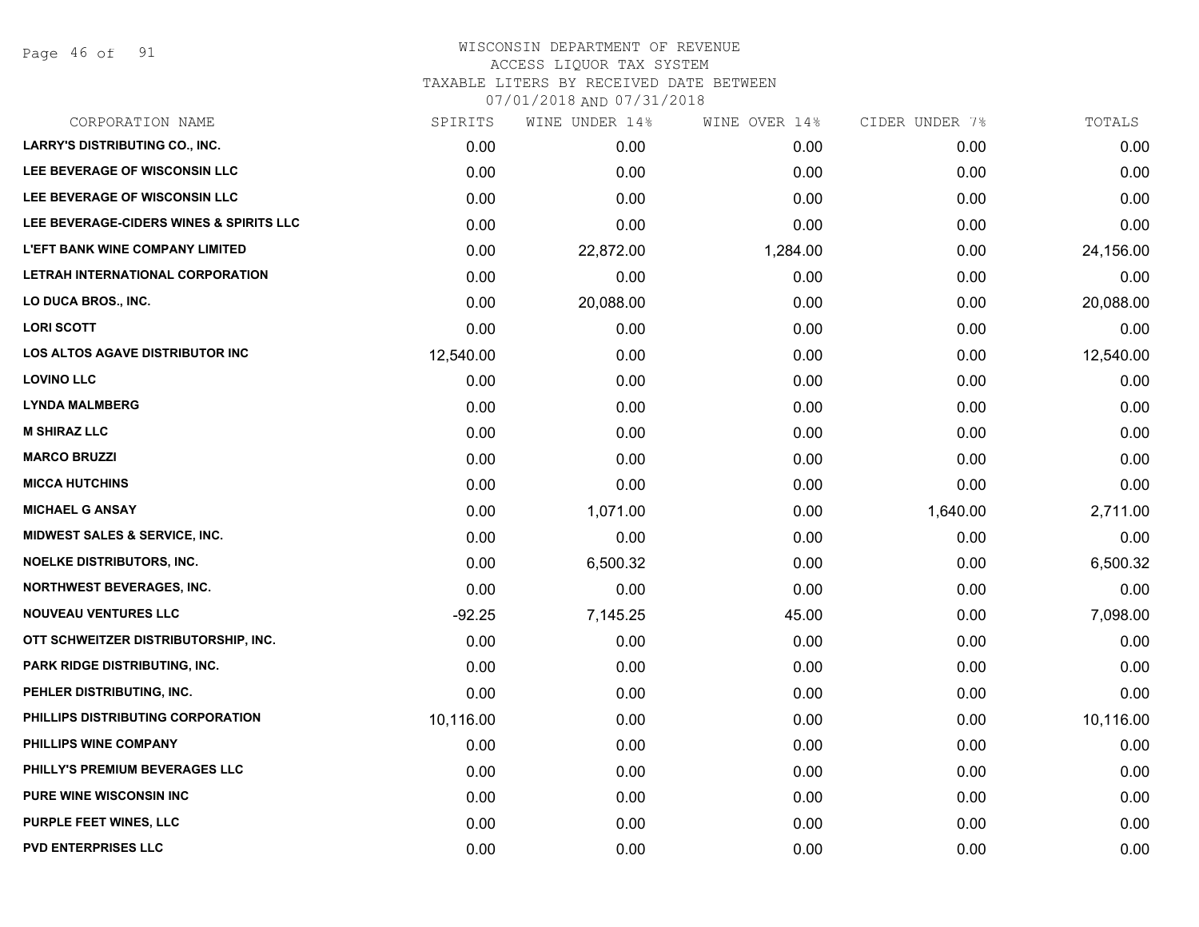# WISCONSIN DEPARTMENT OF REVENUE
## ACCESS LIQUOR TAX SYSTEM
### TAXABLE LITERS BY RECEIVED DATE BETWEEN 07/01/2018 AND 07/31/2018

| CORPORATION NAME | SPIRITS | WINE UNDER 14% | WINE OVER 14% | CIDER UNDER 7% | TOTALS |
|---|---|---|---|---|---|
| LARRY'S DISTRIBUTING CO., INC. | 0.00 | 0.00 | 0.00 | 0.00 | 0.00 |
| LEE BEVERAGE OF WISCONSIN LLC | 0.00 | 0.00 | 0.00 | 0.00 | 0.00 |
| LEE BEVERAGE OF WISCONSIN LLC | 0.00 | 0.00 | 0.00 | 0.00 | 0.00 |
| LEE BEVERAGE-CIDERS WINES & SPIRITS LLC | 0.00 | 0.00 | 0.00 | 0.00 | 0.00 |
| L'EFT BANK WINE COMPANY LIMITED | 0.00 | 22,872.00 | 1,284.00 | 0.00 | 24,156.00 |
| LETRAH INTERNATIONAL CORPORATION | 0.00 | 0.00 | 0.00 | 0.00 | 0.00 |
| LO DUCA BROS., INC. | 0.00 | 20,088.00 | 0.00 | 0.00 | 20,088.00 |
| LORI SCOTT | 0.00 | 0.00 | 0.00 | 0.00 | 0.00 |
| LOS ALTOS AGAVE DISTRIBUTOR INC | 12,540.00 | 0.00 | 0.00 | 0.00 | 12,540.00 |
| LOVINO LLC | 0.00 | 0.00 | 0.00 | 0.00 | 0.00 |
| LYNDA MALMBERG | 0.00 | 0.00 | 0.00 | 0.00 | 0.00 |
| M SHIRAZ LLC | 0.00 | 0.00 | 0.00 | 0.00 | 0.00 |
| MARCO BRUZZI | 0.00 | 0.00 | 0.00 | 0.00 | 0.00 |
| MICCA HUTCHINS | 0.00 | 0.00 | 0.00 | 0.00 | 0.00 |
| MICHAEL G ANSAY | 0.00 | 1,071.00 | 0.00 | 1,640.00 | 2,711.00 |
| MIDWEST SALES & SERVICE, INC. | 0.00 | 0.00 | 0.00 | 0.00 | 0.00 |
| NOELKE DISTRIBUTORS, INC. | 0.00 | 6,500.32 | 0.00 | 0.00 | 6,500.32 |
| NORTHWEST BEVERAGES, INC. | 0.00 | 0.00 | 0.00 | 0.00 | 0.00 |
| NOUVEAU VENTURES LLC | -92.25 | 7,145.25 | 45.00 | 0.00 | 7,098.00 |
| OTT SCHWEITZER DISTRIBUTORSHIP, INC. | 0.00 | 0.00 | 0.00 | 0.00 | 0.00 |
| PARK RIDGE DISTRIBUTING, INC. | 0.00 | 0.00 | 0.00 | 0.00 | 0.00 |
| PEHLER DISTRIBUTING, INC. | 0.00 | 0.00 | 0.00 | 0.00 | 0.00 |
| PHILLIPS DISTRIBUTING CORPORATION | 10,116.00 | 0.00 | 0.00 | 0.00 | 10,116.00 |
| PHILLIPS WINE COMPANY | 0.00 | 0.00 | 0.00 | 0.00 | 0.00 |
| PHILLY'S PREMIUM BEVERAGES LLC | 0.00 | 0.00 | 0.00 | 0.00 | 0.00 |
| PURE WINE WISCONSIN INC | 0.00 | 0.00 | 0.00 | 0.00 | 0.00 |
| PURPLE FEET WINES, LLC | 0.00 | 0.00 | 0.00 | 0.00 | 0.00 |
| PVD ENTERPRISES LLC | 0.00 | 0.00 | 0.00 | 0.00 | 0.00 |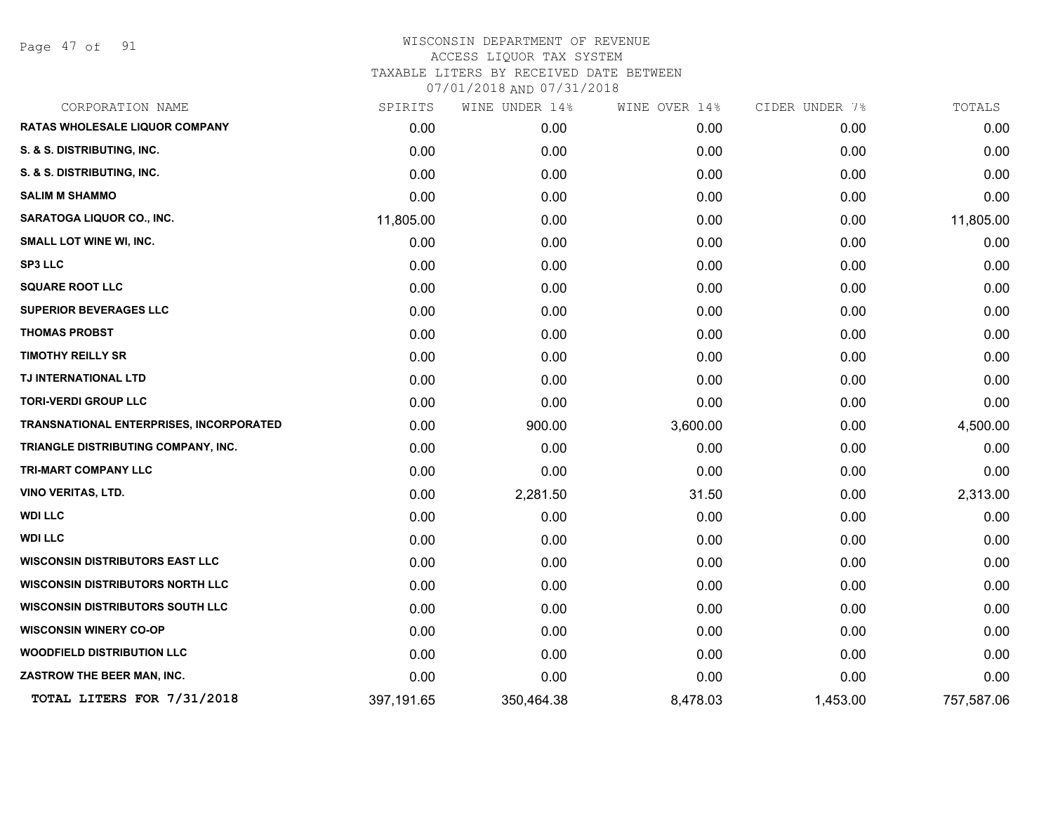# WISCONSIN DEPARTMENT OF REVENUE
ACCESS LIQUOR TAX SYSTEM
TAXABLE LITERS BY RECEIVED DATE BETWEEN
07/01/2018 AND 07/31/2018

| CORPORATION NAME | SPIRITS | WINE UNDER 14% | WINE OVER 14% | CIDER UNDER 7% | TOTALS |
|---|---|---|---|---|---|
| RATAS WHOLESALE LIQUOR COMPANY | 0.00 | 0.00 | 0.00 | 0.00 | 0.00 |
| S. & S. DISTRIBUTING, INC. | 0.00 | 0.00 | 0.00 | 0.00 | 0.00 |
| S. & S. DISTRIBUTING, INC. | 0.00 | 0.00 | 0.00 | 0.00 | 0.00 |
| SALIM M SHAMMO | 0.00 | 0.00 | 0.00 | 0.00 | 0.00 |
| SARATOGA LIQUOR CO., INC. | 11,805.00 | 0.00 | 0.00 | 0.00 | 11,805.00 |
| SMALL LOT WINE WI, INC. | 0.00 | 0.00 | 0.00 | 0.00 | 0.00 |
| SP3 LLC | 0.00 | 0.00 | 0.00 | 0.00 | 0.00 |
| SQUARE ROOT LLC | 0.00 | 0.00 | 0.00 | 0.00 | 0.00 |
| SUPERIOR BEVERAGES LLC | 0.00 | 0.00 | 0.00 | 0.00 | 0.00 |
| THOMAS PROBST | 0.00 | 0.00 | 0.00 | 0.00 | 0.00 |
| TIMOTHY REILLY SR | 0.00 | 0.00 | 0.00 | 0.00 | 0.00 |
| TJ INTERNATIONAL LTD | 0.00 | 0.00 | 0.00 | 0.00 | 0.00 |
| TORI-VERDI GROUP LLC | 0.00 | 0.00 | 0.00 | 0.00 | 0.00 |
| TRANSNATIONAL ENTERPRISES, INCORPORATED | 0.00 | 900.00 | 3,600.00 | 0.00 | 4,500.00 |
| TRIANGLE DISTRIBUTING COMPANY, INC. | 0.00 | 0.00 | 0.00 | 0.00 | 0.00 |
| TRI-MART COMPANY LLC | 0.00 | 0.00 | 0.00 | 0.00 | 0.00 |
| VINO VERITAS, LTD. | 0.00 | 2,281.50 | 31.50 | 0.00 | 2,313.00 |
| WDI LLC | 0.00 | 0.00 | 0.00 | 0.00 | 0.00 |
| WDI LLC | 0.00 | 0.00 | 0.00 | 0.00 | 0.00 |
| WISCONSIN DISTRIBUTORS EAST LLC | 0.00 | 0.00 | 0.00 | 0.00 | 0.00 |
| WISCONSIN DISTRIBUTORS NORTH LLC | 0.00 | 0.00 | 0.00 | 0.00 | 0.00 |
| WISCONSIN DISTRIBUTORS SOUTH LLC | 0.00 | 0.00 | 0.00 | 0.00 | 0.00 |
| WISCONSIN WINERY CO-OP | 0.00 | 0.00 | 0.00 | 0.00 | 0.00 |
| WOODFIELD DISTRIBUTION LLC | 0.00 | 0.00 | 0.00 | 0.00 | 0.00 |
| ZASTROW THE BEER MAN, INC. | 0.00 | 0.00 | 0.00 | 0.00 | 0.00 |
| TOTAL LITERS FOR 7/31/2018 | 397,191.65 | 350,464.38 | 8,478.03 | 1,453.00 | 757,587.06 |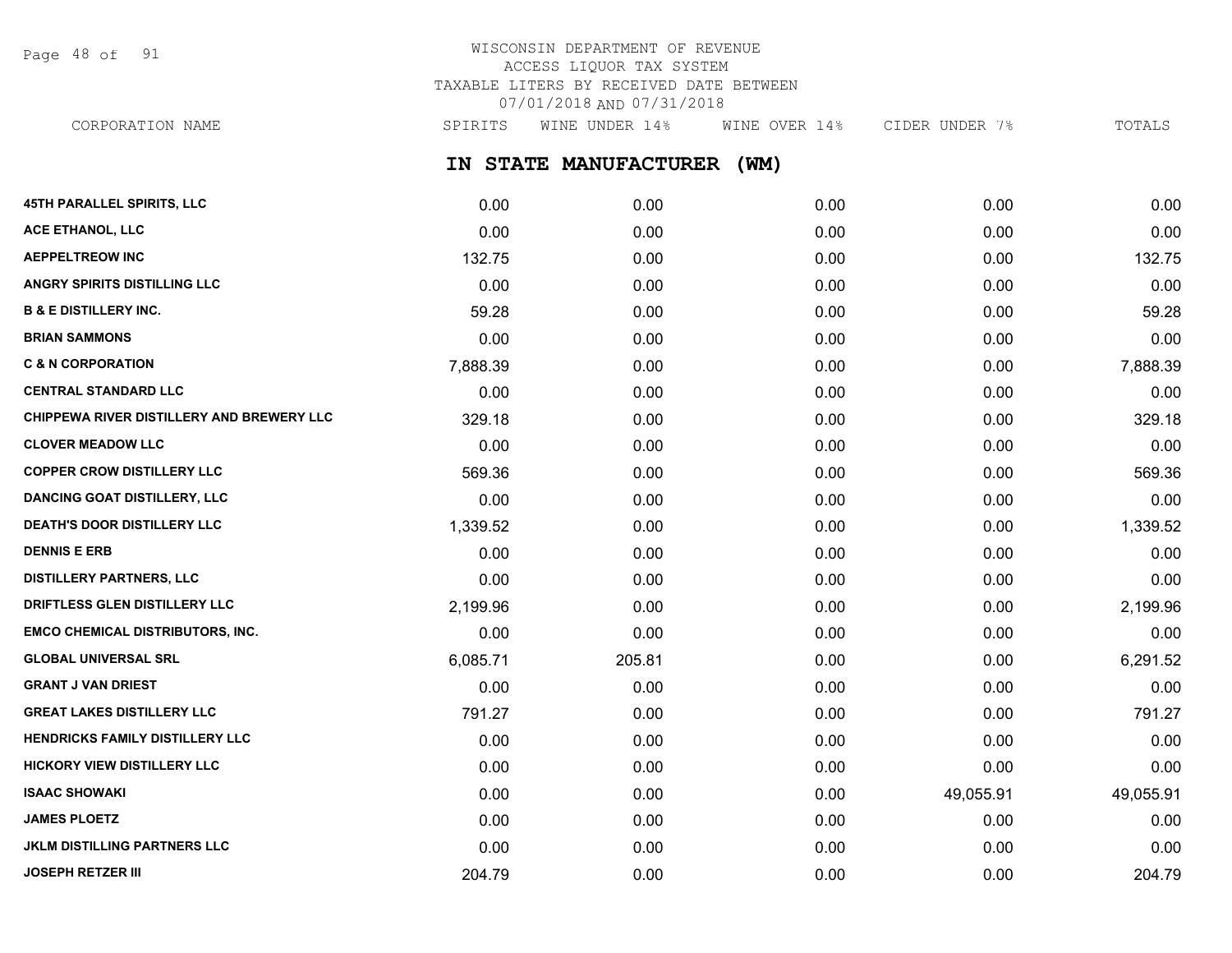# WISCONSIN DEPARTMENT OF REVENUE
## ACCESS LIQUOR TAX SYSTEM
### TAXABLE LITERS BY RECEIVED DATE BETWEEN 07/01/2018 AND 07/31/2018

## IN STATE MANUFACTURER (WM)

| CORPORATION NAME | SPIRITS | WINE UNDER 14% | WINE OVER 14% | CIDER UNDER 7% | TOTALS |
|---|---|---|---|---|---|
| 45TH PARALLEL SPIRITS, LLC | 0.00 | 0.00 | 0.00 | 0.00 | 0.00 |
| ACE ETHANOL, LLC | 0.00 | 0.00 | 0.00 | 0.00 | 0.00 |
| AEPPELTREOW INC | 132.75 | 0.00 | 0.00 | 0.00 | 132.75 |
| ANGRY SPIRITS DISTILLING LLC | 0.00 | 0.00 | 0.00 | 0.00 | 0.00 |
| B & E DISTILLERY INC. | 59.28 | 0.00 | 0.00 | 0.00 | 59.28 |
| BRIAN SAMMONS | 0.00 | 0.00 | 0.00 | 0.00 | 0.00 |
| C & N CORPORATION | 7,888.39 | 0.00 | 0.00 | 0.00 | 7,888.39 |
| CENTRAL STANDARD LLC | 0.00 | 0.00 | 0.00 | 0.00 | 0.00 |
| CHIPPEWA RIVER DISTILLERY AND BREWERY LLC | 329.18 | 0.00 | 0.00 | 0.00 | 329.18 |
| CLOVER MEADOW LLC | 0.00 | 0.00 | 0.00 | 0.00 | 0.00 |
| COPPER CROW DISTILLERY LLC | 569.36 | 0.00 | 0.00 | 0.00 | 569.36 |
| DANCING GOAT DISTILLERY, LLC | 0.00 | 0.00 | 0.00 | 0.00 | 0.00 |
| DEATH'S DOOR DISTILLERY LLC | 1,339.52 | 0.00 | 0.00 | 0.00 | 1,339.52 |
| DENNIS E ERB | 0.00 | 0.00 | 0.00 | 0.00 | 0.00 |
| DISTILLERY PARTNERS, LLC | 0.00 | 0.00 | 0.00 | 0.00 | 0.00 |
| DRIFTLESS GLEN DISTILLERY LLC | 2,199.96 | 0.00 | 0.00 | 0.00 | 2,199.96 |
| EMCO CHEMICAL DISTRIBUTORS, INC. | 0.00 | 0.00 | 0.00 | 0.00 | 0.00 |
| GLOBAL UNIVERSAL SRL | 6,085.71 | 205.81 | 0.00 | 0.00 | 6,291.52 |
| GRANT J VAN DRIEST | 0.00 | 0.00 | 0.00 | 0.00 | 0.00 |
| GREAT LAKES DISTILLERY LLC | 791.27 | 0.00 | 0.00 | 0.00 | 791.27 |
| HENDRICKS FAMILY DISTILLERY LLC | 0.00 | 0.00 | 0.00 | 0.00 | 0.00 |
| HICKORY VIEW DISTILLERY LLC | 0.00 | 0.00 | 0.00 | 0.00 | 0.00 |
| ISAAC SHOWAKI | 0.00 | 0.00 | 0.00 | 49,055.91 | 49,055.91 |
| JAMES PLOETZ | 0.00 | 0.00 | 0.00 | 0.00 | 0.00 |
| JKLM DISTILLING PARTNERS LLC | 0.00 | 0.00 | 0.00 | 0.00 | 0.00 |
| JOSEPH RETZER III | 204.79 | 0.00 | 0.00 | 0.00 | 204.79 |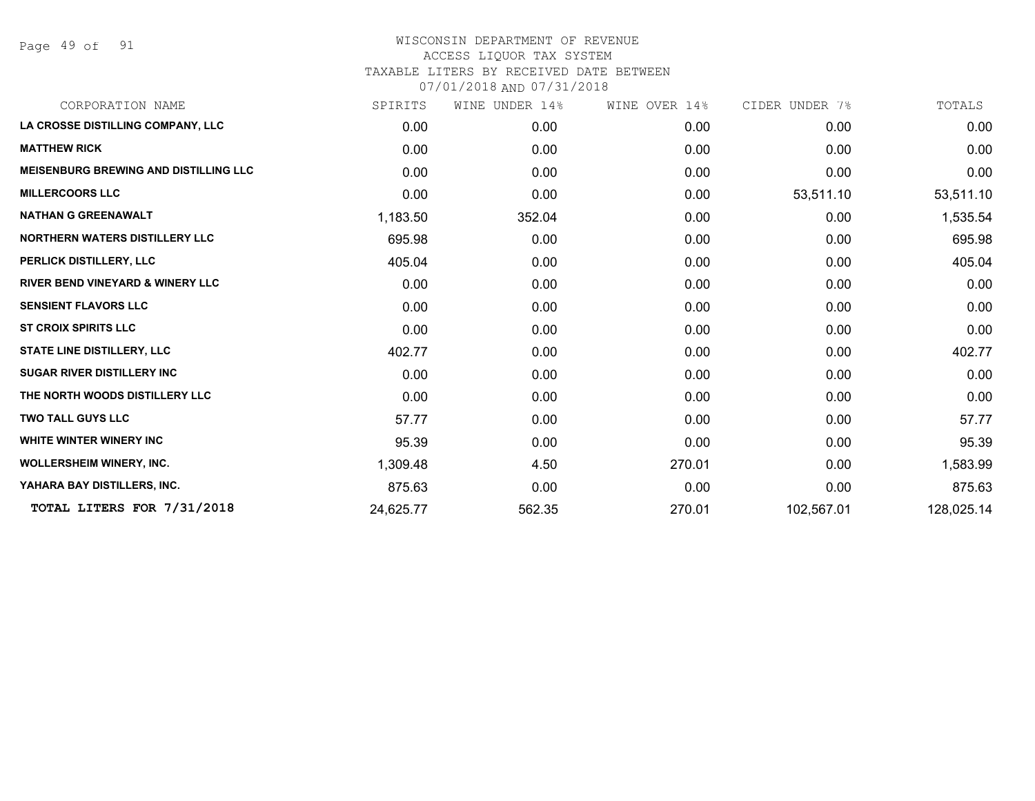# WISCONSIN DEPARTMENT OF REVENUE
## ACCESS LIQUOR TAX SYSTEM
### TAXABLE LITERS BY RECEIVED DATE BETWEEN 07/01/2018 AND 07/31/2018

| CORPORATION NAME | SPIRITS | WINE UNDER 14% | WINE OVER 14% | CIDER UNDER 7% | TOTALS |
|---|---|---|---|---|---|
| **LA CROSSE DISTILLING COMPANY, LLC** | 0.00 | 0.00 | 0.00 | 0.00 | 0.00 |
| **MATTHEW RICK** | 0.00 | 0.00 | 0.00 | 0.00 | 0.00 |
| **MEISENBURG BREWING AND DISTILLING LLC** | 0.00 | 0.00 | 0.00 | 0.00 | 0.00 |
| **MILLERCOORS LLC** | 0.00 | 0.00 | 0.00 | 53,511.10 | 53,511.10 |
| **NATHAN G GREENAWALT** | 1,183.50 | 352.04 | 0.00 | 0.00 | 1,535.54 |
| **NORTHERN WATERS DISTILLERY LLC** | 695.98 | 0.00 | 0.00 | 0.00 | 695.98 |
| **PERLICK DISTILLERY, LLC** | 405.04 | 0.00 | 0.00 | 0.00 | 405.04 |
| **RIVER BEND VINEYARD & WINERY LLC** | 0.00 | 0.00 | 0.00 | 0.00 | 0.00 |
| **SENSIENT FLAVORS LLC** | 0.00 | 0.00 | 0.00 | 0.00 | 0.00 |
| **ST CROIX SPIRITS LLC** | 0.00 | 0.00 | 0.00 | 0.00 | 0.00 |
| **STATE LINE DISTILLERY, LLC** | 402.77 | 0.00 | 0.00 | 0.00 | 402.77 |
| **SUGAR RIVER DISTILLERY INC** | 0.00 | 0.00 | 0.00 | 0.00 | 0.00 |
| **THE NORTH WOODS DISTILLERY LLC** | 0.00 | 0.00 | 0.00 | 0.00 | 0.00 |
| **TWO TALL GUYS LLC** | 57.77 | 0.00 | 0.00 | 0.00 | 57.77 |
| **WHITE WINTER WINERY INC** | 95.39 | 0.00 | 0.00 | 0.00 | 95.39 |
| **WOLLERSHEIM WINERY, INC.** | 1,309.48 | 4.50 | 270.01 | 0.00 | 1,583.99 |
| **YAHARA BAY DISTILLERS, INC.** | 875.63 | 0.00 | 0.00 | 0.00 | 875.63 |
| **TOTAL LITERS FOR 7/31/2018** | 24,625.77 | 562.35 | 270.01 | 102,567.01 | 128,025.14 |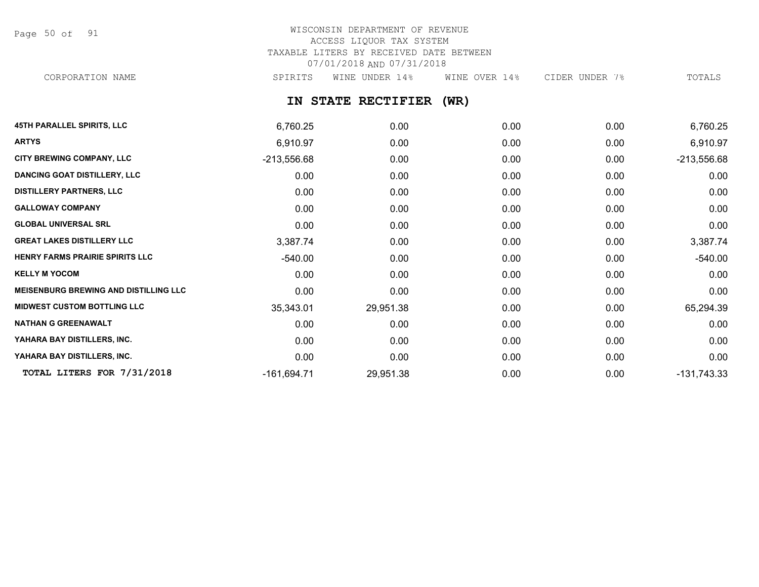WISCONSIN DEPARTMENT OF REVENUE
ACCESS LIQUOR TAX SYSTEM
TAXABLE LITERS BY RECEIVED DATE BETWEEN
07/01/2018 AND 07/31/2018

## IN STATE RECTIFIER (WR)

| CORPORATION NAME | SPIRITS | WINE UNDER 14% | WINE OVER 14% | CIDER UNDER 7% | TOTALS |
|---|---|---|---|---|---|
| 45TH PARALLEL SPIRITS, LLC | 6,760.25 | 0.00 | 0.00 | 0.00 | 6,760.25 |
| ARTYS | 6,910.97 | 0.00 | 0.00 | 0.00 | 6,910.97 |
| CITY BREWING COMPANY, LLC | -213,556.68 | 0.00 | 0.00 | 0.00 | -213,556.68 |
| DANCING GOAT DISTILLERY, LLC | 0.00 | 0.00 | 0.00 | 0.00 | 0.00 |
| DISTILLERY PARTNERS, LLC | 0.00 | 0.00 | 0.00 | 0.00 | 0.00 |
| GALLOWAY COMPANY | 0.00 | 0.00 | 0.00 | 0.00 | 0.00 |
| GLOBAL UNIVERSAL SRL | 0.00 | 0.00 | 0.00 | 0.00 | 0.00 |
| GREAT LAKES DISTILLERY LLC | 3,387.74 | 0.00 | 0.00 | 0.00 | 3,387.74 |
| HENRY FARMS PRAIRIE SPIRITS LLC | -540.00 | 0.00 | 0.00 | 0.00 | -540.00 |
| KELLY M YOCOM | 0.00 | 0.00 | 0.00 | 0.00 | 0.00 |
| MEISENBURG BREWING AND DISTILLING LLC | 0.00 | 0.00 | 0.00 | 0.00 | 0.00 |
| MIDWEST CUSTOM BOTTLING LLC | 35,343.01 | 29,951.38 | 0.00 | 0.00 | 65,294.39 |
| NATHAN G GREENAWALT | 0.00 | 0.00 | 0.00 | 0.00 | 0.00 |
| YAHARA BAY DISTILLERS, INC. | 0.00 | 0.00 | 0.00 | 0.00 | 0.00 |
| YAHARA BAY DISTILLERS, INC. | 0.00 | 0.00 | 0.00 | 0.00 | 0.00 |
| **TOTAL LITERS FOR 7/31/2018** | -161,694.71 | 29,951.38 | 0.00 | 0.00 | -131,743.33 |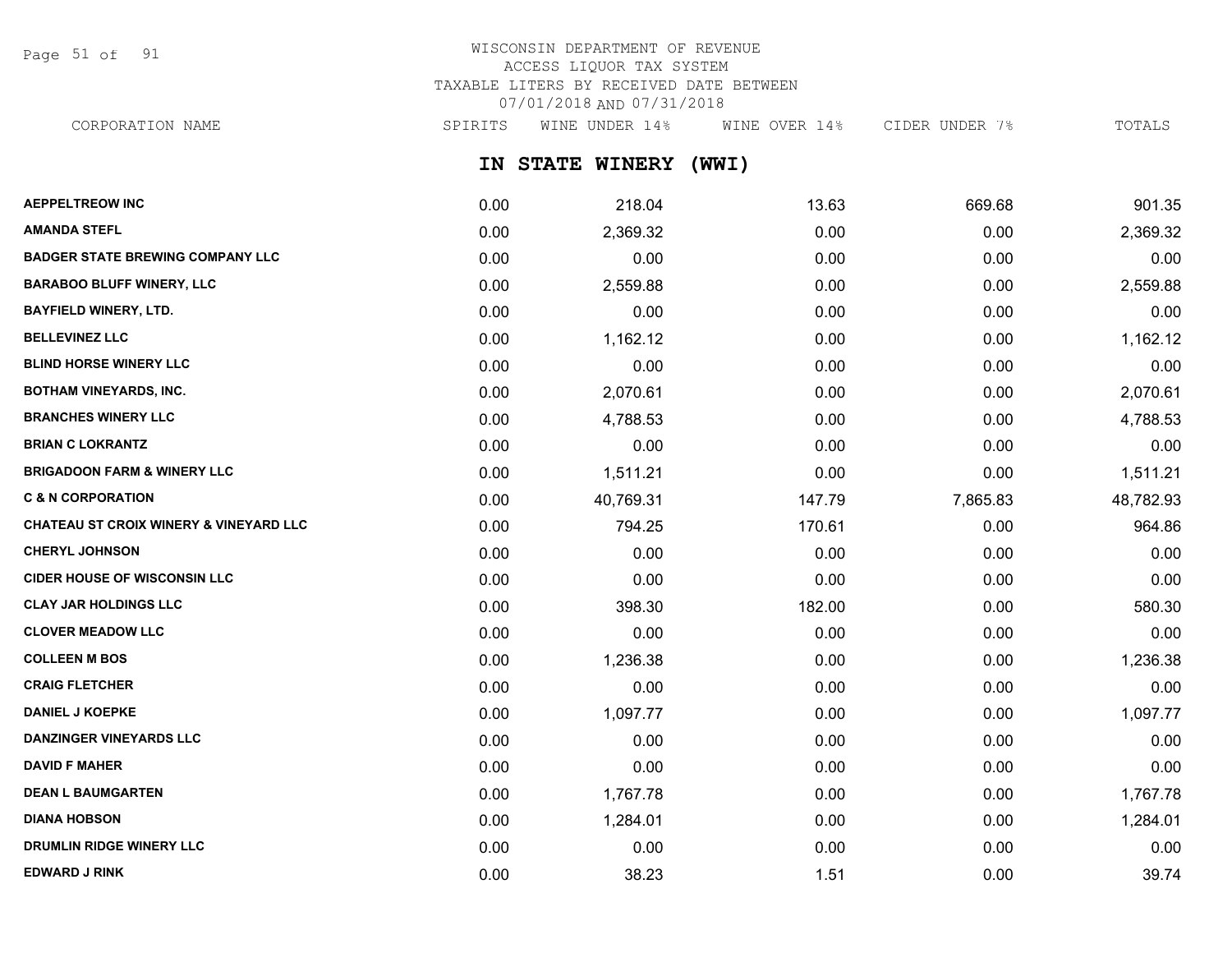WISCONSIN DEPARTMENT OF REVENUE
ACCESS LIQUOR TAX SYSTEM
TAXABLE LITERS BY RECEIVED DATE BETWEEN
07/01/2018 AND 07/31/2018

## IN STATE WINERY (WWI)

| CORPORATION NAME | SPIRITS | WINE UNDER 14% | WINE OVER 14% | CIDER UNDER 7% | TOTALS |
|---|---|---|---|---|---|
| AEPPELTREOW INC | 0.00 | 218.04 | 13.63 | 669.68 | 901.35 |
| AMANDA STEFL | 0.00 | 2,369.32 | 0.00 | 0.00 | 2,369.32 |
| BADGER STATE BREWING COMPANY LLC | 0.00 | 0.00 | 0.00 | 0.00 | 0.00 |
| BARABOO BLUFF WINERY, LLC | 0.00 | 2,559.88 | 0.00 | 0.00 | 2,559.88 |
| BAYFIELD WINERY, LTD. | 0.00 | 0.00 | 0.00 | 0.00 | 0.00 |
| BELLEVINEZ LLC | 0.00 | 1,162.12 | 0.00 | 0.00 | 1,162.12 |
| BLIND HORSE WINERY LLC | 0.00 | 0.00 | 0.00 | 0.00 | 0.00 |
| BOTHAM VINEYARDS, INC. | 0.00 | 2,070.61 | 0.00 | 0.00 | 2,070.61 |
| BRANCHES WINERY LLC | 0.00 | 4,788.53 | 0.00 | 0.00 | 4,788.53 |
| BRIAN C LOKRANTZ | 0.00 | 0.00 | 0.00 | 0.00 | 0.00 |
| BRIGADOON FARM & WINERY LLC | 0.00 | 1,511.21 | 0.00 | 0.00 | 1,511.21 |
| C & N CORPORATION | 0.00 | 40,769.31 | 147.79 | 7,865.83 | 48,782.93 |
| CHATEAU ST CROIX WINERY & VINEYARD LLC | 0.00 | 794.25 | 170.61 | 0.00 | 964.86 |
| CHERYL JOHNSON | 0.00 | 0.00 | 0.00 | 0.00 | 0.00 |
| CIDER HOUSE OF WISCONSIN LLC | 0.00 | 0.00 | 0.00 | 0.00 | 0.00 |
| CLAY JAR HOLDINGS LLC | 0.00 | 398.30 | 182.00 | 0.00 | 580.30 |
| CLOVER MEADOW LLC | 0.00 | 0.00 | 0.00 | 0.00 | 0.00 |
| COLLEEN M BOS | 0.00 | 1,236.38 | 0.00 | 0.00 | 1,236.38 |
| CRAIG FLETCHER | 0.00 | 0.00 | 0.00 | 0.00 | 0.00 |
| DANIEL J KOEPKE | 0.00 | 1,097.77 | 0.00 | 0.00 | 1,097.77 |
| DANZINGER VINEYARDS LLC | 0.00 | 0.00 | 0.00 | 0.00 | 0.00 |
| DAVID F MAHER | 0.00 | 0.00 | 0.00 | 0.00 | 0.00 |
| DEAN L BAUMGARTEN | 0.00 | 1,767.78 | 0.00 | 0.00 | 1,767.78 |
| DIANA HOBSON | 0.00 | 1,284.01 | 0.00 | 0.00 | 1,284.01 |
| DRUMLIN RIDGE WINERY LLC | 0.00 | 0.00 | 0.00 | 0.00 | 0.00 |
| EDWARD J RINK | 0.00 | 38.23 | 1.51 | 0.00 | 39.74 |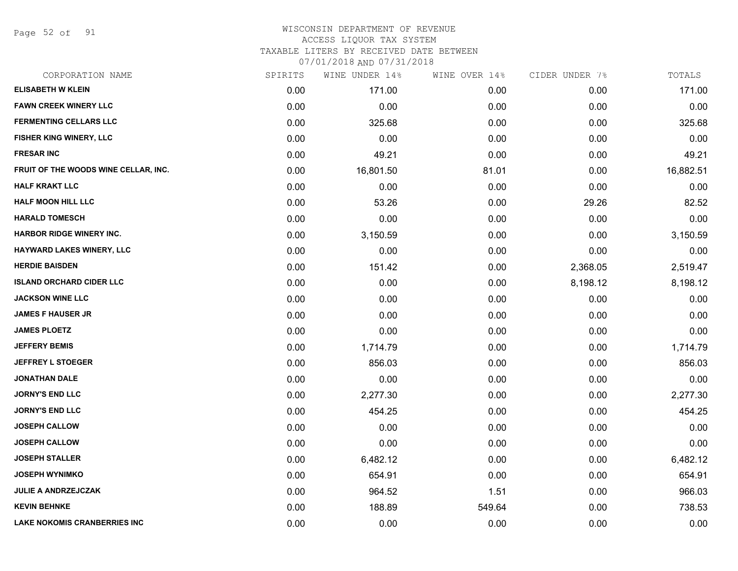WISCONSIN DEPARTMENT OF REVENUE
ACCESS LIQUOR TAX SYSTEM
TAXABLE LITERS BY RECEIVED DATE BETWEEN
07/01/2018 AND 07/31/2018

| CORPORATION NAME | SPIRITS | WINE UNDER 14% | WINE OVER 14% | CIDER UNDER 7% | TOTALS |
|---|---|---|---|---|---|
| ELISABETH W KLEIN | 0.00 | 171.00 | 0.00 | 0.00 | 171.00 |
| FAWN CREEK WINERY LLC | 0.00 | 0.00 | 0.00 | 0.00 | 0.00 |
| FERMENTING CELLARS LLC | 0.00 | 325.68 | 0.00 | 0.00 | 325.68 |
| FISHER KING WINERY, LLC | 0.00 | 0.00 | 0.00 | 0.00 | 0.00 |
| FRESAR INC | 0.00 | 49.21 | 0.00 | 0.00 | 49.21 |
| FRUIT OF THE WOODS WINE CELLAR, INC. | 0.00 | 16,801.50 | 81.01 | 0.00 | 16,882.51 |
| HALF KRAKT LLC | 0.00 | 0.00 | 0.00 | 0.00 | 0.00 |
| HALF MOON HILL LLC | 0.00 | 53.26 | 0.00 | 29.26 | 82.52 |
| HARALD TOMESCH | 0.00 | 0.00 | 0.00 | 0.00 | 0.00 |
| HARBOR RIDGE WINERY INC. | 0.00 | 3,150.59 | 0.00 | 0.00 | 3,150.59 |
| HAYWARD LAKES WINERY, LLC | 0.00 | 0.00 | 0.00 | 0.00 | 0.00 |
| HERDIE BAISDEN | 0.00 | 151.42 | 0.00 | 2,368.05 | 2,519.47 |
| ISLAND ORCHARD CIDER LLC | 0.00 | 0.00 | 0.00 | 8,198.12 | 8,198.12 |
| JACKSON WINE LLC | 0.00 | 0.00 | 0.00 | 0.00 | 0.00 |
| JAMES F HAUSER JR | 0.00 | 0.00 | 0.00 | 0.00 | 0.00 |
| JAMES PLOETZ | 0.00 | 0.00 | 0.00 | 0.00 | 0.00 |
| JEFFERY BEMIS | 0.00 | 1,714.79 | 0.00 | 0.00 | 1,714.79 |
| JEFFREY L STOEGER | 0.00 | 856.03 | 0.00 | 0.00 | 856.03 |
| JONATHAN DALE | 0.00 | 0.00 | 0.00 | 0.00 | 0.00 |
| JORNY'S END LLC | 0.00 | 2,277.30 | 0.00 | 0.00 | 2,277.30 |
| JORNY'S END LLC | 0.00 | 454.25 | 0.00 | 0.00 | 454.25 |
| JOSEPH CALLOW | 0.00 | 0.00 | 0.00 | 0.00 | 0.00 |
| JOSEPH CALLOW | 0.00 | 0.00 | 0.00 | 0.00 | 0.00 |
| JOSEPH STALLER | 0.00 | 6,482.12 | 0.00 | 0.00 | 6,482.12 |
| JOSEPH WYNIMKO | 0.00 | 654.91 | 0.00 | 0.00 | 654.91 |
| JULIE A ANDRZEJCZAK | 0.00 | 964.52 | 1.51 | 0.00 | 966.03 |
| KEVIN BEHNKE | 0.00 | 188.89 | 549.64 | 0.00 | 738.53 |
| LAKE NOKOMIS CRANBERRIES INC | 0.00 | 0.00 | 0.00 | 0.00 | 0.00 |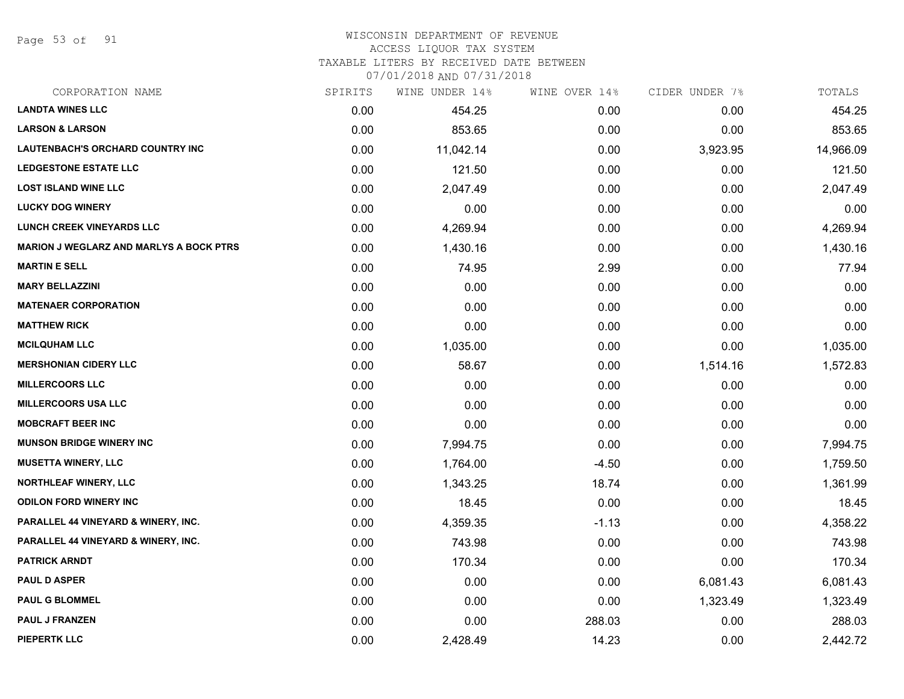# WISCONSIN DEPARTMENT OF REVENUE
ACCESS LIQUOR TAX SYSTEM
TAXABLE LITERS BY RECEIVED DATE BETWEEN
07/01/2018 AND 07/31/2018

| CORPORATION NAME | SPIRITS | WINE UNDER 14% | WINE OVER 14% | CIDER UNDER 7% | TOTALS |
|---|---|---|---|---|---|
| LANDTA WINES LLC | 0.00 | 454.25 | 0.00 | 0.00 | 454.25 |
| LARSON & LARSON | 0.00 | 853.65 | 0.00 | 0.00 | 853.65 |
| LAUTENBACH'S ORCHARD COUNTRY INC | 0.00 | 11,042.14 | 0.00 | 3,923.95 | 14,966.09 |
| LEDGESTONE ESTATE LLC | 0.00 | 121.50 | 0.00 | 0.00 | 121.50 |
| LOST ISLAND WINE LLC | 0.00 | 2,047.49 | 0.00 | 0.00 | 2,047.49 |
| LUCKY DOG WINERY | 0.00 | 0.00 | 0.00 | 0.00 | 0.00 |
| LUNCH CREEK VINEYARDS LLC | 0.00 | 4,269.94 | 0.00 | 0.00 | 4,269.94 |
| MARION J WEGLARZ AND MARLYS A BOCK PTRS | 0.00 | 1,430.16 | 0.00 | 0.00 | 1,430.16 |
| MARTIN E SELL | 0.00 | 74.95 | 2.99 | 0.00 | 77.94 |
| MARY BELLAZZINI | 0.00 | 0.00 | 0.00 | 0.00 | 0.00 |
| MATENAER CORPORATION | 0.00 | 0.00 | 0.00 | 0.00 | 0.00 |
| MATTHEW RICK | 0.00 | 0.00 | 0.00 | 0.00 | 0.00 |
| MCILQUHAM LLC | 0.00 | 1,035.00 | 0.00 | 0.00 | 1,035.00 |
| MERSHONIAN CIDERY LLC | 0.00 | 58.67 | 0.00 | 1,514.16 | 1,572.83 |
| MILLERCOORS LLC | 0.00 | 0.00 | 0.00 | 0.00 | 0.00 |
| MILLERCOORS USA LLC | 0.00 | 0.00 | 0.00 | 0.00 | 0.00 |
| MOBCRAFT BEER INC | 0.00 | 0.00 | 0.00 | 0.00 | 0.00 |
| MUNSON BRIDGE WINERY INC | 0.00 | 7,994.75 | 0.00 | 0.00 | 7,994.75 |
| MUSETTA WINERY, LLC | 0.00 | 1,764.00 | -4.50 | 0.00 | 1,759.50 |
| NORTHLEAF WINERY, LLC | 0.00 | 1,343.25 | 18.74 | 0.00 | 1,361.99 |
| ODILON FORD WINERY INC | 0.00 | 18.45 | 0.00 | 0.00 | 18.45 |
| PARALLEL 44 VINEYARD & WINERY, INC. | 0.00 | 4,359.35 | -1.13 | 0.00 | 4,358.22 |
| PARALLEL 44 VINEYARD & WINERY, INC. | 0.00 | 743.98 | 0.00 | 0.00 | 743.98 |
| PATRICK ARNDT | 0.00 | 170.34 | 0.00 | 0.00 | 170.34 |
| PAUL D ASPER | 0.00 | 0.00 | 0.00 | 6,081.43 | 6,081.43 |
| PAUL G BLOMMEL | 0.00 | 0.00 | 0.00 | 1,323.49 | 1,323.49 |
| PAUL J FRANZEN | 0.00 | 0.00 | 288.03 | 0.00 | 288.03 |
| PIEPERTK LLC | 0.00 | 2,428.49 | 14.23 | 0.00 | 2,442.72 |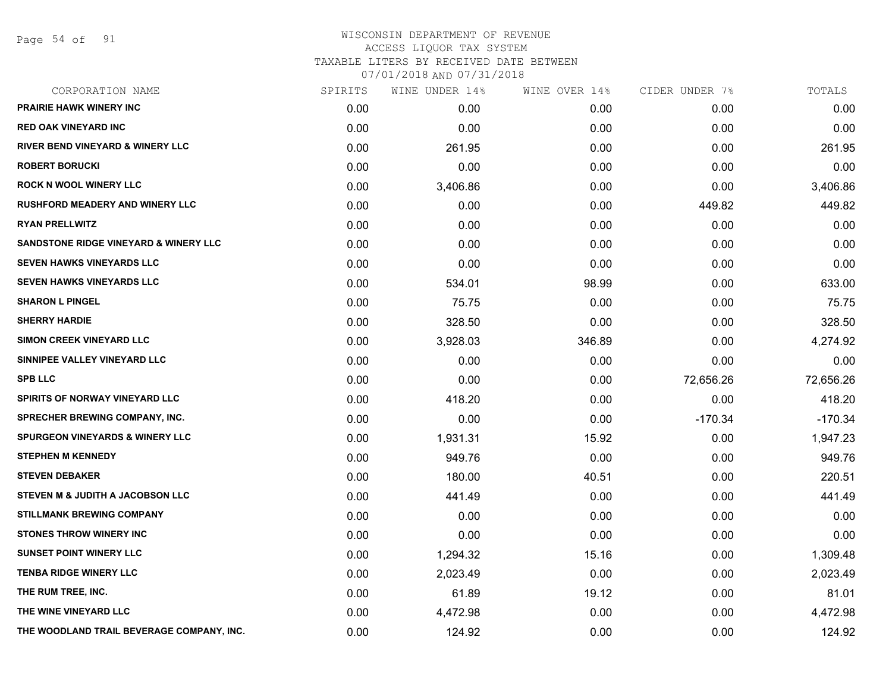# WISCONSIN DEPARTMENT OF REVENUE
ACCESS LIQUOR TAX SYSTEM
TAXABLE LITERS BY RECEIVED DATE BETWEEN
07/01/2018 AND 07/31/2018

| CORPORATION NAME | SPIRITS | WINE UNDER 14% | WINE OVER 14% | CIDER UNDER 7% | TOTALS |
|---|---|---|---|---|---|
| PRAIRIE HAWK WINERY INC | 0.00 | 0.00 | 0.00 | 0.00 | 0.00 |
| RED OAK VINEYARD INC | 0.00 | 0.00 | 0.00 | 0.00 | 0.00 |
| RIVER BEND VINEYARD & WINERY LLC | 0.00 | 261.95 | 0.00 | 0.00 | 261.95 |
| ROBERT BORUCKI | 0.00 | 0.00 | 0.00 | 0.00 | 0.00 |
| ROCK N WOOL WINERY LLC | 0.00 | 3,406.86 | 0.00 | 0.00 | 3,406.86 |
| RUSHFORD MEADERY AND WINERY LLC | 0.00 | 0.00 | 0.00 | 449.82 | 449.82 |
| RYAN PRELLWITZ | 0.00 | 0.00 | 0.00 | 0.00 | 0.00 |
| SANDSTONE RIDGE VINEYARD & WINERY LLC | 0.00 | 0.00 | 0.00 | 0.00 | 0.00 |
| SEVEN HAWKS VINEYARDS LLC | 0.00 | 0.00 | 0.00 | 0.00 | 0.00 |
| SEVEN HAWKS VINEYARDS LLC | 0.00 | 534.01 | 98.99 | 0.00 | 633.00 |
| SHARON L PINGEL | 0.00 | 75.75 | 0.00 | 0.00 | 75.75 |
| SHERRY HARDIE | 0.00 | 328.50 | 0.00 | 0.00 | 328.50 |
| SIMON CREEK VINEYARD LLC | 0.00 | 3,928.03 | 346.89 | 0.00 | 4,274.92 |
| SINNIPEE VALLEY VINEYARD LLC | 0.00 | 0.00 | 0.00 | 0.00 | 0.00 |
| SPB LLC | 0.00 | 0.00 | 0.00 | 72,656.26 | 72,656.26 |
| SPIRITS OF NORWAY VINEYARD LLC | 0.00 | 418.20 | 0.00 | 0.00 | 418.20 |
| SPRECHER BREWING COMPANY, INC. | 0.00 | 0.00 | 0.00 | -170.34 | -170.34 |
| SPURGEON VINEYARDS & WINERY LLC | 0.00 | 1,931.31 | 15.92 | 0.00 | 1,947.23 |
| STEPHEN M KENNEDY | 0.00 | 949.76 | 0.00 | 0.00 | 949.76 |
| STEVEN DEBAKER | 0.00 | 180.00 | 40.51 | 0.00 | 220.51 |
| STEVEN M & JUDITH A JACOBSON LLC | 0.00 | 441.49 | 0.00 | 0.00 | 441.49 |
| STILLMANK BREWING COMPANY | 0.00 | 0.00 | 0.00 | 0.00 | 0.00 |
| STONES THROW WINERY INC | 0.00 | 0.00 | 0.00 | 0.00 | 0.00 |
| SUNSET POINT WINERY LLC | 0.00 | 1,294.32 | 15.16 | 0.00 | 1,309.48 |
| TENBA RIDGE WINERY LLC | 0.00 | 2,023.49 | 0.00 | 0.00 | 2,023.49 |
| THE RUM TREE, INC. | 0.00 | 61.89 | 19.12 | 0.00 | 81.01 |
| THE WINE VINEYARD LLC | 0.00 | 4,472.98 | 0.00 | 0.00 | 4,472.98 |
| THE WOODLAND TRAIL BEVERAGE COMPANY, INC. | 0.00 | 124.92 | 0.00 | 0.00 | 124.92 |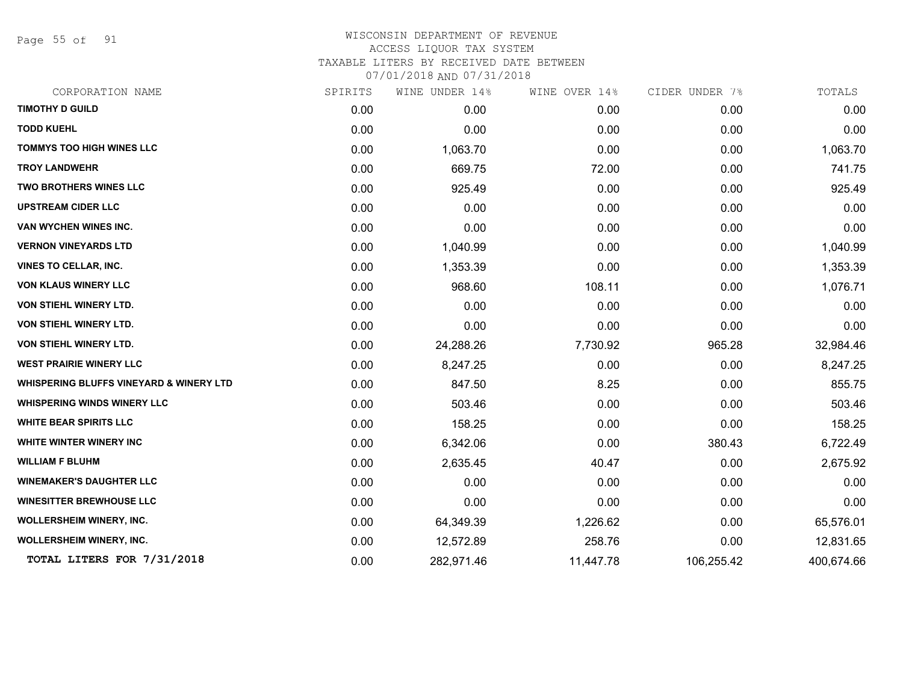# WISCONSIN DEPARTMENT OF REVENUE
## ACCESS LIQUOR TAX SYSTEM
### TAXABLE LITERS BY RECEIVED DATE BETWEEN 07/01/2018 AND 07/31/2018

| CORPORATION NAME | SPIRITS | WINE UNDER 14% | WINE OVER 14% | CIDER UNDER 7% | TOTALS |
|---|---|---|---|---|---|
| TIMOTHY D GUILD | 0.00 | 0.00 | 0.00 | 0.00 | 0.00 |
| TODD KUEHL | 0.00 | 0.00 | 0.00 | 0.00 | 0.00 |
| TOMMYS TOO HIGH WINES LLC | 0.00 | 1,063.70 | 0.00 | 0.00 | 1,063.70 |
| TROY LANDWEHR | 0.00 | 669.75 | 72.00 | 0.00 | 741.75 |
| TWO BROTHERS WINES LLC | 0.00 | 925.49 | 0.00 | 0.00 | 925.49 |
| UPSTREAM CIDER LLC | 0.00 | 0.00 | 0.00 | 0.00 | 0.00 |
| VAN WYCHEN WINES INC. | 0.00 | 0.00 | 0.00 | 0.00 | 0.00 |
| VERNON VINEYARDS LTD | 0.00 | 1,040.99 | 0.00 | 0.00 | 1,040.99 |
| VINES TO CELLAR, INC. | 0.00 | 1,353.39 | 0.00 | 0.00 | 1,353.39 |
| VON KLAUS WINERY LLC | 0.00 | 968.60 | 108.11 | 0.00 | 1,076.71 |
| VON STIEHL WINERY LTD. | 0.00 | 0.00 | 0.00 | 0.00 | 0.00 |
| VON STIEHL WINERY LTD. | 0.00 | 0.00 | 0.00 | 0.00 | 0.00 |
| VON STIEHL WINERY LTD. | 0.00 | 24,288.26 | 7,730.92 | 965.28 | 32,984.46 |
| WEST PRAIRIE WINERY LLC | 0.00 | 8,247.25 | 0.00 | 0.00 | 8,247.25 |
| WHISPERING BLUFFS VINEYARD & WINERY LTD | 0.00 | 847.50 | 8.25 | 0.00 | 855.75 |
| WHISPERING WINDS WINERY LLC | 0.00 | 503.46 | 0.00 | 0.00 | 503.46 |
| WHITE BEAR SPIRITS LLC | 0.00 | 158.25 | 0.00 | 0.00 | 158.25 |
| WHITE WINTER WINERY INC | 0.00 | 6,342.06 | 0.00 | 380.43 | 6,722.49 |
| WILLIAM F BLUHM | 0.00 | 2,635.45 | 40.47 | 0.00 | 2,675.92 |
| WINEMAKER'S DAUGHTER LLC | 0.00 | 0.00 | 0.00 | 0.00 | 0.00 |
| WINESITTER BREWHOUSE LLC | 0.00 | 0.00 | 0.00 | 0.00 | 0.00 |
| WOLLERSHEIM WINERY, INC. | 0.00 | 64,349.39 | 1,226.62 | 0.00 | 65,576.01 |
| WOLLERSHEIM WINERY, INC. | 0.00 | 12,572.89 | 258.76 | 0.00 | 12,831.65 |
| **TOTAL LITERS FOR 7/31/2018** | 0.00 | 282,971.46 | 11,447.78 | 106,255.42 | 400,674.66 |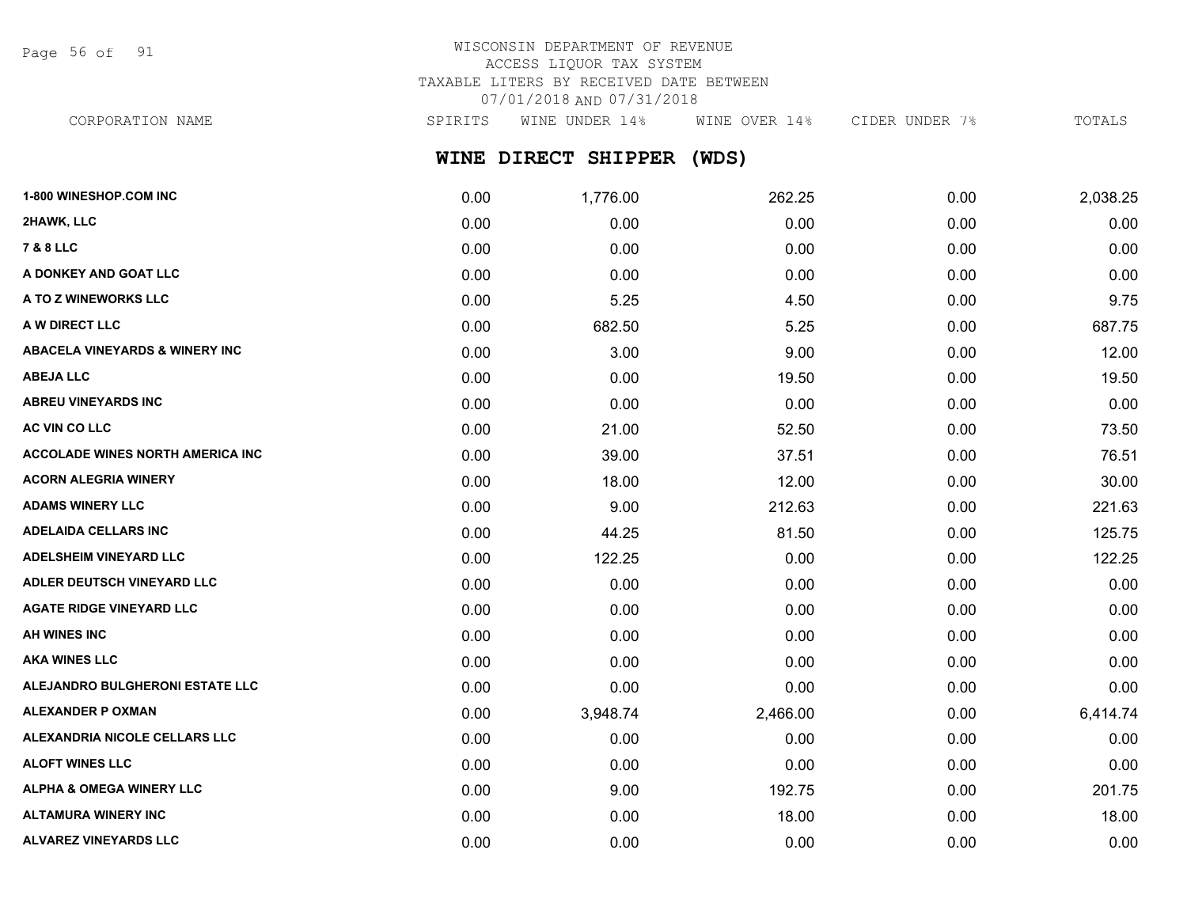WISCONSIN DEPARTMENT OF REVENUE
ACCESS LIQUOR TAX SYSTEM
TAXABLE LITERS BY RECEIVED DATE BETWEEN
07/01/2018 AND 07/31/2018

## WINE DIRECT SHIPPER (WDS)

| CORPORATION NAME | SPIRITS | WINE UNDER 14% | WINE OVER 14% | CIDER UNDER 7% | TOTALS |
|---|---|---|---|---|---|
| 1-800 WINESHOP.COM INC | 0.00 | 1,776.00 | 262.25 | 0.00 | 2,038.25 |
| 2HAWK, LLC | 0.00 | 0.00 | 0.00 | 0.00 | 0.00 |
| 7 & 8 LLC | 0.00 | 0.00 | 0.00 | 0.00 | 0.00 |
| A DONKEY AND GOAT LLC | 0.00 | 0.00 | 0.00 | 0.00 | 0.00 |
| A TO Z WINEWORKS LLC | 0.00 | 5.25 | 4.50 | 0.00 | 9.75 |
| A W DIRECT LLC | 0.00 | 682.50 | 5.25 | 0.00 | 687.75 |
| ABACELA VINEYARDS & WINERY INC | 0.00 | 3.00 | 9.00 | 0.00 | 12.00 |
| ABEJA LLC | 0.00 | 0.00 | 19.50 | 0.00 | 19.50 |
| ABREU VINEYARDS INC | 0.00 | 0.00 | 0.00 | 0.00 | 0.00 |
| AC VIN CO LLC | 0.00 | 21.00 | 52.50 | 0.00 | 73.50 |
| ACCOLADE WINES NORTH AMERICA INC | 0.00 | 39.00 | 37.51 | 0.00 | 76.51 |
| ACORN ALEGRIA WINERY | 0.00 | 18.00 | 12.00 | 0.00 | 30.00 |
| ADAMS WINERY LLC | 0.00 | 9.00 | 212.63 | 0.00 | 221.63 |
| ADELAIDA CELLARS INC | 0.00 | 44.25 | 81.50 | 0.00 | 125.75 |
| ADELSHEIM VINEYARD LLC | 0.00 | 122.25 | 0.00 | 0.00 | 122.25 |
| ADLER DEUTSCH VINEYARD LLC | 0.00 | 0.00 | 0.00 | 0.00 | 0.00 |
| AGATE RIDGE VINEYARD LLC | 0.00 | 0.00 | 0.00 | 0.00 | 0.00 |
| AH WINES INC | 0.00 | 0.00 | 0.00 | 0.00 | 0.00 |
| AKA WINES LLC | 0.00 | 0.00 | 0.00 | 0.00 | 0.00 |
| ALEJANDRO BULGHERONI ESTATE LLC | 0.00 | 0.00 | 0.00 | 0.00 | 0.00 |
| ALEXANDER P OXMAN | 0.00 | 3,948.74 | 2,466.00 | 0.00 | 6,414.74 |
| ALEXANDRIA NICOLE CELLARS LLC | 0.00 | 0.00 | 0.00 | 0.00 | 0.00 |
| ALOFT WINES LLC | 0.00 | 0.00 | 0.00 | 0.00 | 0.00 |
| ALPHA & OMEGA WINERY LLC | 0.00 | 9.00 | 192.75 | 0.00 | 201.75 |
| ALTAMURA WINERY INC | 0.00 | 0.00 | 18.00 | 0.00 | 18.00 |
| ALVAREZ VINEYARDS LLC | 0.00 | 0.00 | 0.00 | 0.00 | 0.00 |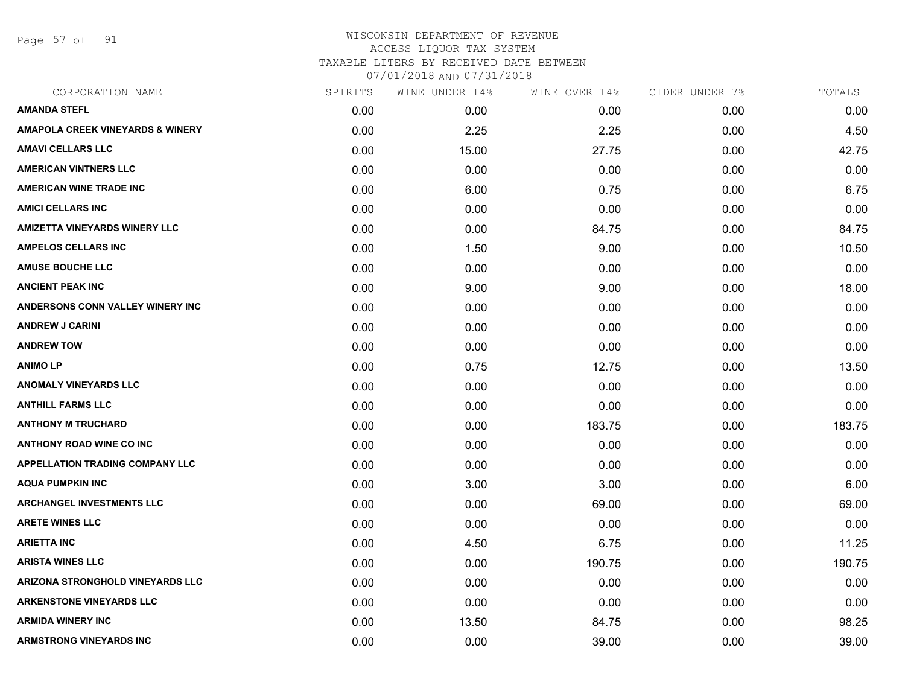# WISCONSIN DEPARTMENT OF REVENUE
ACCESS LIQUOR TAX SYSTEM
TAXABLE LITERS BY RECEIVED DATE BETWEEN
07/01/2018 AND 07/31/2018

| CORPORATION NAME | SPIRITS | WINE UNDER 14% | WINE OVER 14% | CIDER UNDER 7% | TOTALS |
|---|---|---|---|---|---|
| AMANDA STEFL | 0.00 | 0.00 | 0.00 | 0.00 | 0.00 |
| AMAPOLA CREEK VINEYARDS & WINERY | 0.00 | 2.25 | 2.25 | 0.00 | 4.50 |
| AMAVI CELLARS LLC | 0.00 | 15.00 | 27.75 | 0.00 | 42.75 |
| AMERICAN VINTNERS LLC | 0.00 | 0.00 | 0.00 | 0.00 | 0.00 |
| AMERICAN WINE TRADE INC | 0.00 | 6.00 | 0.75 | 0.00 | 6.75 |
| AMICI CELLARS INC | 0.00 | 0.00 | 0.00 | 0.00 | 0.00 |
| AMIZETTA VINEYARDS WINERY LLC | 0.00 | 0.00 | 84.75 | 0.00 | 84.75 |
| AMPELOS CELLARS INC | 0.00 | 1.50 | 9.00 | 0.00 | 10.50 |
| AMUSE BOUCHE LLC | 0.00 | 0.00 | 0.00 | 0.00 | 0.00 |
| ANCIENT PEAK INC | 0.00 | 9.00 | 9.00 | 0.00 | 18.00 |
| ANDERSONS CONN VALLEY WINERY INC | 0.00 | 0.00 | 0.00 | 0.00 | 0.00 |
| ANDREW J CARINI | 0.00 | 0.00 | 0.00 | 0.00 | 0.00 |
| ANDREW TOW | 0.00 | 0.00 | 0.00 | 0.00 | 0.00 |
| ANIMO LP | 0.00 | 0.75 | 12.75 | 0.00 | 13.50 |
| ANOMALY VINEYARDS LLC | 0.00 | 0.00 | 0.00 | 0.00 | 0.00 |
| ANTHILL FARMS LLC | 0.00 | 0.00 | 0.00 | 0.00 | 0.00 |
| ANTHONY M TRUCHARD | 0.00 | 0.00 | 183.75 | 0.00 | 183.75 |
| ANTHONY ROAD WINE CO INC | 0.00 | 0.00 | 0.00 | 0.00 | 0.00 |
| APPELLATION TRADING COMPANY LLC | 0.00 | 0.00 | 0.00 | 0.00 | 0.00 |
| AQUA PUMPKIN INC | 0.00 | 3.00 | 3.00 | 0.00 | 6.00 |
| ARCHANGEL INVESTMENTS LLC | 0.00 | 0.00 | 69.00 | 0.00 | 69.00 |
| ARETE WINES LLC | 0.00 | 0.00 | 0.00 | 0.00 | 0.00 |
| ARIETTA INC | 0.00 | 4.50 | 6.75 | 0.00 | 11.25 |
| ARISTA WINES LLC | 0.00 | 0.00 | 190.75 | 0.00 | 190.75 |
| ARIZONA STRONGHOLD VINEYARDS LLC | 0.00 | 0.00 | 0.00 | 0.00 | 0.00 |
| ARKENSTONE VINEYARDS LLC | 0.00 | 0.00 | 0.00 | 0.00 | 0.00 |
| ARMIDA WINERY INC | 0.00 | 13.50 | 84.75 | 0.00 | 98.25 |
| ARMSTRONG VINEYARDS INC | 0.00 | 0.00 | 39.00 | 0.00 | 39.00 |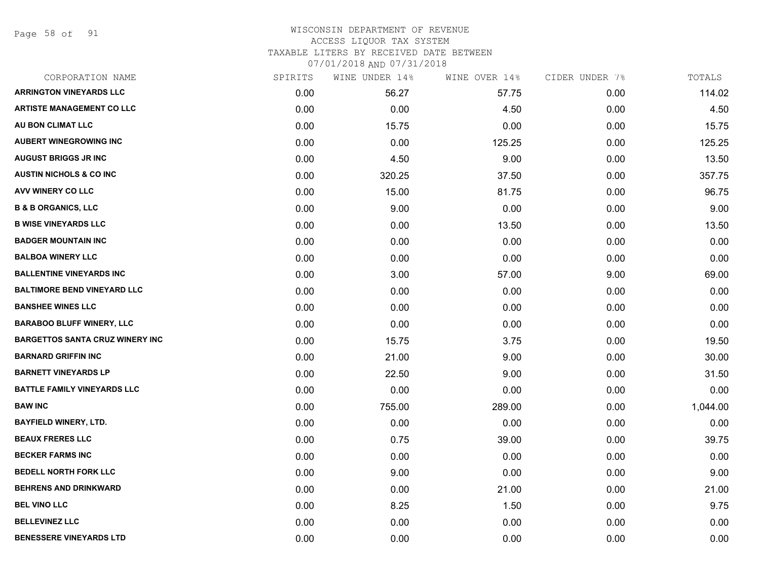# WISCONSIN DEPARTMENT OF REVENUE
ACCESS LIQUOR TAX SYSTEM
TAXABLE LITERS BY RECEIVED DATE BETWEEN
07/01/2018 AND 07/31/2018

| CORPORATION NAME | SPIRITS | WINE UNDER 14% | WINE OVER 14% | CIDER UNDER 7% | TOTALS |
|---|---|---|---|---|---|
| ARRINGTON VINEYARDS LLC | 0.00 | 56.27 | 57.75 | 0.00 | 114.02 |
| ARTISTE MANAGEMENT CO LLC | 0.00 | 0.00 | 4.50 | 0.00 | 4.50 |
| AU BON CLIMAT LLC | 0.00 | 15.75 | 0.00 | 0.00 | 15.75 |
| AUBERT WINEGROWING INC | 0.00 | 0.00 | 125.25 | 0.00 | 125.25 |
| AUGUST BRIGGS JR INC | 0.00 | 4.50 | 9.00 | 0.00 | 13.50 |
| AUSTIN NICHOLS & CO INC | 0.00 | 320.25 | 37.50 | 0.00 | 357.75 |
| AVV WINERY CO LLC | 0.00 | 15.00 | 81.75 | 0.00 | 96.75 |
| B & B ORGANICS, LLC | 0.00 | 9.00 | 0.00 | 0.00 | 9.00 |
| B WISE VINEYARDS LLC | 0.00 | 0.00 | 13.50 | 0.00 | 13.50 |
| BADGER MOUNTAIN INC | 0.00 | 0.00 | 0.00 | 0.00 | 0.00 |
| BALBOA WINERY LLC | 0.00 | 0.00 | 0.00 | 0.00 | 0.00 |
| BALLENTINE VINEYARDS INC | 0.00 | 3.00 | 57.00 | 9.00 | 69.00 |
| BALTIMORE BEND VINEYARD LLC | 0.00 | 0.00 | 0.00 | 0.00 | 0.00 |
| BANSHEE WINES LLC | 0.00 | 0.00 | 0.00 | 0.00 | 0.00 |
| BARABOO BLUFF WINERY, LLC | 0.00 | 0.00 | 0.00 | 0.00 | 0.00 |
| BARGETTOS SANTA CRUZ WINERY INC | 0.00 | 15.75 | 3.75 | 0.00 | 19.50 |
| BARNARD GRIFFIN INC | 0.00 | 21.00 | 9.00 | 0.00 | 30.00 |
| BARNETT VINEYARDS LP | 0.00 | 22.50 | 9.00 | 0.00 | 31.50 |
| BATTLE FAMILY VINEYARDS LLC | 0.00 | 0.00 | 0.00 | 0.00 | 0.00 |
| BAW INC | 0.00 | 755.00 | 289.00 | 0.00 | 1,044.00 |
| BAYFIELD WINERY, LTD. | 0.00 | 0.00 | 0.00 | 0.00 | 0.00 |
| BEAUX FRERES LLC | 0.00 | 0.75 | 39.00 | 0.00 | 39.75 |
| BECKER FARMS INC | 0.00 | 0.00 | 0.00 | 0.00 | 0.00 |
| BEDELL NORTH FORK LLC | 0.00 | 9.00 | 0.00 | 0.00 | 9.00 |
| BEHRENS AND DRINKWARD | 0.00 | 0.00 | 21.00 | 0.00 | 21.00 |
| BEL VINO LLC | 0.00 | 8.25 | 1.50 | 0.00 | 9.75 |
| BELLEVINEZ LLC | 0.00 | 0.00 | 0.00 | 0.00 | 0.00 |
| BENESSERE VINEYARDS LTD | 0.00 | 0.00 | 0.00 | 0.00 | 0.00 |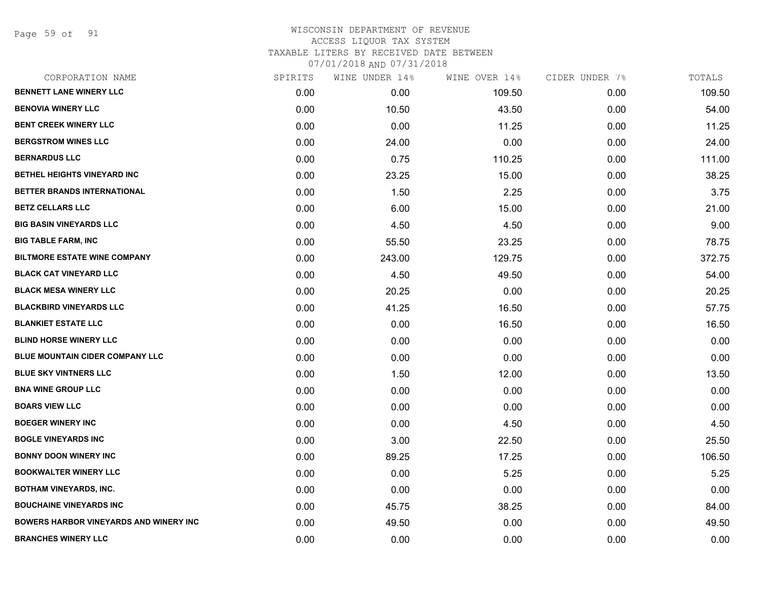# WISCONSIN DEPARTMENT OF REVENUE
ACCESS LIQUOR TAX SYSTEM
TAXABLE LITERS BY RECEIVED DATE BETWEEN
07/01/2018 AND 07/31/2018

| CORPORATION NAME | SPIRITS | WINE UNDER 14% | WINE OVER 14% | CIDER UNDER 7% | TOTALS |
|---|---|---|---|---|---|
| BENNETT LANE WINERY LLC | 0.00 | 0.00 | 109.50 | 0.00 | 109.50 |
| BENOVIA WINERY LLC | 0.00 | 10.50 | 43.50 | 0.00 | 54.00 |
| BENT CREEK WINERY LLC | 0.00 | 0.00 | 11.25 | 0.00 | 11.25 |
| BERGSTROM WINES LLC | 0.00 | 24.00 | 0.00 | 0.00 | 24.00 |
| BERNARDUS LLC | 0.00 | 0.75 | 110.25 | 0.00 | 111.00 |
| BETHEL HEIGHTS VINEYARD INC | 0.00 | 23.25 | 15.00 | 0.00 | 38.25 |
| BETTER BRANDS INTERNATIONAL | 0.00 | 1.50 | 2.25 | 0.00 | 3.75 |
| BETZ CELLARS LLC | 0.00 | 6.00 | 15.00 | 0.00 | 21.00 |
| BIG BASIN VINEYARDS LLC | 0.00 | 4.50 | 4.50 | 0.00 | 9.00 |
| BIG TABLE FARM, INC | 0.00 | 55.50 | 23.25 | 0.00 | 78.75 |
| BILTMORE ESTATE WINE COMPANY | 0.00 | 243.00 | 129.75 | 0.00 | 372.75 |
| BLACK CAT VINEYARD LLC | 0.00 | 4.50 | 49.50 | 0.00 | 54.00 |
| BLACK MESA WINERY LLC | 0.00 | 20.25 | 0.00 | 0.00 | 20.25 |
| BLACKBIRD VINEYARDS LLC | 0.00 | 41.25 | 16.50 | 0.00 | 57.75 |
| BLANKIET ESTATE LLC | 0.00 | 0.00 | 16.50 | 0.00 | 16.50 |
| BLIND HORSE WINERY LLC | 0.00 | 0.00 | 0.00 | 0.00 | 0.00 |
| BLUE MOUNTAIN CIDER COMPANY LLC | 0.00 | 0.00 | 0.00 | 0.00 | 0.00 |
| BLUE SKY VINTNERS LLC | 0.00 | 1.50 | 12.00 | 0.00 | 13.50 |
| BNA WINE GROUP LLC | 0.00 | 0.00 | 0.00 | 0.00 | 0.00 |
| BOARS VIEW LLC | 0.00 | 0.00 | 0.00 | 0.00 | 0.00 |
| BOEGER WINERY INC | 0.00 | 0.00 | 4.50 | 0.00 | 4.50 |
| BOGLE VINEYARDS INC | 0.00 | 3.00 | 22.50 | 0.00 | 25.50 |
| BONNY DOON WINERY INC | 0.00 | 89.25 | 17.25 | 0.00 | 106.50 |
| BOOKWALTER WINERY LLC | 0.00 | 0.00 | 5.25 | 0.00 | 5.25 |
| BOTHAM VINEYARDS, INC. | 0.00 | 0.00 | 0.00 | 0.00 | 0.00 |
| BOUCHAINE VINEYARDS INC | 0.00 | 45.75 | 38.25 | 0.00 | 84.00 |
| BOWERS HARBOR VINEYARDS AND WINERY INC | 0.00 | 49.50 | 0.00 | 0.00 | 49.50 |
| BRANCHES WINERY LLC | 0.00 | 0.00 | 0.00 | 0.00 | 0.00 |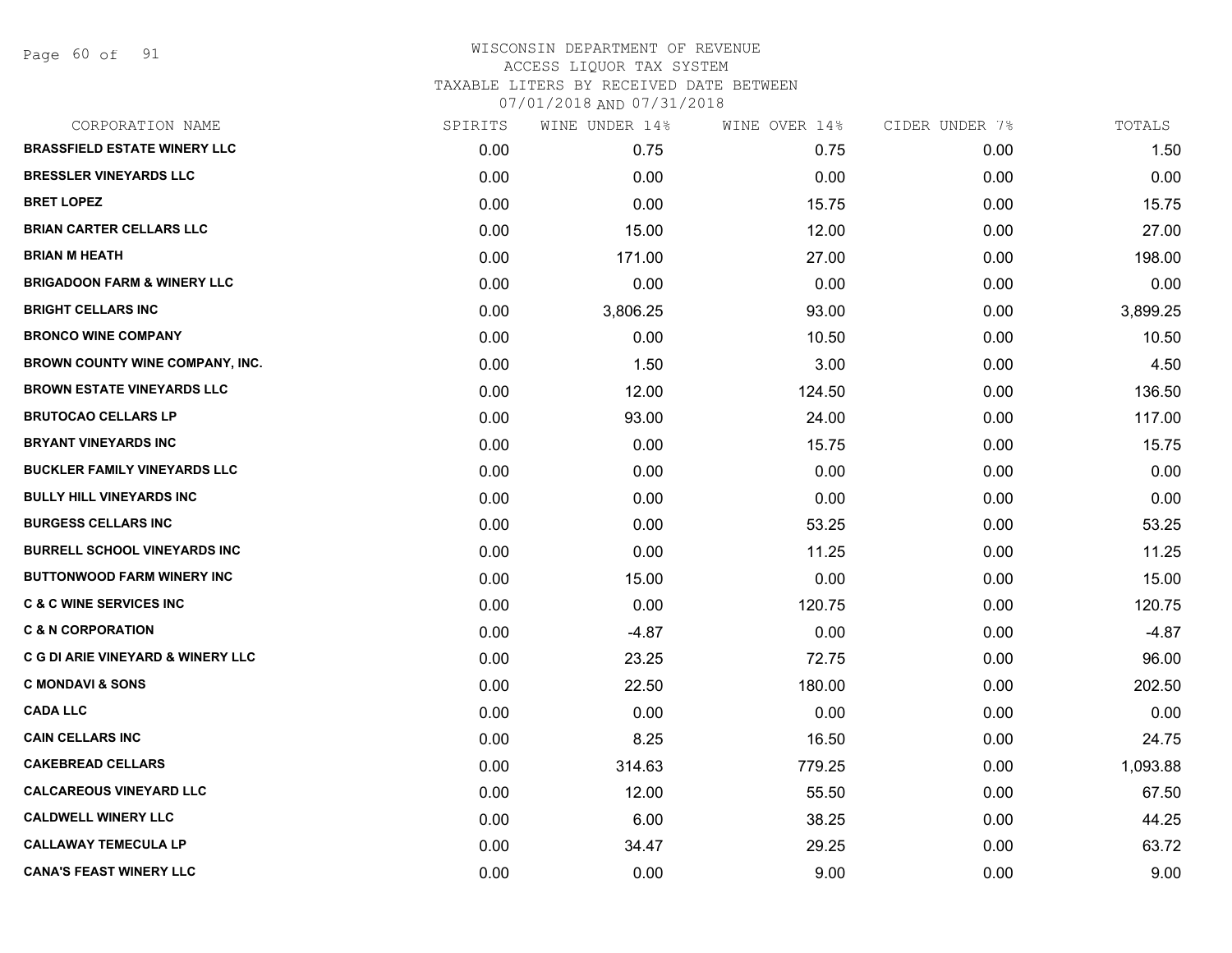WISCONSIN DEPARTMENT OF REVENUE
ACCESS LIQUOR TAX SYSTEM
TAXABLE LITERS BY RECEIVED DATE BETWEEN
07/01/2018 AND 07/31/2018

| CORPORATION NAME | SPIRITS | WINE UNDER 14% | WINE OVER 14% | CIDER UNDER 7% | TOTALS |
|---|---|---|---|---|---|
| BRASSFIELD ESTATE WINERY LLC | 0.00 | 0.75 | 0.75 | 0.00 | 1.50 |
| BRESSLER VINEYARDS LLC | 0.00 | 0.00 | 0.00 | 0.00 | 0.00 |
| BRET LOPEZ | 0.00 | 0.00 | 15.75 | 0.00 | 15.75 |
| BRIAN CARTER CELLARS LLC | 0.00 | 15.00 | 12.00 | 0.00 | 27.00 |
| BRIAN M HEATH | 0.00 | 171.00 | 27.00 | 0.00 | 198.00 |
| BRIGADOON FARM & WINERY LLC | 0.00 | 0.00 | 0.00 | 0.00 | 0.00 |
| BRIGHT CELLARS INC | 0.00 | 3,806.25 | 93.00 | 0.00 | 3,899.25 |
| BRONCO WINE COMPANY | 0.00 | 0.00 | 10.50 | 0.00 | 10.50 |
| BROWN COUNTY WINE COMPANY, INC. | 0.00 | 1.50 | 3.00 | 0.00 | 4.50 |
| BROWN ESTATE VINEYARDS LLC | 0.00 | 12.00 | 124.50 | 0.00 | 136.50 |
| BRUTOCAO CELLARS LP | 0.00 | 93.00 | 24.00 | 0.00 | 117.00 |
| BRYANT VINEYARDS INC | 0.00 | 0.00 | 15.75 | 0.00 | 15.75 |
| BUCKLER FAMILY VINEYARDS LLC | 0.00 | 0.00 | 0.00 | 0.00 | 0.00 |
| BULLY HILL VINEYARDS INC | 0.00 | 0.00 | 0.00 | 0.00 | 0.00 |
| BURGESS CELLARS INC | 0.00 | 0.00 | 53.25 | 0.00 | 53.25 |
| BURRELL SCHOOL VINEYARDS INC | 0.00 | 0.00 | 11.25 | 0.00 | 11.25 |
| BUTTONWOOD FARM WINERY INC | 0.00 | 15.00 | 0.00 | 0.00 | 15.00 |
| C & C WINE SERVICES INC | 0.00 | 0.00 | 120.75 | 0.00 | 120.75 |
| C & N CORPORATION | 0.00 | -4.87 | 0.00 | 0.00 | -4.87 |
| C G DI ARIE VINEYARD & WINERY LLC | 0.00 | 23.25 | 72.75 | 0.00 | 96.00 |
| C MONDAVI & SONS | 0.00 | 22.50 | 180.00 | 0.00 | 202.50 |
| CADA LLC | 0.00 | 0.00 | 0.00 | 0.00 | 0.00 |
| CAIN CELLARS INC | 0.00 | 8.25 | 16.50 | 0.00 | 24.75 |
| CAKEBREAD CELLARS | 0.00 | 314.63 | 779.25 | 0.00 | 1,093.88 |
| CALCAREOUS VINEYARD LLC | 0.00 | 12.00 | 55.50 | 0.00 | 67.50 |
| CALDWELL WINERY LLC | 0.00 | 6.00 | 38.25 | 0.00 | 44.25 |
| CALLAWAY TEMECULA LP | 0.00 | 34.47 | 29.25 | 0.00 | 63.72 |
| CANA'S FEAST WINERY LLC | 0.00 | 0.00 | 9.00 | 0.00 | 9.00 |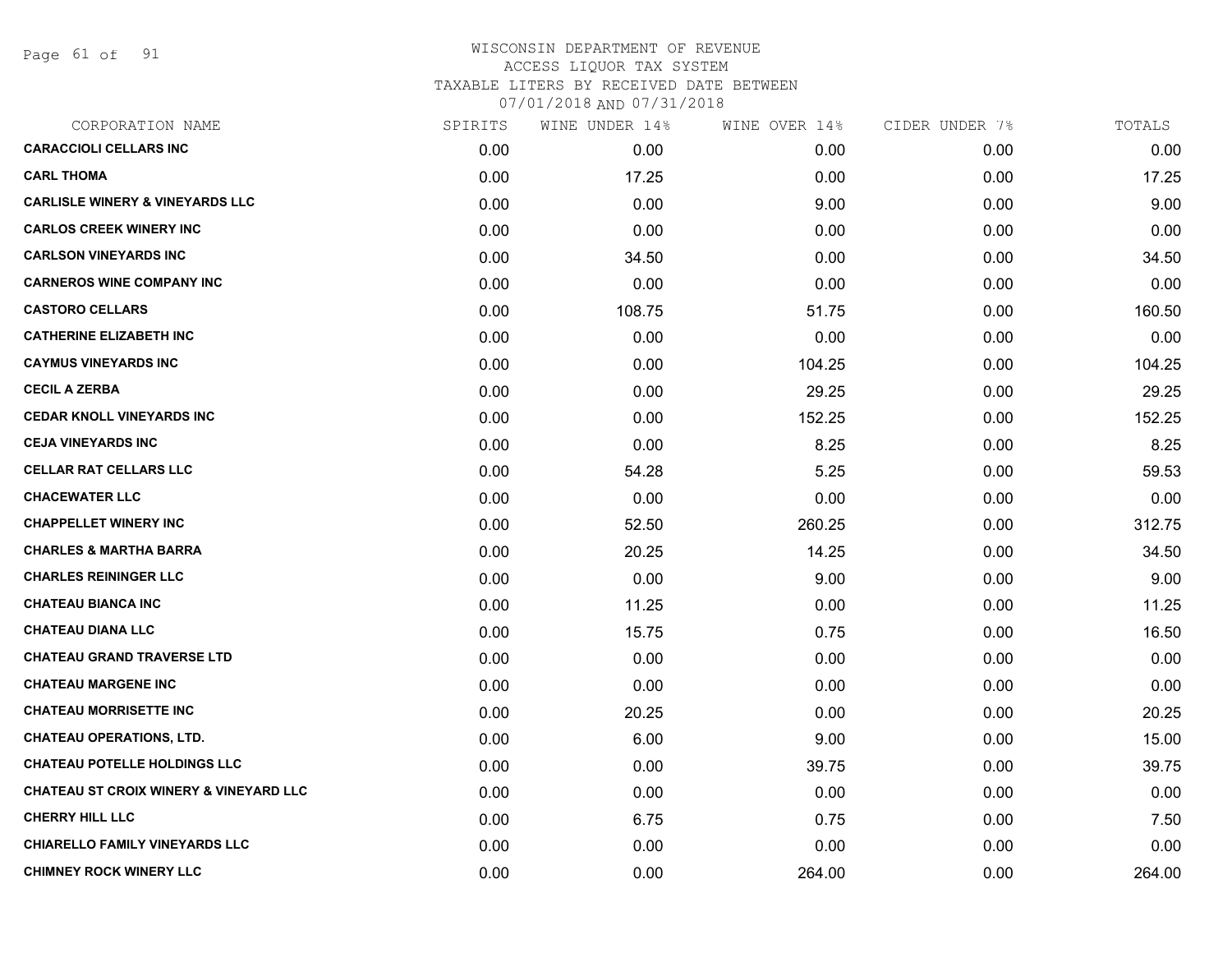WISCONSIN DEPARTMENT OF REVENUE
ACCESS LIQUOR TAX SYSTEM
TAXABLE LITERS BY RECEIVED DATE BETWEEN
07/01/2018 AND 07/31/2018

| CORPORATION NAME | SPIRITS | WINE UNDER 14% | WINE OVER 14% | CIDER UNDER 7% | TOTALS |
|---|---|---|---|---|---|
| CARACCIOLI CELLARS INC | 0.00 | 0.00 | 0.00 | 0.00 | 0.00 |
| CARL THOMA | 0.00 | 17.25 | 0.00 | 0.00 | 17.25 |
| CARLISLE WINERY & VINEYARDS LLC | 0.00 | 0.00 | 9.00 | 0.00 | 9.00 |
| CARLOS CREEK WINERY INC | 0.00 | 0.00 | 0.00 | 0.00 | 0.00 |
| CARLSON VINEYARDS INC | 0.00 | 34.50 | 0.00 | 0.00 | 34.50 |
| CARNEROS WINE COMPANY INC | 0.00 | 0.00 | 0.00 | 0.00 | 0.00 |
| CASTORO CELLARS | 0.00 | 108.75 | 51.75 | 0.00 | 160.50 |
| CATHERINE ELIZABETH INC | 0.00 | 0.00 | 0.00 | 0.00 | 0.00 |
| CAYMUS VINEYARDS INC | 0.00 | 0.00 | 104.25 | 0.00 | 104.25 |
| CECIL A ZERBA | 0.00 | 0.00 | 29.25 | 0.00 | 29.25 |
| CEDAR KNOLL VINEYARDS INC | 0.00 | 0.00 | 152.25 | 0.00 | 152.25 |
| CEJA VINEYARDS INC | 0.00 | 0.00 | 8.25 | 0.00 | 8.25 |
| CELLAR RAT CELLARS LLC | 0.00 | 54.28 | 5.25 | 0.00 | 59.53 |
| CHACEWATER LLC | 0.00 | 0.00 | 0.00 | 0.00 | 0.00 |
| CHAPPELLET WINERY INC | 0.00 | 52.50 | 260.25 | 0.00 | 312.75 |
| CHARLES & MARTHA BARRA | 0.00 | 20.25 | 14.25 | 0.00 | 34.50 |
| CHARLES REININGER LLC | 0.00 | 0.00 | 9.00 | 0.00 | 9.00 |
| CHATEAU BIANCA INC | 0.00 | 11.25 | 0.00 | 0.00 | 11.25 |
| CHATEAU DIANA LLC | 0.00 | 15.75 | 0.75 | 0.00 | 16.50 |
| CHATEAU GRAND TRAVERSE LTD | 0.00 | 0.00 | 0.00 | 0.00 | 0.00 |
| CHATEAU MARGENE INC | 0.00 | 0.00 | 0.00 | 0.00 | 0.00 |
| CHATEAU MORRISETTE INC | 0.00 | 20.25 | 0.00 | 0.00 | 20.25 |
| CHATEAU OPERATIONS, LTD. | 0.00 | 6.00 | 9.00 | 0.00 | 15.00 |
| CHATEAU POTELLE HOLDINGS LLC | 0.00 | 0.00 | 39.75 | 0.00 | 39.75 |
| CHATEAU ST CROIX WINERY & VINEYARD LLC | 0.00 | 0.00 | 0.00 | 0.00 | 0.00 |
| CHERRY HILL LLC | 0.00 | 6.75 | 0.75 | 0.00 | 7.50 |
| CHIARELLO FAMILY VINEYARDS LLC | 0.00 | 0.00 | 0.00 | 0.00 | 0.00 |
| CHIMNEY ROCK WINERY LLC | 0.00 | 0.00 | 264.00 | 0.00 | 264.00 |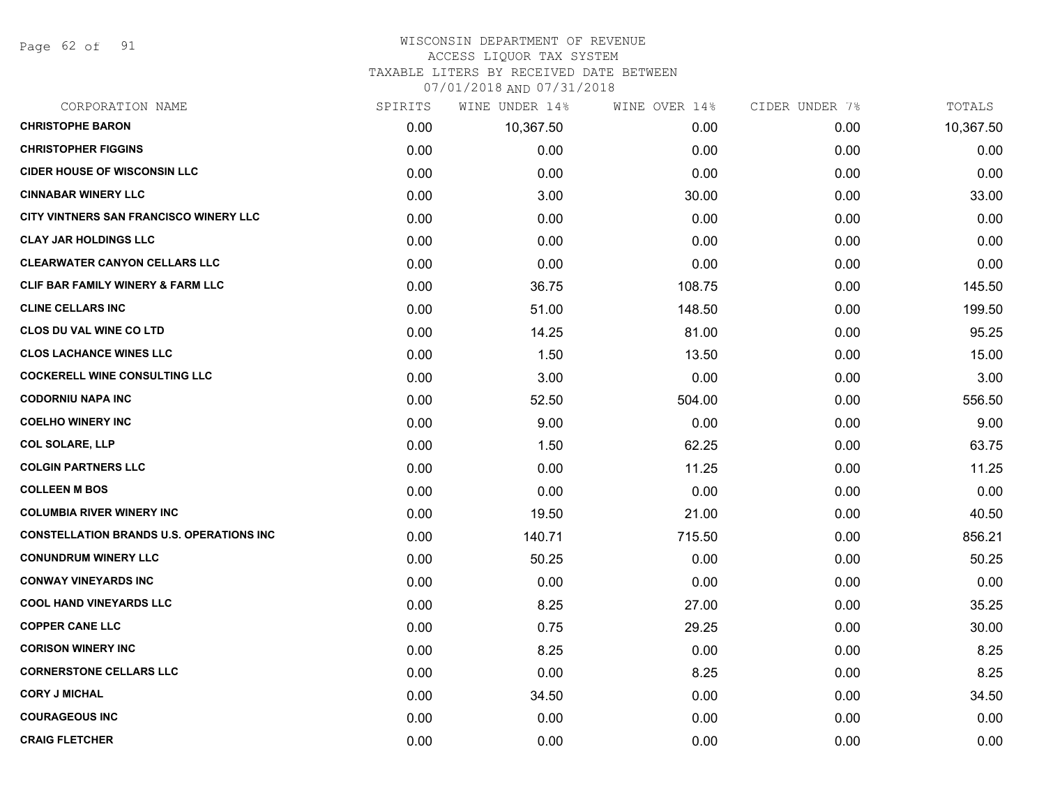WISCONSIN DEPARTMENT OF REVENUE
ACCESS LIQUOR TAX SYSTEM
TAXABLE LITERS BY RECEIVED DATE BETWEEN
07/01/2018 AND 07/31/2018

| CORPORATION NAME | SPIRITS | WINE UNDER 14% | WINE OVER 14% | CIDER UNDER 7% | TOTALS |
|---|---|---|---|---|---|
| CHRISTOPHE BARON | 0.00 | 10,367.50 | 0.00 | 0.00 | 10,367.50 |
| CHRISTOPHER FIGGINS | 0.00 | 0.00 | 0.00 | 0.00 | 0.00 |
| CIDER HOUSE OF WISCONSIN LLC | 0.00 | 0.00 | 0.00 | 0.00 | 0.00 |
| CINNABAR WINERY LLC | 0.00 | 3.00 | 30.00 | 0.00 | 33.00 |
| CITY VINTNERS SAN FRANCISCO WINERY LLC | 0.00 | 0.00 | 0.00 | 0.00 | 0.00 |
| CLAY JAR HOLDINGS LLC | 0.00 | 0.00 | 0.00 | 0.00 | 0.00 |
| CLEARWATER CANYON CELLARS LLC | 0.00 | 0.00 | 0.00 | 0.00 | 0.00 |
| CLIF BAR FAMILY WINERY & FARM LLC | 0.00 | 36.75 | 108.75 | 0.00 | 145.50 |
| CLINE CELLARS INC | 0.00 | 51.00 | 148.50 | 0.00 | 199.50 |
| CLOS DU VAL WINE CO LTD | 0.00 | 14.25 | 81.00 | 0.00 | 95.25 |
| CLOS LACHANCE WINES LLC | 0.00 | 1.50 | 13.50 | 0.00 | 15.00 |
| COCKERELL WINE CONSULTING LLC | 0.00 | 3.00 | 0.00 | 0.00 | 3.00 |
| CODORNIU NAPA INC | 0.00 | 52.50 | 504.00 | 0.00 | 556.50 |
| COELHO WINERY INC | 0.00 | 9.00 | 0.00 | 0.00 | 9.00 |
| COL SOLARE, LLP | 0.00 | 1.50 | 62.25 | 0.00 | 63.75 |
| COLGIN PARTNERS LLC | 0.00 | 0.00 | 11.25 | 0.00 | 11.25 |
| COLLEEN M BOS | 0.00 | 0.00 | 0.00 | 0.00 | 0.00 |
| COLUMBIA RIVER WINERY INC | 0.00 | 19.50 | 21.00 | 0.00 | 40.50 |
| CONSTELLATION BRANDS U.S. OPERATIONS INC | 0.00 | 140.71 | 715.50 | 0.00 | 856.21 |
| CONUNDRUM WINERY LLC | 0.00 | 50.25 | 0.00 | 0.00 | 50.25 |
| CONWAY VINEYARDS INC | 0.00 | 0.00 | 0.00 | 0.00 | 0.00 |
| COOL HAND VINEYARDS LLC | 0.00 | 8.25 | 27.00 | 0.00 | 35.25 |
| COPPER CANE LLC | 0.00 | 0.75 | 29.25 | 0.00 | 30.00 |
| CORISON WINERY INC | 0.00 | 8.25 | 0.00 | 0.00 | 8.25 |
| CORNERSTONE CELLARS LLC | 0.00 | 0.00 | 8.25 | 0.00 | 8.25 |
| CORY J MICHAL | 0.00 | 34.50 | 0.00 | 0.00 | 34.50 |
| COURAGEOUS INC | 0.00 | 0.00 | 0.00 | 0.00 | 0.00 |
| CRAIG FLETCHER | 0.00 | 0.00 | 0.00 | 0.00 | 0.00 |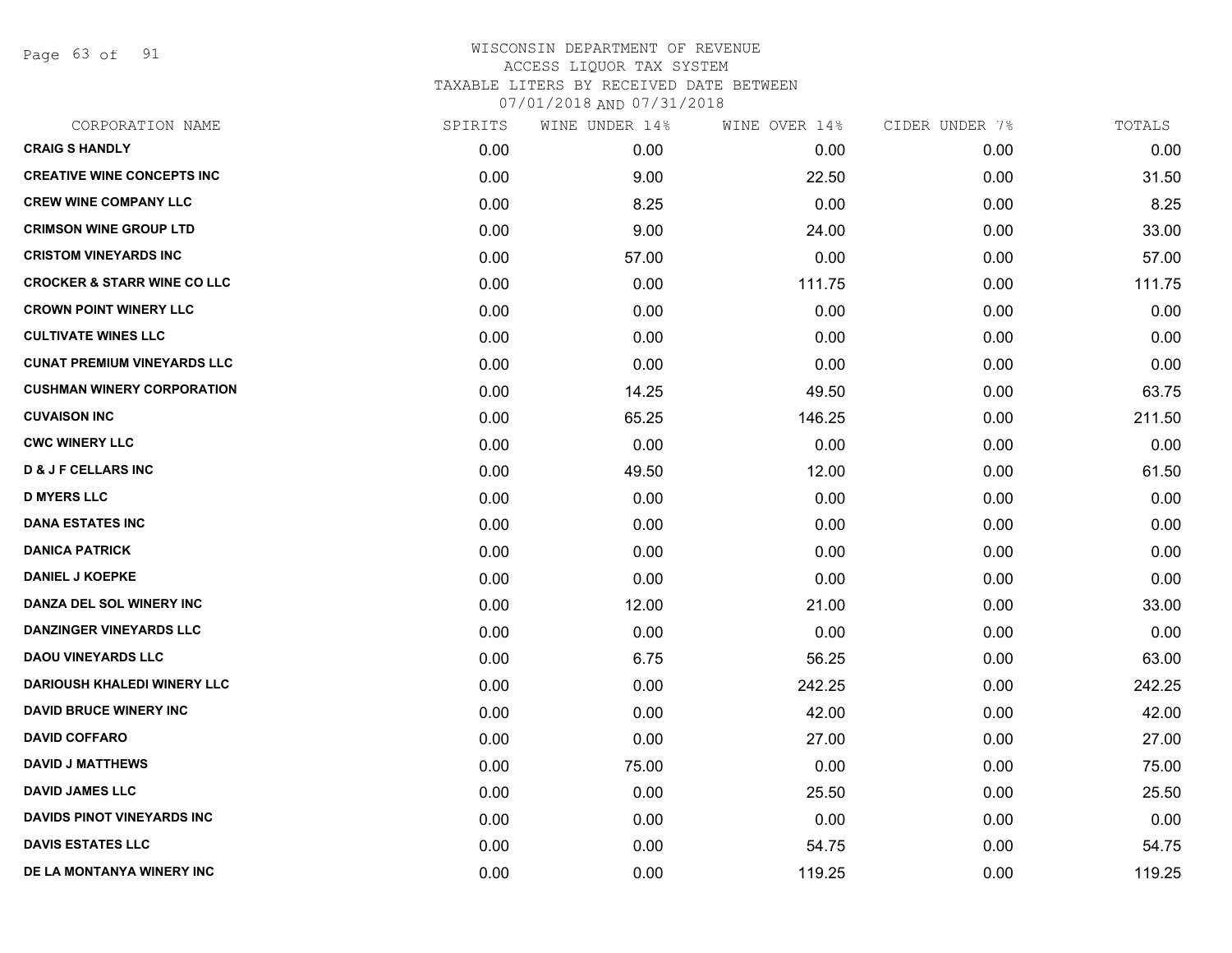WISCONSIN DEPARTMENT OF REVENUE
ACCESS LIQUOR TAX SYSTEM
TAXABLE LITERS BY RECEIVED DATE BETWEEN
07/01/2018 AND 07/31/2018

| CORPORATION NAME | SPIRITS | WINE UNDER 14% | WINE OVER 14% | CIDER UNDER 7% | TOTALS |
|---|---|---|---|---|---|
| CRAIG S HANDLY | 0.00 | 0.00 | 0.00 | 0.00 | 0.00 |
| CREATIVE WINE CONCEPTS INC | 0.00 | 9.00 | 22.50 | 0.00 | 31.50 |
| CREW WINE COMPANY LLC | 0.00 | 8.25 | 0.00 | 0.00 | 8.25 |
| CRIMSON WINE GROUP LTD | 0.00 | 9.00 | 24.00 | 0.00 | 33.00 |
| CRISTOM VINEYARDS INC | 0.00 | 57.00 | 0.00 | 0.00 | 57.00 |
| CROCKER & STARR WINE CO LLC | 0.00 | 0.00 | 111.75 | 0.00 | 111.75 |
| CROWN POINT WINERY LLC | 0.00 | 0.00 | 0.00 | 0.00 | 0.00 |
| CULTIVATE WINES LLC | 0.00 | 0.00 | 0.00 | 0.00 | 0.00 |
| CUNAT PREMIUM VINEYARDS LLC | 0.00 | 0.00 | 0.00 | 0.00 | 0.00 |
| CUSHMAN WINERY CORPORATION | 0.00 | 14.25 | 49.50 | 0.00 | 63.75 |
| CUVAISON INC | 0.00 | 65.25 | 146.25 | 0.00 | 211.50 |
| CWC WINERY LLC | 0.00 | 0.00 | 0.00 | 0.00 | 0.00 |
| D & J F CELLARS INC | 0.00 | 49.50 | 12.00 | 0.00 | 61.50 |
| D MYERS LLC | 0.00 | 0.00 | 0.00 | 0.00 | 0.00 |
| DANA ESTATES INC | 0.00 | 0.00 | 0.00 | 0.00 | 0.00 |
| DANICA PATRICK | 0.00 | 0.00 | 0.00 | 0.00 | 0.00 |
| DANIEL J KOEPKE | 0.00 | 0.00 | 0.00 | 0.00 | 0.00 |
| DANZA DEL SOL WINERY INC | 0.00 | 12.00 | 21.00 | 0.00 | 33.00 |
| DANZINGER VINEYARDS LLC | 0.00 | 0.00 | 0.00 | 0.00 | 0.00 |
| DAOU VINEYARDS LLC | 0.00 | 6.75 | 56.25 | 0.00 | 63.00 |
| DARIOUSH KHALEDI WINERY LLC | 0.00 | 0.00 | 242.25 | 0.00 | 242.25 |
| DAVID BRUCE WINERY INC | 0.00 | 0.00 | 42.00 | 0.00 | 42.00 |
| DAVID COFFARO | 0.00 | 0.00 | 27.00 | 0.00 | 27.00 |
| DAVID J MATTHEWS | 0.00 | 75.00 | 0.00 | 0.00 | 75.00 |
| DAVID JAMES LLC | 0.00 | 0.00 | 25.50 | 0.00 | 25.50 |
| DAVIDS PINOT VINEYARDS INC | 0.00 | 0.00 | 0.00 | 0.00 | 0.00 |
| DAVIS ESTATES LLC | 0.00 | 0.00 | 54.75 | 0.00 | 54.75 |
| DE LA MONTANYA WINERY INC | 0.00 | 0.00 | 119.25 | 0.00 | 119.25 |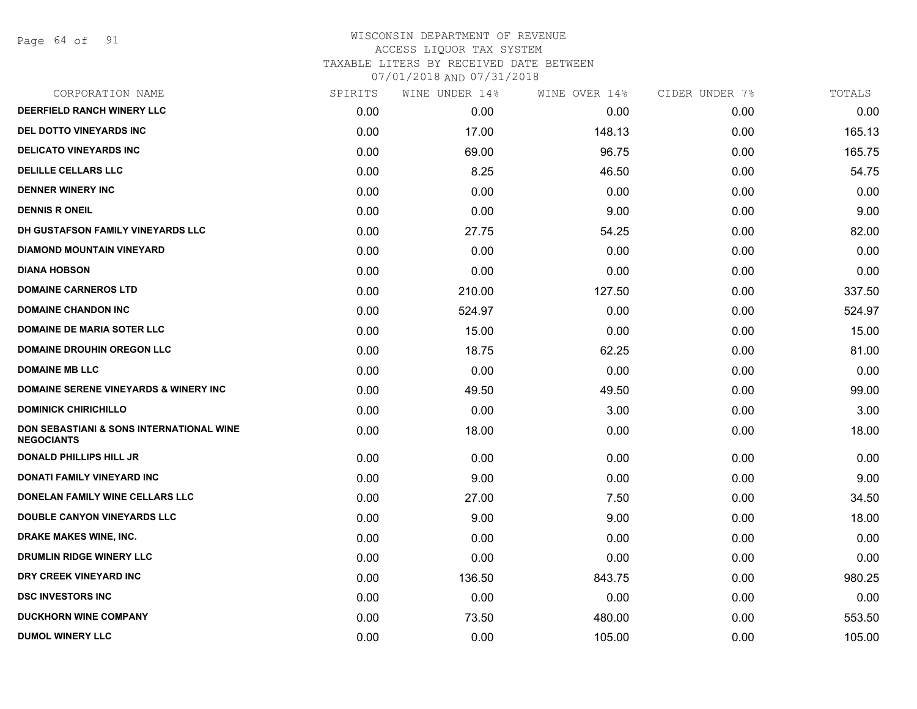WISCONSIN DEPARTMENT OF REVENUE
ACCESS LIQUOR TAX SYSTEM
TAXABLE LITERS BY RECEIVED DATE BETWEEN
07/01/2018 AND 07/31/2018

| CORPORATION NAME | SPIRITS | WINE UNDER 14% | WINE OVER 14% | CIDER UNDER 7% | TOTALS |
|---|---|---|---|---|---|
| DEERFIELD RANCH WINERY LLC | 0.00 | 0.00 | 0.00 | 0.00 | 0.00 |
| DEL DOTTO VINEYARDS INC | 0.00 | 17.00 | 148.13 | 0.00 | 165.13 |
| DELICATO VINEYARDS INC | 0.00 | 69.00 | 96.75 | 0.00 | 165.75 |
| DELILLE CELLARS LLC | 0.00 | 8.25 | 46.50 | 0.00 | 54.75 |
| DENNER WINERY INC | 0.00 | 0.00 | 0.00 | 0.00 | 0.00 |
| DENNIS R ONEIL | 0.00 | 0.00 | 9.00 | 0.00 | 9.00 |
| DH GUSTAFSON FAMILY VINEYARDS LLC | 0.00 | 27.75 | 54.25 | 0.00 | 82.00 |
| DIAMOND MOUNTAIN VINEYARD | 0.00 | 0.00 | 0.00 | 0.00 | 0.00 |
| DIANA HOBSON | 0.00 | 0.00 | 0.00 | 0.00 | 0.00 |
| DOMAINE CARNEROS LTD | 0.00 | 210.00 | 127.50 | 0.00 | 337.50 |
| DOMAINE CHANDON INC | 0.00 | 524.97 | 0.00 | 0.00 | 524.97 |
| DOMAINE DE MARIA SOTER LLC | 0.00 | 15.00 | 0.00 | 0.00 | 15.00 |
| DOMAINE DROUHIN OREGON LLC | 0.00 | 18.75 | 62.25 | 0.00 | 81.00 |
| DOMAINE MB LLC | 0.00 | 0.00 | 0.00 | 0.00 | 0.00 |
| DOMAINE SERENE VINEYARDS & WINERY INC | 0.00 | 49.50 | 49.50 | 0.00 | 99.00 |
| DOMINICK CHIRICHILLO | 0.00 | 0.00 | 3.00 | 0.00 | 3.00 |
| DON SEBASTIANI & SONS INTERNATIONAL WINE NEGOCIANTS | 0.00 | 18.00 | 0.00 | 0.00 | 18.00 |
| DONALD PHILLIPS HILL JR | 0.00 | 0.00 | 0.00 | 0.00 | 0.00 |
| DONATI FAMILY VINEYARD INC | 0.00 | 9.00 | 0.00 | 0.00 | 9.00 |
| DONELAN FAMILY WINE CELLARS LLC | 0.00 | 27.00 | 7.50 | 0.00 | 34.50 |
| DOUBLE CANYON VINEYARDS LLC | 0.00 | 9.00 | 9.00 | 0.00 | 18.00 |
| DRAKE MAKES WINE, INC. | 0.00 | 0.00 | 0.00 | 0.00 | 0.00 |
| DRUMLIN RIDGE WINERY LLC | 0.00 | 0.00 | 0.00 | 0.00 | 0.00 |
| DRY CREEK VINEYARD INC | 0.00 | 136.50 | 843.75 | 0.00 | 980.25 |
| DSC INVESTORS INC | 0.00 | 0.00 | 0.00 | 0.00 | 0.00 |
| DUCKHORN WINE COMPANY | 0.00 | 73.50 | 480.00 | 0.00 | 553.50 |
| DUMOL WINERY LLC | 0.00 | 0.00 | 105.00 | 0.00 | 105.00 |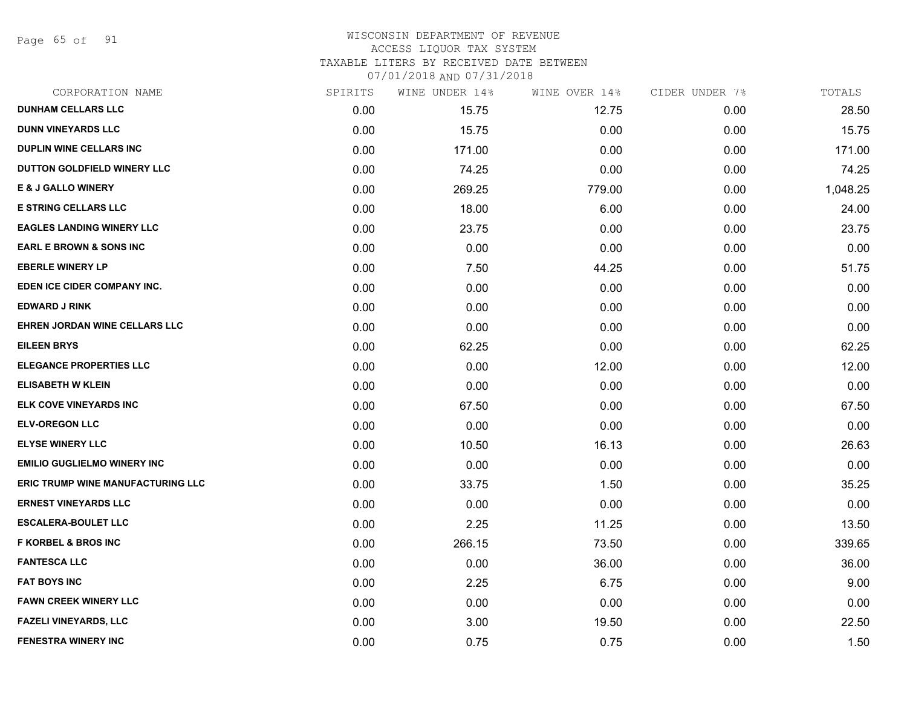WISCONSIN DEPARTMENT OF REVENUE
ACCESS LIQUOR TAX SYSTEM
TAXABLE LITERS BY RECEIVED DATE BETWEEN
07/01/2018 AND 07/31/2018

| CORPORATION NAME | SPIRITS | WINE UNDER 14% | WINE OVER 14% | CIDER UNDER 7% | TOTALS |
|---|---|---|---|---|---|
| DUNHAM CELLARS LLC | 0.00 | 15.75 | 12.75 | 0.00 | 28.50 |
| DUNN VINEYARDS LLC | 0.00 | 15.75 | 0.00 | 0.00 | 15.75 |
| DUPLIN WINE CELLARS INC | 0.00 | 171.00 | 0.00 | 0.00 | 171.00 |
| DUTTON GOLDFIELD WINERY LLC | 0.00 | 74.25 | 0.00 | 0.00 | 74.25 |
| E & J GALLO WINERY | 0.00 | 269.25 | 779.00 | 0.00 | 1,048.25 |
| E STRING CELLARS LLC | 0.00 | 18.00 | 6.00 | 0.00 | 24.00 |
| EAGLES LANDING WINERY LLC | 0.00 | 23.75 | 0.00 | 0.00 | 23.75 |
| EARL E BROWN & SONS INC | 0.00 | 0.00 | 0.00 | 0.00 | 0.00 |
| EBERLE WINERY LP | 0.00 | 7.50 | 44.25 | 0.00 | 51.75 |
| EDEN ICE CIDER COMPANY INC. | 0.00 | 0.00 | 0.00 | 0.00 | 0.00 |
| EDWARD J RINK | 0.00 | 0.00 | 0.00 | 0.00 | 0.00 |
| EHREN JORDAN WINE CELLARS LLC | 0.00 | 0.00 | 0.00 | 0.00 | 0.00 |
| EILEEN BRYS | 0.00 | 62.25 | 0.00 | 0.00 | 62.25 |
| ELEGANCE PROPERTIES LLC | 0.00 | 0.00 | 12.00 | 0.00 | 12.00 |
| ELISABETH W KLEIN | 0.00 | 0.00 | 0.00 | 0.00 | 0.00 |
| ELK COVE VINEYARDS INC | 0.00 | 67.50 | 0.00 | 0.00 | 67.50 |
| ELV-OREGON LLC | 0.00 | 0.00 | 0.00 | 0.00 | 0.00 |
| ELYSE WINERY LLC | 0.00 | 10.50 | 16.13 | 0.00 | 26.63 |
| EMILIO GUGLIELMO WINERY INC | 0.00 | 0.00 | 0.00 | 0.00 | 0.00 |
| ERIC TRUMP WINE MANUFACTURING LLC | 0.00 | 33.75 | 1.50 | 0.00 | 35.25 |
| ERNEST VINEYARDS LLC | 0.00 | 0.00 | 0.00 | 0.00 | 0.00 |
| ESCALERA-BOULET LLC | 0.00 | 2.25 | 11.25 | 0.00 | 13.50 |
| F KORBEL & BROS INC | 0.00 | 266.15 | 73.50 | 0.00 | 339.65 |
| FANTESCA LLC | 0.00 | 0.00 | 36.00 | 0.00 | 36.00 |
| FAT BOYS INC | 0.00 | 2.25 | 6.75 | 0.00 | 9.00 |
| FAWN CREEK WINERY LLC | 0.00 | 0.00 | 0.00 | 0.00 | 0.00 |
| FAZELI VINEYARDS, LLC | 0.00 | 3.00 | 19.50 | 0.00 | 22.50 |
| FENESTRA WINERY INC | 0.00 | 0.75 | 0.75 | 0.00 | 1.50 |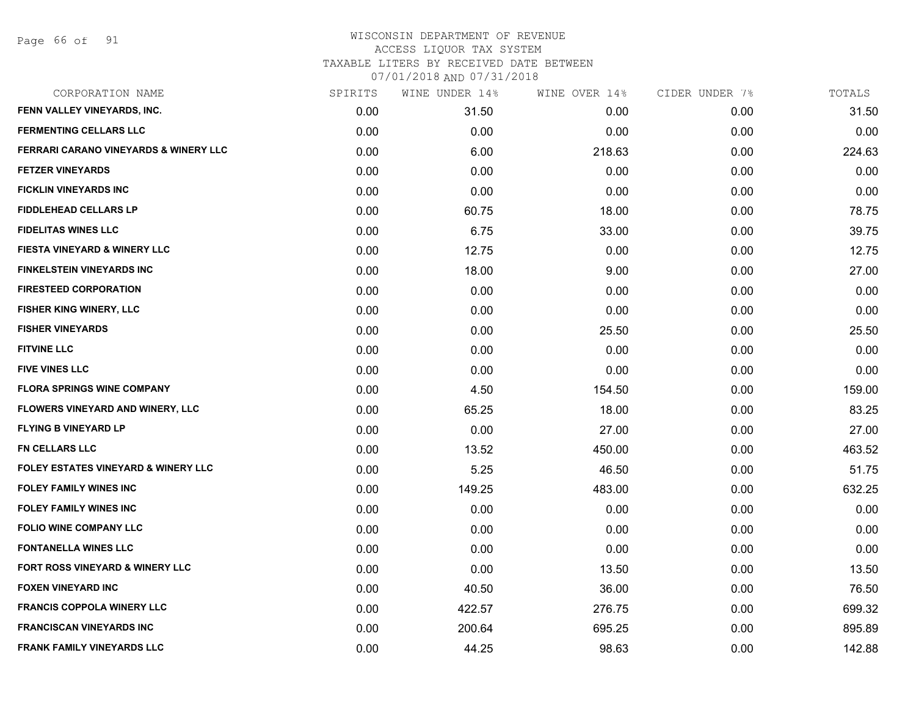WISCONSIN DEPARTMENT OF REVENUE
ACCESS LIQUOR TAX SYSTEM
TAXABLE LITERS BY RECEIVED DATE BETWEEN
07/01/2018 AND 07/31/2018

| CORPORATION NAME | SPIRITS | WINE UNDER 14% | WINE OVER 14% | CIDER UNDER 7% | TOTALS |
|---|---|---|---|---|---|
| FENN VALLEY VINEYARDS, INC. | 0.00 | 31.50 | 0.00 | 0.00 | 31.50 |
| FERMENTING CELLARS LLC | 0.00 | 0.00 | 0.00 | 0.00 | 0.00 |
| FERRARI CARANO VINEYARDS & WINERY LLC | 0.00 | 6.00 | 218.63 | 0.00 | 224.63 |
| FETZER VINEYARDS | 0.00 | 0.00 | 0.00 | 0.00 | 0.00 |
| FICKLIN VINEYARDS INC | 0.00 | 0.00 | 0.00 | 0.00 | 0.00 |
| FIDDLEHEAD CELLARS LP | 0.00 | 60.75 | 18.00 | 0.00 | 78.75 |
| FIDELITAS WINES LLC | 0.00 | 6.75 | 33.00 | 0.00 | 39.75 |
| FIESTA VINEYARD & WINERY LLC | 0.00 | 12.75 | 0.00 | 0.00 | 12.75 |
| FINKELSTEIN VINEYARDS INC | 0.00 | 18.00 | 9.00 | 0.00 | 27.00 |
| FIRESTEED CORPORATION | 0.00 | 0.00 | 0.00 | 0.00 | 0.00 |
| FISHER KING WINERY, LLC | 0.00 | 0.00 | 0.00 | 0.00 | 0.00 |
| FISHER VINEYARDS | 0.00 | 0.00 | 25.50 | 0.00 | 25.50 |
| FITVINE LLC | 0.00 | 0.00 | 0.00 | 0.00 | 0.00 |
| FIVE VINES LLC | 0.00 | 0.00 | 0.00 | 0.00 | 0.00 |
| FLORA SPRINGS WINE COMPANY | 0.00 | 4.50 | 154.50 | 0.00 | 159.00 |
| FLOWERS VINEYARD AND WINERY, LLC | 0.00 | 65.25 | 18.00 | 0.00 | 83.25 |
| FLYING B VINEYARD LP | 0.00 | 0.00 | 27.00 | 0.00 | 27.00 |
| FN CELLARS LLC | 0.00 | 13.52 | 450.00 | 0.00 | 463.52 |
| FOLEY ESTATES VINEYARD & WINERY LLC | 0.00 | 5.25 | 46.50 | 0.00 | 51.75 |
| FOLEY FAMILY WINES INC | 0.00 | 149.25 | 483.00 | 0.00 | 632.25 |
| FOLEY FAMILY WINES INC | 0.00 | 0.00 | 0.00 | 0.00 | 0.00 |
| FOLIO WINE COMPANY LLC | 0.00 | 0.00 | 0.00 | 0.00 | 0.00 |
| FONTANELLA WINES LLC | 0.00 | 0.00 | 0.00 | 0.00 | 0.00 |
| FORT ROSS VINEYARD & WINERY LLC | 0.00 | 0.00 | 13.50 | 0.00 | 13.50 |
| FOXEN VINEYARD INC | 0.00 | 40.50 | 36.00 | 0.00 | 76.50 |
| FRANCIS COPPOLA WINERY LLC | 0.00 | 422.57 | 276.75 | 0.00 | 699.32 |
| FRANCISCAN VINEYARDS INC | 0.00 | 200.64 | 695.25 | 0.00 | 895.89 |
| FRANK FAMILY VINEYARDS LLC | 0.00 | 44.25 | 98.63 | 0.00 | 142.88 |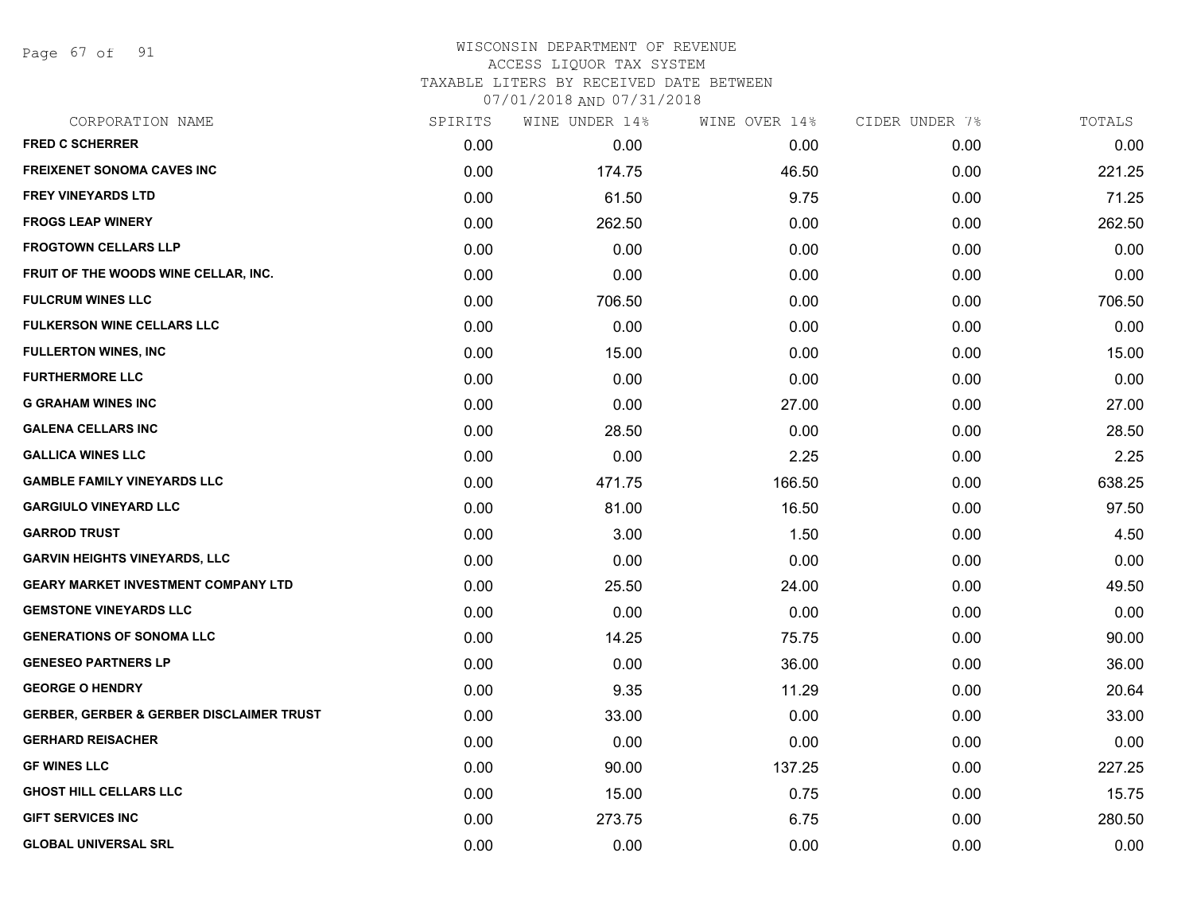# WISCONSIN DEPARTMENT OF REVENUE
ACCESS LIQUOR TAX SYSTEM
TAXABLE LITERS BY RECEIVED DATE BETWEEN
07/01/2018 AND 07/31/2018

| CORPORATION NAME | SPIRITS | WINE UNDER 14% | WINE OVER 14% | CIDER UNDER 7% | TOTALS |
|---|---|---|---|---|---|
| **FRED C SCHERRER** | 0.00 | 0.00 | 0.00 | 0.00 | 0.00 |
| **FREIXENET SONOMA CAVES INC** | 0.00 | 174.75 | 46.50 | 0.00 | 221.25 |
| **FREY VINEYARDS LTD** | 0.00 | 61.50 | 9.75 | 0.00 | 71.25 |
| **FROGS LEAP WINERY** | 0.00 | 262.50 | 0.00 | 0.00 | 262.50 |
| **FROGTOWN CELLARS LLP** | 0.00 | 0.00 | 0.00 | 0.00 | 0.00 |
| **FRUIT OF THE WOODS WINE CELLAR, INC.** | 0.00 | 0.00 | 0.00 | 0.00 | 0.00 |
| **FULCRUM WINES LLC** | 0.00 | 706.50 | 0.00 | 0.00 | 706.50 |
| **FULKERSON WINE CELLARS LLC** | 0.00 | 0.00 | 0.00 | 0.00 | 0.00 |
| **FULLERTON WINES, INC** | 0.00 | 15.00 | 0.00 | 0.00 | 15.00 |
| **FURTHERMORE LLC** | 0.00 | 0.00 | 0.00 | 0.00 | 0.00 |
| **G GRAHAM WINES INC** | 0.00 | 0.00 | 27.00 | 0.00 | 27.00 |
| **GALENA CELLARS INC** | 0.00 | 28.50 | 0.00 | 0.00 | 28.50 |
| **GALLICA WINES LLC** | 0.00 | 0.00 | 2.25 | 0.00 | 2.25 |
| **GAMBLE FAMILY VINEYARDS LLC** | 0.00 | 471.75 | 166.50 | 0.00 | 638.25 |
| **GARGIULO VINEYARD LLC** | 0.00 | 81.00 | 16.50 | 0.00 | 97.50 |
| **GARROD TRUST** | 0.00 | 3.00 | 1.50 | 0.00 | 4.50 |
| **GARVIN HEIGHTS VINEYARDS, LLC** | 0.00 | 0.00 | 0.00 | 0.00 | 0.00 |
| **GEARY MARKET INVESTMENT COMPANY LTD** | 0.00 | 25.50 | 24.00 | 0.00 | 49.50 |
| **GEMSTONE VINEYARDS LLC** | 0.00 | 0.00 | 0.00 | 0.00 | 0.00 |
| **GENERATIONS OF SONOMA LLC** | 0.00 | 14.25 | 75.75 | 0.00 | 90.00 |
| **GENESEO PARTNERS LP** | 0.00 | 0.00 | 36.00 | 0.00 | 36.00 |
| **GEORGE O HENDRY** | 0.00 | 9.35 | 11.29 | 0.00 | 20.64 |
| **GERBER, GERBER & GERBER DISCLAIMER TRUST** | 0.00 | 33.00 | 0.00 | 0.00 | 33.00 |
| **GERHARD REISACHER** | 0.00 | 0.00 | 0.00 | 0.00 | 0.00 |
| **GF WINES LLC** | 0.00 | 90.00 | 137.25 | 0.00 | 227.25 |
| **GHOST HILL CELLARS LLC** | 0.00 | 15.00 | 0.75 | 0.00 | 15.75 |
| **GIFT SERVICES INC** | 0.00 | 273.75 | 6.75 | 0.00 | 280.50 |
| **GLOBAL UNIVERSAL SRL** | 0.00 | 0.00 | 0.00 | 0.00 | 0.00 |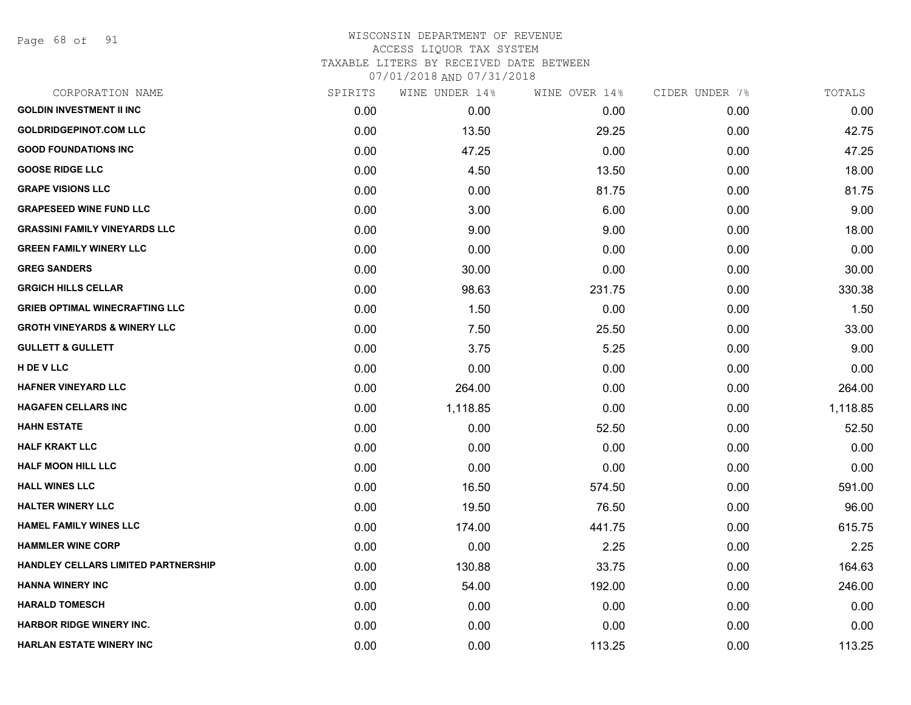# WISCONSIN DEPARTMENT OF REVENUE
## ACCESS LIQUOR TAX SYSTEM
### TAXABLE LITERS BY RECEIVED DATE BETWEEN 07/01/2018 AND 07/31/2018

| CORPORATION NAME | SPIRITS | WINE UNDER 14% | WINE OVER 14% | CIDER UNDER 7% | TOTALS |
|---|---|---|---|---|---|
| GOLDIN INVESTMENT II INC | 0.00 | 0.00 | 0.00 | 0.00 | 0.00 |
| GOLDRIDGEPINOT.COM LLC | 0.00 | 13.50 | 29.25 | 0.00 | 42.75 |
| GOOD FOUNDATIONS INC | 0.00 | 47.25 | 0.00 | 0.00 | 47.25 |
| GOOSE RIDGE LLC | 0.00 | 4.50 | 13.50 | 0.00 | 18.00 |
| GRAPE VISIONS LLC | 0.00 | 0.00 | 81.75 | 0.00 | 81.75 |
| GRAPESEED WINE FUND LLC | 0.00 | 3.00 | 6.00 | 0.00 | 9.00 |
| GRASSINI FAMILY VINEYARDS LLC | 0.00 | 9.00 | 9.00 | 0.00 | 18.00 |
| GREEN FAMILY WINERY LLC | 0.00 | 0.00 | 0.00 | 0.00 | 0.00 |
| GREG SANDERS | 0.00 | 30.00 | 0.00 | 0.00 | 30.00 |
| GRGICH HILLS CELLAR | 0.00 | 98.63 | 231.75 | 0.00 | 330.38 |
| GRIEB OPTIMAL WINECRAFTING LLC | 0.00 | 1.50 | 0.00 | 0.00 | 1.50 |
| GROTH VINEYARDS & WINERY LLC | 0.00 | 7.50 | 25.50 | 0.00 | 33.00 |
| GULLETT & GULLETT | 0.00 | 3.75 | 5.25 | 0.00 | 9.00 |
| H DE V LLC | 0.00 | 0.00 | 0.00 | 0.00 | 0.00 |
| HAFNER VINEYARD LLC | 0.00 | 264.00 | 0.00 | 0.00 | 264.00 |
| HAGAFEN CELLARS INC | 0.00 | 1,118.85 | 0.00 | 0.00 | 1,118.85 |
| HAHN ESTATE | 0.00 | 0.00 | 52.50 | 0.00 | 52.50 |
| HALF KRAKT LLC | 0.00 | 0.00 | 0.00 | 0.00 | 0.00 |
| HALF MOON HILL LLC | 0.00 | 0.00 | 0.00 | 0.00 | 0.00 |
| HALL WINES LLC | 0.00 | 16.50 | 574.50 | 0.00 | 591.00 |
| HALTER WINERY LLC | 0.00 | 19.50 | 76.50 | 0.00 | 96.00 |
| HAMEL FAMILY WINES LLC | 0.00 | 174.00 | 441.75 | 0.00 | 615.75 |
| HAMMLER WINE CORP | 0.00 | 0.00 | 2.25 | 0.00 | 2.25 |
| HANDLEY CELLARS LIMITED PARTNERSHIP | 0.00 | 130.88 | 33.75 | 0.00 | 164.63 |
| HANNA WINERY INC | 0.00 | 54.00 | 192.00 | 0.00 | 246.00 |
| HARALD TOMESCH | 0.00 | 0.00 | 0.00 | 0.00 | 0.00 |
| HARBOR RIDGE WINERY INC. | 0.00 | 0.00 | 0.00 | 0.00 | 0.00 |
| HARLAN ESTATE WINERY INC | 0.00 | 0.00 | 113.25 | 0.00 | 113.25 |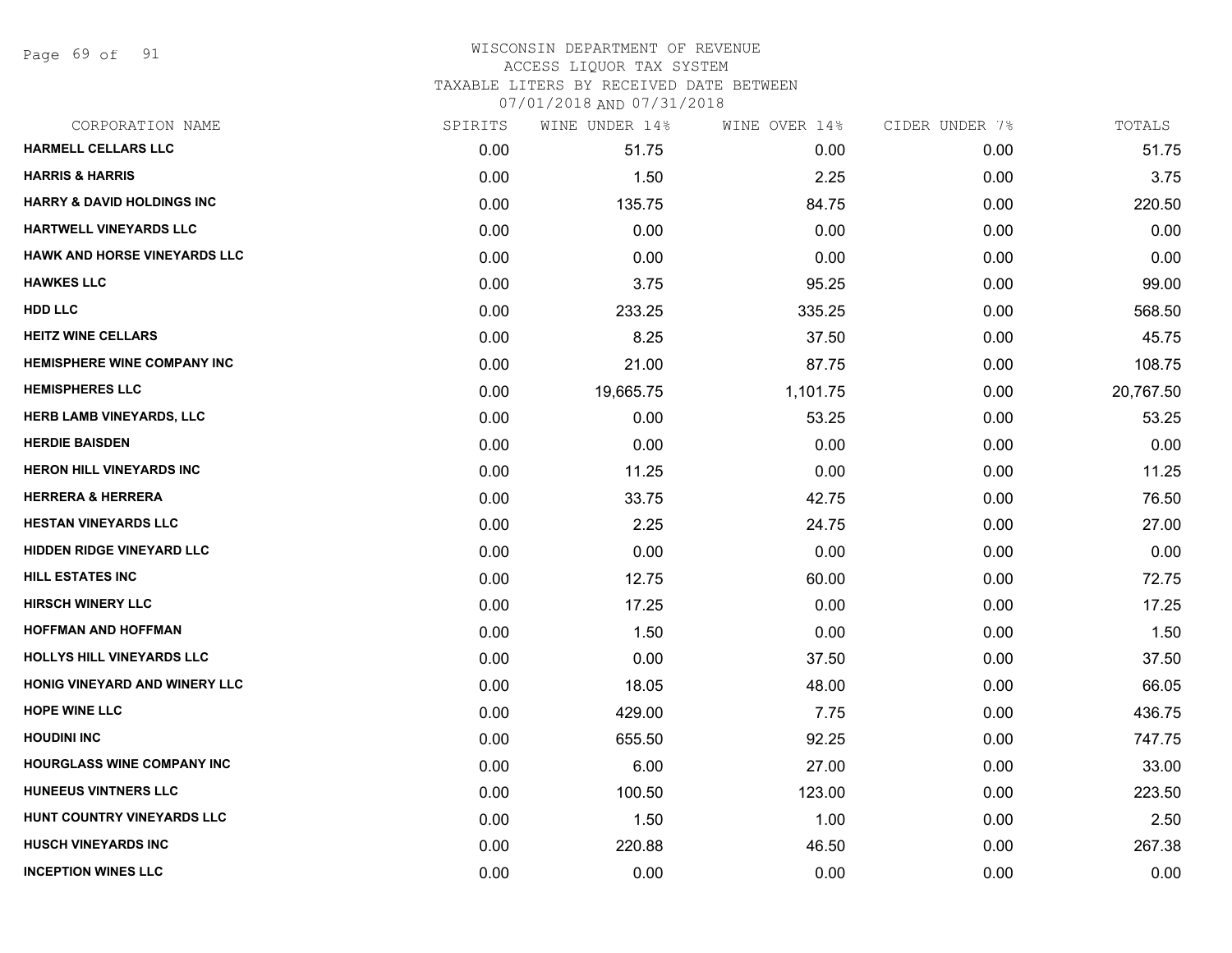# WISCONSIN DEPARTMENT OF REVENUE
ACCESS LIQUOR TAX SYSTEM
TAXABLE LITERS BY RECEIVED DATE BETWEEN
07/01/2018 AND 07/31/2018

| CORPORATION NAME | SPIRITS | WINE UNDER 14% | WINE OVER 14% | CIDER UNDER 7% | TOTALS |
|---|---|---|---|---|---|
| HARMELL CELLARS LLC | 0.00 | 51.75 | 0.00 | 0.00 | 51.75 |
| HARRIS & HARRIS | 0.00 | 1.50 | 2.25 | 0.00 | 3.75 |
| HARRY & DAVID HOLDINGS INC | 0.00 | 135.75 | 84.75 | 0.00 | 220.50 |
| HARTWELL VINEYARDS LLC | 0.00 | 0.00 | 0.00 | 0.00 | 0.00 |
| HAWK AND HORSE VINEYARDS LLC | 0.00 | 0.00 | 0.00 | 0.00 | 0.00 |
| HAWKES LLC | 0.00 | 3.75 | 95.25 | 0.00 | 99.00 |
| HDD LLC | 0.00 | 233.25 | 335.25 | 0.00 | 568.50 |
| HEITZ WINE CELLARS | 0.00 | 8.25 | 37.50 | 0.00 | 45.75 |
| HEMISPHERE WINE COMPANY INC | 0.00 | 21.00 | 87.75 | 0.00 | 108.75 |
| HEMISPHERES LLC | 0.00 | 19,665.75 | 1,101.75 | 0.00 | 20,767.50 |
| HERB LAMB VINEYARDS, LLC | 0.00 | 0.00 | 53.25 | 0.00 | 53.25 |
| HERDIE BAISDEN | 0.00 | 0.00 | 0.00 | 0.00 | 0.00 |
| HERON HILL VINEYARDS INC | 0.00 | 11.25 | 0.00 | 0.00 | 11.25 |
| HERRERA & HERRERA | 0.00 | 33.75 | 42.75 | 0.00 | 76.50 |
| HESTAN VINEYARDS LLC | 0.00 | 2.25 | 24.75 | 0.00 | 27.00 |
| HIDDEN RIDGE VINEYARD LLC | 0.00 | 0.00 | 0.00 | 0.00 | 0.00 |
| HILL ESTATES INC | 0.00 | 12.75 | 60.00 | 0.00 | 72.75 |
| HIRSCH WINERY LLC | 0.00 | 17.25 | 0.00 | 0.00 | 17.25 |
| HOFFMAN AND HOFFMAN | 0.00 | 1.50 | 0.00 | 0.00 | 1.50 |
| HOLLYS HILL VINEYARDS LLC | 0.00 | 0.00 | 37.50 | 0.00 | 37.50 |
| HONIG VINEYARD AND WINERY LLC | 0.00 | 18.05 | 48.00 | 0.00 | 66.05 |
| HOPE WINE LLC | 0.00 | 429.00 | 7.75 | 0.00 | 436.75 |
| HOUDINI INC | 0.00 | 655.50 | 92.25 | 0.00 | 747.75 |
| HOURGLASS WINE COMPANY INC | 0.00 | 6.00 | 27.00 | 0.00 | 33.00 |
| HUNEEUS VINTNERS LLC | 0.00 | 100.50 | 123.00 | 0.00 | 223.50 |
| HUNT COUNTRY VINEYARDS LLC | 0.00 | 1.50 | 1.00 | 0.00 | 2.50 |
| HUSCH VINEYARDS INC | 0.00 | 220.88 | 46.50 | 0.00 | 267.38 |
| INCEPTION WINES LLC | 0.00 | 0.00 | 0.00 | 0.00 | 0.00 |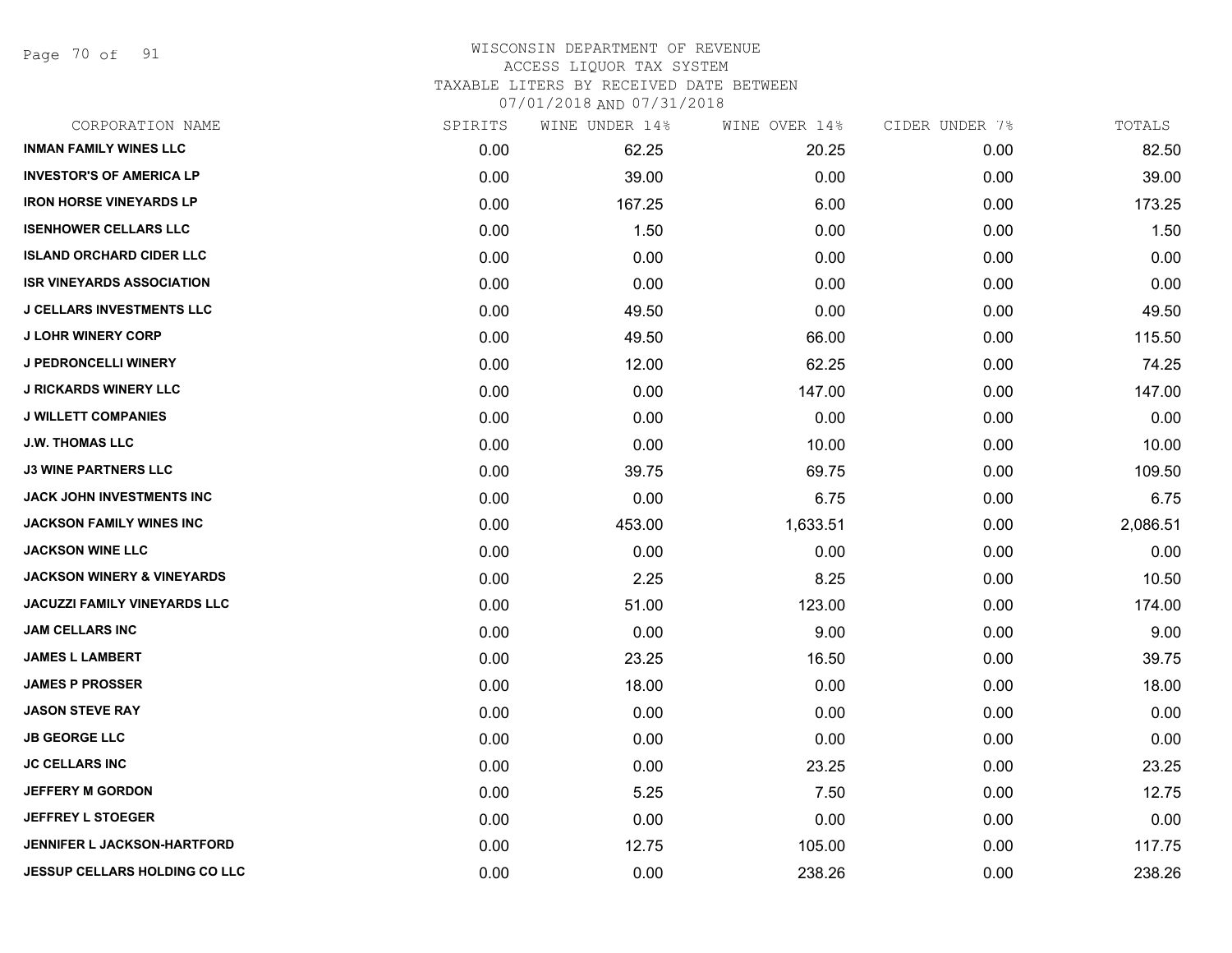# WISCONSIN DEPARTMENT OF REVENUE
ACCESS LIQUOR TAX SYSTEM
TAXABLE LITERS BY RECEIVED DATE BETWEEN
07/01/2018 AND 07/31/2018

| CORPORATION NAME | SPIRITS | WINE UNDER 14% | WINE OVER 14% | CIDER UNDER 7% | TOTALS |
|---|---|---|---|---|---|
| INMAN FAMILY WINES LLC | 0.00 | 62.25 | 20.25 | 0.00 | 82.50 |
| INVESTOR'S OF AMERICA LP | 0.00 | 39.00 | 0.00 | 0.00 | 39.00 |
| IRON HORSE VINEYARDS LP | 0.00 | 167.25 | 6.00 | 0.00 | 173.25 |
| ISENHOWER CELLARS LLC | 0.00 | 1.50 | 0.00 | 0.00 | 1.50 |
| ISLAND ORCHARD CIDER LLC | 0.00 | 0.00 | 0.00 | 0.00 | 0.00 |
| ISR VINEYARDS ASSOCIATION | 0.00 | 0.00 | 0.00 | 0.00 | 0.00 |
| J CELLARS INVESTMENTS LLC | 0.00 | 49.50 | 0.00 | 0.00 | 49.50 |
| J LOHR WINERY CORP | 0.00 | 49.50 | 66.00 | 0.00 | 115.50 |
| J PEDRONCELLI WINERY | 0.00 | 12.00 | 62.25 | 0.00 | 74.25 |
| J RICKARDS WINERY LLC | 0.00 | 0.00 | 147.00 | 0.00 | 147.00 |
| J WILLETT COMPANIES | 0.00 | 0.00 | 0.00 | 0.00 | 0.00 |
| J.W. THOMAS LLC | 0.00 | 0.00 | 10.00 | 0.00 | 10.00 |
| J3 WINE PARTNERS LLC | 0.00 | 39.75 | 69.75 | 0.00 | 109.50 |
| JACK JOHN INVESTMENTS INC | 0.00 | 0.00 | 6.75 | 0.00 | 6.75 |
| JACKSON FAMILY WINES INC | 0.00 | 453.00 | 1,633.51 | 0.00 | 2,086.51 |
| JACKSON WINE LLC | 0.00 | 0.00 | 0.00 | 0.00 | 0.00 |
| JACKSON WINERY & VINEYARDS | 0.00 | 2.25 | 8.25 | 0.00 | 10.50 |
| JACUZZI FAMILY VINEYARDS LLC | 0.00 | 51.00 | 123.00 | 0.00 | 174.00 |
| JAM CELLARS INC | 0.00 | 0.00 | 9.00 | 0.00 | 9.00 |
| JAMES L LAMBERT | 0.00 | 23.25 | 16.50 | 0.00 | 39.75 |
| JAMES P PROSSER | 0.00 | 18.00 | 0.00 | 0.00 | 18.00 |
| JASON STEVE RAY | 0.00 | 0.00 | 0.00 | 0.00 | 0.00 |
| JB GEORGE LLC | 0.00 | 0.00 | 0.00 | 0.00 | 0.00 |
| JC CELLARS INC | 0.00 | 0.00 | 23.25 | 0.00 | 23.25 |
| JEFFERY M GORDON | 0.00 | 5.25 | 7.50 | 0.00 | 12.75 |
| JEFFREY L STOEGER | 0.00 | 0.00 | 0.00 | 0.00 | 0.00 |
| JENNIFER L JACKSON-HARTFORD | 0.00 | 12.75 | 105.00 | 0.00 | 117.75 |
| JESSUP CELLARS HOLDING CO LLC | 0.00 | 0.00 | 238.26 | 0.00 | 238.26 |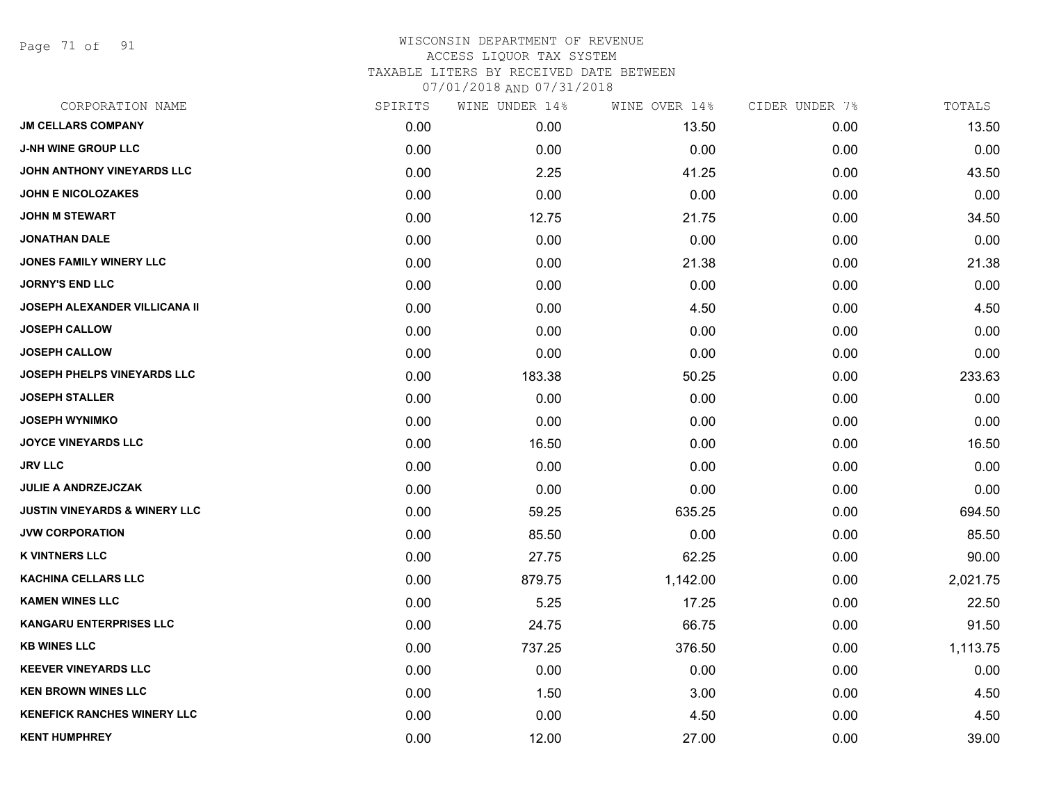# WISCONSIN DEPARTMENT OF REVENUE
ACCESS LIQUOR TAX SYSTEM
TAXABLE LITERS BY RECEIVED DATE BETWEEN
07/01/2018 AND 07/31/2018

| CORPORATION NAME | SPIRITS | WINE UNDER 14% | WINE OVER 14% | CIDER UNDER 7% | TOTALS |
|---|---|---|---|---|---|
| JM CELLARS COMPANY | 0.00 | 0.00 | 13.50 | 0.00 | 13.50 |
| J-NH WINE GROUP LLC | 0.00 | 0.00 | 0.00 | 0.00 | 0.00 |
| JOHN ANTHONY VINEYARDS LLC | 0.00 | 2.25 | 41.25 | 0.00 | 43.50 |
| JOHN E NICOLOZAKES | 0.00 | 0.00 | 0.00 | 0.00 | 0.00 |
| JOHN M STEWART | 0.00 | 12.75 | 21.75 | 0.00 | 34.50 |
| JONATHAN DALE | 0.00 | 0.00 | 0.00 | 0.00 | 0.00 |
| JONES FAMILY WINERY LLC | 0.00 | 0.00 | 21.38 | 0.00 | 21.38 |
| JORNY'S END LLC | 0.00 | 0.00 | 0.00 | 0.00 | 0.00 |
| JOSEPH ALEXANDER VILLICANA II | 0.00 | 0.00 | 4.50 | 0.00 | 4.50 |
| JOSEPH CALLOW | 0.00 | 0.00 | 0.00 | 0.00 | 0.00 |
| JOSEPH CALLOW | 0.00 | 0.00 | 0.00 | 0.00 | 0.00 |
| JOSEPH PHELPS VINEYARDS LLC | 0.00 | 183.38 | 50.25 | 0.00 | 233.63 |
| JOSEPH STALLER | 0.00 | 0.00 | 0.00 | 0.00 | 0.00 |
| JOSEPH WYNIMKO | 0.00 | 0.00 | 0.00 | 0.00 | 0.00 |
| JOYCE VINEYARDS LLC | 0.00 | 16.50 | 0.00 | 0.00 | 16.50 |
| JRV LLC | 0.00 | 0.00 | 0.00 | 0.00 | 0.00 |
| JULIE A ANDRZEJCZAK | 0.00 | 0.00 | 0.00 | 0.00 | 0.00 |
| JUSTIN VINEYARDS & WINERY LLC | 0.00 | 59.25 | 635.25 | 0.00 | 694.50 |
| JVW CORPORATION | 0.00 | 85.50 | 0.00 | 0.00 | 85.50 |
| K VINTNERS LLC | 0.00 | 27.75 | 62.25 | 0.00 | 90.00 |
| KACHINA CELLARS LLC | 0.00 | 879.75 | 1,142.00 | 0.00 | 2,021.75 |
| KAMEN WINES LLC | 0.00 | 5.25 | 17.25 | 0.00 | 22.50 |
| KANGARU ENTERPRISES LLC | 0.00 | 24.75 | 66.75 | 0.00 | 91.50 |
| KB WINES LLC | 0.00 | 737.25 | 376.50 | 0.00 | 1,113.75 |
| KEEVER VINEYARDS LLC | 0.00 | 0.00 | 0.00 | 0.00 | 0.00 |
| KEN BROWN WINES LLC | 0.00 | 1.50 | 3.00 | 0.00 | 4.50 |
| KENEFICK RANCHES WINERY LLC | 0.00 | 0.00 | 4.50 | 0.00 | 4.50 |
| KENT HUMPHREY | 0.00 | 12.00 | 27.00 | 0.00 | 39.00 |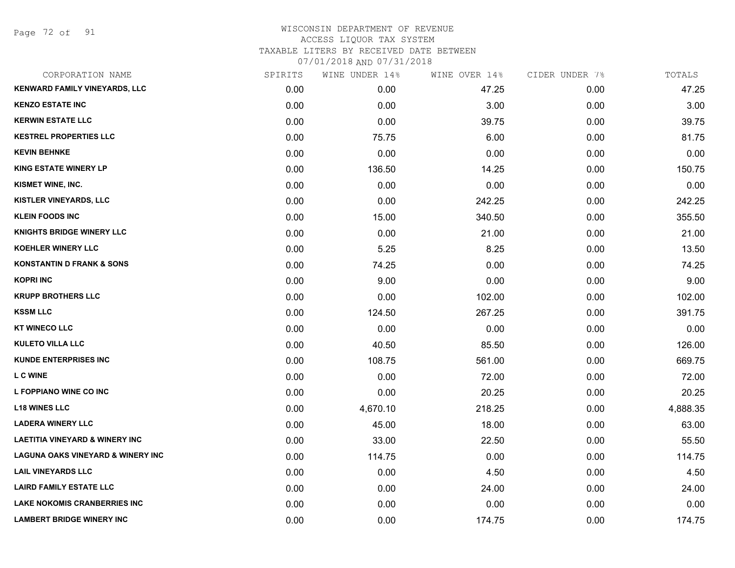# WISCONSIN DEPARTMENT OF REVENUE
## ACCESS LIQUOR TAX SYSTEM
## TAXABLE LITERS BY RECEIVED DATE BETWEEN 07/01/2018 AND 07/31/2018

| CORPORATION NAME | SPIRITS | WINE UNDER 14% | WINE OVER 14% | CIDER UNDER 7% | TOTALS |
|---|---|---|---|---|---|
| KENWARD FAMILY VINEYARDS, LLC | 0.00 | 0.00 | 47.25 | 0.00 | 47.25 |
| KENZO ESTATE INC | 0.00 | 0.00 | 3.00 | 0.00 | 3.00 |
| KERWIN ESTATE LLC | 0.00 | 0.00 | 39.75 | 0.00 | 39.75 |
| KESTREL PROPERTIES LLC | 0.00 | 75.75 | 6.00 | 0.00 | 81.75 |
| KEVIN BEHNKE | 0.00 | 0.00 | 0.00 | 0.00 | 0.00 |
| KING ESTATE WINERY LP | 0.00 | 136.50 | 14.25 | 0.00 | 150.75 |
| KISMET WINE, INC. | 0.00 | 0.00 | 0.00 | 0.00 | 0.00 |
| KISTLER VINEYARDS, LLC | 0.00 | 0.00 | 242.25 | 0.00 | 242.25 |
| KLEIN FOODS INC | 0.00 | 15.00 | 340.50 | 0.00 | 355.50 |
| KNIGHTS BRIDGE WINERY LLC | 0.00 | 0.00 | 21.00 | 0.00 | 21.00 |
| KOEHLER WINERY LLC | 0.00 | 5.25 | 8.25 | 0.00 | 13.50 |
| KONSTANTIN D FRANK & SONS | 0.00 | 74.25 | 0.00 | 0.00 | 74.25 |
| KOPRI INC | 0.00 | 9.00 | 0.00 | 0.00 | 9.00 |
| KRUPP BROTHERS LLC | 0.00 | 0.00 | 102.00 | 0.00 | 102.00 |
| KSSM LLC | 0.00 | 124.50 | 267.25 | 0.00 | 391.75 |
| KT WINECO LLC | 0.00 | 0.00 | 0.00 | 0.00 | 0.00 |
| KULETO VILLA LLC | 0.00 | 40.50 | 85.50 | 0.00 | 126.00 |
| KUNDE ENTERPRISES INC | 0.00 | 108.75 | 561.00 | 0.00 | 669.75 |
| L C WINE | 0.00 | 0.00 | 72.00 | 0.00 | 72.00 |
| L FOPPIANO WINE CO INC | 0.00 | 0.00 | 20.25 | 0.00 | 20.25 |
| L18 WINES LLC | 0.00 | 4,670.10 | 218.25 | 0.00 | 4,888.35 |
| LADERA WINERY LLC | 0.00 | 45.00 | 18.00 | 0.00 | 63.00 |
| LAETITIA VINEYARD & WINERY INC | 0.00 | 33.00 | 22.50 | 0.00 | 55.50 |
| LAGUNA OAKS VINEYARD & WINERY INC | 0.00 | 114.75 | 0.00 | 0.00 | 114.75 |
| LAIL VINEYARDS LLC | 0.00 | 0.00 | 4.50 | 0.00 | 4.50 |
| LAIRD FAMILY ESTATE LLC | 0.00 | 0.00 | 24.00 | 0.00 | 24.00 |
| LAKE NOKOMIS CRANBERRIES INC | 0.00 | 0.00 | 0.00 | 0.00 | 0.00 |
| LAMBERT BRIDGE WINERY INC | 0.00 | 0.00 | 174.75 | 0.00 | 174.75 |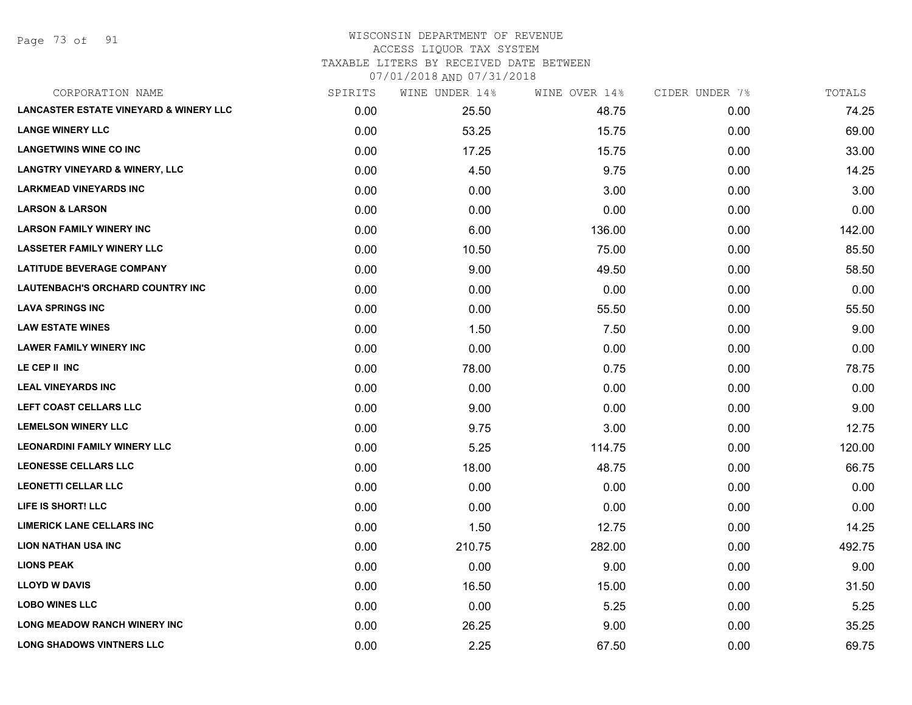WISCONSIN DEPARTMENT OF REVENUE
ACCESS LIQUOR TAX SYSTEM
TAXABLE LITERS BY RECEIVED DATE BETWEEN
07/01/2018 AND 07/31/2018

| CORPORATION NAME | SPIRITS | WINE UNDER 14% | WINE OVER 14% | CIDER UNDER 7% | TOTALS |
|---|---|---|---|---|---|
| LANCASTER ESTATE VINEYARD & WINERY LLC | 0.00 | 25.50 | 48.75 | 0.00 | 74.25 |
| LANGE WINERY LLC | 0.00 | 53.25 | 15.75 | 0.00 | 69.00 |
| LANGETWINS WINE CO INC | 0.00 | 17.25 | 15.75 | 0.00 | 33.00 |
| LANGTRY VINEYARD & WINERY, LLC | 0.00 | 4.50 | 9.75 | 0.00 | 14.25 |
| LARKMEAD VINEYARDS INC | 0.00 | 0.00 | 3.00 | 0.00 | 3.00 |
| LARSON & LARSON | 0.00 | 0.00 | 0.00 | 0.00 | 0.00 |
| LARSON FAMILY WINERY INC | 0.00 | 6.00 | 136.00 | 0.00 | 142.00 |
| LASSETER FAMILY WINERY LLC | 0.00 | 10.50 | 75.00 | 0.00 | 85.50 |
| LATITUDE BEVERAGE COMPANY | 0.00 | 9.00 | 49.50 | 0.00 | 58.50 |
| LAUTENBACH'S ORCHARD COUNTRY INC | 0.00 | 0.00 | 0.00 | 0.00 | 0.00 |
| LAVA SPRINGS INC | 0.00 | 0.00 | 55.50 | 0.00 | 55.50 |
| LAW ESTATE WINES | 0.00 | 1.50 | 7.50 | 0.00 | 9.00 |
| LAWER FAMILY WINERY INC | 0.00 | 0.00 | 0.00 | 0.00 | 0.00 |
| LE CEP II INC | 0.00 | 78.00 | 0.75 | 0.00 | 78.75 |
| LEAL VINEYARDS INC | 0.00 | 0.00 | 0.00 | 0.00 | 0.00 |
| LEFT COAST CELLARS LLC | 0.00 | 9.00 | 0.00 | 0.00 | 9.00 |
| LEMELSON WINERY LLC | 0.00 | 9.75 | 3.00 | 0.00 | 12.75 |
| LEONARDINI FAMILY WINERY LLC | 0.00 | 5.25 | 114.75 | 0.00 | 120.00 |
| LEONESSE CELLARS LLC | 0.00 | 18.00 | 48.75 | 0.00 | 66.75 |
| LEONETTI CELLAR LLC | 0.00 | 0.00 | 0.00 | 0.00 | 0.00 |
| LIFE IS SHORT! LLC | 0.00 | 0.00 | 0.00 | 0.00 | 0.00 |
| LIMERICK LANE CELLARS INC | 0.00 | 1.50 | 12.75 | 0.00 | 14.25 |
| LION NATHAN USA INC | 0.00 | 210.75 | 282.00 | 0.00 | 492.75 |
| LIONS PEAK | 0.00 | 0.00 | 9.00 | 0.00 | 9.00 |
| LLOYD W DAVIS | 0.00 | 16.50 | 15.00 | 0.00 | 31.50 |
| LOBO WINES LLC | 0.00 | 0.00 | 5.25 | 0.00 | 5.25 |
| LONG MEADOW RANCH WINERY INC | 0.00 | 26.25 | 9.00 | 0.00 | 35.25 |
| LONG SHADOWS VINTNERS LLC | 0.00 | 2.25 | 67.50 | 0.00 | 69.75 |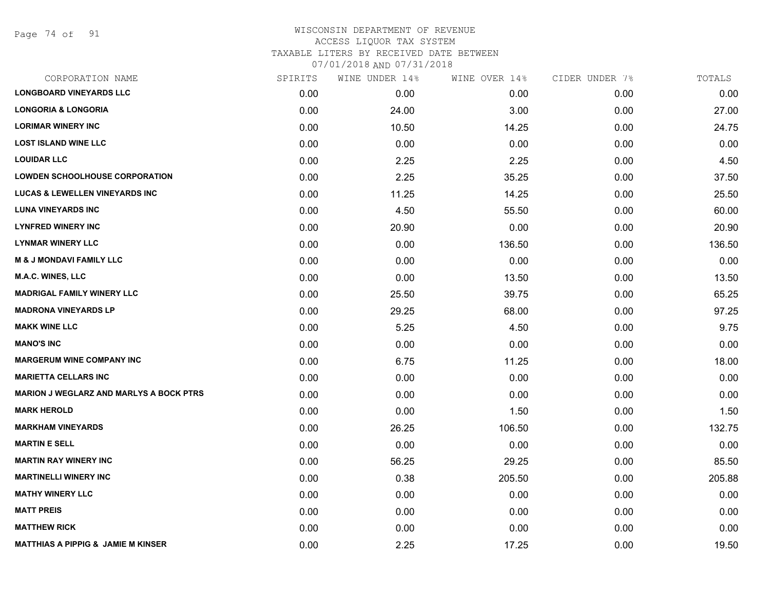WISCONSIN DEPARTMENT OF REVENUE
ACCESS LIQUOR TAX SYSTEM
TAXABLE LITERS BY RECEIVED DATE BETWEEN
07/01/2018 AND 07/31/2018

| CORPORATION NAME | SPIRITS | WINE UNDER 14% | WINE OVER 14% | CIDER UNDER 7% | TOTALS |
|---|---|---|---|---|---|
| **LONGBOARD VINEYARDS LLC** | 0.00 | 0.00 | 0.00 | 0.00 | 0.00 |
| **LONGORIA & LONGORIA** | 0.00 | 24.00 | 3.00 | 0.00 | 27.00 |
| **LORIMAR WINERY INC** | 0.00 | 10.50 | 14.25 | 0.00 | 24.75 |
| **LOST ISLAND WINE LLC** | 0.00 | 0.00 | 0.00 | 0.00 | 0.00 |
| **LOUIDAR LLC** | 0.00 | 2.25 | 2.25 | 0.00 | 4.50 |
| **LOWDEN SCHOOLHOUSE CORPORATION** | 0.00 | 2.25 | 35.25 | 0.00 | 37.50 |
| **LUCAS & LEWELLEN VINEYARDS INC** | 0.00 | 11.25 | 14.25 | 0.00 | 25.50 |
| **LUNA VINEYARDS INC** | 0.00 | 4.50 | 55.50 | 0.00 | 60.00 |
| **LYNFRED WINERY INC** | 0.00 | 20.90 | 0.00 | 0.00 | 20.90 |
| **LYNMAR WINERY LLC** | 0.00 | 0.00 | 136.50 | 0.00 | 136.50 |
| **M & J MONDAVI FAMILY LLC** | 0.00 | 0.00 | 0.00 | 0.00 | 0.00 |
| **M.A.C. WINES, LLC** | 0.00 | 0.00 | 13.50 | 0.00 | 13.50 |
| **MADRIGAL FAMILY WINERY LLC** | 0.00 | 25.50 | 39.75 | 0.00 | 65.25 |
| **MADRONA VINEYARDS LP** | 0.00 | 29.25 | 68.00 | 0.00 | 97.25 |
| **MAKK WINE LLC** | 0.00 | 5.25 | 4.50 | 0.00 | 9.75 |
| **MANO'S INC** | 0.00 | 0.00 | 0.00 | 0.00 | 0.00 |
| **MARGERUM WINE COMPANY INC** | 0.00 | 6.75 | 11.25 | 0.00 | 18.00 |
| **MARIETTA CELLARS INC** | 0.00 | 0.00 | 0.00 | 0.00 | 0.00 |
| **MARION J WEGLARZ AND MARLYS A BOCK PTRS** | 0.00 | 0.00 | 0.00 | 0.00 | 0.00 |
| **MARK HEROLD** | 0.00 | 0.00 | 1.50 | 0.00 | 1.50 |
| **MARKHAM VINEYARDS** | 0.00 | 26.25 | 106.50 | 0.00 | 132.75 |
| **MARTIN E SELL** | 0.00 | 0.00 | 0.00 | 0.00 | 0.00 |
| **MARTIN RAY WINERY INC** | 0.00 | 56.25 | 29.25 | 0.00 | 85.50 |
| **MARTINELLI WINERY INC** | 0.00 | 0.38 | 205.50 | 0.00 | 205.88 |
| **MATHY WINERY LLC** | 0.00 | 0.00 | 0.00 | 0.00 | 0.00 |
| **MATT PREIS** | 0.00 | 0.00 | 0.00 | 0.00 | 0.00 |
| **MATTHEW RICK** | 0.00 | 0.00 | 0.00 | 0.00 | 0.00 |
| **MATTHIAS A PIPPIG & JAMIE M KINSER** | 0.00 | 2.25 | 17.25 | 0.00 | 19.50 |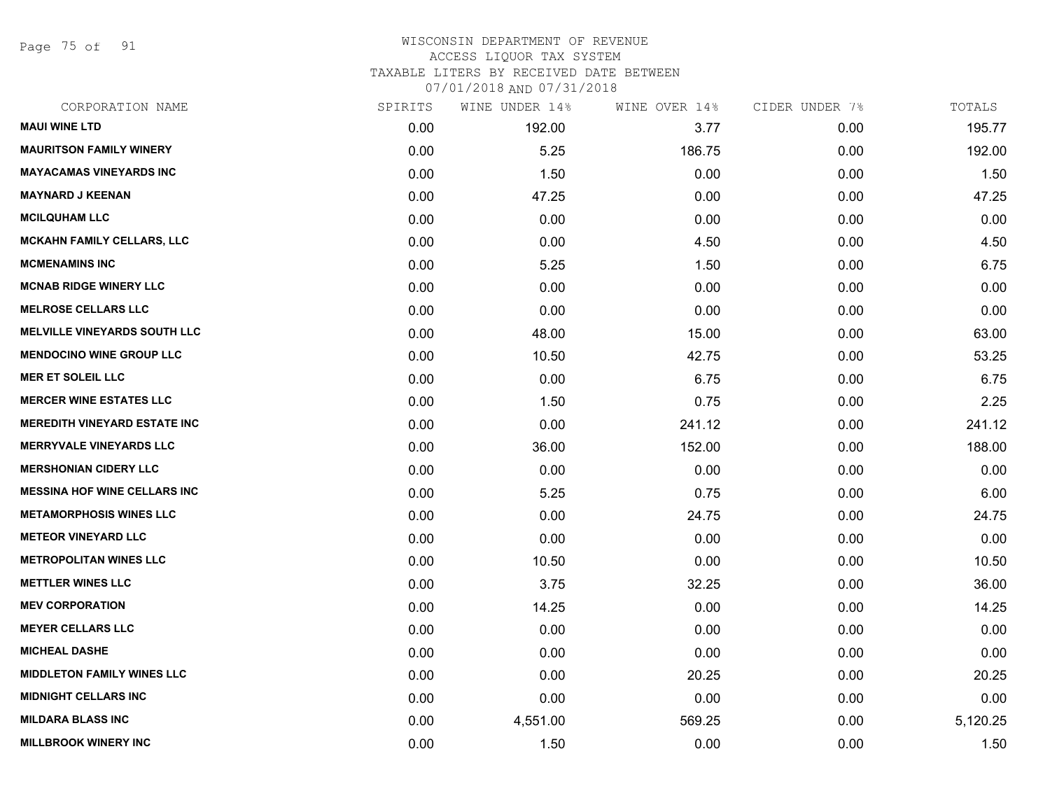WISCONSIN DEPARTMENT OF REVENUE
ACCESS LIQUOR TAX SYSTEM
TAXABLE LITERS BY RECEIVED DATE BETWEEN
07/01/2018 AND 07/31/2018

| CORPORATION NAME | SPIRITS | WINE UNDER 14% | WINE OVER 14% | CIDER UNDER 7% | TOTALS |
|---|---|---|---|---|---|
| MAUI WINE LTD | 0.00 | 192.00 | 3.77 | 0.00 | 195.77 |
| MAURITSON FAMILY WINERY | 0.00 | 5.25 | 186.75 | 0.00 | 192.00 |
| MAYACAMAS VINEYARDS INC | 0.00 | 1.50 | 0.00 | 0.00 | 1.50 |
| MAYNARD J KEENAN | 0.00 | 47.25 | 0.00 | 0.00 | 47.25 |
| MCILQUHAM LLC | 0.00 | 0.00 | 0.00 | 0.00 | 0.00 |
| MCKAHN FAMILY CELLARS, LLC | 0.00 | 0.00 | 4.50 | 0.00 | 4.50 |
| MCMENAMINS INC | 0.00 | 5.25 | 1.50 | 0.00 | 6.75 |
| MCNAB RIDGE WINERY LLC | 0.00 | 0.00 | 0.00 | 0.00 | 0.00 |
| MELROSE CELLARS LLC | 0.00 | 0.00 | 0.00 | 0.00 | 0.00 |
| MELVILLE VINEYARDS SOUTH LLC | 0.00 | 48.00 | 15.00 | 0.00 | 63.00 |
| MENDOCINO WINE GROUP LLC | 0.00 | 10.50 | 42.75 | 0.00 | 53.25 |
| MER ET SOLEIL LLC | 0.00 | 0.00 | 6.75 | 0.00 | 6.75 |
| MERCER WINE ESTATES LLC | 0.00 | 1.50 | 0.75 | 0.00 | 2.25 |
| MEREDITH VINEYARD ESTATE INC | 0.00 | 0.00 | 241.12 | 0.00 | 241.12 |
| MERRYVALE VINEYARDS LLC | 0.00 | 36.00 | 152.00 | 0.00 | 188.00 |
| MERSHONIAN CIDERY LLC | 0.00 | 0.00 | 0.00 | 0.00 | 0.00 |
| MESSINA HOF WINE CELLARS INC | 0.00 | 5.25 | 0.75 | 0.00 | 6.00 |
| METAMORPHOSIS WINES LLC | 0.00 | 0.00 | 24.75 | 0.00 | 24.75 |
| METEOR VINEYARD LLC | 0.00 | 0.00 | 0.00 | 0.00 | 0.00 |
| METROPOLITAN WINES LLC | 0.00 | 10.50 | 0.00 | 0.00 | 10.50 |
| METTLER WINES LLC | 0.00 | 3.75 | 32.25 | 0.00 | 36.00 |
| MEV CORPORATION | 0.00 | 14.25 | 0.00 | 0.00 | 14.25 |
| MEYER CELLARS LLC | 0.00 | 0.00 | 0.00 | 0.00 | 0.00 |
| MICHEAL DASHE | 0.00 | 0.00 | 0.00 | 0.00 | 0.00 |
| MIDDLETON FAMILY WINES LLC | 0.00 | 0.00 | 20.25 | 0.00 | 20.25 |
| MIDNIGHT CELLARS INC | 0.00 | 0.00 | 0.00 | 0.00 | 0.00 |
| MILDARA BLASS INC | 0.00 | 4,551.00 | 569.25 | 0.00 | 5,120.25 |
| MILLBROOK WINERY INC | 0.00 | 1.50 | 0.00 | 0.00 | 1.50 |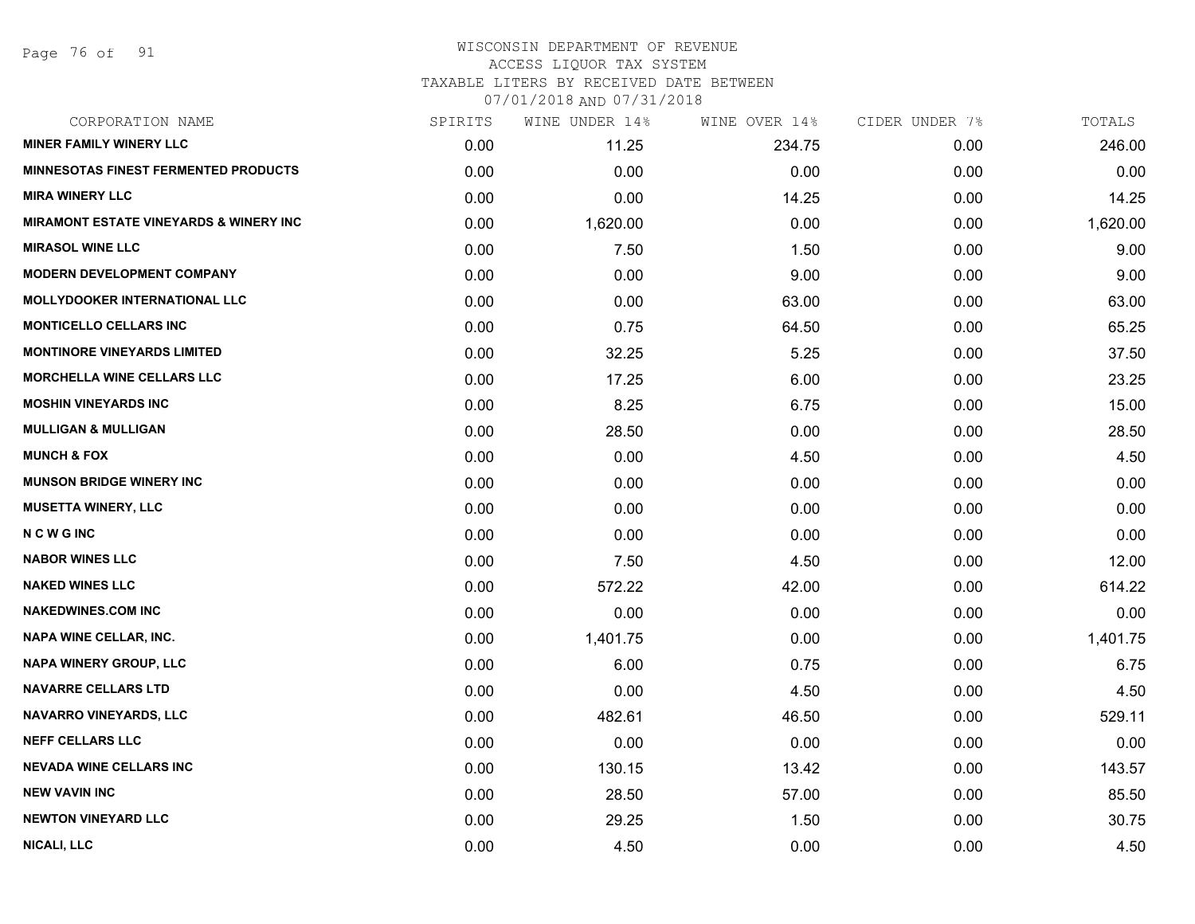WISCONSIN DEPARTMENT OF REVENUE
ACCESS LIQUOR TAX SYSTEM
TAXABLE LITERS BY RECEIVED DATE BETWEEN
07/01/2018 AND 07/31/2018

| CORPORATION NAME | SPIRITS | WINE UNDER 14% | WINE OVER 14% | CIDER UNDER 7% | TOTALS |
|---|---|---|---|---|---|
| MINER FAMILY WINERY LLC | 0.00 | 11.25 | 234.75 | 0.00 | 246.00 |
| MINNESOTAS FINEST FERMENTED PRODUCTS | 0.00 | 0.00 | 0.00 | 0.00 | 0.00 |
| MIRA WINERY LLC | 0.00 | 0.00 | 14.25 | 0.00 | 14.25 |
| MIRAMONT ESTATE VINEYARDS & WINERY INC | 0.00 | 1,620.00 | 0.00 | 0.00 | 1,620.00 |
| MIRASOL WINE LLC | 0.00 | 7.50 | 1.50 | 0.00 | 9.00 |
| MODERN DEVELOPMENT COMPANY | 0.00 | 0.00 | 9.00 | 0.00 | 9.00 |
| MOLLYDOOKER INTERNATIONAL LLC | 0.00 | 0.00 | 63.00 | 0.00 | 63.00 |
| MONTICELLO CELLARS INC | 0.00 | 0.75 | 64.50 | 0.00 | 65.25 |
| MONTINORE VINEYARDS LIMITED | 0.00 | 32.25 | 5.25 | 0.00 | 37.50 |
| MORCHELLA WINE CELLARS LLC | 0.00 | 17.25 | 6.00 | 0.00 | 23.25 |
| MOSHIN VINEYARDS INC | 0.00 | 8.25 | 6.75 | 0.00 | 15.00 |
| MULLIGAN & MULLIGAN | 0.00 | 28.50 | 0.00 | 0.00 | 28.50 |
| MUNCH & FOX | 0.00 | 0.00 | 4.50 | 0.00 | 4.50 |
| MUNSON BRIDGE WINERY INC | 0.00 | 0.00 | 0.00 | 0.00 | 0.00 |
| MUSETTA WINERY, LLC | 0.00 | 0.00 | 0.00 | 0.00 | 0.00 |
| N C W G INC | 0.00 | 0.00 | 0.00 | 0.00 | 0.00 |
| NABOR WINES LLC | 0.00 | 7.50 | 4.50 | 0.00 | 12.00 |
| NAKED WINES LLC | 0.00 | 572.22 | 42.00 | 0.00 | 614.22 |
| NAKEDWINES.COM INC | 0.00 | 0.00 | 0.00 | 0.00 | 0.00 |
| NAPA WINE CELLAR, INC. | 0.00 | 1,401.75 | 0.00 | 0.00 | 1,401.75 |
| NAPA WINERY GROUP, LLC | 0.00 | 6.00 | 0.75 | 0.00 | 6.75 |
| NAVARRE CELLARS LTD | 0.00 | 0.00 | 4.50 | 0.00 | 4.50 |
| NAVARRO VINEYARDS, LLC | 0.00 | 482.61 | 46.50 | 0.00 | 529.11 |
| NEFF CELLARS LLC | 0.00 | 0.00 | 0.00 | 0.00 | 0.00 |
| NEVADA WINE CELLARS INC | 0.00 | 130.15 | 13.42 | 0.00 | 143.57 |
| NEW VAVIN INC | 0.00 | 28.50 | 57.00 | 0.00 | 85.50 |
| NEWTON VINEYARD LLC | 0.00 | 29.25 | 1.50 | 0.00 | 30.75 |
| NICALI, LLC | 0.00 | 4.50 | 0.00 | 0.00 | 4.50 |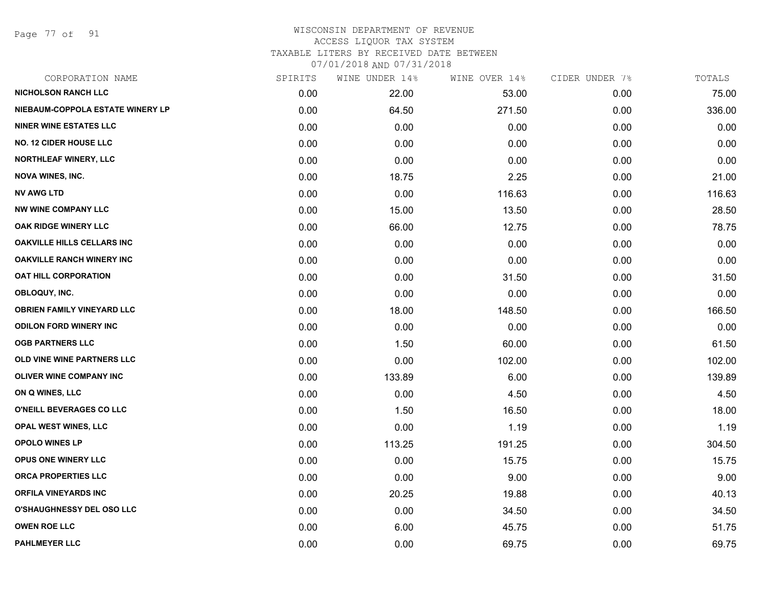# WISCONSIN DEPARTMENT OF REVENUE
## ACCESS LIQUOR TAX SYSTEM
### TAXABLE LITERS BY RECEIVED DATE BETWEEN 07/01/2018 AND 07/31/2018

| CORPORATION NAME | SPIRITS | WINE UNDER 14% | WINE OVER 14% | CIDER UNDER 7% | TOTALS |
|---|---|---|---|---|---|
| NICHOLSON RANCH LLC | 0.00 | 22.00 | 53.00 | 0.00 | 75.00 |
| NIEBAUM-COPPOLA ESTATE WINERY LP | 0.00 | 64.50 | 271.50 | 0.00 | 336.00 |
| NINER WINE ESTATES LLC | 0.00 | 0.00 | 0.00 | 0.00 | 0.00 |
| NO. 12 CIDER HOUSE LLC | 0.00 | 0.00 | 0.00 | 0.00 | 0.00 |
| NORTHLEAF WINERY, LLC | 0.00 | 0.00 | 0.00 | 0.00 | 0.00 |
| NOVA WINES, INC. | 0.00 | 18.75 | 2.25 | 0.00 | 21.00 |
| NV AWG LTD | 0.00 | 0.00 | 116.63 | 0.00 | 116.63 |
| NW WINE COMPANY LLC | 0.00 | 15.00 | 13.50 | 0.00 | 28.50 |
| OAK RIDGE WINERY LLC | 0.00 | 66.00 | 12.75 | 0.00 | 78.75 |
| OAKVILLE HILLS CELLARS INC | 0.00 | 0.00 | 0.00 | 0.00 | 0.00 |
| OAKVILLE RANCH WINERY INC | 0.00 | 0.00 | 0.00 | 0.00 | 0.00 |
| OAT HILL CORPORATION | 0.00 | 0.00 | 31.50 | 0.00 | 31.50 |
| OBLOQUY, INC. | 0.00 | 0.00 | 0.00 | 0.00 | 0.00 |
| OBRIEN FAMILY VINEYARD LLC | 0.00 | 18.00 | 148.50 | 0.00 | 166.50 |
| ODILON FORD WINERY INC | 0.00 | 0.00 | 0.00 | 0.00 | 0.00 |
| OGB PARTNERS LLC | 0.00 | 1.50 | 60.00 | 0.00 | 61.50 |
| OLD VINE WINE PARTNERS LLC | 0.00 | 0.00 | 102.00 | 0.00 | 102.00 |
| OLIVER WINE COMPANY INC | 0.00 | 133.89 | 6.00 | 0.00 | 139.89 |
| ON Q WINES, LLC | 0.00 | 0.00 | 4.50 | 0.00 | 4.50 |
| O'NEILL BEVERAGES CO LLC | 0.00 | 1.50 | 16.50 | 0.00 | 18.00 |
| OPAL WEST WINES, LLC | 0.00 | 0.00 | 1.19 | 0.00 | 1.19 |
| OPOLO WINES LP | 0.00 | 113.25 | 191.25 | 0.00 | 304.50 |
| OPUS ONE WINERY LLC | 0.00 | 0.00 | 15.75 | 0.00 | 15.75 |
| ORCA PROPERTIES LLC | 0.00 | 0.00 | 9.00 | 0.00 | 9.00 |
| ORFILA VINEYARDS INC | 0.00 | 20.25 | 19.88 | 0.00 | 40.13 |
| O'SHAUGHNESSY DEL OSO LLC | 0.00 | 0.00 | 34.50 | 0.00 | 34.50 |
| OWEN ROE LLC | 0.00 | 6.00 | 45.75 | 0.00 | 51.75 |
| PAHLMEYER LLC | 0.00 | 0.00 | 69.75 | 0.00 | 69.75 |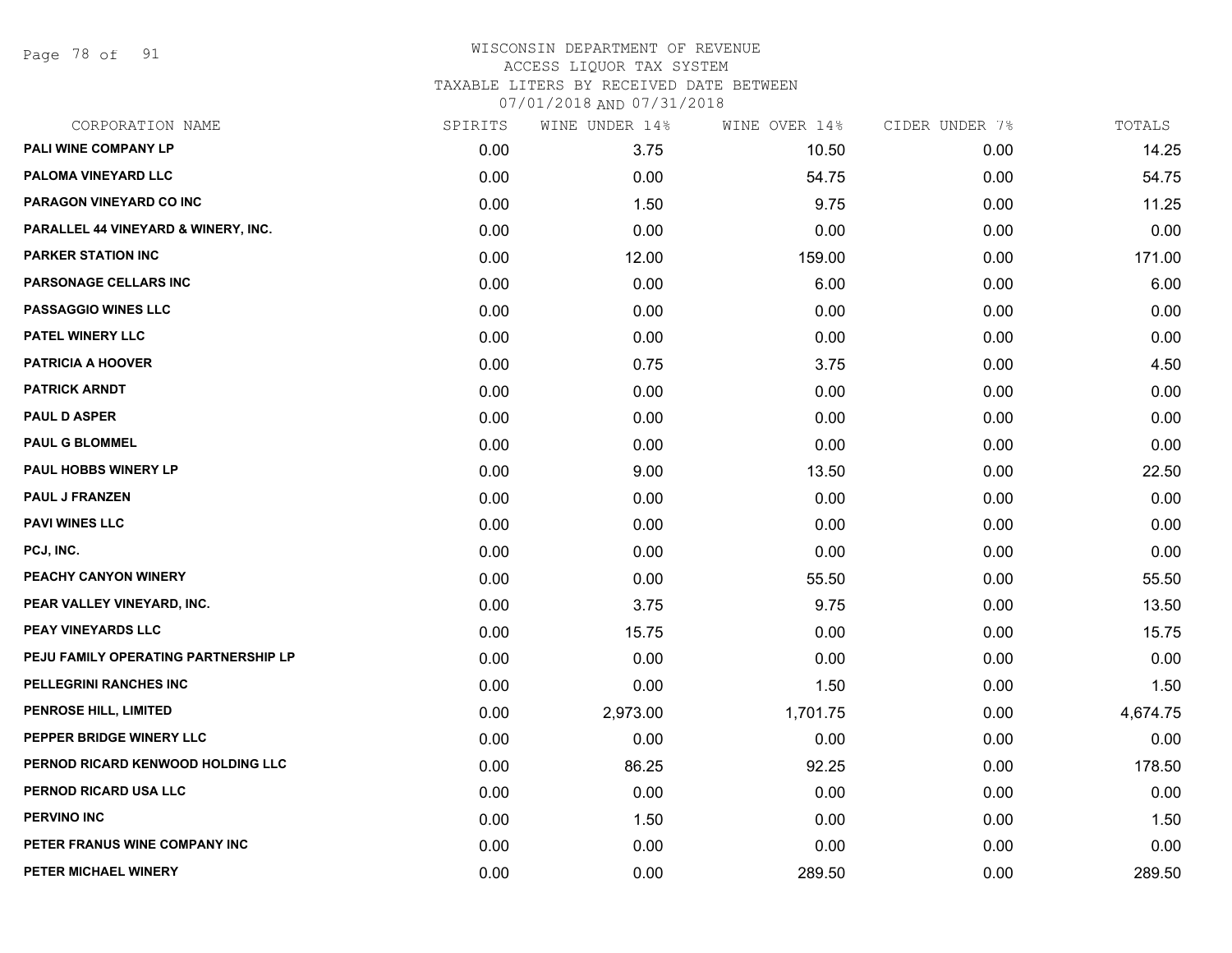WISCONSIN DEPARTMENT OF REVENUE
ACCESS LIQUOR TAX SYSTEM
TAXABLE LITERS BY RECEIVED DATE BETWEEN
07/01/2018 AND 07/31/2018

| CORPORATION NAME | SPIRITS | WINE UNDER 14% | WINE OVER 14% | CIDER UNDER 7% | TOTALS |
|---|---|---|---|---|---|
| PALI WINE COMPANY LP | 0.00 | 3.75 | 10.50 | 0.00 | 14.25 |
| PALOMA VINEYARD LLC | 0.00 | 0.00 | 54.75 | 0.00 | 54.75 |
| PARAGON VINEYARD CO INC | 0.00 | 1.50 | 9.75 | 0.00 | 11.25 |
| PARALLEL 44 VINEYARD & WINERY, INC. | 0.00 | 0.00 | 0.00 | 0.00 | 0.00 |
| PARKER STATION INC | 0.00 | 12.00 | 159.00 | 0.00 | 171.00 |
| PARSONAGE CELLARS INC | 0.00 | 0.00 | 6.00 | 0.00 | 6.00 |
| PASSAGGIO WINES LLC | 0.00 | 0.00 | 0.00 | 0.00 | 0.00 |
| PATEL WINERY LLC | 0.00 | 0.00 | 0.00 | 0.00 | 0.00 |
| PATRICIA A HOOVER | 0.00 | 0.75 | 3.75 | 0.00 | 4.50 |
| PATRICK ARNDT | 0.00 | 0.00 | 0.00 | 0.00 | 0.00 |
| PAUL D ASPER | 0.00 | 0.00 | 0.00 | 0.00 | 0.00 |
| PAUL G BLOMMEL | 0.00 | 0.00 | 0.00 | 0.00 | 0.00 |
| PAUL HOBBS WINERY LP | 0.00 | 9.00 | 13.50 | 0.00 | 22.50 |
| PAUL J FRANZEN | 0.00 | 0.00 | 0.00 | 0.00 | 0.00 |
| PAVI WINES LLC | 0.00 | 0.00 | 0.00 | 0.00 | 0.00 |
| PCJ, INC. | 0.00 | 0.00 | 0.00 | 0.00 | 0.00 |
| PEACHY CANYON WINERY | 0.00 | 0.00 | 55.50 | 0.00 | 55.50 |
| PEAR VALLEY VINEYARD, INC. | 0.00 | 3.75 | 9.75 | 0.00 | 13.50 |
| PEAY VINEYARDS LLC | 0.00 | 15.75 | 0.00 | 0.00 | 15.75 |
| PEJU FAMILY OPERATING PARTNERSHIP LP | 0.00 | 0.00 | 0.00 | 0.00 | 0.00 |
| PELLEGRINI RANCHES INC | 0.00 | 0.00 | 1.50 | 0.00 | 1.50 |
| PENROSE HILL, LIMITED | 0.00 | 2,973.00 | 1,701.75 | 0.00 | 4,674.75 |
| PEPPER BRIDGE WINERY LLC | 0.00 | 0.00 | 0.00 | 0.00 | 0.00 |
| PERNOD RICARD KENWOOD HOLDING LLC | 0.00 | 86.25 | 92.25 | 0.00 | 178.50 |
| PERNOD RICARD USA LLC | 0.00 | 0.00 | 0.00 | 0.00 | 0.00 |
| PERVINO INC | 0.00 | 1.50 | 0.00 | 0.00 | 1.50 |
| PETER FRANUS WINE COMPANY INC | 0.00 | 0.00 | 0.00 | 0.00 | 0.00 |
| PETER MICHAEL WINERY | 0.00 | 0.00 | 289.50 | 0.00 | 289.50 |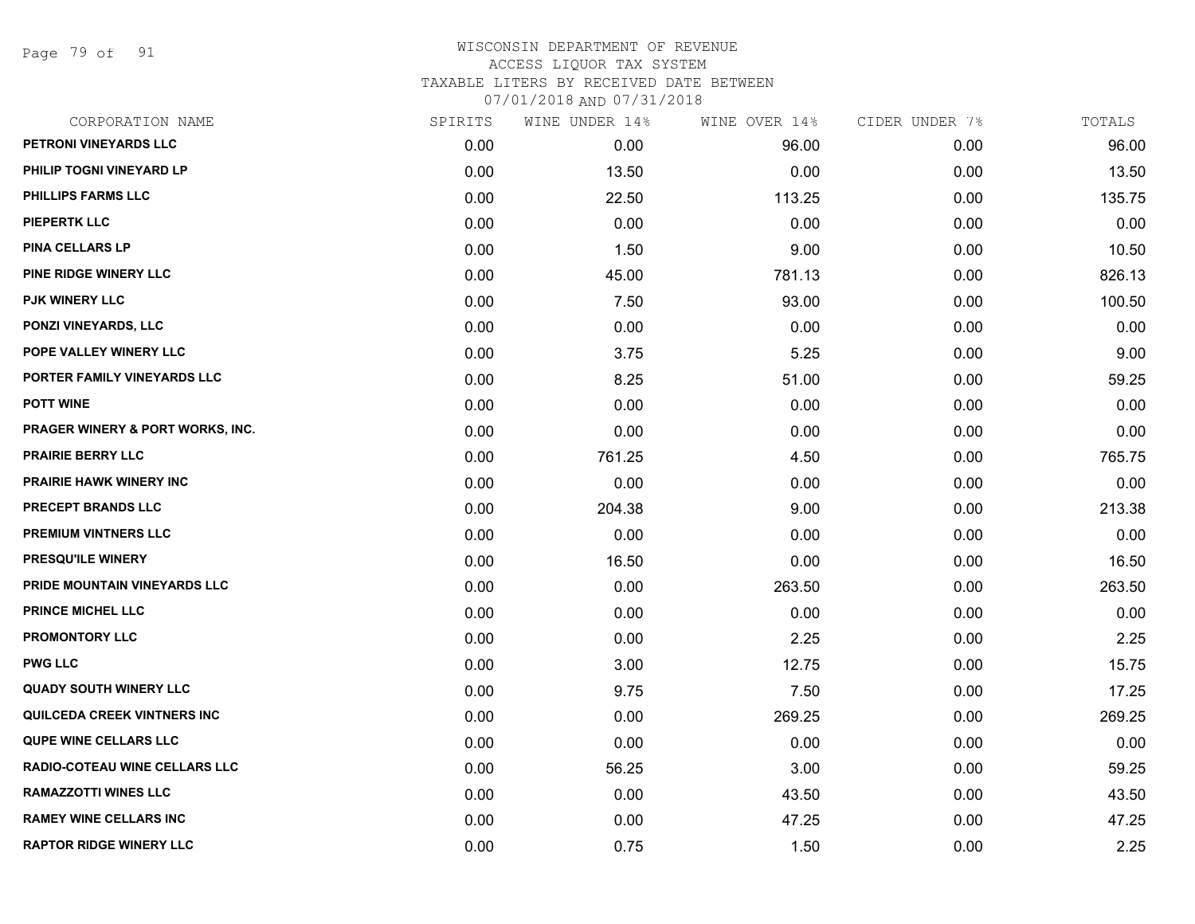# WISCONSIN DEPARTMENT OF REVENUE
ACCESS LIQUOR TAX SYSTEM
TAXABLE LITERS BY RECEIVED DATE BETWEEN
07/01/2018 AND 07/31/2018

| CORPORATION NAME | SPIRITS | WINE UNDER 14% | WINE OVER 14% | CIDER UNDER 7% | TOTALS |
|---|---|---|---|---|---|
| PETRONI VINEYARDS LLC | 0.00 | 0.00 | 96.00 | 0.00 | 96.00 |
| PHILIP TOGNI VINEYARD LP | 0.00 | 13.50 | 0.00 | 0.00 | 13.50 |
| PHILLIPS FARMS LLC | 0.00 | 22.50 | 113.25 | 0.00 | 135.75 |
| PIEPERTK LLC | 0.00 | 0.00 | 0.00 | 0.00 | 0.00 |
| PINA CELLARS LP | 0.00 | 1.50 | 9.00 | 0.00 | 10.50 |
| PINE RIDGE WINERY LLC | 0.00 | 45.00 | 781.13 | 0.00 | 826.13 |
| PJK WINERY LLC | 0.00 | 7.50 | 93.00 | 0.00 | 100.50 |
| PONZI VINEYARDS, LLC | 0.00 | 0.00 | 0.00 | 0.00 | 0.00 |
| POPE VALLEY WINERY LLC | 0.00 | 3.75 | 5.25 | 0.00 | 9.00 |
| PORTER FAMILY VINEYARDS LLC | 0.00 | 8.25 | 51.00 | 0.00 | 59.25 |
| POTT WINE | 0.00 | 0.00 | 0.00 | 0.00 | 0.00 |
| PRAGER WINERY & PORT WORKS, INC. | 0.00 | 0.00 | 0.00 | 0.00 | 0.00 |
| PRAIRIE BERRY LLC | 0.00 | 761.25 | 4.50 | 0.00 | 765.75 |
| PRAIRIE HAWK WINERY INC | 0.00 | 0.00 | 0.00 | 0.00 | 0.00 |
| PRECEPT BRANDS LLC | 0.00 | 204.38 | 9.00 | 0.00 | 213.38 |
| PREMIUM VINTNERS LLC | 0.00 | 0.00 | 0.00 | 0.00 | 0.00 |
| PRESQU'ILE WINERY | 0.00 | 16.50 | 0.00 | 0.00 | 16.50 |
| PRIDE MOUNTAIN VINEYARDS LLC | 0.00 | 0.00 | 263.50 | 0.00 | 263.50 |
| PRINCE MICHEL LLC | 0.00 | 0.00 | 0.00 | 0.00 | 0.00 |
| PROMONTORY LLC | 0.00 | 0.00 | 2.25 | 0.00 | 2.25 |
| PWG LLC | 0.00 | 3.00 | 12.75 | 0.00 | 15.75 |
| QUADY SOUTH WINERY LLC | 0.00 | 9.75 | 7.50 | 0.00 | 17.25 |
| QUILCEDA CREEK VINTNERS INC | 0.00 | 0.00 | 269.25 | 0.00 | 269.25 |
| QUPE WINE CELLARS LLC | 0.00 | 0.00 | 0.00 | 0.00 | 0.00 |
| RADIO-COTEAU WINE CELLARS LLC | 0.00 | 56.25 | 3.00 | 0.00 | 59.25 |
| RAMAZZOTTI WINES LLC | 0.00 | 0.00 | 43.50 | 0.00 | 43.50 |
| RAMEY WINE CELLARS INC | 0.00 | 0.00 | 47.25 | 0.00 | 47.25 |
| RAPTOR RIDGE WINERY LLC | 0.00 | 0.75 | 1.50 | 0.00 | 2.25 |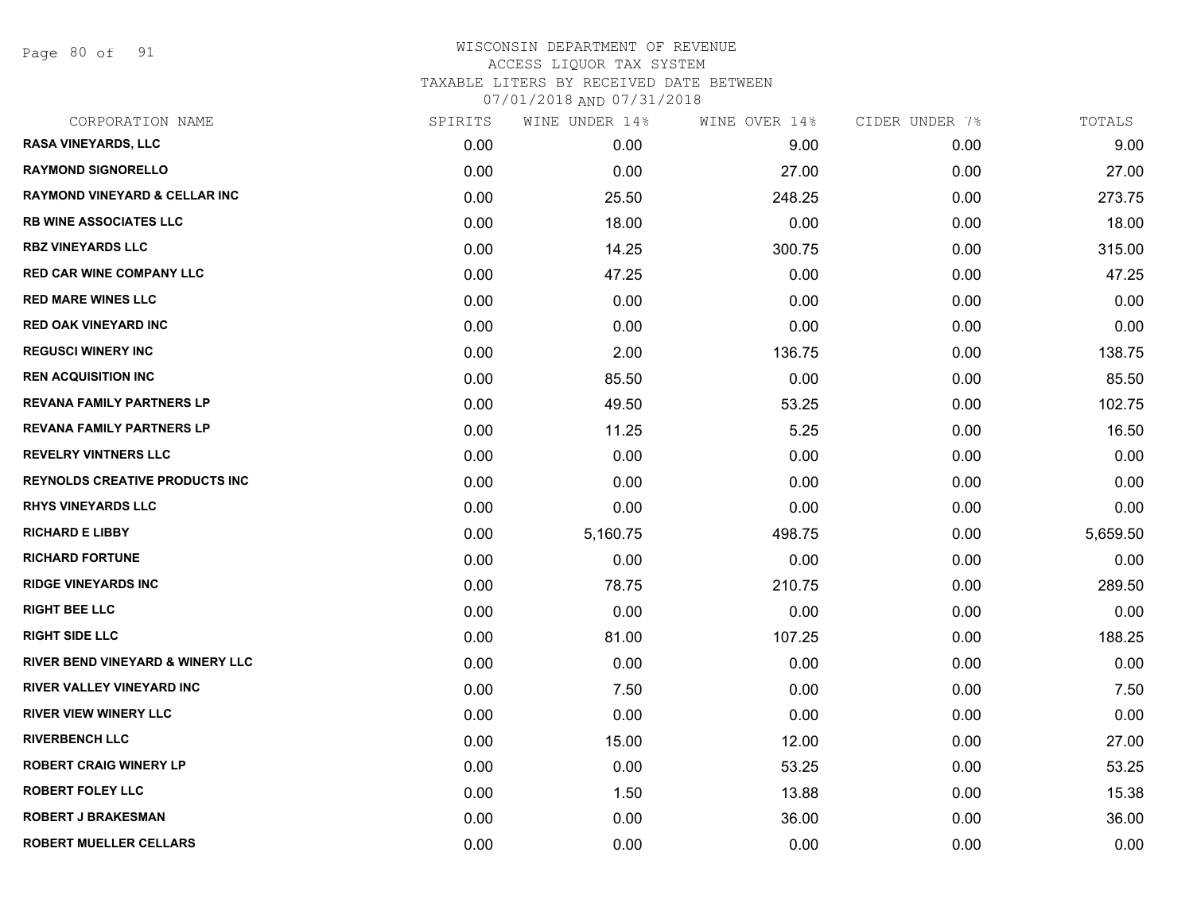WISCONSIN DEPARTMENT OF REVENUE
ACCESS LIQUOR TAX SYSTEM
TAXABLE LITERS BY RECEIVED DATE BETWEEN
07/01/2018 AND 07/31/2018

| CORPORATION NAME | SPIRITS | WINE UNDER 14% | WINE OVER 14% | CIDER UNDER 7% | TOTALS |
|---|---|---|---|---|---|
| RASA VINEYARDS, LLC | 0.00 | 0.00 | 9.00 | 0.00 | 9.00 |
| RAYMOND SIGNORELLO | 0.00 | 0.00 | 27.00 | 0.00 | 27.00 |
| RAYMOND VINEYARD & CELLAR INC | 0.00 | 25.50 | 248.25 | 0.00 | 273.75 |
| RB WINE ASSOCIATES LLC | 0.00 | 18.00 | 0.00 | 0.00 | 18.00 |
| RBZ VINEYARDS LLC | 0.00 | 14.25 | 300.75 | 0.00 | 315.00 |
| RED CAR WINE COMPANY LLC | 0.00 | 47.25 | 0.00 | 0.00 | 47.25 |
| RED MARE WINES LLC | 0.00 | 0.00 | 0.00 | 0.00 | 0.00 |
| RED OAK VINEYARD INC | 0.00 | 0.00 | 0.00 | 0.00 | 0.00 |
| REGUSCI WINERY INC | 0.00 | 2.00 | 136.75 | 0.00 | 138.75 |
| REN ACQUISITION INC | 0.00 | 85.50 | 0.00 | 0.00 | 85.50 |
| REVANA FAMILY PARTNERS LP | 0.00 | 49.50 | 53.25 | 0.00 | 102.75 |
| REVANA FAMILY PARTNERS LP | 0.00 | 11.25 | 5.25 | 0.00 | 16.50 |
| REVELRY VINTNERS LLC | 0.00 | 0.00 | 0.00 | 0.00 | 0.00 |
| REYNOLDS CREATIVE PRODUCTS INC | 0.00 | 0.00 | 0.00 | 0.00 | 0.00 |
| RHYS VINEYARDS LLC | 0.00 | 0.00 | 0.00 | 0.00 | 0.00 |
| RICHARD E LIBBY | 0.00 | 5,160.75 | 498.75 | 0.00 | 5,659.50 |
| RICHARD FORTUNE | 0.00 | 0.00 | 0.00 | 0.00 | 0.00 |
| RIDGE VINEYARDS INC | 0.00 | 78.75 | 210.75 | 0.00 | 289.50 |
| RIGHT BEE LLC | 0.00 | 0.00 | 0.00 | 0.00 | 0.00 |
| RIGHT SIDE LLC | 0.00 | 81.00 | 107.25 | 0.00 | 188.25 |
| RIVER BEND VINEYARD & WINERY LLC | 0.00 | 0.00 | 0.00 | 0.00 | 0.00 |
| RIVER VALLEY VINEYARD INC | 0.00 | 7.50 | 0.00 | 0.00 | 7.50 |
| RIVER VIEW WINERY LLC | 0.00 | 0.00 | 0.00 | 0.00 | 0.00 |
| RIVERBENCH LLC | 0.00 | 15.00 | 12.00 | 0.00 | 27.00 |
| ROBERT CRAIG WINERY LP | 0.00 | 0.00 | 53.25 | 0.00 | 53.25 |
| ROBERT FOLEY LLC | 0.00 | 1.50 | 13.88 | 0.00 | 15.38 |
| ROBERT J BRAKESMAN | 0.00 | 0.00 | 36.00 | 0.00 | 36.00 |
| ROBERT MUELLER CELLARS | 0.00 | 0.00 | 0.00 | 0.00 | 0.00 |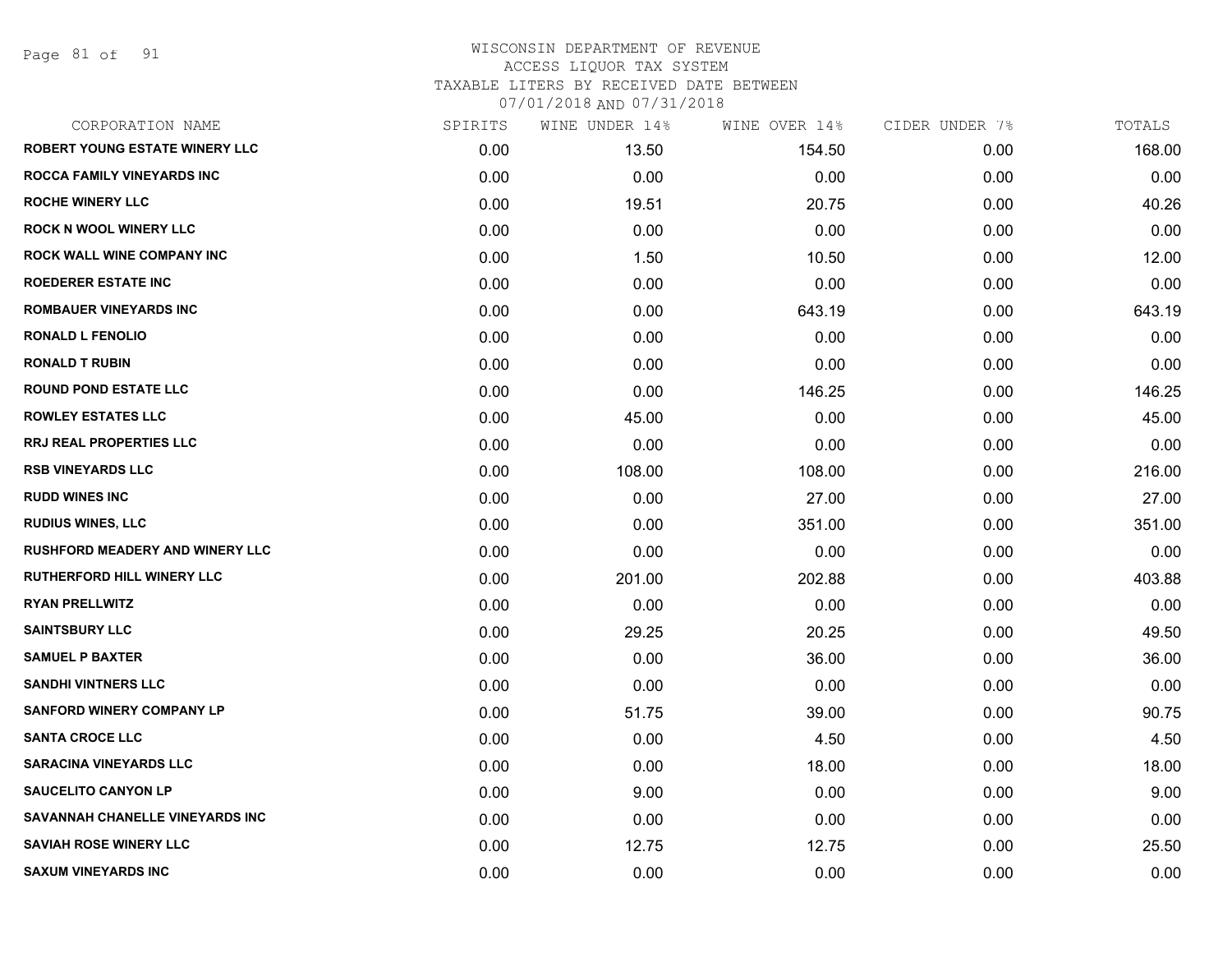# WISCONSIN DEPARTMENT OF REVENUE
## ACCESS LIQUOR TAX SYSTEM
### TAXABLE LITERS BY RECEIVED DATE BETWEEN 07/01/2018 AND 07/31/2018

| CORPORATION NAME | SPIRITS | WINE UNDER 14% | WINE OVER 14% | CIDER UNDER 7% | TOTALS |
|---|---|---|---|---|---|
| ROBERT YOUNG ESTATE WINERY LLC | 0.00 | 13.50 | 154.50 | 0.00 | 168.00 |
| ROCCA FAMILY VINEYARDS INC | 0.00 | 0.00 | 0.00 | 0.00 | 0.00 |
| ROCHE WINERY LLC | 0.00 | 19.51 | 20.75 | 0.00 | 40.26 |
| ROCK N WOOL WINERY LLC | 0.00 | 0.00 | 0.00 | 0.00 | 0.00 |
| ROCK WALL WINE COMPANY INC | 0.00 | 1.50 | 10.50 | 0.00 | 12.00 |
| ROEDERER ESTATE INC | 0.00 | 0.00 | 0.00 | 0.00 | 0.00 |
| ROMBAUER VINEYARDS INC | 0.00 | 0.00 | 643.19 | 0.00 | 643.19 |
| RONALD L FENOLIO | 0.00 | 0.00 | 0.00 | 0.00 | 0.00 |
| RONALD T RUBIN | 0.00 | 0.00 | 0.00 | 0.00 | 0.00 |
| ROUND POND ESTATE LLC | 0.00 | 0.00 | 146.25 | 0.00 | 146.25 |
| ROWLEY ESTATES LLC | 0.00 | 45.00 | 0.00 | 0.00 | 45.00 |
| RRJ REAL PROPERTIES LLC | 0.00 | 0.00 | 0.00 | 0.00 | 0.00 |
| RSB VINEYARDS LLC | 0.00 | 108.00 | 108.00 | 0.00 | 216.00 |
| RUDD WINES INC | 0.00 | 0.00 | 27.00 | 0.00 | 27.00 |
| RUDIUS WINES, LLC | 0.00 | 0.00 | 351.00 | 0.00 | 351.00 |
| RUSHFORD MEADERY AND WINERY LLC | 0.00 | 0.00 | 0.00 | 0.00 | 0.00 |
| RUTHERFORD HILL WINERY LLC | 0.00 | 201.00 | 202.88 | 0.00 | 403.88 |
| RYAN PRELLWITZ | 0.00 | 0.00 | 0.00 | 0.00 | 0.00 |
| SAINTSBURY LLC | 0.00 | 29.25 | 20.25 | 0.00 | 49.50 |
| SAMUEL P BAXTER | 0.00 | 0.00 | 36.00 | 0.00 | 36.00 |
| SANDHI VINTNERS LLC | 0.00 | 0.00 | 0.00 | 0.00 | 0.00 |
| SANFORD WINERY COMPANY LP | 0.00 | 51.75 | 39.00 | 0.00 | 90.75 |
| SANTA CROCE LLC | 0.00 | 0.00 | 4.50 | 0.00 | 4.50 |
| SARACINA VINEYARDS LLC | 0.00 | 0.00 | 18.00 | 0.00 | 18.00 |
| SAUCELITO CANYON LP | 0.00 | 9.00 | 0.00 | 0.00 | 9.00 |
| SAVANNAH CHANELLE VINEYARDS INC | 0.00 | 0.00 | 0.00 | 0.00 | 0.00 |
| SAVIAH ROSE WINERY LLC | 0.00 | 12.75 | 12.75 | 0.00 | 25.50 |
| SAXUM VINEYARDS INC | 0.00 | 0.00 | 0.00 | 0.00 | 0.00 |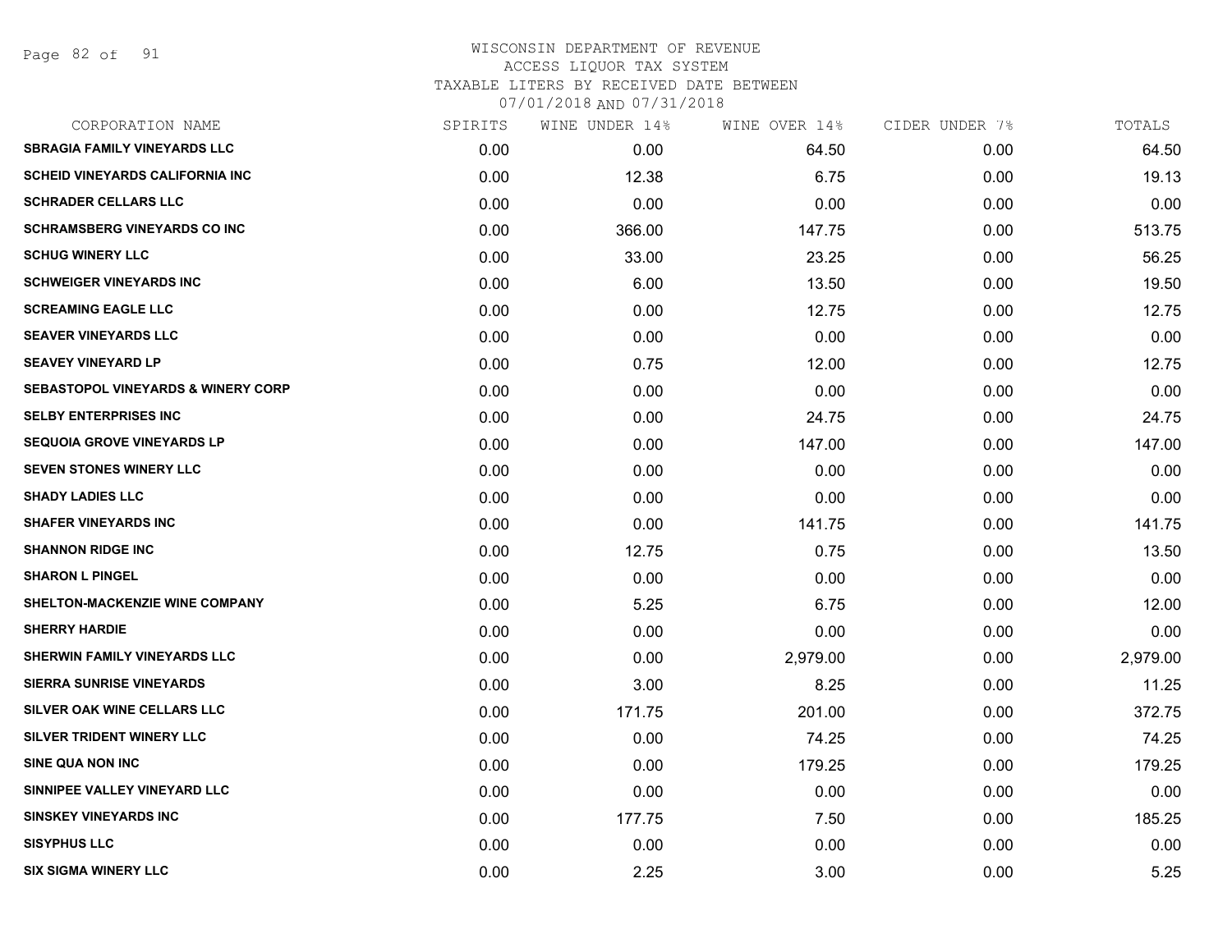# WISCONSIN DEPARTMENT OF REVENUE
## ACCESS LIQUOR TAX SYSTEM
## TAXABLE LITERS BY RECEIVED DATE BETWEEN 07/01/2018 AND 07/31/2018

| CORPORATION NAME | SPIRITS | WINE UNDER 14% | WINE OVER 14% | CIDER UNDER 7% | TOTALS |
|---|---|---|---|---|---|
| SBRAGIA FAMILY VINEYARDS LLC | 0.00 | 0.00 | 64.50 | 0.00 | 64.50 |
| SCHEID VINEYARDS CALIFORNIA INC | 0.00 | 12.38 | 6.75 | 0.00 | 19.13 |
| SCHRADER CELLARS LLC | 0.00 | 0.00 | 0.00 | 0.00 | 0.00 |
| SCHRAMSBERG VINEYARDS CO INC | 0.00 | 366.00 | 147.75 | 0.00 | 513.75 |
| SCHUG WINERY LLC | 0.00 | 33.00 | 23.25 | 0.00 | 56.25 |
| SCHWEIGER VINEYARDS INC | 0.00 | 6.00 | 13.50 | 0.00 | 19.50 |
| SCREAMING EAGLE LLC | 0.00 | 0.00 | 12.75 | 0.00 | 12.75 |
| SEAVER VINEYARDS LLC | 0.00 | 0.00 | 0.00 | 0.00 | 0.00 |
| SEAVEY VINEYARD LP | 0.00 | 0.75 | 12.00 | 0.00 | 12.75 |
| SEBASTOPOL VINEYARDS & WINERY CORP | 0.00 | 0.00 | 0.00 | 0.00 | 0.00 |
| SELBY ENTERPRISES INC | 0.00 | 0.00 | 24.75 | 0.00 | 24.75 |
| SEQUOIA GROVE VINEYARDS LP | 0.00 | 0.00 | 147.00 | 0.00 | 147.00 |
| SEVEN STONES WINERY LLC | 0.00 | 0.00 | 0.00 | 0.00 | 0.00 |
| SHADY LADIES LLC | 0.00 | 0.00 | 0.00 | 0.00 | 0.00 |
| SHAFER VINEYARDS INC | 0.00 | 0.00 | 141.75 | 0.00 | 141.75 |
| SHANNON RIDGE INC | 0.00 | 12.75 | 0.75 | 0.00 | 13.50 |
| SHARON L PINGEL | 0.00 | 0.00 | 0.00 | 0.00 | 0.00 |
| SHELTON-MACKENZIE WINE COMPANY | 0.00 | 5.25 | 6.75 | 0.00 | 12.00 |
| SHERRY HARDIE | 0.00 | 0.00 | 0.00 | 0.00 | 0.00 |
| SHERWIN FAMILY VINEYARDS LLC | 0.00 | 0.00 | 2,979.00 | 0.00 | 2,979.00 |
| SIERRA SUNRISE VINEYARDS | 0.00 | 3.00 | 8.25 | 0.00 | 11.25 |
| SILVER OAK WINE CELLARS LLC | 0.00 | 171.75 | 201.00 | 0.00 | 372.75 |
| SILVER TRIDENT WINERY LLC | 0.00 | 0.00 | 74.25 | 0.00 | 74.25 |
| SINE QUA NON INC | 0.00 | 0.00 | 179.25 | 0.00 | 179.25 |
| SINNIPEE VALLEY VINEYARD LLC | 0.00 | 0.00 | 0.00 | 0.00 | 0.00 |
| SINSKEY VINEYARDS INC | 0.00 | 177.75 | 7.50 | 0.00 | 185.25 |
| SISYPHUS LLC | 0.00 | 0.00 | 0.00 | 0.00 | 0.00 |
| SIX SIGMA WINERY LLC | 0.00 | 2.25 | 3.00 | 0.00 | 5.25 |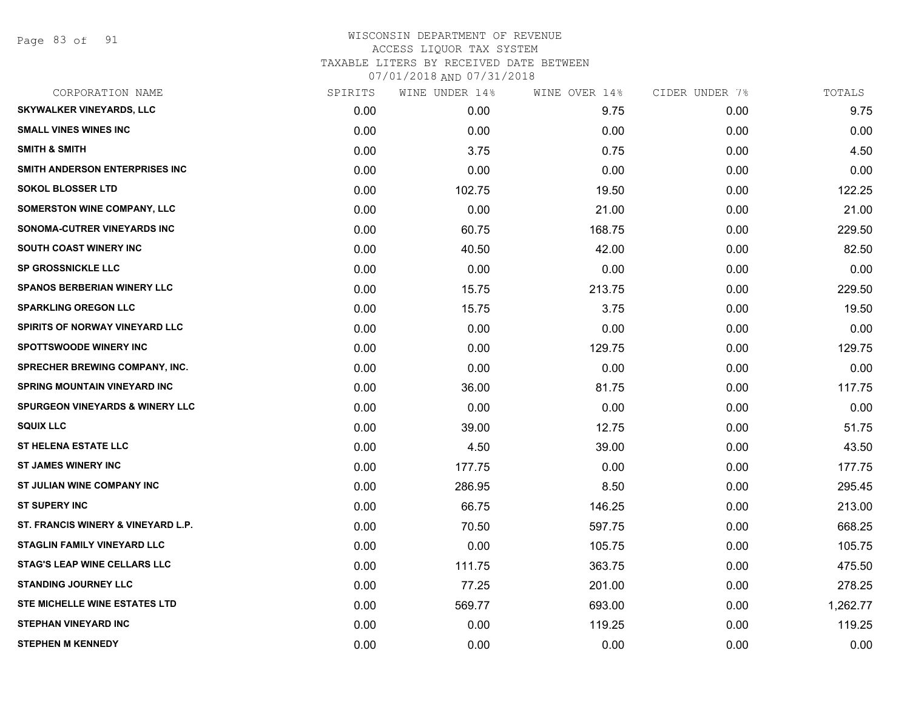WISCONSIN DEPARTMENT OF REVENUE
ACCESS LIQUOR TAX SYSTEM
TAXABLE LITERS BY RECEIVED DATE BETWEEN
07/01/2018 AND 07/31/2018

| CORPORATION NAME | SPIRITS | WINE UNDER 14% | WINE OVER 14% | CIDER UNDER 7% | TOTALS |
|---|---|---|---|---|---|
| SKYWALKER VINEYARDS, LLC | 0.00 | 0.00 | 9.75 | 0.00 | 9.75 |
| SMALL VINES WINES INC | 0.00 | 0.00 | 0.00 | 0.00 | 0.00 |
| SMITH & SMITH | 0.00 | 3.75 | 0.75 | 0.00 | 4.50 |
| SMITH ANDERSON ENTERPRISES INC | 0.00 | 0.00 | 0.00 | 0.00 | 0.00 |
| SOKOL BLOSSER LTD | 0.00 | 102.75 | 19.50 | 0.00 | 122.25 |
| SOMERSTON WINE COMPANY, LLC | 0.00 | 0.00 | 21.00 | 0.00 | 21.00 |
| SONOMA-CUTRER VINEYARDS INC | 0.00 | 60.75 | 168.75 | 0.00 | 229.50 |
| SOUTH COAST WINERY INC | 0.00 | 40.50 | 42.00 | 0.00 | 82.50 |
| SP GROSSNICKLE LLC | 0.00 | 0.00 | 0.00 | 0.00 | 0.00 |
| SPANOS BERBERIAN WINERY LLC | 0.00 | 15.75 | 213.75 | 0.00 | 229.50 |
| SPARKLING OREGON LLC | 0.00 | 15.75 | 3.75 | 0.00 | 19.50 |
| SPIRITS OF NORWAY VINEYARD LLC | 0.00 | 0.00 | 0.00 | 0.00 | 0.00 |
| SPOTTSWOODE WINERY INC | 0.00 | 0.00 | 129.75 | 0.00 | 129.75 |
| SPRECHER BREWING COMPANY, INC. | 0.00 | 0.00 | 0.00 | 0.00 | 0.00 |
| SPRING MOUNTAIN VINEYARD INC | 0.00 | 36.00 | 81.75 | 0.00 | 117.75 |
| SPURGEON VINEYARDS & WINERY LLC | 0.00 | 0.00 | 0.00 | 0.00 | 0.00 |
| SQUIX LLC | 0.00 | 39.00 | 12.75 | 0.00 | 51.75 |
| ST HELENA ESTATE LLC | 0.00 | 4.50 | 39.00 | 0.00 | 43.50 |
| ST JAMES WINERY INC | 0.00 | 177.75 | 0.00 | 0.00 | 177.75 |
| ST JULIAN WINE COMPANY INC | 0.00 | 286.95 | 8.50 | 0.00 | 295.45 |
| ST SUPERY INC | 0.00 | 66.75 | 146.25 | 0.00 | 213.00 |
| ST. FRANCIS WINERY & VINEYARD L.P. | 0.00 | 70.50 | 597.75 | 0.00 | 668.25 |
| STAGLIN FAMILY VINEYARD LLC | 0.00 | 0.00 | 105.75 | 0.00 | 105.75 |
| STAG'S LEAP WINE CELLARS LLC | 0.00 | 111.75 | 363.75 | 0.00 | 475.50 |
| STANDING JOURNEY LLC | 0.00 | 77.25 | 201.00 | 0.00 | 278.25 |
| STE MICHELLE WINE ESTATES LTD | 0.00 | 569.77 | 693.00 | 0.00 | 1,262.77 |
| STEPHAN VINEYARD INC | 0.00 | 0.00 | 119.25 | 0.00 | 119.25 |
| STEPHEN M KENNEDY | 0.00 | 0.00 | 0.00 | 0.00 | 0.00 |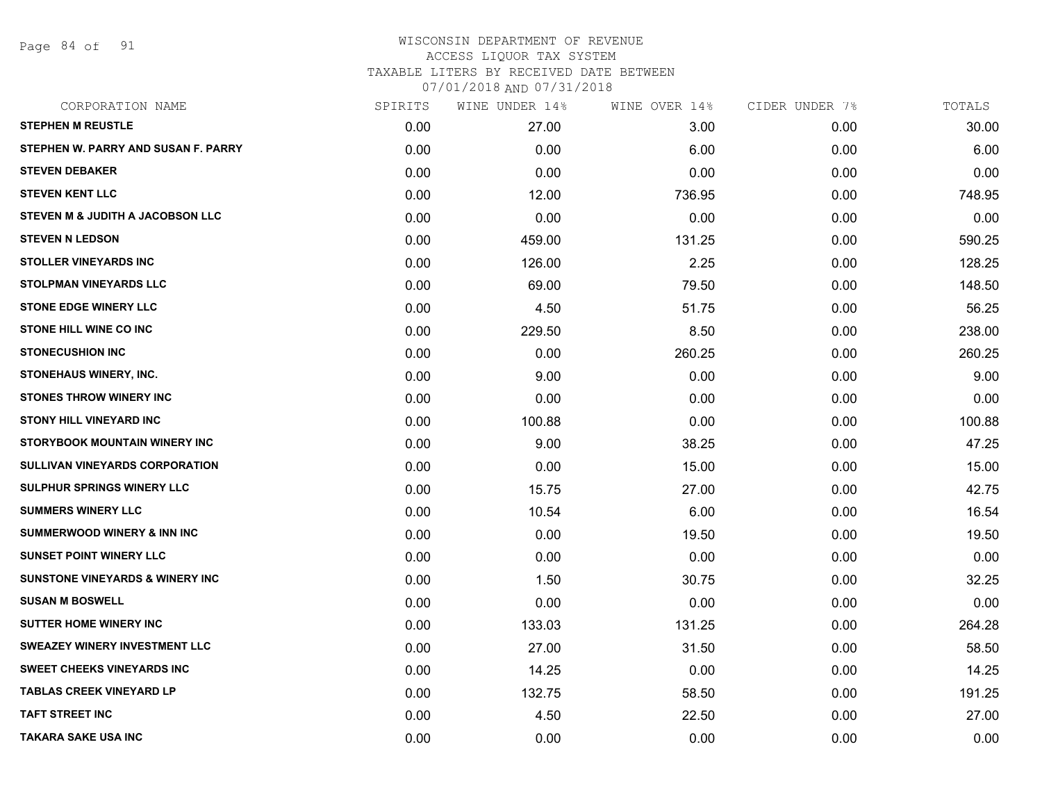WISCONSIN DEPARTMENT OF REVENUE
ACCESS LIQUOR TAX SYSTEM
TAXABLE LITERS BY RECEIVED DATE BETWEEN
07/01/2018 AND 07/31/2018

| CORPORATION NAME | SPIRITS | WINE UNDER 14% | WINE OVER 14% | CIDER UNDER 7% | TOTALS |
|---|---|---|---|---|---|
| STEPHEN M REUSTLE | 0.00 | 27.00 | 3.00 | 0.00 | 30.00 |
| STEPHEN W. PARRY AND SUSAN F. PARRY | 0.00 | 0.00 | 6.00 | 0.00 | 6.00 |
| STEVEN DEBAKER | 0.00 | 0.00 | 0.00 | 0.00 | 0.00 |
| STEVEN KENT LLC | 0.00 | 12.00 | 736.95 | 0.00 | 748.95 |
| STEVEN M & JUDITH A JACOBSON LLC | 0.00 | 0.00 | 0.00 | 0.00 | 0.00 |
| STEVEN N LEDSON | 0.00 | 459.00 | 131.25 | 0.00 | 590.25 |
| STOLLER VINEYARDS INC | 0.00 | 126.00 | 2.25 | 0.00 | 128.25 |
| STOLPMAN VINEYARDS LLC | 0.00 | 69.00 | 79.50 | 0.00 | 148.50 |
| STONE EDGE WINERY LLC | 0.00 | 4.50 | 51.75 | 0.00 | 56.25 |
| STONE HILL WINE CO INC | 0.00 | 229.50 | 8.50 | 0.00 | 238.00 |
| STONECUSHION INC | 0.00 | 0.00 | 260.25 | 0.00 | 260.25 |
| STONEHAUS WINERY, INC. | 0.00 | 9.00 | 0.00 | 0.00 | 9.00 |
| STONES THROW WINERY INC | 0.00 | 0.00 | 0.00 | 0.00 | 0.00 |
| STONY HILL VINEYARD INC | 0.00 | 100.88 | 0.00 | 0.00 | 100.88 |
| STORYBOOK MOUNTAIN WINERY INC | 0.00 | 9.00 | 38.25 | 0.00 | 47.25 |
| SULLIVAN VINEYARDS CORPORATION | 0.00 | 0.00 | 15.00 | 0.00 | 15.00 |
| SULPHUR SPRINGS WINERY LLC | 0.00 | 15.75 | 27.00 | 0.00 | 42.75 |
| SUMMERS WINERY LLC | 0.00 | 10.54 | 6.00 | 0.00 | 16.54 |
| SUMMERWOOD WINERY & INN INC | 0.00 | 0.00 | 19.50 | 0.00 | 19.50 |
| SUNSET POINT WINERY LLC | 0.00 | 0.00 | 0.00 | 0.00 | 0.00 |
| SUNSTONE VINEYARDS & WINERY INC | 0.00 | 1.50 | 30.75 | 0.00 | 32.25 |
| SUSAN M BOSWELL | 0.00 | 0.00 | 0.00 | 0.00 | 0.00 |
| SUTTER HOME WINERY INC | 0.00 | 133.03 | 131.25 | 0.00 | 264.28 |
| SWEAZEY WINERY INVESTMENT LLC | 0.00 | 27.00 | 31.50 | 0.00 | 58.50 |
| SWEET CHEEKS VINEYARDS INC | 0.00 | 14.25 | 0.00 | 0.00 | 14.25 |
| TABLAS CREEK VINEYARD LP | 0.00 | 132.75 | 58.50 | 0.00 | 191.25 |
| TAFT STREET INC | 0.00 | 4.50 | 22.50 | 0.00 | 27.00 |
| TAKARA SAKE USA INC | 0.00 | 0.00 | 0.00 | 0.00 | 0.00 |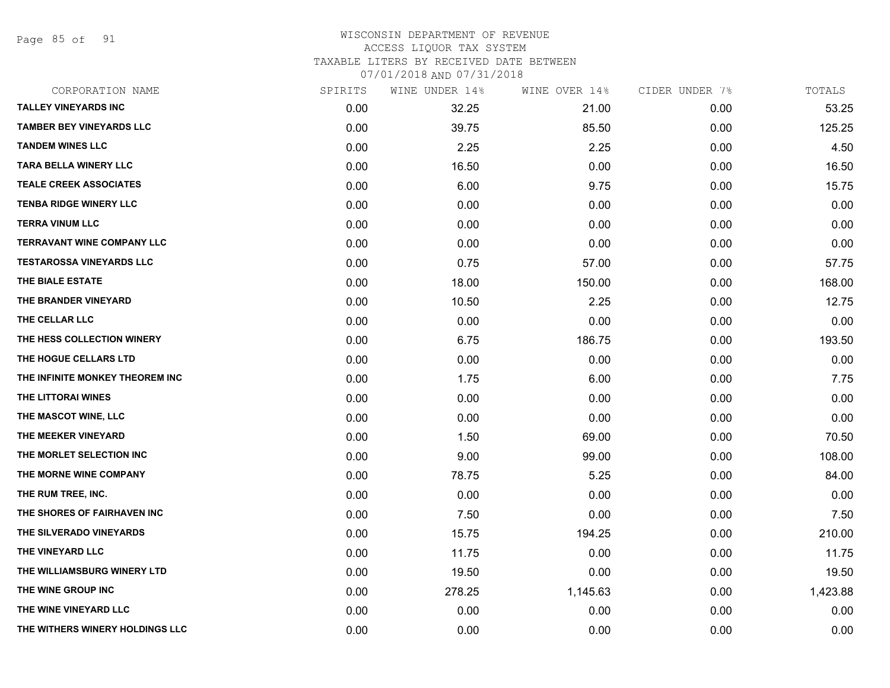WISCONSIN DEPARTMENT OF REVENUE
ACCESS LIQUOR TAX SYSTEM
TAXABLE LITERS BY RECEIVED DATE BETWEEN
07/01/2018 AND 07/31/2018

| CORPORATION NAME | SPIRITS | WINE UNDER 14% | WINE OVER 14% | CIDER UNDER 7% | TOTALS |
|---|---|---|---|---|---|
| TALLEY VINEYARDS INC | 0.00 | 32.25 | 21.00 | 0.00 | 53.25 |
| TAMBER BEY VINEYARDS LLC | 0.00 | 39.75 | 85.50 | 0.00 | 125.25 |
| TANDEM WINES LLC | 0.00 | 2.25 | 2.25 | 0.00 | 4.50 |
| TARA BELLA WINERY LLC | 0.00 | 16.50 | 0.00 | 0.00 | 16.50 |
| TEALE CREEK ASSOCIATES | 0.00 | 6.00 | 9.75 | 0.00 | 15.75 |
| TENBA RIDGE WINERY LLC | 0.00 | 0.00 | 0.00 | 0.00 | 0.00 |
| TERRA VINUM LLC | 0.00 | 0.00 | 0.00 | 0.00 | 0.00 |
| TERRAVANT WINE COMPANY LLC | 0.00 | 0.00 | 0.00 | 0.00 | 0.00 |
| TESTAROSSA VINEYARDS LLC | 0.00 | 0.75 | 57.00 | 0.00 | 57.75 |
| THE BIALE ESTATE | 0.00 | 18.00 | 150.00 | 0.00 | 168.00 |
| THE BRANDER VINEYARD | 0.00 | 10.50 | 2.25 | 0.00 | 12.75 |
| THE CELLAR LLC | 0.00 | 0.00 | 0.00 | 0.00 | 0.00 |
| THE HESS COLLECTION WINERY | 0.00 | 6.75 | 186.75 | 0.00 | 193.50 |
| THE HOGUE CELLARS LTD | 0.00 | 0.00 | 0.00 | 0.00 | 0.00 |
| THE INFINITE MONKEY THEOREM INC | 0.00 | 1.75 | 6.00 | 0.00 | 7.75 |
| THE LITTORAI WINES | 0.00 | 0.00 | 0.00 | 0.00 | 0.00 |
| THE MASCOT WINE, LLC | 0.00 | 0.00 | 0.00 | 0.00 | 0.00 |
| THE MEEKER VINEYARD | 0.00 | 1.50 | 69.00 | 0.00 | 70.50 |
| THE MORLET SELECTION INC | 0.00 | 9.00 | 99.00 | 0.00 | 108.00 |
| THE MORNE WINE COMPANY | 0.00 | 78.75 | 5.25 | 0.00 | 84.00 |
| THE RUM TREE, INC. | 0.00 | 0.00 | 0.00 | 0.00 | 0.00 |
| THE SHORES OF FAIRHAVEN INC | 0.00 | 7.50 | 0.00 | 0.00 | 7.50 |
| THE SILVERADO VINEYARDS | 0.00 | 15.75 | 194.25 | 0.00 | 210.00 |
| THE VINEYARD LLC | 0.00 | 11.75 | 0.00 | 0.00 | 11.75 |
| THE WILLIAMSBURG WINERY LTD | 0.00 | 19.50 | 0.00 | 0.00 | 19.50 |
| THE WINE GROUP INC | 0.00 | 278.25 | 1,145.63 | 0.00 | 1,423.88 |
| THE WINE VINEYARD LLC | 0.00 | 0.00 | 0.00 | 0.00 | 0.00 |
| THE WITHERS WINERY HOLDINGS LLC | 0.00 | 0.00 | 0.00 | 0.00 | 0.00 |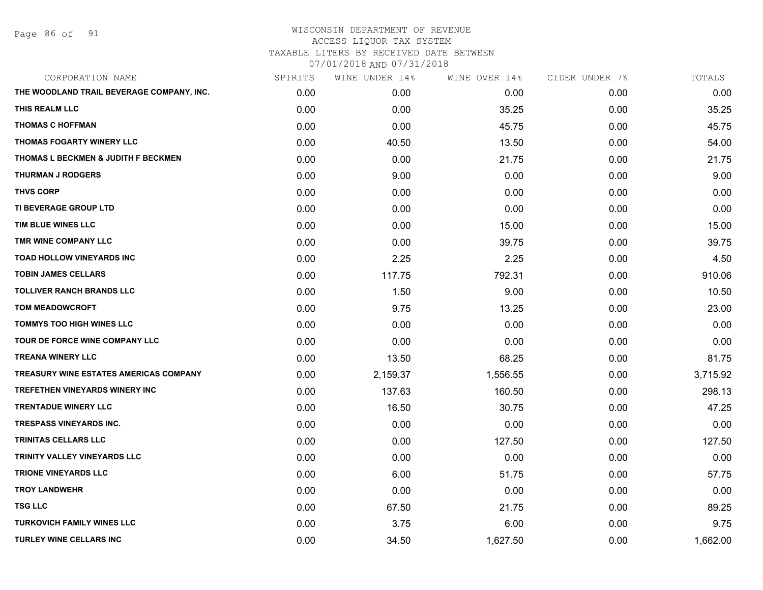WISCONSIN DEPARTMENT OF REVENUE
ACCESS LIQUOR TAX SYSTEM
TAXABLE LITERS BY RECEIVED DATE BETWEEN
07/01/2018 AND 07/31/2018

| CORPORATION NAME | SPIRITS | WINE UNDER 14% | WINE OVER 14% | CIDER UNDER 7% | TOTALS |
|---|---|---|---|---|---|
| THE WOODLAND TRAIL BEVERAGE COMPANY, INC. | 0.00 | 0.00 | 0.00 | 0.00 | 0.00 |
| THIS REALM LLC | 0.00 | 0.00 | 35.25 | 0.00 | 35.25 |
| THOMAS C HOFFMAN | 0.00 | 0.00 | 45.75 | 0.00 | 45.75 |
| THOMAS FOGARTY WINERY LLC | 0.00 | 40.50 | 13.50 | 0.00 | 54.00 |
| THOMAS L BECKMEN & JUDITH F BECKMEN | 0.00 | 0.00 | 21.75 | 0.00 | 21.75 |
| THURMAN J RODGERS | 0.00 | 9.00 | 0.00 | 0.00 | 9.00 |
| THVS CORP | 0.00 | 0.00 | 0.00 | 0.00 | 0.00 |
| TI BEVERAGE GROUP LTD | 0.00 | 0.00 | 0.00 | 0.00 | 0.00 |
| TIM BLUE WINES LLC | 0.00 | 0.00 | 15.00 | 0.00 | 15.00 |
| TMR WINE COMPANY LLC | 0.00 | 0.00 | 39.75 | 0.00 | 39.75 |
| TOAD HOLLOW VINEYARDS INC | 0.00 | 2.25 | 2.25 | 0.00 | 4.50 |
| TOBIN JAMES CELLARS | 0.00 | 117.75 | 792.31 | 0.00 | 910.06 |
| TOLLIVER RANCH BRANDS LLC | 0.00 | 1.50 | 9.00 | 0.00 | 10.50 |
| TOM MEADOWCROFT | 0.00 | 9.75 | 13.25 | 0.00 | 23.00 |
| TOMMYS TOO HIGH WINES LLC | 0.00 | 0.00 | 0.00 | 0.00 | 0.00 |
| TOUR DE FORCE WINE COMPANY LLC | 0.00 | 0.00 | 0.00 | 0.00 | 0.00 |
| TREANA WINERY LLC | 0.00 | 13.50 | 68.25 | 0.00 | 81.75 |
| TREASURY WINE ESTATES AMERICAS COMPANY | 0.00 | 2,159.37 | 1,556.55 | 0.00 | 3,715.92 |
| TREFETHEN VINEYARDS WINERY INC | 0.00 | 137.63 | 160.50 | 0.00 | 298.13 |
| TRENTADUE WINERY LLC | 0.00 | 16.50 | 30.75 | 0.00 | 47.25 |
| TRESPASS VINEYARDS INC. | 0.00 | 0.00 | 0.00 | 0.00 | 0.00 |
| TRINITAS CELLARS LLC | 0.00 | 0.00 | 127.50 | 0.00 | 127.50 |
| TRINITY VALLEY VINEYARDS LLC | 0.00 | 0.00 | 0.00 | 0.00 | 0.00 |
| TRIONE VINEYARDS LLC | 0.00 | 6.00 | 51.75 | 0.00 | 57.75 |
| TROY LANDWEHR | 0.00 | 0.00 | 0.00 | 0.00 | 0.00 |
| TSG LLC | 0.00 | 67.50 | 21.75 | 0.00 | 89.25 |
| TURKOVICH FAMILY WINES LLC | 0.00 | 3.75 | 6.00 | 0.00 | 9.75 |
| TURLEY WINE CELLARS INC | 0.00 | 34.50 | 1,627.50 | 0.00 | 1,662.00 |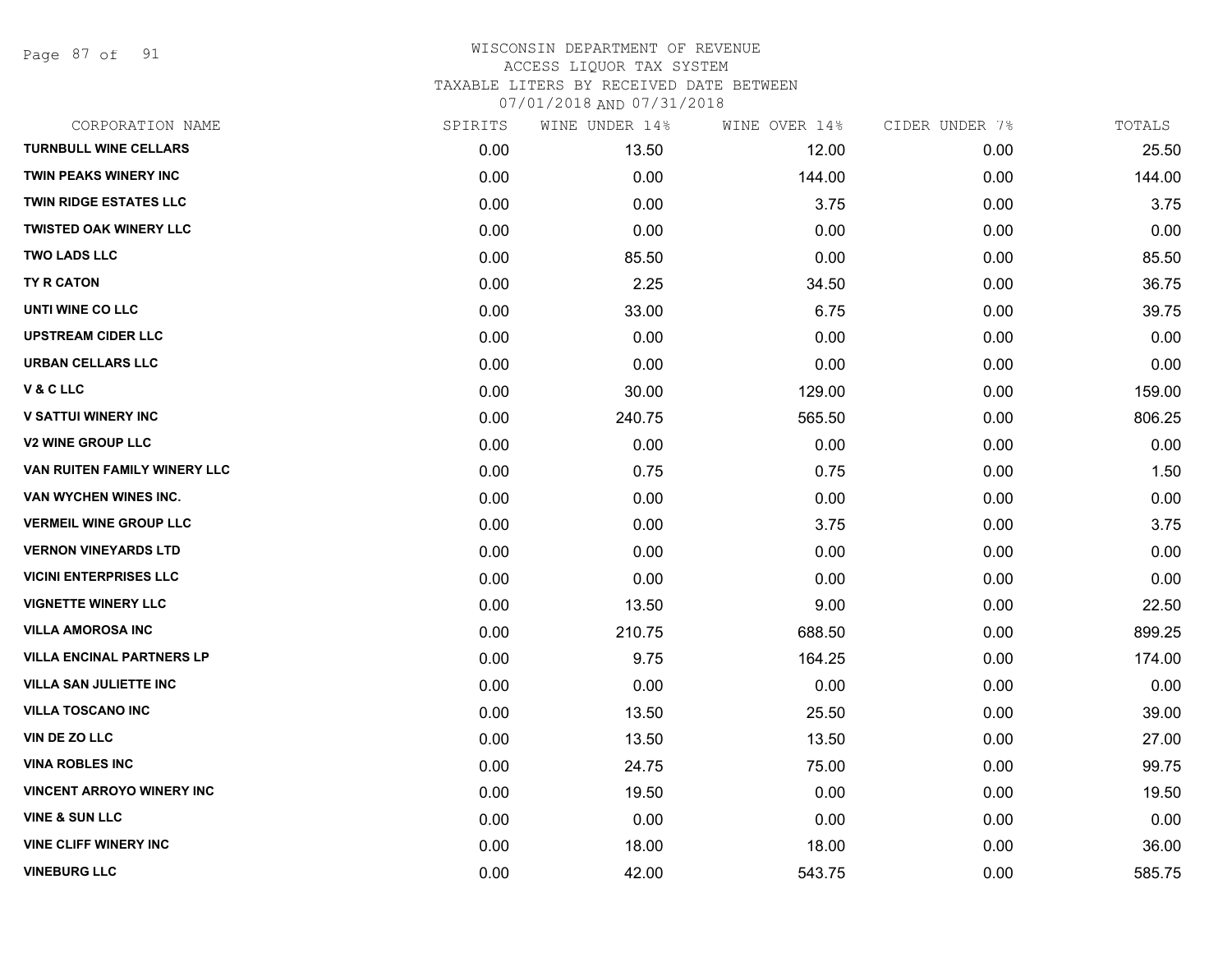WISCONSIN DEPARTMENT OF REVENUE
ACCESS LIQUOR TAX SYSTEM
TAXABLE LITERS BY RECEIVED DATE BETWEEN
07/01/2018 AND 07/31/2018

| CORPORATION NAME | SPIRITS | WINE UNDER 14% | WINE OVER 14% | CIDER UNDER 7% | TOTALS |
|---|---|---|---|---|---|
| TURNBULL WINE CELLARS | 0.00 | 13.50 | 12.00 | 0.00 | 25.50 |
| TWIN PEAKS WINERY INC | 0.00 | 0.00 | 144.00 | 0.00 | 144.00 |
| TWIN RIDGE ESTATES LLC | 0.00 | 0.00 | 3.75 | 0.00 | 3.75 |
| TWISTED OAK WINERY LLC | 0.00 | 0.00 | 0.00 | 0.00 | 0.00 |
| TWO LADS LLC | 0.00 | 85.50 | 0.00 | 0.00 | 85.50 |
| TY R CATON | 0.00 | 2.25 | 34.50 | 0.00 | 36.75 |
| UNTI WINE CO LLC | 0.00 | 33.00 | 6.75 | 0.00 | 39.75 |
| UPSTREAM CIDER LLC | 0.00 | 0.00 | 0.00 | 0.00 | 0.00 |
| URBAN CELLARS LLC | 0.00 | 0.00 | 0.00 | 0.00 | 0.00 |
| V & C LLC | 0.00 | 30.00 | 129.00 | 0.00 | 159.00 |
| V SATTUI WINERY INC | 0.00 | 240.75 | 565.50 | 0.00 | 806.25 |
| V2 WINE GROUP LLC | 0.00 | 0.00 | 0.00 | 0.00 | 0.00 |
| VAN RUITEN FAMILY WINERY LLC | 0.00 | 0.75 | 0.75 | 0.00 | 1.50 |
| VAN WYCHEN WINES INC. | 0.00 | 0.00 | 0.00 | 0.00 | 0.00 |
| VERMEIL WINE GROUP LLC | 0.00 | 0.00 | 3.75 | 0.00 | 3.75 |
| VERNON VINEYARDS LTD | 0.00 | 0.00 | 0.00 | 0.00 | 0.00 |
| VICINI ENTERPRISES LLC | 0.00 | 0.00 | 0.00 | 0.00 | 0.00 |
| VIGNETTE WINERY LLC | 0.00 | 13.50 | 9.00 | 0.00 | 22.50 |
| VILLA AMOROSA INC | 0.00 | 210.75 | 688.50 | 0.00 | 899.25 |
| VILLA ENCINAL PARTNERS LP | 0.00 | 9.75 | 164.25 | 0.00 | 174.00 |
| VILLA SAN JULIETTE INC | 0.00 | 0.00 | 0.00 | 0.00 | 0.00 |
| VILLA TOSCANO INC | 0.00 | 13.50 | 25.50 | 0.00 | 39.00 |
| VIN DE ZO LLC | 0.00 | 13.50 | 13.50 | 0.00 | 27.00 |
| VINA ROBLES INC | 0.00 | 24.75 | 75.00 | 0.00 | 99.75 |
| VINCENT ARROYO WINERY INC | 0.00 | 19.50 | 0.00 | 0.00 | 19.50 |
| VINE & SUN LLC | 0.00 | 0.00 | 0.00 | 0.00 | 0.00 |
| VINE CLIFF WINERY INC | 0.00 | 18.00 | 18.00 | 0.00 | 36.00 |
| VINEBURG LLC | 0.00 | 42.00 | 543.75 | 0.00 | 585.75 |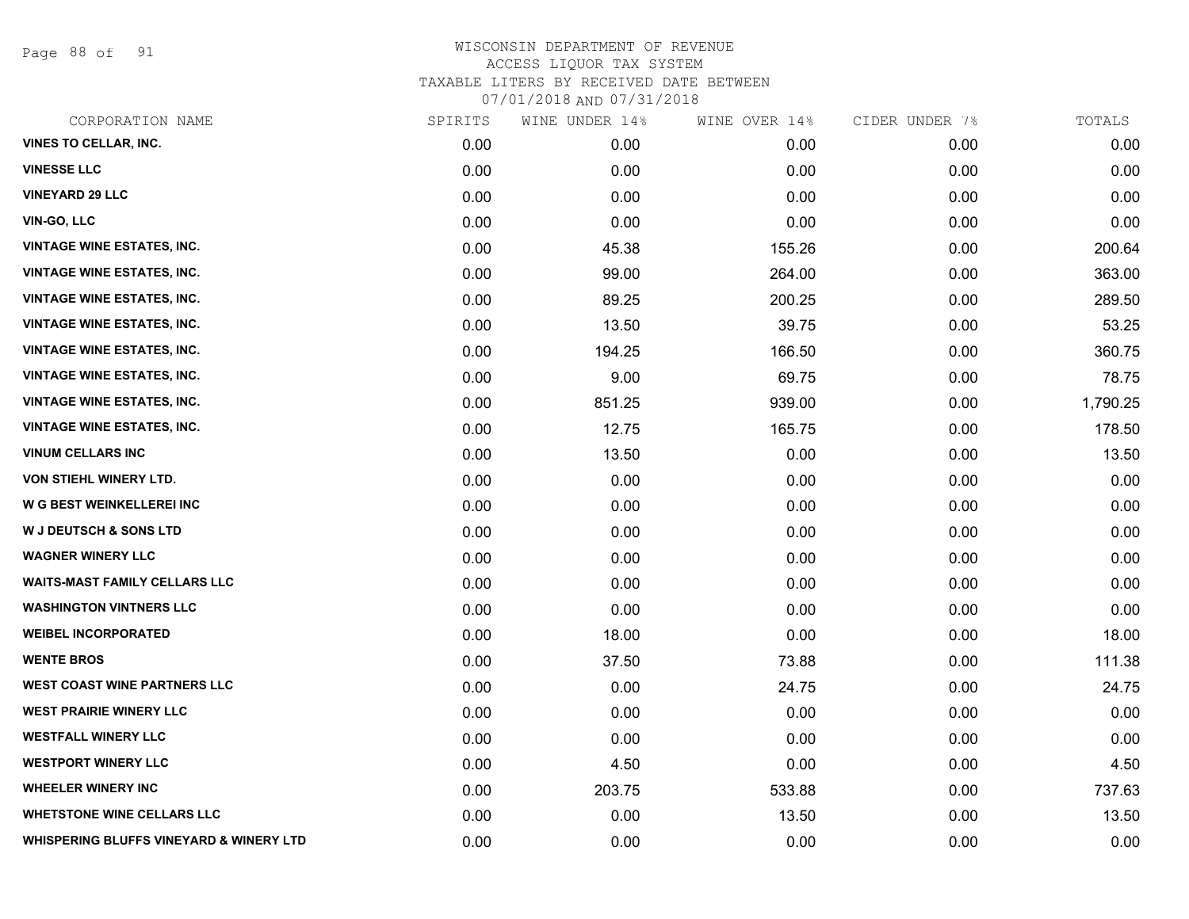WISCONSIN DEPARTMENT OF REVENUE
ACCESS LIQUOR TAX SYSTEM
TAXABLE LITERS BY RECEIVED DATE BETWEEN
07/01/2018 AND 07/31/2018

| CORPORATION NAME | SPIRITS | WINE UNDER 14% | WINE OVER 14% | CIDER UNDER 7% | TOTALS |
|---|---|---|---|---|---|
| VINES TO CELLAR, INC. | 0.00 | 0.00 | 0.00 | 0.00 | 0.00 |
| VINESSE LLC | 0.00 | 0.00 | 0.00 | 0.00 | 0.00 |
| VINEYARD 29 LLC | 0.00 | 0.00 | 0.00 | 0.00 | 0.00 |
| VIN-GO, LLC | 0.00 | 0.00 | 0.00 | 0.00 | 0.00 |
| VINTAGE WINE ESTATES, INC. | 0.00 | 45.38 | 155.26 | 0.00 | 200.64 |
| VINTAGE WINE ESTATES, INC. | 0.00 | 99.00 | 264.00 | 0.00 | 363.00 |
| VINTAGE WINE ESTATES, INC. | 0.00 | 89.25 | 200.25 | 0.00 | 289.50 |
| VINTAGE WINE ESTATES, INC. | 0.00 | 13.50 | 39.75 | 0.00 | 53.25 |
| VINTAGE WINE ESTATES, INC. | 0.00 | 194.25 | 166.50 | 0.00 | 360.75 |
| VINTAGE WINE ESTATES, INC. | 0.00 | 9.00 | 69.75 | 0.00 | 78.75 |
| VINTAGE WINE ESTATES, INC. | 0.00 | 851.25 | 939.00 | 0.00 | 1,790.25 |
| VINTAGE WINE ESTATES, INC. | 0.00 | 12.75 | 165.75 | 0.00 | 178.50 |
| VINUM CELLARS INC | 0.00 | 13.50 | 0.00 | 0.00 | 13.50 |
| VON STIEHL WINERY LTD. | 0.00 | 0.00 | 0.00 | 0.00 | 0.00 |
| W G BEST WEINKELLEREI INC | 0.00 | 0.00 | 0.00 | 0.00 | 0.00 |
| W J DEUTSCH & SONS LTD | 0.00 | 0.00 | 0.00 | 0.00 | 0.00 |
| WAGNER WINERY LLC | 0.00 | 0.00 | 0.00 | 0.00 | 0.00 |
| WAITS-MAST FAMILY CELLARS LLC | 0.00 | 0.00 | 0.00 | 0.00 | 0.00 |
| WASHINGTON VINTNERS LLC | 0.00 | 0.00 | 0.00 | 0.00 | 0.00 |
| WEIBEL INCORPORATED | 0.00 | 18.00 | 0.00 | 0.00 | 18.00 |
| WENTE BROS | 0.00 | 37.50 | 73.88 | 0.00 | 111.38 |
| WEST COAST WINE PARTNERS LLC | 0.00 | 0.00 | 24.75 | 0.00 | 24.75 |
| WEST PRAIRIE WINERY LLC | 0.00 | 0.00 | 0.00 | 0.00 | 0.00 |
| WESTFALL WINERY LLC | 0.00 | 0.00 | 0.00 | 0.00 | 0.00 |
| WESTPORT WINERY LLC | 0.00 | 4.50 | 0.00 | 0.00 | 4.50 |
| WHEELER WINERY INC | 0.00 | 203.75 | 533.88 | 0.00 | 737.63 |
| WHETSTONE WINE CELLARS LLC | 0.00 | 0.00 | 13.50 | 0.00 | 13.50 |
| WHISPERING BLUFFS VINEYARD & WINERY LTD | 0.00 | 0.00 | 0.00 | 0.00 | 0.00 |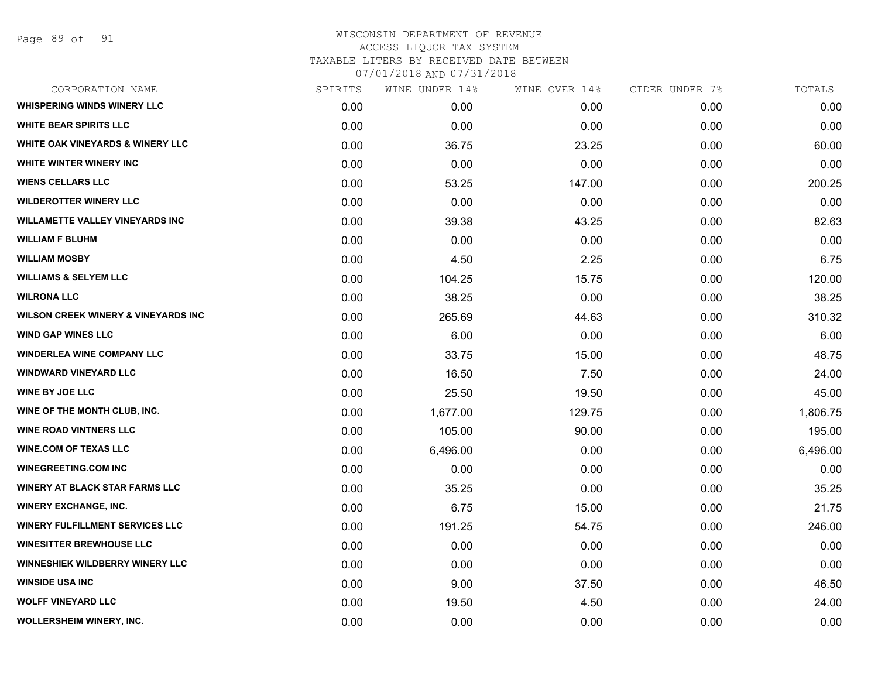# WISCONSIN DEPARTMENT OF REVENUE
## ACCESS LIQUOR TAX SYSTEM
### TAXABLE LITERS BY RECEIVED DATE BETWEEN 07/01/2018 AND 07/31/2018

| CORPORATION NAME | SPIRITS | WINE UNDER 14% | WINE OVER 14% | CIDER UNDER 7% | TOTALS |
|---|---|---|---|---|---|
| WHISPERING WINDS WINERY LLC | 0.00 | 0.00 | 0.00 | 0.00 | 0.00 |
| WHITE BEAR SPIRITS LLC | 0.00 | 0.00 | 0.00 | 0.00 | 0.00 |
| WHITE OAK VINEYARDS & WINERY LLC | 0.00 | 36.75 | 23.25 | 0.00 | 60.00 |
| WHITE WINTER WINERY INC | 0.00 | 0.00 | 0.00 | 0.00 | 0.00 |
| WIENS CELLARS LLC | 0.00 | 53.25 | 147.00 | 0.00 | 200.25 |
| WILDEROTTER WINERY LLC | 0.00 | 0.00 | 0.00 | 0.00 | 0.00 |
| WILLAMETTE VALLEY VINEYARDS INC | 0.00 | 39.38 | 43.25 | 0.00 | 82.63 |
| WILLIAM F BLUHM | 0.00 | 0.00 | 0.00 | 0.00 | 0.00 |
| WILLIAM MOSBY | 0.00 | 4.50 | 2.25 | 0.00 | 6.75 |
| WILLIAMS & SELYEM LLC | 0.00 | 104.25 | 15.75 | 0.00 | 120.00 |
| WILRONA LLC | 0.00 | 38.25 | 0.00 | 0.00 | 38.25 |
| WILSON CREEK WINERY & VINEYARDS INC | 0.00 | 265.69 | 44.63 | 0.00 | 310.32 |
| WIND GAP WINES LLC | 0.00 | 6.00 | 0.00 | 0.00 | 6.00 |
| WINDERLEA WINE COMPANY LLC | 0.00 | 33.75 | 15.00 | 0.00 | 48.75 |
| WINDWARD VINEYARD LLC | 0.00 | 16.50 | 7.50 | 0.00 | 24.00 |
| WINE BY JOE LLC | 0.00 | 25.50 | 19.50 | 0.00 | 45.00 |
| WINE OF THE MONTH CLUB, INC. | 0.00 | 1,677.00 | 129.75 | 0.00 | 1,806.75 |
| WINE ROAD VINTNERS LLC | 0.00 | 105.00 | 90.00 | 0.00 | 195.00 |
| WINE.COM OF TEXAS LLC | 0.00 | 6,496.00 | 0.00 | 0.00 | 6,496.00 |
| WINEGREETING.COM INC | 0.00 | 0.00 | 0.00 | 0.00 | 0.00 |
| WINERY AT BLACK STAR FARMS LLC | 0.00 | 35.25 | 0.00 | 0.00 | 35.25 |
| WINERY EXCHANGE, INC. | 0.00 | 6.75 | 15.00 | 0.00 | 21.75 |
| WINERY FULFILLMENT SERVICES LLC | 0.00 | 191.25 | 54.75 | 0.00 | 246.00 |
| WINESITTER BREWHOUSE LLC | 0.00 | 0.00 | 0.00 | 0.00 | 0.00 |
| WINNESHIEK WILDBERRY WINERY LLC | 0.00 | 0.00 | 0.00 | 0.00 | 0.00 |
| WINSIDE USA INC | 0.00 | 9.00 | 37.50 | 0.00 | 46.50 |
| WOLFF VINEYARD LLC | 0.00 | 19.50 | 4.50 | 0.00 | 24.00 |
| WOLLERSHEIM WINERY, INC. | 0.00 | 0.00 | 0.00 | 0.00 | 0.00 |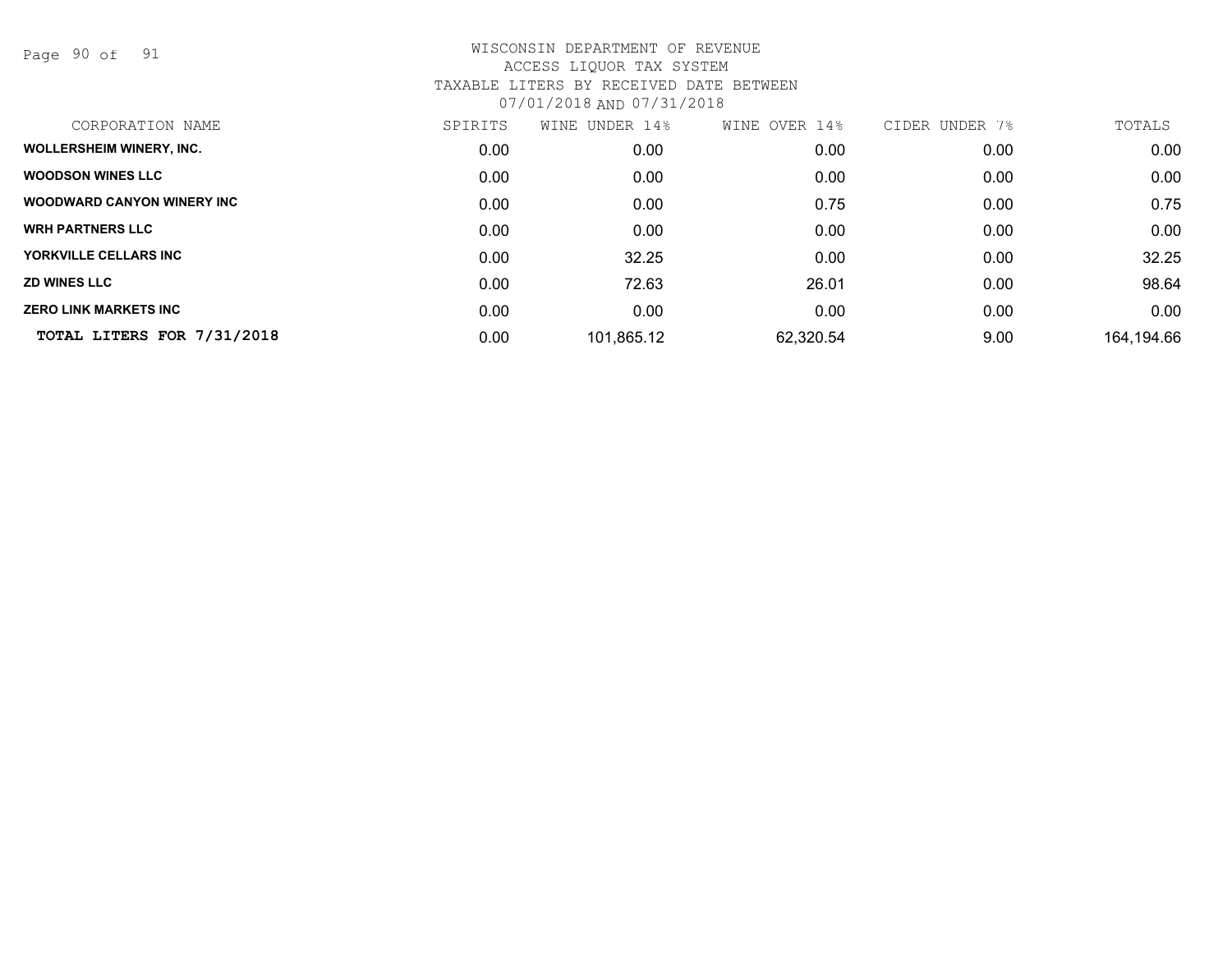# WISCONSIN DEPARTMENT OF REVENUE

## ACCESS LIQUOR TAX SYSTEM

## TAXABLE LITERS BY RECEIVED DATE BETWEEN 07/01/2018 AND 07/31/2018

| CORPORATION NAME | SPIRITS | WINE UNDER 14% | WINE OVER 14% | CIDER UNDER 7% | TOTALS |
|---|---|---|---|---|---|
| **WOLLERSHEIM WINERY, INC.** | 0.00 | 0.00 | 0.00 | 0.00 | 0.00 |
| **WOODSON WINES LLC** | 0.00 | 0.00 | 0.00 | 0.00 | 0.00 |
| **WOODWARD CANYON WINERY INC** | 0.00 | 0.00 | 0.75 | 0.00 | 0.75 |
| **WRH PARTNERS LLC** | 0.00 | 0.00 | 0.00 | 0.00 | 0.00 |
| **YORKVILLE CELLARS INC** | 0.00 | 32.25 | 0.00 | 0.00 | 32.25 |
| **ZD WINES LLC** | 0.00 | 72.63 | 26.01 | 0.00 | 98.64 |
| **ZERO LINK MARKETS INC** | 0.00 | 0.00 | 0.00 | 0.00 | 0.00 |
| **TOTAL LITERS FOR 7/31/2018** | 0.00 | 101,865.12 | 62,320.54 | 9.00 | 164,194.66 |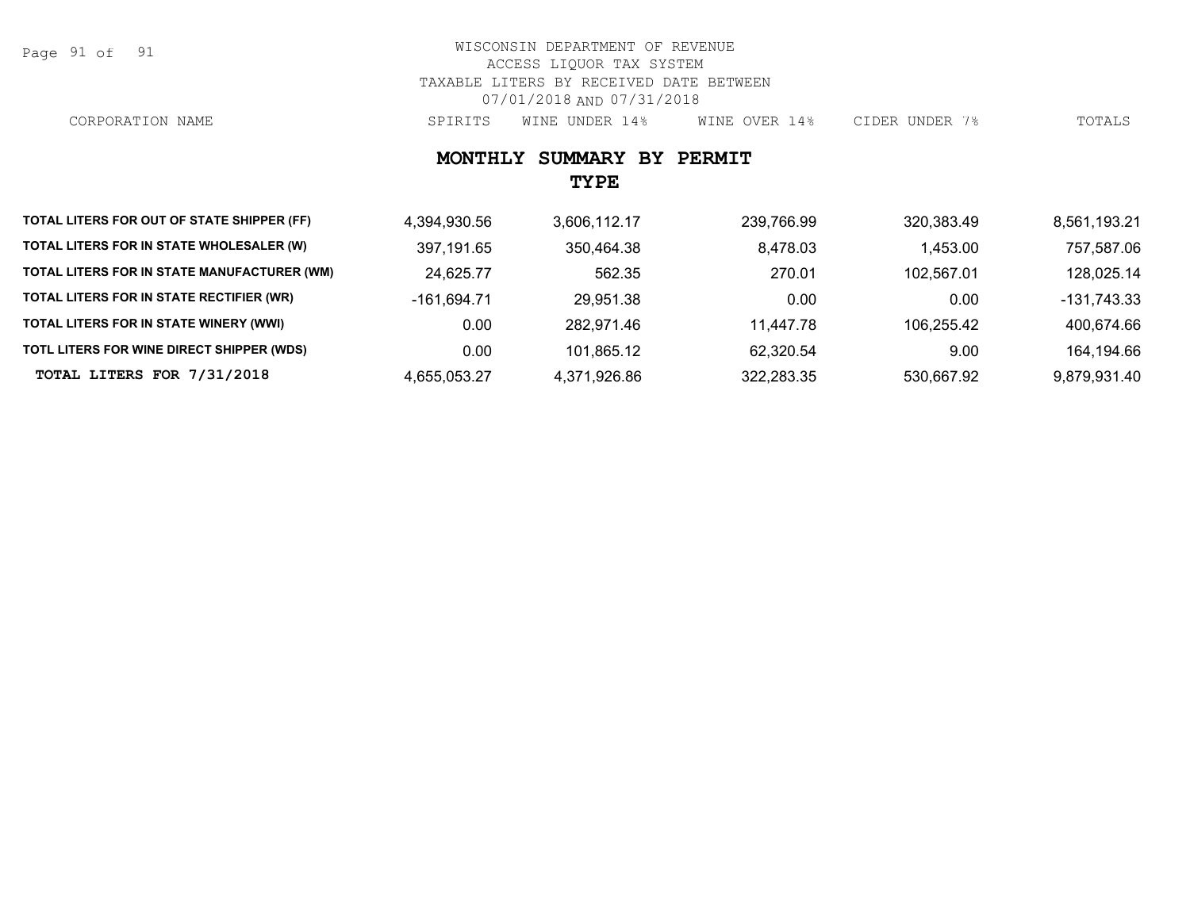WISCONSIN DEPARTMENT OF REVENUE
ACCESS LIQUOR TAX SYSTEM
TAXABLE LITERS BY RECEIVED DATE BETWEEN
07/01/2018 AND 07/31/2018

## MONTHLY SUMMARY BY PERMIT TYPE

| CORPORATION NAME | SPIRITS | WINE UNDER 14% | WINE OVER 14% | CIDER UNDER 7% | TOTALS |
|---|---|---|---|---|---|
| **TOTAL LITERS FOR OUT OF STATE SHIPPER (FF)** | 4,394,930.56 | 3,606,112.17 | 239,766.99 | 320,383.49 | 8,561,193.21 |
| **TOTAL LITERS FOR IN STATE WHOLESALER (W)** | 397,191.65 | 350,464.38 | 8,478.03 | 1,453.00 | 757,587.06 |
| **TOTAL LITERS FOR IN STATE MANUFACTURER (WM)** | 24,625.77 | 562.35 | 270.01 | 102,567.01 | 128,025.14 |
| **TOTAL LITERS FOR IN STATE RECTIFIER (WR)** | -161,694.71 | 29,951.38 | 0.00 | 0.00 | -131,743.33 |
| **TOTAL LITERS FOR IN STATE WINERY (WWI)** | 0.00 | 282,971.46 | 11,447.78 | 106,255.42 | 400,674.66 |
| **TOTL LITERS FOR WINE DIRECT SHIPPER (WDS)** | 0.00 | 101,865.12 | 62,320.54 | 9.00 | 164,194.66 |
| **TOTAL LITERS FOR 7/31/2018** | 4,655,053.27 | 4,371,926.86 | 322,283.35 | 530,667.92 | 9,879,931.40 |